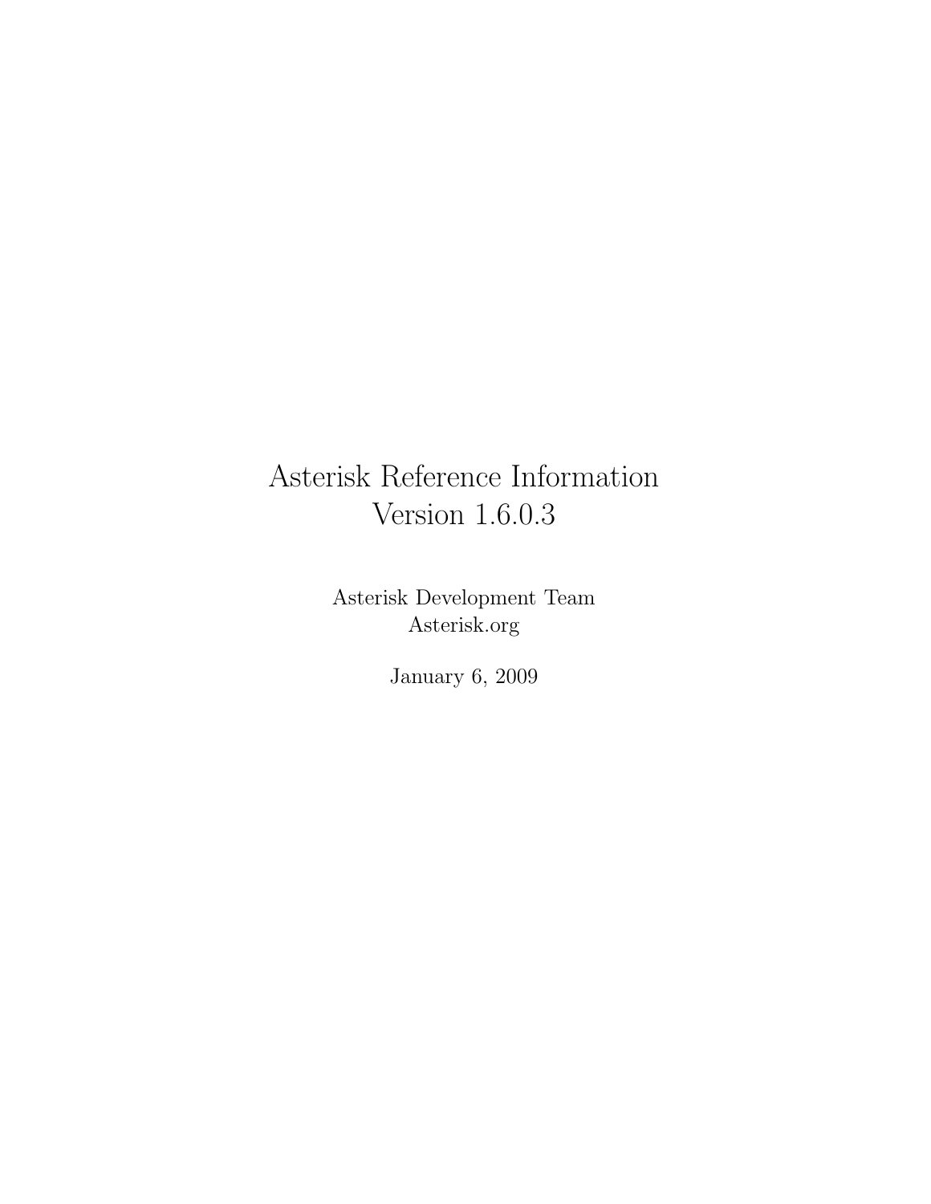# Asterisk Reference Information
# Version 1.6.0.3

Asterisk Development Team
Asterisk.org

January 6, 2009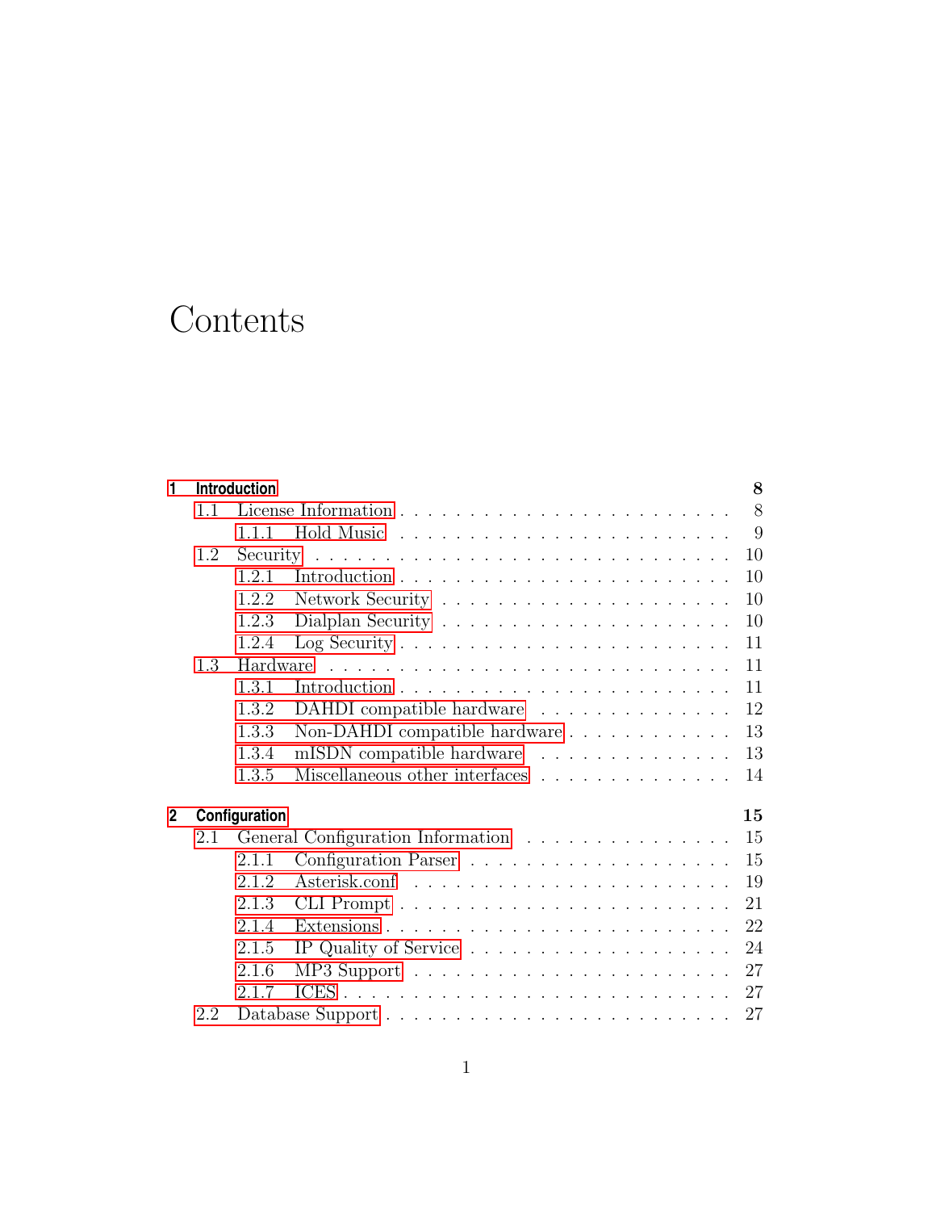# Contents

**1 Introduction** **8**

- 1.1 License Information . . . . . . . . . . 8
  - 1.1.1 Hold Music . . . . . . . . . . 9
- 1.2 Security . . . . . . . . . . 10
  - 1.2.1 Introduction . . . . . . . . . . 10
  - 1.2.2 Network Security . . . . . . . . . . 10
  - 1.2.3 Dialplan Security . . . . . . . . . . 10
  - 1.2.4 Log Security . . . . . . . . . . 11
- 1.3 Hardware . . . . . . . . . . 11
  - 1.3.1 Introduction . . . . . . . . . . 11
  - 1.3.2 DAHDI compatible hardware . . . . . . . . . . 12
  - 1.3.3 Non-DAHDI compatible hardware . . . . . . . . . . 13
  - 1.3.4 mISDN compatible hardware . . . . . . . . . . 13
  - 1.3.5 Miscellaneous other interfaces . . . . . . . . . . 14

**2 Configuration** **15**

- 2.1 General Configuration Information . . . . . . . . . . 15
  - 2.1.1 Configuration Parser . . . . . . . . . . 15
  - 2.1.2 Asterisk.conf . . . . . . . . . . 19
  - 2.1.3 CLI Prompt . . . . . . . . . . 21
  - 2.1.4 Extensions . . . . . . . . . . 22
  - 2.1.5 IP Quality of Service . . . . . . . . . . 24
  - 2.1.6 MP3 Support . . . . . . . . . . 27
  - 2.1.7 ICES . . . . . . . . . . 27
- 2.2 Database Support . . . . . . . . . . 27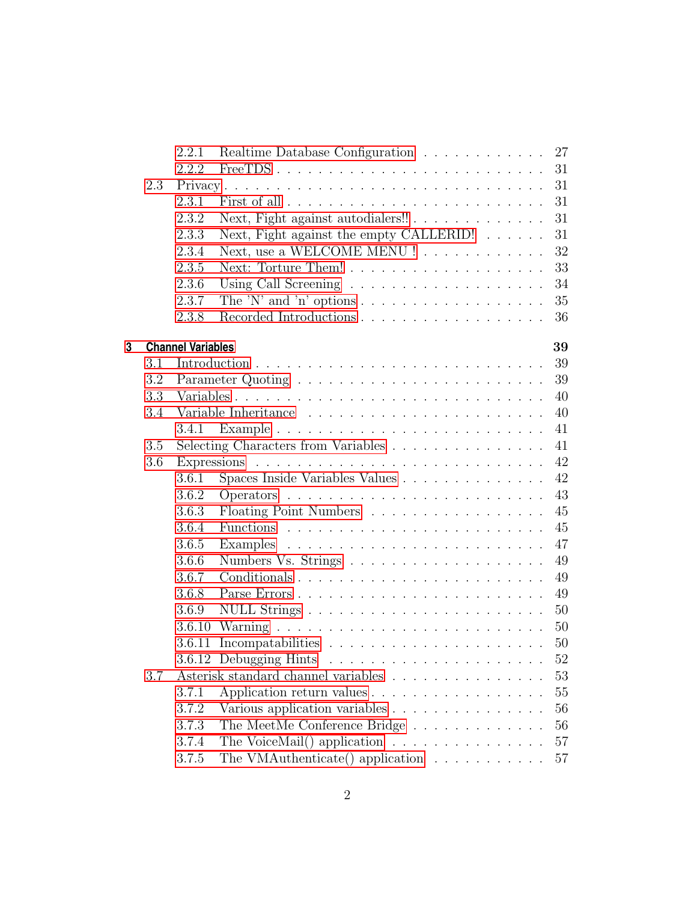- 2.2.1 Realtime Database Configuration . . . . . . . . . . . . . 27
- 2.2.2 FreeTDS . . . . . . . . . . . . . . . . . . . . . . . . . . 31
- 2.3 Privacy . . . . . . . . . . . . . . . . . . . . . . . . . . . . . 31
  - 2.3.1 First of all . . . . . . . . . . . . . . . . . . . . . . . . . 31
  - 2.3.2 Next, Fight against autodialers!! . . . . . . . . . . . . . 31
  - 2.3.3 Next, Fight against the empty CALLERID! . . . . . . 31
  - 2.3.4 Next, use a WELCOME MENU ! . . . . . . . . . . . . 32
  - 2.3.5 Next: Torture Them! . . . . . . . . . . . . . . . . . . . 33
  - 2.3.6 Using Call Screening . . . . . . . . . . . . . . . . . . . 34
  - 2.3.7 The 'N' and 'n' options . . . . . . . . . . . . . . . . . 35
  - 2.3.8 Recorded Introductions . . . . . . . . . . . . . . . . . . 36

**3 Channel Variables** **39**

- 3.1 Introduction . . . . . . . . . . . . . . . . . . . . . . . . . . . 39
- 3.2 Parameter Quoting . . . . . . . . . . . . . . . . . . . . . . . 39
- 3.3 Variables . . . . . . . . . . . . . . . . . . . . . . . . . . . . 40
- 3.4 Variable Inheritance . . . . . . . . . . . . . . . . . . . . . . 40
  - 3.4.1 Example . . . . . . . . . . . . . . . . . . . . . . . . . . 41
- 3.5 Selecting Characters from Variables . . . . . . . . . . . . . . 41
- 3.6 Expressions . . . . . . . . . . . . . . . . . . . . . . . . . . . 42
  - 3.6.1 Spaces Inside Variables Values . . . . . . . . . . . . . . 42
  - 3.6.2 Operators . . . . . . . . . . . . . . . . . . . . . . . . . 43
  - 3.6.3 Floating Point Numbers . . . . . . . . . . . . . . . . . . 45
  - 3.6.4 Functions . . . . . . . . . . . . . . . . . . . . . . . . . 45
  - 3.6.5 Examples . . . . . . . . . . . . . . . . . . . . . . . . . 47
  - 3.6.6 Numbers Vs. Strings . . . . . . . . . . . . . . . . . . . 49
  - 3.6.7 Conditionals . . . . . . . . . . . . . . . . . . . . . . . . 49
  - 3.6.8 Parse Errors . . . . . . . . . . . . . . . . . . . . . . . . 49
  - 3.6.9 NULL Strings . . . . . . . . . . . . . . . . . . . . . . . 50
  - 3.6.10 Warning . . . . . . . . . . . . . . . . . . . . . . . . . 50
  - 3.6.11 Incompatabilities . . . . . . . . . . . . . . . . . . . . . 50
  - 3.6.12 Debugging Hints . . . . . . . . . . . . . . . . . . . . . 52
- 3.7 Asterisk standard channel variables . . . . . . . . . . . . . . 53
  - 3.7.1 Application return values . . . . . . . . . . . . . . . . . 55
  - 3.7.2 Various application variables . . . . . . . . . . . . . . . 56
  - 3.7.3 The MeetMe Conference Bridge . . . . . . . . . . . . . 56
  - 3.7.4 The VoiceMail() application . . . . . . . . . . . . . . . 57
  - 3.7.5 The VMAuthenticate() application . . . . . . . . . . . 57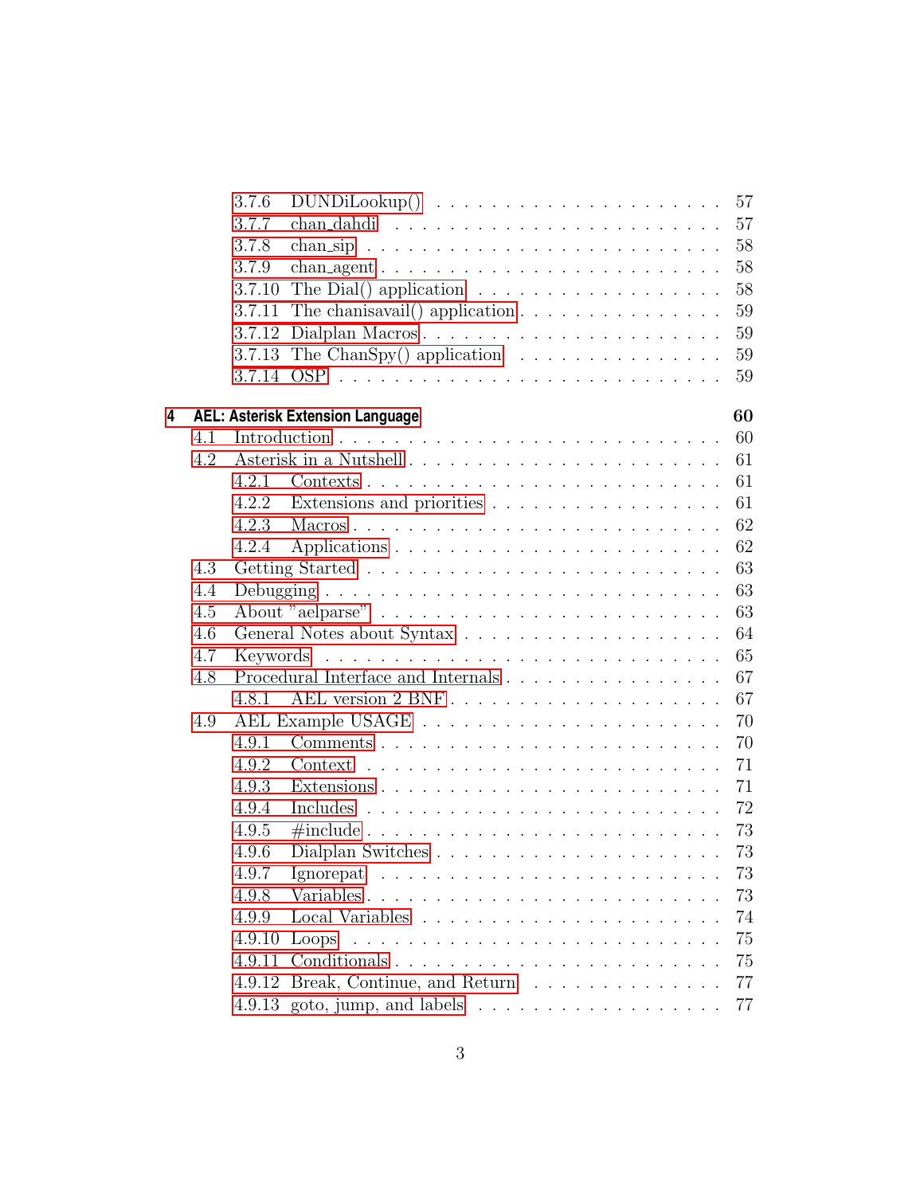- 3.7.6 DUNDiLookup() . . . . . . . . . . . . . . . . . . . . 57
- 3.7.7 chan_dahdi . . . . . . . . . . . . . . . . . . . . . . 57
- 3.7.8 chan_sip . . . . . . . . . . . . . . . . . . . . . . . 58
- 3.7.9 chan_agent . . . . . . . . . . . . . . . . . . . . . . 58
- 3.7.10 The Dial() application . . . . . . . . . . . . . . . . 58
- 3.7.11 The chanisavail() application . . . . . . . . . . . . . 59
- 3.7.12 Dialplan Macros . . . . . . . . . . . . . . . . . . . . 59
- 3.7.13 The ChanSpy() application . . . . . . . . . . . . . . 59
- 3.7.14 OSP . . . . . . . . . . . . . . . . . . . . . . . . . . 59

**4 AEL: Asterisk Extension Language** **60**

- 4.1 Introduction . . . . . . . . . . . . . . . . . . . . . . . . . 60
- 4.2 Asterisk in a Nutshell . . . . . . . . . . . . . . . . . . . . 61
  - 4.2.1 Contexts . . . . . . . . . . . . . . . . . . . . . . . . 61
  - 4.2.2 Extensions and priorities . . . . . . . . . . . . . . . . 61
  - 4.2.3 Macros . . . . . . . . . . . . . . . . . . . . . . . . . 62
  - 4.2.4 Applications . . . . . . . . . . . . . . . . . . . . . . 62
- 4.3 Getting Started . . . . . . . . . . . . . . . . . . . . . . . 63
- 4.4 Debugging . . . . . . . . . . . . . . . . . . . . . . . . . . 63
- 4.5 About "aelparse" . . . . . . . . . . . . . . . . . . . . . . 63
- 4.6 General Notes about Syntax . . . . . . . . . . . . . . . . . 64
- 4.7 Keywords . . . . . . . . . . . . . . . . . . . . . . . . . . . 65
- 4.8 Procedural Interface and Internals . . . . . . . . . . . . . . 67
  - 4.8.1 AEL version 2 BNF . . . . . . . . . . . . . . . . . . 67
- 4.9 AEL Example USAGE . . . . . . . . . . . . . . . . . . . . . 70
  - 4.9.1 Comments . . . . . . . . . . . . . . . . . . . . . . . . 70
  - 4.9.2 Context . . . . . . . . . . . . . . . . . . . . . . . . . 71
  - 4.9.3 Extensions . . . . . . . . . . . . . . . . . . . . . . . 71
  - 4.9.4 Includes . . . . . . . . . . . . . . . . . . . . . . . . 72
  - 4.9.5 #include . . . . . . . . . . . . . . . . . . . . . . . . 73
  - 4.9.6 Dialplan Switches . . . . . . . . . . . . . . . . . . . 73
  - 4.9.7 Ignorepat . . . . . . . . . . . . . . . . . . . . . . . 73
  - 4.9.8 Variables . . . . . . . . . . . . . . . . . . . . . . . . 73
  - 4.9.9 Local Variables . . . . . . . . . . . . . . . . . . . . . 74
  - 4.9.10 Loops . . . . . . . . . . . . . . . . . . . . . . . . . 75
  - 4.9.11 Conditionals . . . . . . . . . . . . . . . . . . . . . . 75
  - 4.9.12 Break, Continue, and Return . . . . . . . . . . . . . 77
  - 4.9.13 goto, jump, and labels . . . . . . . . . . . . . . . . . 77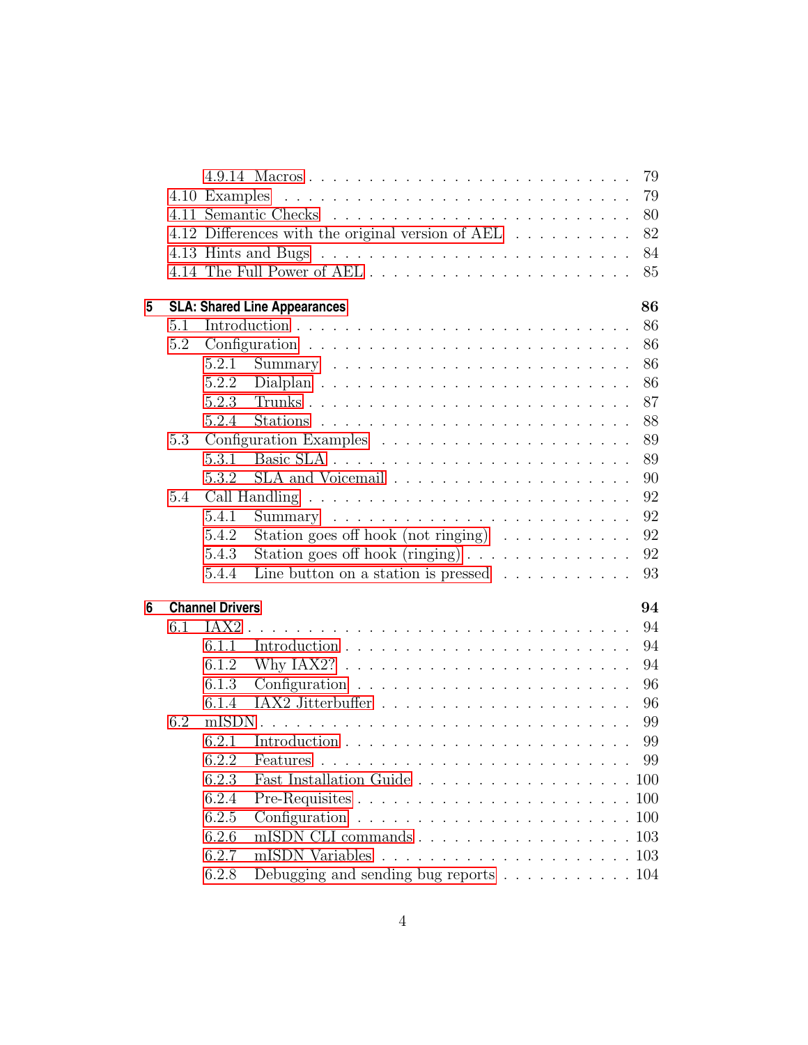- 4.9.14 Macros . . . 79
- 4.10 Examples . . . 79
- 4.11 Semantic Checks . . . 80
- 4.12 Differences with the original version of AEL . . . 82
- 4.13 Hints and Bugs . . . 84
- 4.14 The Full Power of AEL . . . 85

**5 SLA: Shared Line Appearances** **86**

- 5.1 Introduction . . . 86
- 5.2 Configuration . . . 86
  - 5.2.1 Summary . . . 86
  - 5.2.2 Dialplan . . . 86
  - 5.2.3 Trunks . . . 87
  - 5.2.4 Stations . . . 88
- 5.3 Configuration Examples . . . 89
  - 5.3.1 Basic SLA . . . 89
  - 5.3.2 SLA and Voicemail . . . 90
- 5.4 Call Handling . . . 92
  - 5.4.1 Summary . . . 92
  - 5.4.2 Station goes off hook (not ringing) . . . 92
  - 5.4.3 Station goes off hook (ringing) . . . 92
  - 5.4.4 Line button on a station is pressed . . . 93

**6 Channel Drivers** **94**

- 6.1 IAX2 . . . 94
  - 6.1.1 Introduction . . . 94
  - 6.1.2 Why IAX2? . . . 94
  - 6.1.3 Configuration . . . 96
  - 6.1.4 IAX2 Jitterbuffer . . . 96
- 6.2 mISDN . . . 99
  - 6.2.1 Introduction . . . 99
  - 6.2.2 Features . . . 99
  - 6.2.3 Fast Installation Guide . . . 100
  - 6.2.4 Pre-Requisites . . . 100
  - 6.2.5 Configuration . . . 100
  - 6.2.6 mISDN CLI commands . . . 103
  - 6.2.7 mISDN Variables . . . 103
  - 6.2.8 Debugging and sending bug reports . . . 104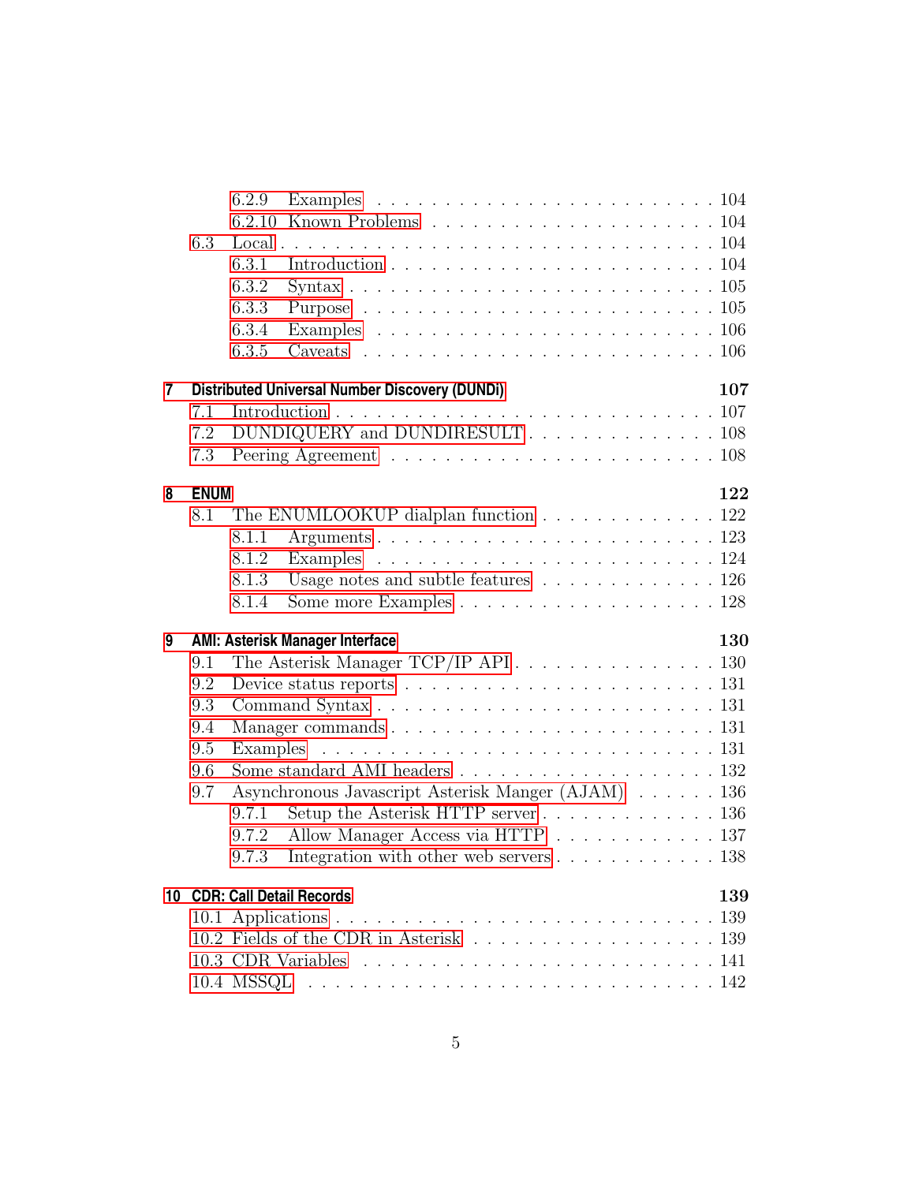- 6.2.9 Examples . . . 104
- 6.2.10 Known Problems . . . 104
- 6.3 Local . . . 104
  - 6.3.1 Introduction . . . 104
  - 6.3.2 Syntax . . . 105
  - 6.3.3 Purpose . . . 105
  - 6.3.4 Examples . . . 106
  - 6.3.5 Caveats . . . 106

**7 Distributed Universal Number Discovery (DUNDi) 107**

- 7.1 Introduction . . . 107
- 7.2 DUNDIQUERY and DUNDIRESULT . . . 108
- 7.3 Peering Agreement . . . 108

**8 ENUM 122**

- 8.1 The ENUMLOOKUP dialplan function . . . 122
  - 8.1.1 Arguments . . . 123
  - 8.1.2 Examples . . . 124
  - 8.1.3 Usage notes and subtle features . . . 126
  - 8.1.4 Some more Examples . . . 128

**9 AMI: Asterisk Manager Interface 130**

- 9.1 The Asterisk Manager TCP/IP API . . . 130
- 9.2 Device status reports . . . 131
- 9.3 Command Syntax . . . 131
- 9.4 Manager commands . . . 131
- 9.5 Examples . . . 131
- 9.6 Some standard AMI headers . . . 132
- 9.7 Asynchronous Javascript Asterisk Manger (AJAM) . . . 136
  - 9.7.1 Setup the Asterisk HTTP server . . . 136
  - 9.7.2 Allow Manager Access via HTTP . . . 137
  - 9.7.3 Integration with other web servers . . . 138

**10 CDR: Call Detail Records 139**

- 10.1 Applications . . . 139
- 10.2 Fields of the CDR in Asterisk . . . 139
- 10.3 CDR Variables . . . 141
- 10.4 MSSQL . . . 142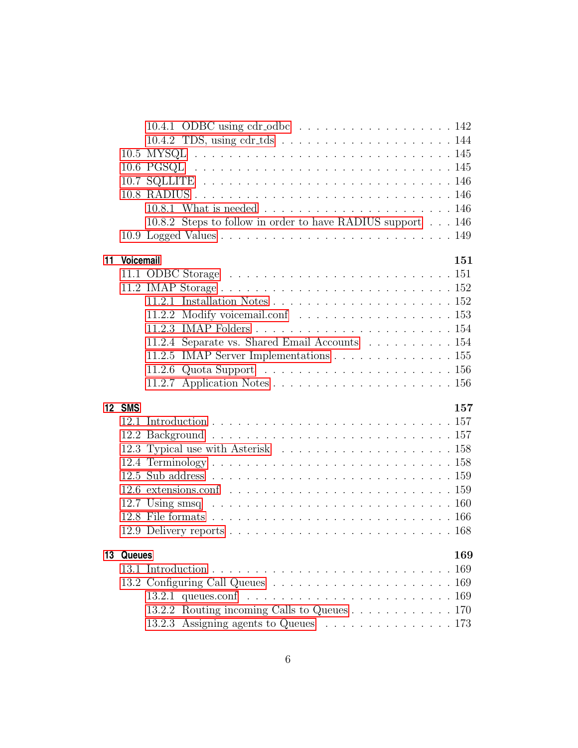- 10.4.1 ODBC using cdr_odbc . . . . . . . . . . . . . . . . . . 142
- 10.4.2 TDS, using cdr_tds . . . . . . . . . . . . . . . . . . . 144
- 10.5 MYSQL . . . . . . . . . . . . . . . . . . . . . . . . . . . 145
- 10.6 PGSQL . . . . . . . . . . . . . . . . . . . . . . . . . . . 145
- 10.7 SQLLITE . . . . . . . . . . . . . . . . . . . . . . . . . . 146
- 10.8 RADIUS . . . . . . . . . . . . . . . . . . . . . . . . . . 146
  - 10.8.1 What is needed . . . . . . . . . . . . . . . . . . . . 146
  - 10.8.2 Steps to follow in order to have RADIUS support . . . 146
- 10.9 Logged Values . . . . . . . . . . . . . . . . . . . . . . . 149

**11 Voicemail** **151**
- 11.1 ODBC Storage . . . . . . . . . . . . . . . . . . . . . . . 151
- 11.2 IMAP Storage . . . . . . . . . . . . . . . . . . . . . . . 152
  - 11.2.1 Installation Notes . . . . . . . . . . . . . . . . . . . 152
  - 11.2.2 Modify voicemail.conf . . . . . . . . . . . . . . . . . 153
  - 11.2.3 IMAP Folders . . . . . . . . . . . . . . . . . . . . . 154
  - 11.2.4 Separate vs. Shared Email Accounts . . . . . . . . . . 154
  - 11.2.5 IMAP Server Implementations . . . . . . . . . . . . . 155
  - 11.2.6 Quota Support . . . . . . . . . . . . . . . . . . . . . 156
  - 11.2.7 Application Notes . . . . . . . . . . . . . . . . . . . 156

**12 SMS** **157**
- 12.1 Introduction . . . . . . . . . . . . . . . . . . . . . . . . 157
- 12.2 Background . . . . . . . . . . . . . . . . . . . . . . . . 157
- 12.3 Typical use with Asterisk . . . . . . . . . . . . . . . . . 158
- 12.4 Terminology . . . . . . . . . . . . . . . . . . . . . . . . 158
- 12.5 Sub address . . . . . . . . . . . . . . . . . . . . . . . . 159
- 12.6 extensions.conf . . . . . . . . . . . . . . . . . . . . . . 159
- 12.7 Using smsq . . . . . . . . . . . . . . . . . . . . . . . . . 160
- 12.8 File formats . . . . . . . . . . . . . . . . . . . . . . . . 166
- 12.9 Delivery reports . . . . . . . . . . . . . . . . . . . . . . 168

**13 Queues** **169**
- 13.1 Introduction . . . . . . . . . . . . . . . . . . . . . . . . 169
- 13.2 Configuring Call Queues . . . . . . . . . . . . . . . . . . 169
  - 13.2.1 queues.conf . . . . . . . . . . . . . . . . . . . . . . 169
  - 13.2.2 Routing incoming Calls to Queues . . . . . . . . . . . . 170
  - 13.2.3 Assigning agents to Queues . . . . . . . . . . . . . . 173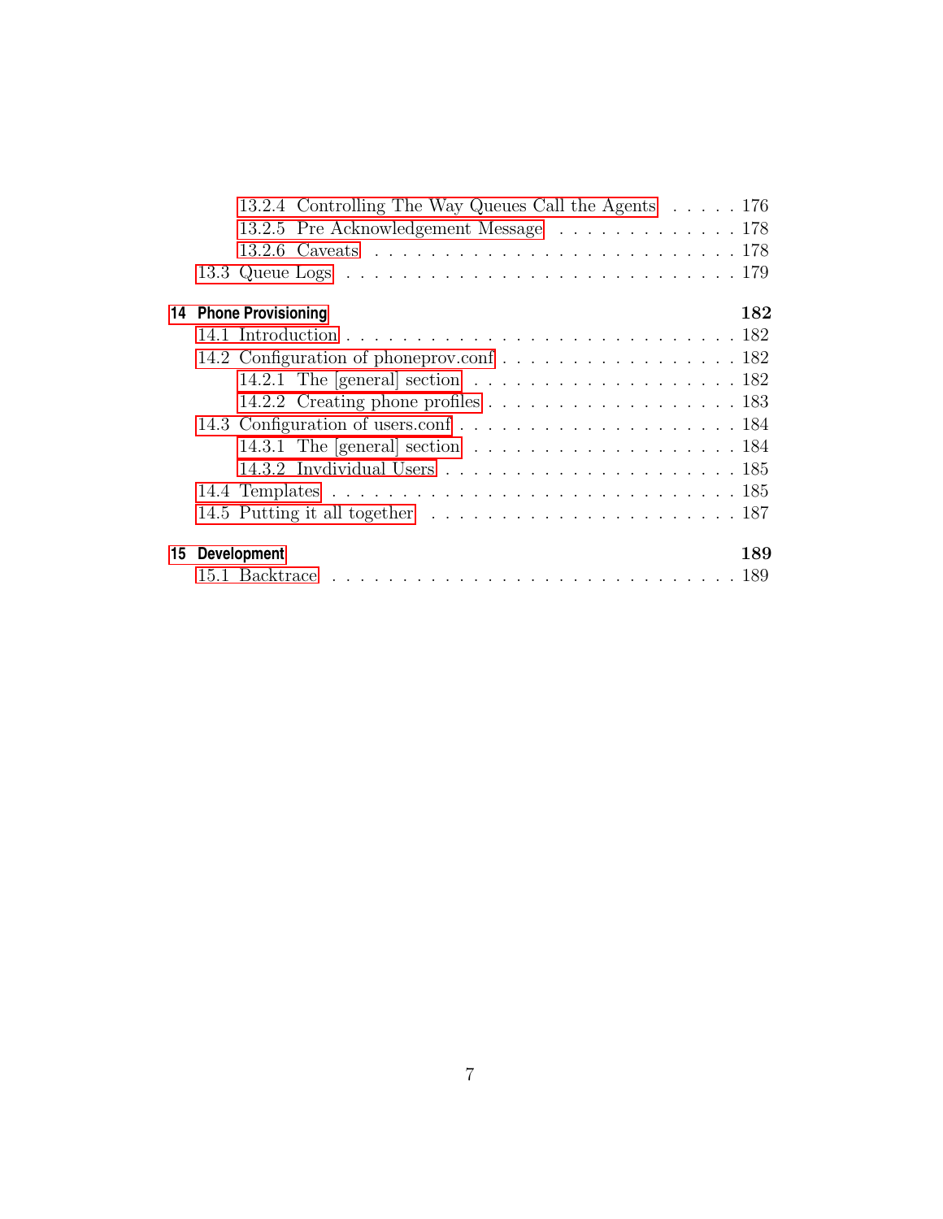13.2.4 Controlling The Way Queues Call the Agents . . . . . 176
13.2.5 Pre Acknowledgement Message . . . . . . . . . . . . . 178
13.2.6 Caveats . . . . . . . . . . . . . . . . . . . . . . . . . 178
13.3 Queue Logs . . . . . . . . . . . . . . . . . . . . . . . . . . 179

**14 Phone Provisioning 182**

14.1 Introduction . . . . . . . . . . . . . . . . . . . . . . . . . . 182
14.2 Configuration of phoneprov.conf . . . . . . . . . . . . . . . . 182
14.2.1 The [general] section . . . . . . . . . . . . . . . . . . 182
14.2.2 Creating phone profiles . . . . . . . . . . . . . . . . . 183
14.3 Configuration of users.conf . . . . . . . . . . . . . . . . . . . 184
14.3.1 The [general] section . . . . . . . . . . . . . . . . . . 184
14.3.2 Invdividual Users . . . . . . . . . . . . . . . . . . . . 185
14.4 Templates . . . . . . . . . . . . . . . . . . . . . . . . . . . 185
14.5 Putting it all together . . . . . . . . . . . . . . . . . . . . . 187

**15 Development 189**

15.1 Backtrace . . . . . . . . . . . . . . . . . . . . . . . . . . . . 189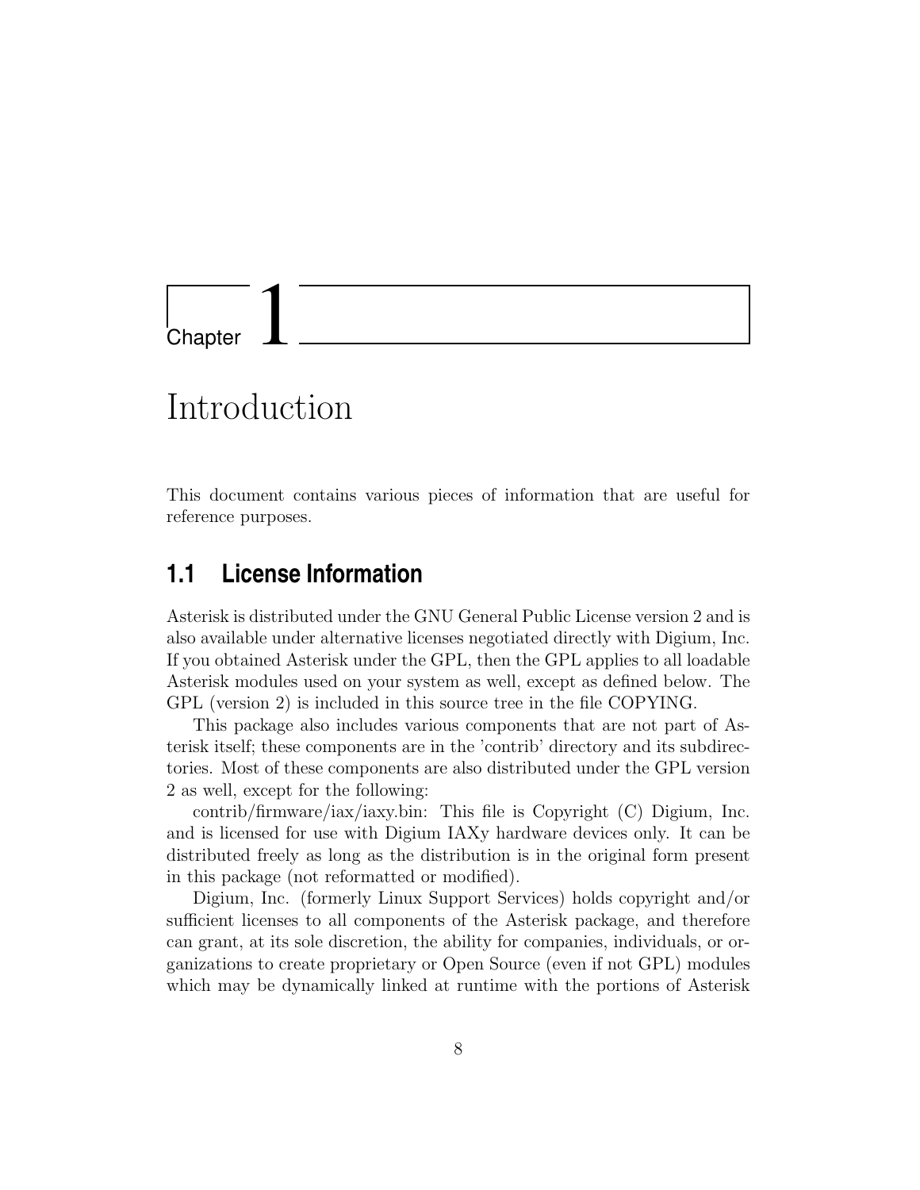# Chapter 1

# Introduction

This document contains various pieces of information that are useful for reference purposes.

## 1.1 License Information

Asterisk is distributed under the GNU General Public License version 2 and is also available under alternative licenses negotiated directly with Digium, Inc. If you obtained Asterisk under the GPL, then the GPL applies to all loadable Asterisk modules used on your system as well, except as defined below. The GPL (version 2) is included in this source tree in the file COPYING.

This package also includes various components that are not part of Asterisk itself; these components are in the 'contrib' directory and its subdirectories. Most of these components are also distributed under the GPL version 2 as well, except for the following:

contrib/firmware/iax/iaxy.bin: This file is Copyright (C) Digium, Inc. and is licensed for use with Digium IAXy hardware devices only. It can be distributed freely as long as the distribution is in the original form present in this package (not reformatted or modified).

Digium, Inc. (formerly Linux Support Services) holds copyright and/or sufficient licenses to all components of the Asterisk package, and therefore can grant, at its sole discretion, the ability for companies, individuals, or organizations to create proprietary or Open Source (even if not GPL) modules which may be dynamically linked at runtime with the portions of Asterisk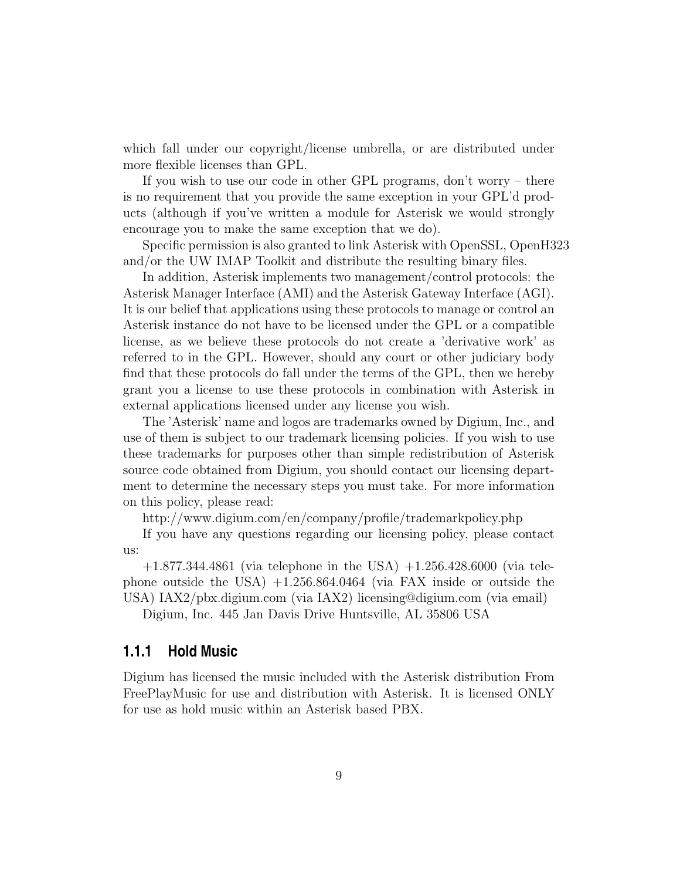which fall under our copyright/license umbrella, or are distributed under more flexible licenses than GPL.

If you wish to use our code in other GPL programs, don't worry – there is no requirement that you provide the same exception in your GPL'd products (although if you've written a module for Asterisk we would strongly encourage you to make the same exception that we do).

Specific permission is also granted to link Asterisk with OpenSSL, OpenH323 and/or the UW IMAP Toolkit and distribute the resulting binary files.

In addition, Asterisk implements two management/control protocols: the Asterisk Manager Interface (AMI) and the Asterisk Gateway Interface (AGI). It is our belief that applications using these protocols to manage or control an Asterisk instance do not have to be licensed under the GPL or a compatible license, as we believe these protocols do not create a 'derivative work' as referred to in the GPL. However, should any court or other judiciary body find that these protocols do fall under the terms of the GPL, then we hereby grant you a license to use these protocols in combination with Asterisk in external applications licensed under any license you wish.

The 'Asterisk' name and logos are trademarks owned by Digium, Inc., and use of them is subject to our trademark licensing policies. If you wish to use these trademarks for purposes other than simple redistribution of Asterisk source code obtained from Digium, you should contact our licensing department to determine the necessary steps you must take. For more information on this policy, please read:

http://www.digium.com/en/company/profile/trademarkpolicy.php

If you have any questions regarding our licensing policy, please contact us:

+1.877.344.4861 (via telephone in the USA) +1.256.428.6000 (via telephone outside the USA) +1.256.864.0464 (via FAX inside or outside the USA) IAX2/pbx.digium.com (via IAX2) licensing@digium.com (via email)

Digium, Inc. 445 Jan Davis Drive Huntsville, AL 35806 USA

### 1.1.1 Hold Music

Digium has licensed the music included with the Asterisk distribution From FreePlayMusic for use and distribution with Asterisk. It is licensed ONLY for use as hold music within an Asterisk based PBX.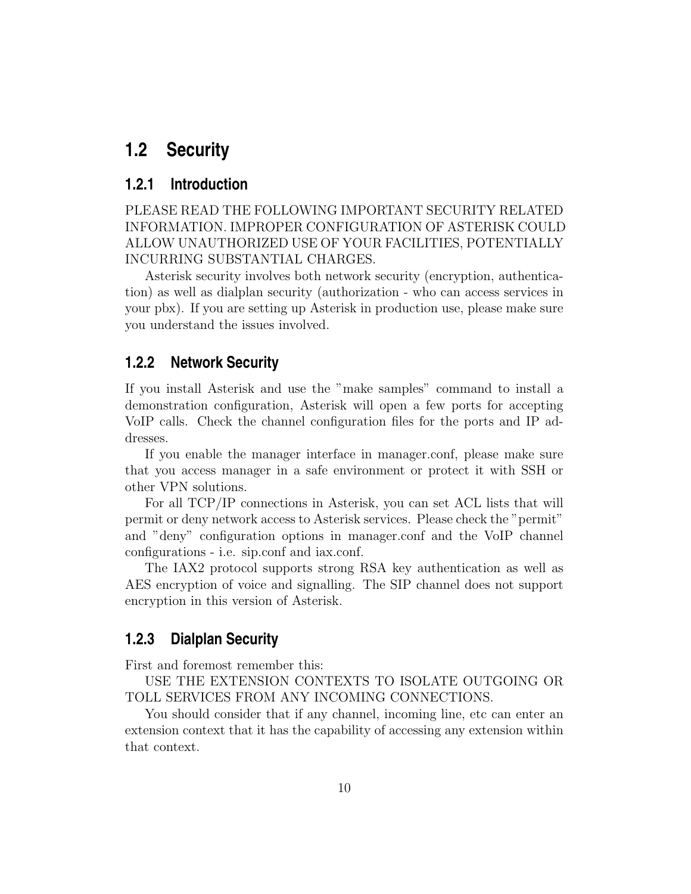## 1.2 Security

### 1.2.1 Introduction

PLEASE READ THE FOLLOWING IMPORTANT SECURITY RELATED INFORMATION. IMPROPER CONFIGURATION OF ASTERISK COULD ALLOW UNAUTHORIZED USE OF YOUR FACILITIES, POTENTIALLY INCURRING SUBSTANTIAL CHARGES.

Asterisk security involves both network security (encryption, authentication) as well as dialplan security (authorization - who can access services in your pbx). If you are setting up Asterisk in production use, please make sure you understand the issues involved.

### 1.2.2 Network Security

If you install Asterisk and use the "make samples" command to install a demonstration configuration, Asterisk will open a few ports for accepting VoIP calls. Check the channel configuration files for the ports and IP addresses.

If you enable the manager interface in manager.conf, please make sure that you access manager in a safe environment or protect it with SSH or other VPN solutions.

For all TCP/IP connections in Asterisk, you can set ACL lists that will permit or deny network access to Asterisk services. Please check the "permit" and "deny" configuration options in manager.conf and the VoIP channel configurations - i.e. sip.conf and iax.conf.

The IAX2 protocol supports strong RSA key authentication as well as AES encryption of voice and signalling. The SIP channel does not support encryption in this version of Asterisk.

### 1.2.3 Dialplan Security

First and foremost remember this:

USE THE EXTENSION CONTEXTS TO ISOLATE OUTGOING OR TOLL SERVICES FROM ANY INCOMING CONNECTIONS.

You should consider that if any channel, incoming line, etc can enter an extension context that it has the capability of accessing any extension within that context.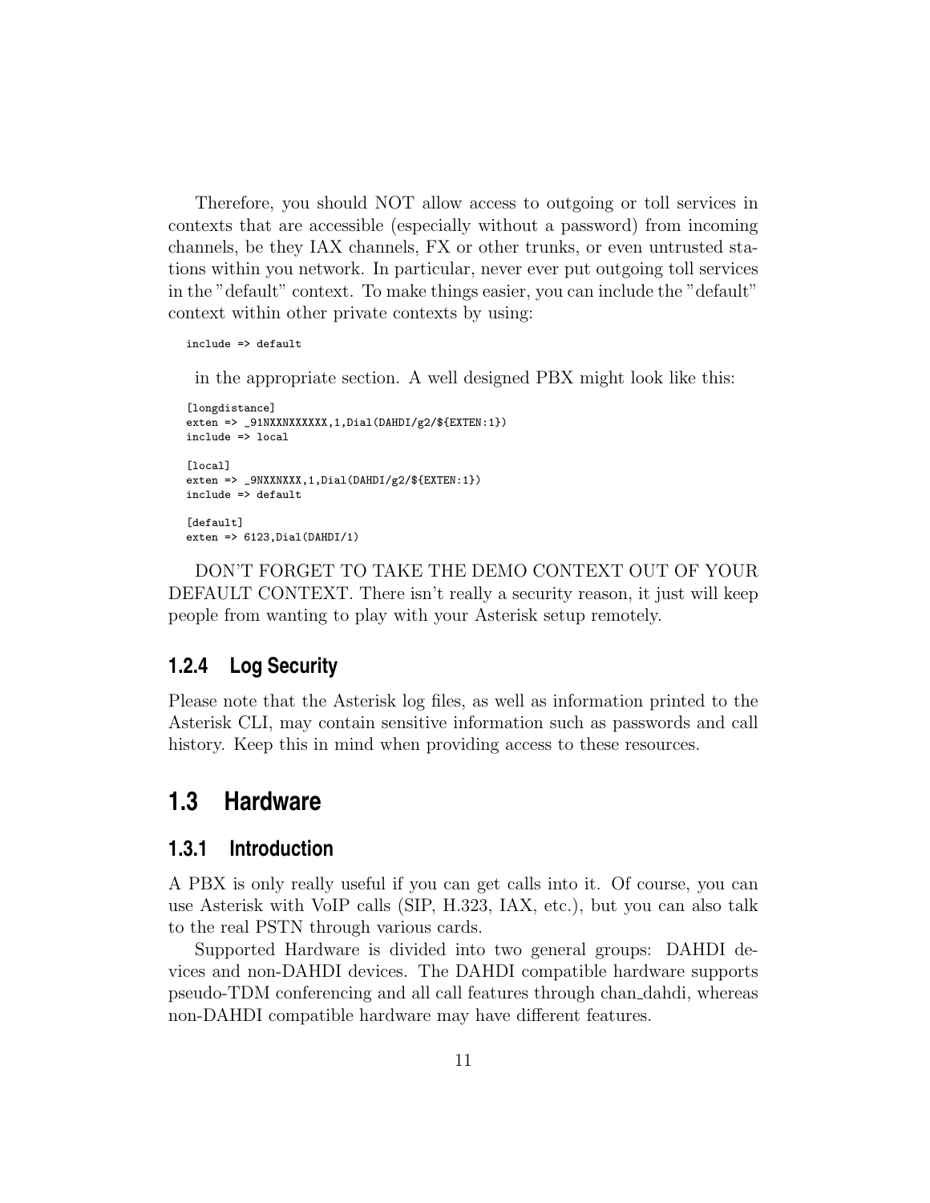Therefore, you should NOT allow access to outgoing or toll services in contexts that are accessible (especially without a password) from incoming channels, be they IAX channels, FX or other trunks, or even untrusted stations within you network. In particular, never ever put outgoing toll services in the "default" context. To make things easier, you can include the "default" context within other private contexts by using:

```
include => default
```

in the appropriate section. A well designed PBX might look like this:

```
[longdistance]
exten => _91NXXNXXXXXX,1,Dial(DAHDI/g2/${EXTEN:1})
include => local

[local]
exten => _9NXXNXXX,1,Dial(DAHDI/g2/${EXTEN:1})
include => default

[default]
exten => 6123,Dial(DAHDI/1)
```

DON'T FORGET TO TAKE THE DEMO CONTEXT OUT OF YOUR DEFAULT CONTEXT. There isn't really a security reason, it just will keep people from wanting to play with your Asterisk setup remotely.

### 1.2.4 Log Security

Please note that the Asterisk log files, as well as information printed to the Asterisk CLI, may contain sensitive information such as passwords and call history. Keep this in mind when providing access to these resources.

## 1.3 Hardware

### 1.3.1 Introduction

A PBX is only really useful if you can get calls into it. Of course, you can use Asterisk with VoIP calls (SIP, H.323, IAX, etc.), but you can also talk to the real PSTN through various cards.

Supported Hardware is divided into two general groups: DAHDI devices and non-DAHDI devices. The DAHDI compatible hardware supports pseudo-TDM conferencing and all call features through chan_dahdi, whereas non-DAHDI compatible hardware may have different features.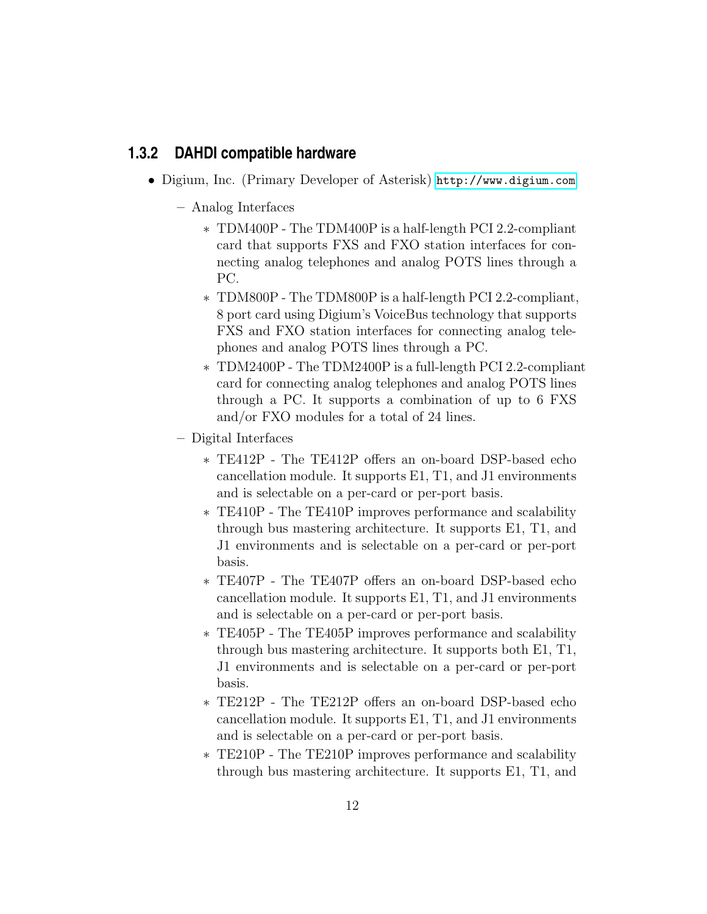### 1.3.2 DAHDI compatible hardware

- Digium, Inc. (Primary Developer of Asterisk) http://www.digium.com
  - Analog Interfaces
    - TDM400P - The TDM400P is a half-length PCI 2.2-compliant card that supports FXS and FXO station interfaces for connecting analog telephones and analog POTS lines through a PC.
    - TDM800P - The TDM800P is a half-length PCI 2.2-compliant, 8 port card using Digium's VoiceBus technology that supports FXS and FXO station interfaces for connecting analog telephones and analog POTS lines through a PC.
    - TDM2400P - The TDM2400P is a full-length PCI 2.2-compliant card for connecting analog telephones and analog POTS lines through a PC. It supports a combination of up to 6 FXS and/or FXO modules for a total of 24 lines.
  - Digital Interfaces
    - TE412P - The TE412P offers an on-board DSP-based echo cancellation module. It supports E1, T1, and J1 environments and is selectable on a per-card or per-port basis.
    - TE410P - The TE410P improves performance and scalability through bus mastering architecture. It supports E1, T1, and J1 environments and is selectable on a per-card or per-port basis.
    - TE407P - The TE407P offers an on-board DSP-based echo cancellation module. It supports E1, T1, and J1 environments and is selectable on a per-card or per-port basis.
    - TE405P - The TE405P improves performance and scalability through bus mastering architecture. It supports both E1, T1, J1 environments and is selectable on a per-card or per-port basis.
    - TE212P - The TE212P offers an on-board DSP-based echo cancellation module. It supports E1, T1, and J1 environments and is selectable on a per-card or per-port basis.
    - TE210P - The TE210P improves performance and scalability through bus mastering architecture. It supports E1, T1, and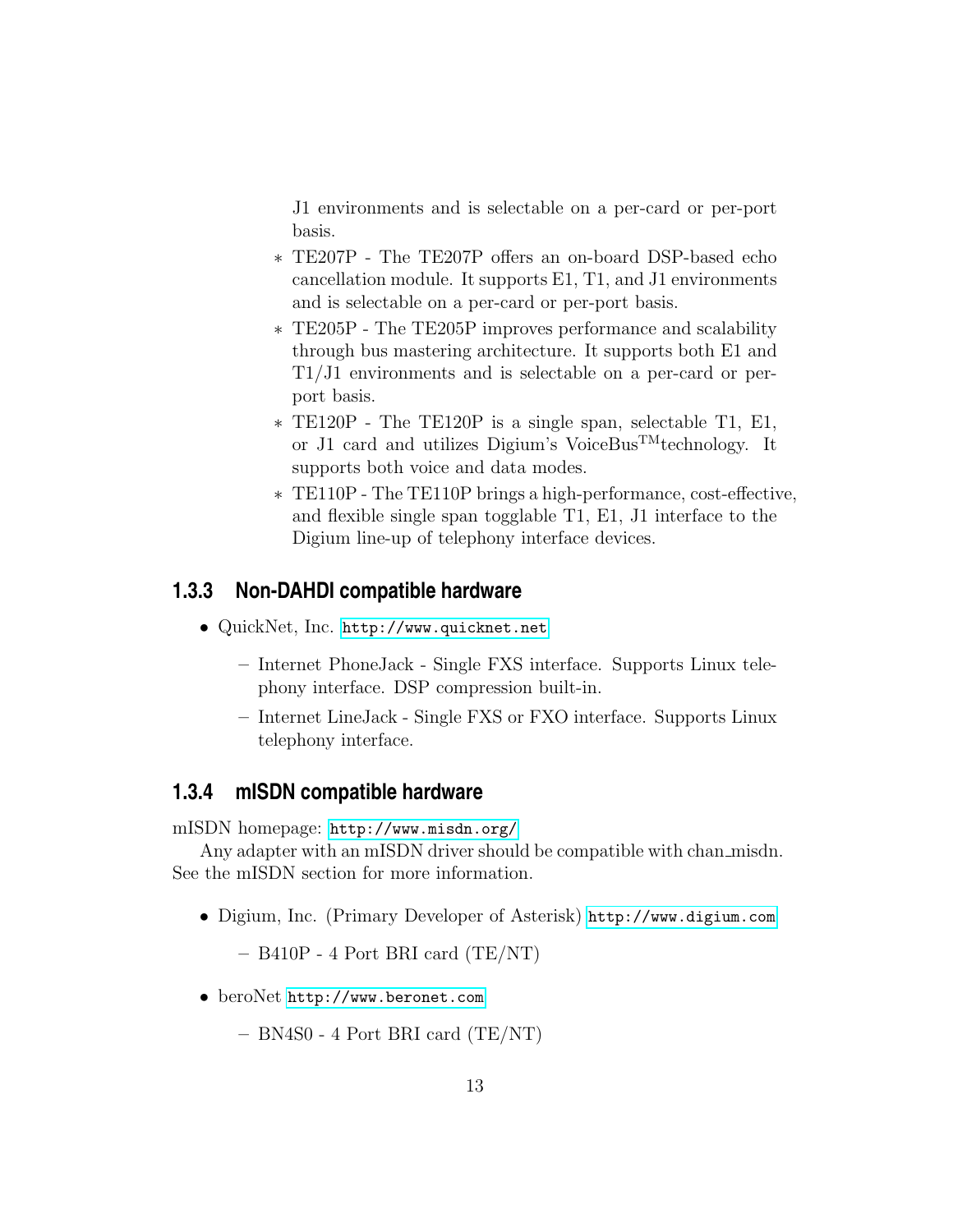J1 environments and is selectable on a per-card or per-port basis.

    - TE207P - The TE207P offers an on-board DSP-based echo cancellation module. It supports E1, T1, and J1 environments and is selectable on a per-card or per-port basis.
    - TE205P - The TE205P improves performance and scalability through bus mastering architecture. It supports both E1 and T1/J1 environments and is selectable on a per-card or per-port basis.
    - TE120P - The TE120P is a single span, selectable T1, E1, or J1 card and utilizes Digium's VoiceBus™technology. It supports both voice and data modes.
    - TE110P - The TE110P brings a high-performance, cost-effective, and flexible single span togglable T1, E1, J1 interface to the Digium line-up of telephony interface devices.

### 1.3.3 Non-DAHDI compatible hardware

- QuickNet, Inc. http://www.quicknet.net
  - Internet PhoneJack - Single FXS interface. Supports Linux telephony interface. DSP compression built-in.
  - Internet LineJack - Single FXS or FXO interface. Supports Linux telephony interface.

### 1.3.4 mISDN compatible hardware

mISDN homepage: http://www.misdn.org/

Any adapter with an mISDN driver should be compatible with chan_misdn. See the mISDN section for more information.

- Digium, Inc. (Primary Developer of Asterisk) http://www.digium.com
  - B410P - 4 Port BRI card (TE/NT)
- beroNet http://www.beronet.com
  - BN4S0 - 4 Port BRI card (TE/NT)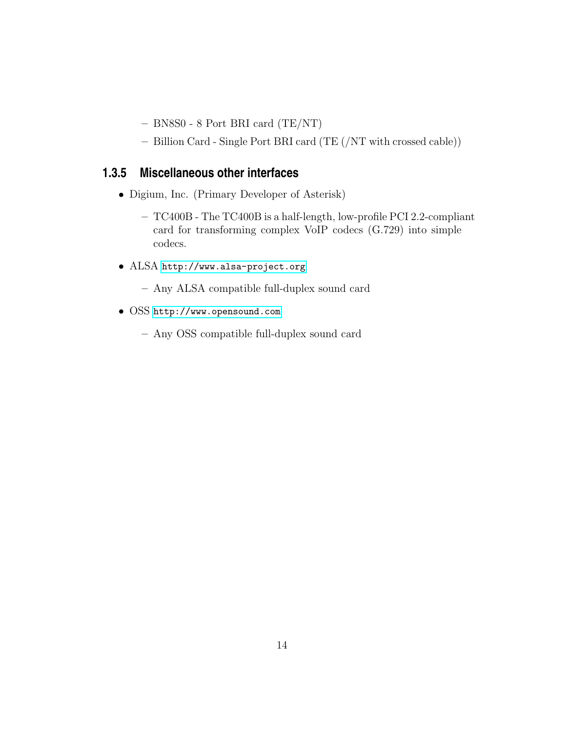- BN8S0 - 8 Port BRI card (TE/NT)
  - Billion Card - Single Port BRI card (TE (/NT with crossed cable))

### 1.3.5 Miscellaneous other interfaces

- Digium, Inc. (Primary Developer of Asterisk)
  - TC400B - The TC400B is a half-length, low-profile PCI 2.2-compliant card for transforming complex VoIP codecs (G.729) into simple codecs.
- ALSA http://www.alsa-project.org
  - Any ALSA compatible full-duplex sound card
- OSS http://www.opensound.com
  - Any OSS compatible full-duplex sound card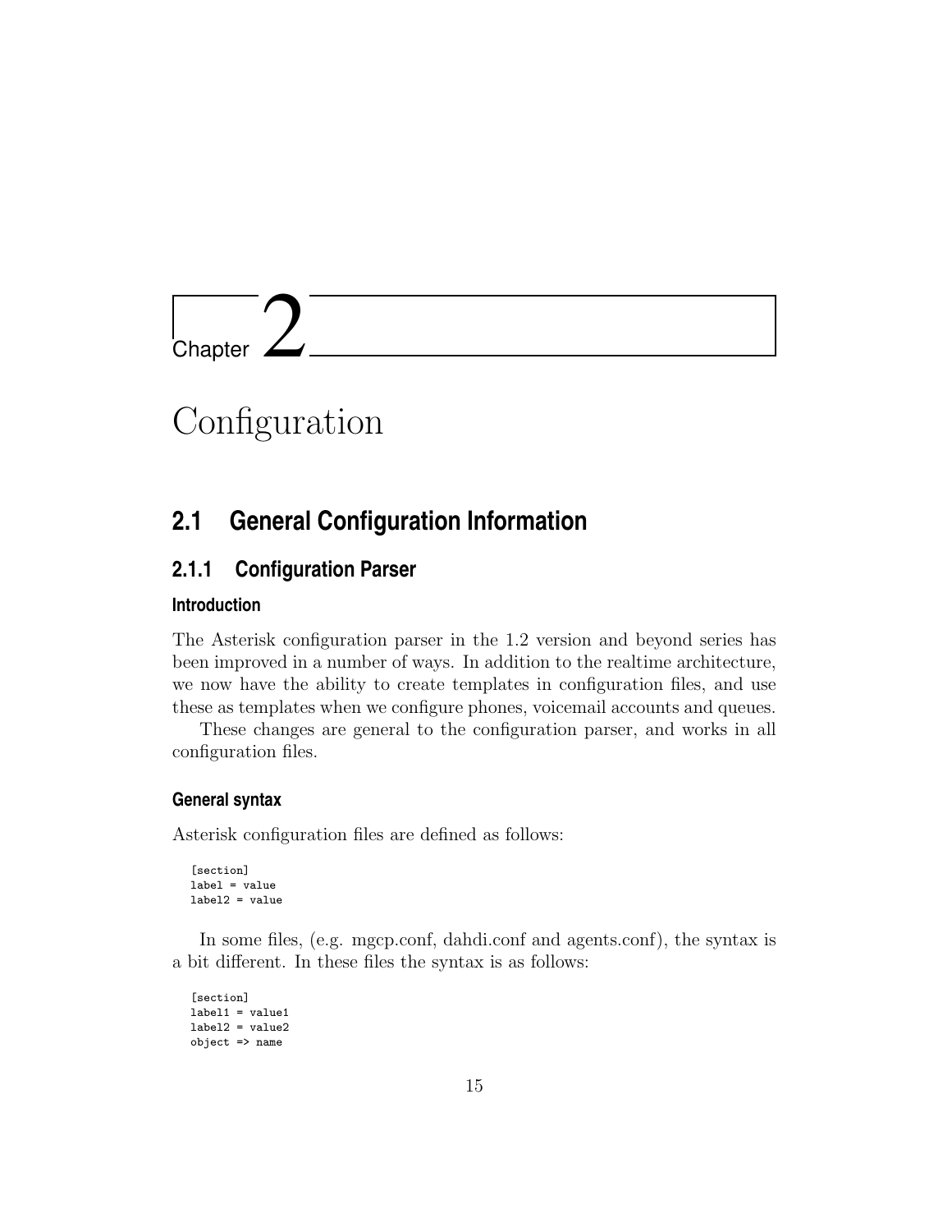# Chapter 2

# Configuration

## 2.1 General Configuration Information

### 2.1.1 Configuration Parser

#### Introduction

The Asterisk configuration parser in the 1.2 version and beyond series has been improved in a number of ways. In addition to the realtime architecture, we now have the ability to create templates in configuration files, and use these as templates when we configure phones, voicemail accounts and queues.

These changes are general to the configuration parser, and works in all configuration files.

#### General syntax

Asterisk configuration files are defined as follows:

```
[section]
label = value
label2 = value
```

In some files, (e.g. mgcp.conf, dahdi.conf and agents.conf), the syntax is a bit different. In these files the syntax is as follows:

```
[section]
label1 = value1
label2 = value2
object => name
```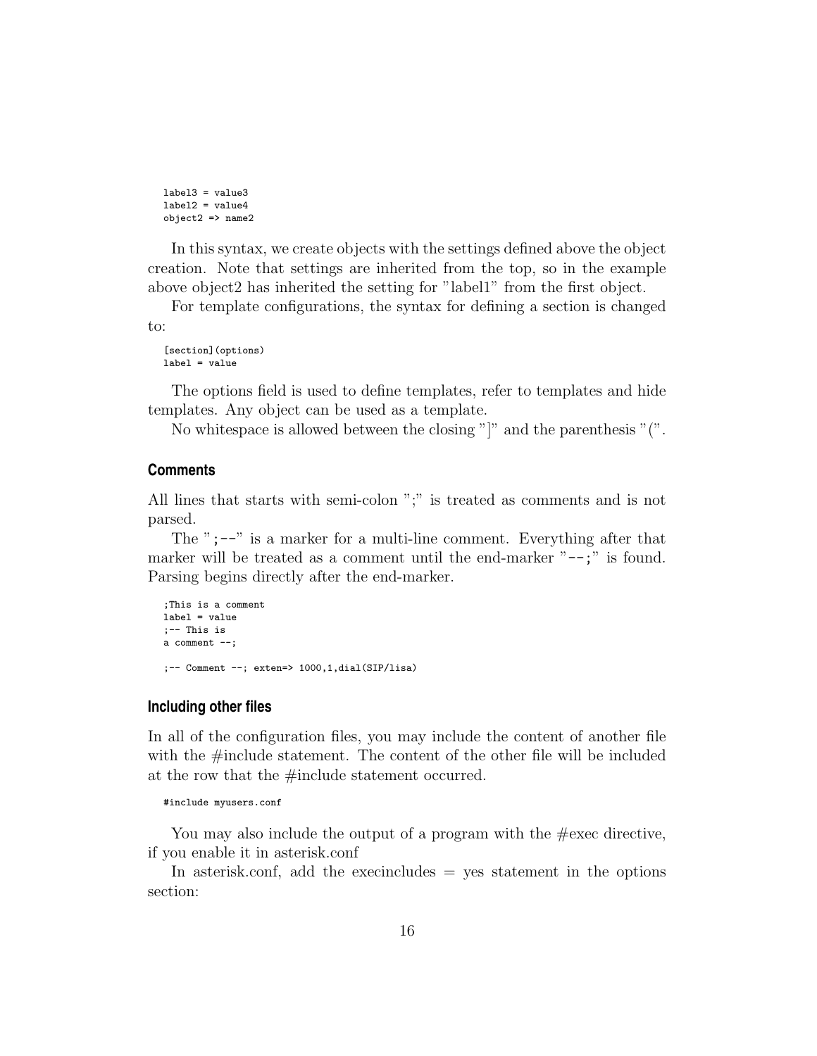```
label3 = value3
label2 = value4
object2 => name2
```

In this syntax, we create objects with the settings defined above the object creation. Note that settings are inherited from the top, so in the example above object2 has inherited the setting for "label1" from the first object.

For template configurations, the syntax for defining a section is changed to:

```
[section](options)
label = value
```

The options field is used to define templates, refer to templates and hide templates. Any object can be used as a template.

No whitespace is allowed between the closing "]" and the parenthesis "(".

### Comments

All lines that starts with semi-colon ";" is treated as comments and is not parsed.

The ";--" is a marker for a multi-line comment. Everything after that marker will be treated as a comment until the end-marker "--;" is found. Parsing begins directly after the end-marker.

```
;This is a comment
label = value
;-- This is
a comment --;

;-- Comment --; exten=> 1000,1,dial(SIP/lisa)
```

### Including other files

In all of the configuration files, you may include the content of another file with the #include statement. The content of the other file will be included at the row that the #include statement occurred.

```
#include myusers.conf
```

You may also include the output of a program with the #exec directive, if you enable it in asterisk.conf

In asterisk.conf, add the execincludes = yes statement in the options section: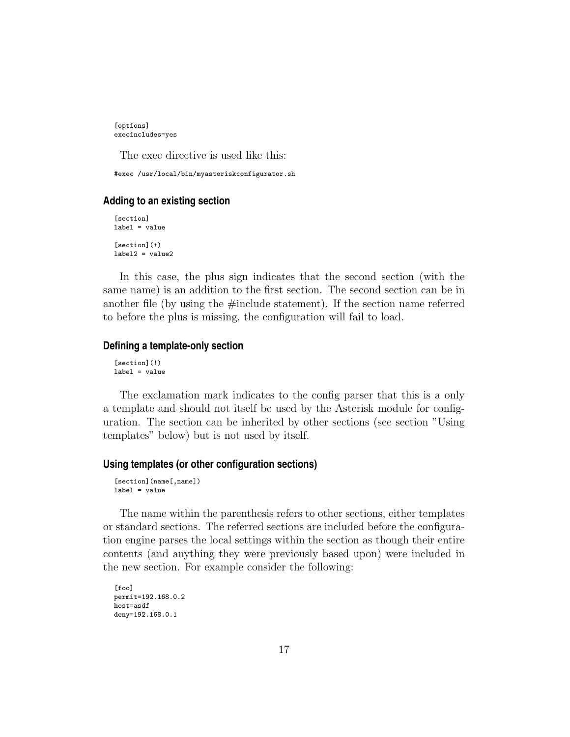```
[options]
execincludes=yes
```

The exec directive is used like this:

```
#exec /usr/local/bin/myasteriskconfigurator.sh
```

### Adding to an existing section

```
[section]
label = value

[section](+)
label2 = value2
```

In this case, the plus sign indicates that the second section (with the same name) is an addition to the first section. The second section can be in another file (by using the #include statement). If the section name referred to before the plus is missing, the configuration will fail to load.

### Defining a template-only section

```
[section](!)
label = value
```

The exclamation mark indicates to the config parser that this is a only a template and should not itself be used by the Asterisk module for configuration. The section can be inherited by other sections (see section "Using templates" below) but is not used by itself.

### Using templates (or other configuration sections)

```
[section](name[,name])
label = value
```

The name within the parenthesis refers to other sections, either templates or standard sections. The referred sections are included before the configuration engine parses the local settings within the section as though their entire contents (and anything they were previously based upon) were included in the new section. For example consider the following:

```
[foo]
permit=192.168.0.2
host=asdf
deny=192.168.0.1
```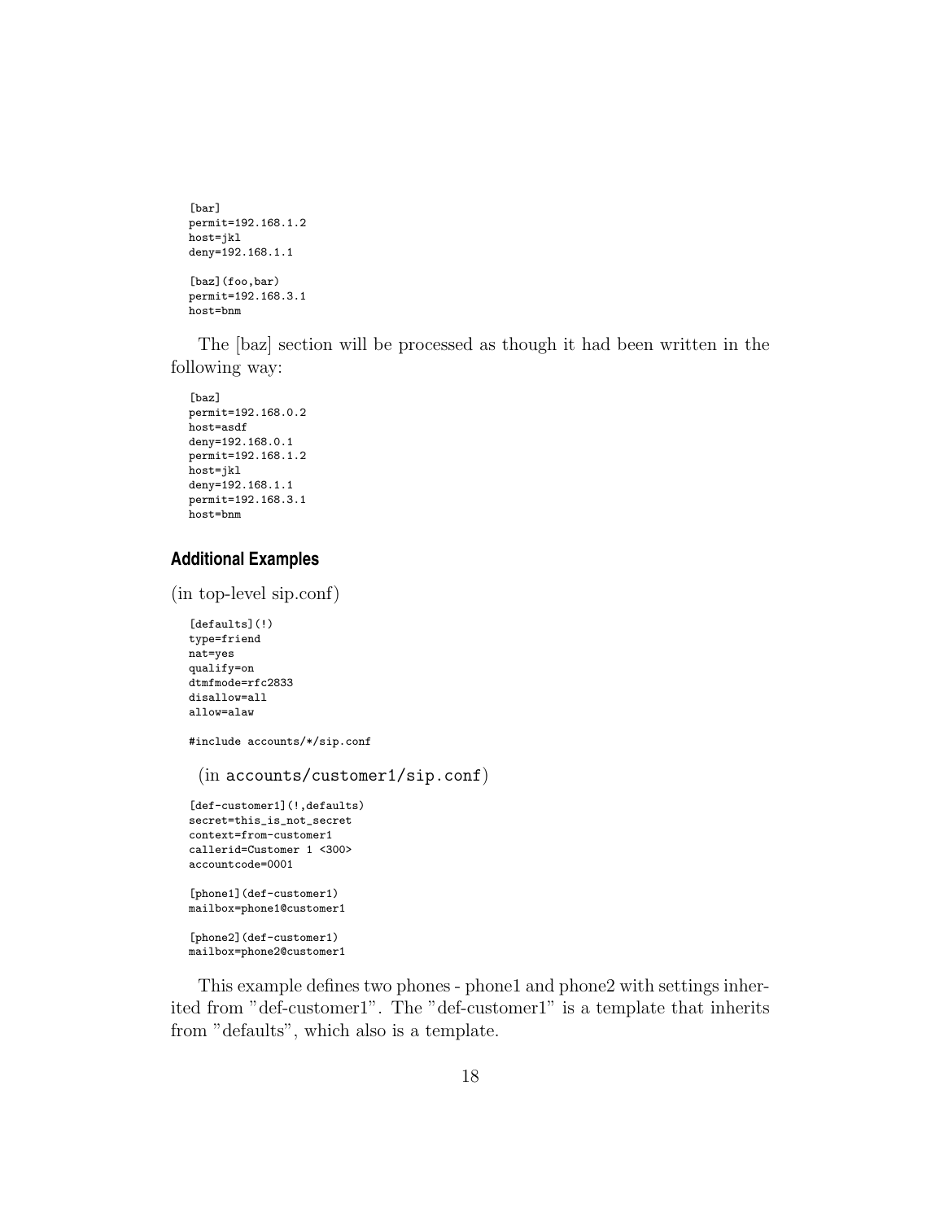```
[bar]
permit=192.168.1.2
host=jkl
deny=192.168.1.1

[baz](foo,bar)
permit=192.168.3.1
host=bnm
```

The [baz] section will be processed as though it had been written in the following way:

```
[baz]
permit=192.168.0.2
host=asdf
deny=192.168.0.1
permit=192.168.1.2
host=jkl
deny=192.168.1.1
permit=192.168.3.1
host=bnm
```

### Additional Examples

(in top-level sip.conf)

```
[defaults](!)
type=friend
nat=yes
qualify=on
dtmfmode=rfc2833
disallow=all
allow=alaw

#include accounts/*/sip.conf
```

(in `accounts/customer1/sip.conf`)

```
[def-customer1](!,defaults)
secret=this_is_not_secret
context=from-customer1
callerid=Customer 1 <300>
accountcode=0001

[phone1](def-customer1)
mailbox=phone1@customer1

[phone2](def-customer1)
mailbox=phone2@customer1
```

This example defines two phones - phone1 and phone2 with settings inherited from "def-customer1". The "def-customer1" is a template that inherits from "defaults", which also is a template.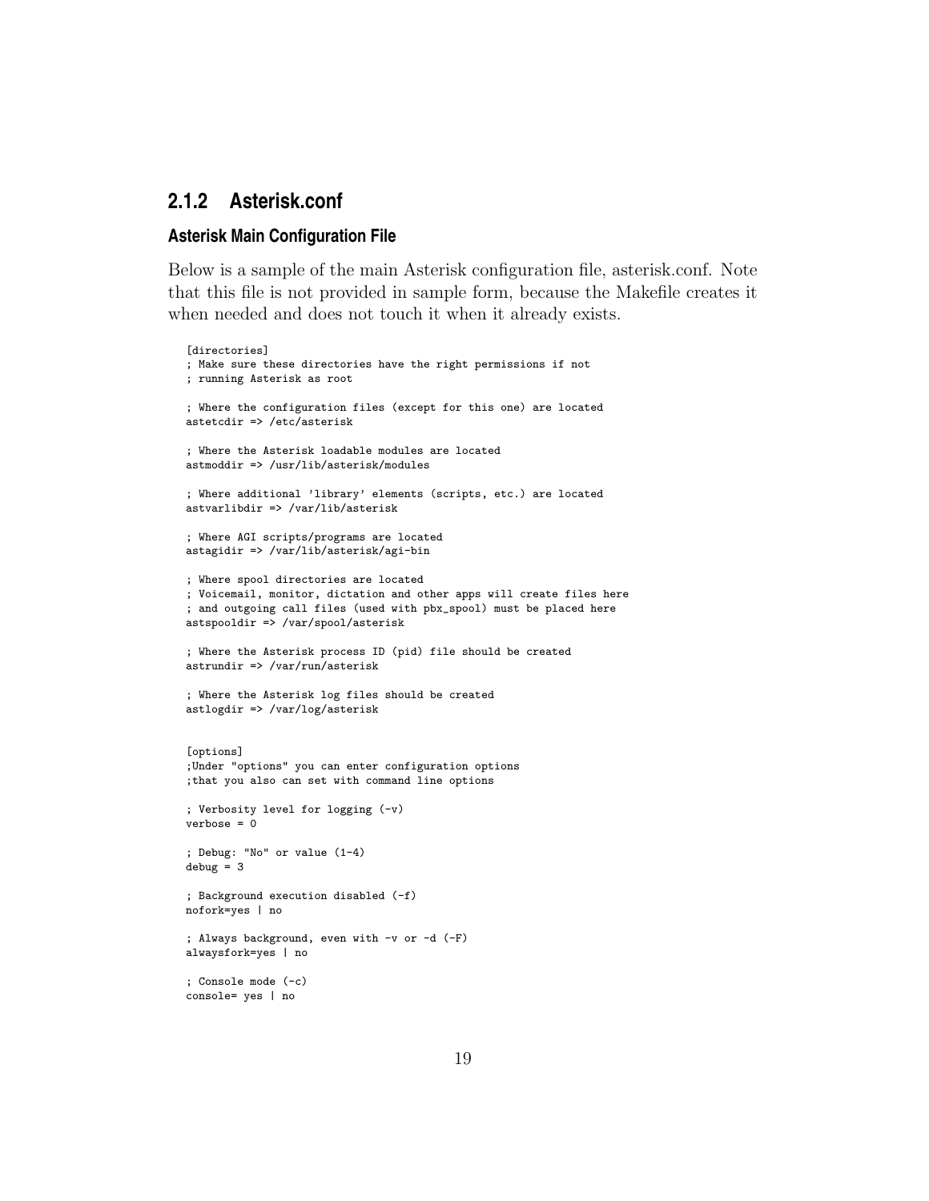### 2.1.2 Asterisk.conf

#### Asterisk Main Configuration File

Below is a sample of the main Asterisk configuration file, asterisk.conf. Note that this file is not provided in sample form, because the Makefile creates it when needed and does not touch it when it already exists.

```
[directories]
; Make sure these directories have the right permissions if not
; running Asterisk as root

; Where the configuration files (except for this one) are located
astetcdir => /etc/asterisk

; Where the Asterisk loadable modules are located
astmoddir => /usr/lib/asterisk/modules

; Where additional 'library' elements (scripts, etc.) are located
astvarlibdir => /var/lib/asterisk

; Where AGI scripts/programs are located
astagidir => /var/lib/asterisk/agi-bin

; Where spool directories are located
; Voicemail, monitor, dictation and other apps will create files here
; and outgoing call files (used with pbx_spool) must be placed here
astspooldir => /var/spool/asterisk

; Where the Asterisk process ID (pid) file should be created
astrundir => /var/run/asterisk

; Where the Asterisk log files should be created
astlogdir => /var/log/asterisk


[options]
;Under "options" you can enter configuration options
;that you also can set with command line options

; Verbosity level for logging (-v)
verbose = 0

; Debug: "No" or value (1-4)
debug = 3

; Background execution disabled (-f)
nofork=yes | no

; Always background, even with -v or -d (-F)
alwaysfork=yes | no

; Console mode (-c)
console= yes | no
```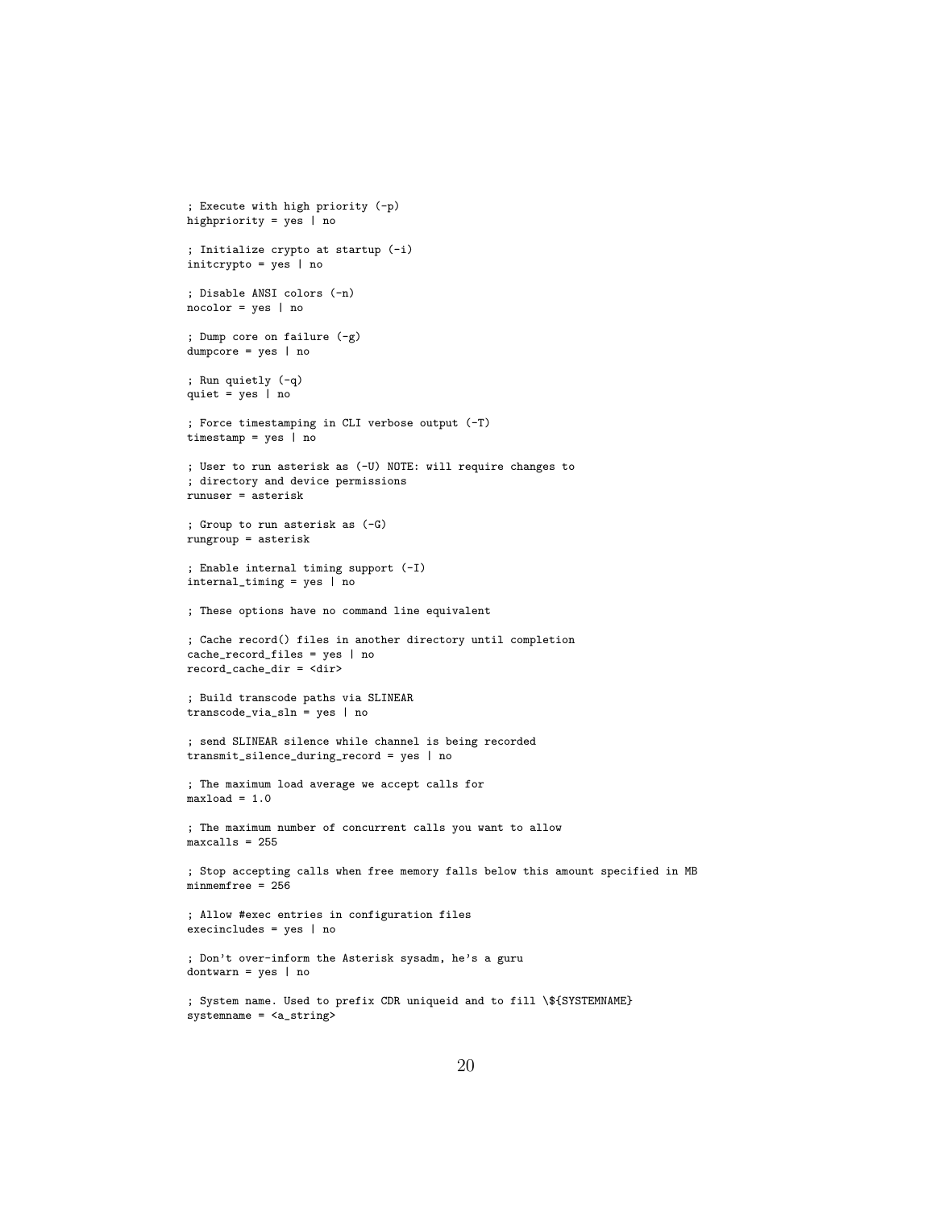```
; Execute with high priority (-p)
highpriority = yes | no

; Initialize crypto at startup (-i)
initcrypto = yes | no

; Disable ANSI colors (-n)
nocolor = yes | no

; Dump core on failure (-g)
dumpcore = yes | no

; Run quietly (-q)
quiet = yes | no

; Force timestamping in CLI verbose output (-T)
timestamp = yes | no

; User to run asterisk as (-U) NOTE: will require changes to
; directory and device permissions
runuser = asterisk

; Group to run asterisk as (-G)
rungroup = asterisk

; Enable internal timing support (-I)
internal_timing = yes | no

; These options have no command line equivalent

; Cache record() files in another directory until completion
cache_record_files = yes | no
record_cache_dir = <dir>

; Build transcode paths via SLINEAR
transcode_via_sln = yes | no

; send SLINEAR silence while channel is being recorded
transmit_silence_during_record = yes | no

; The maximum load average we accept calls for
maxload = 1.0

; The maximum number of concurrent calls you want to allow
maxcalls = 255

; Stop accepting calls when free memory falls below this amount specified in MB
minmemfree = 256

; Allow #exec entries in configuration files
execincludes = yes | no

; Don't over-inform the Asterisk sysadm, he's a guru
dontwarn = yes | no

; System name. Used to prefix CDR uniqueid and to fill \${SYSTEMNAME}
systemname = <a_string>
```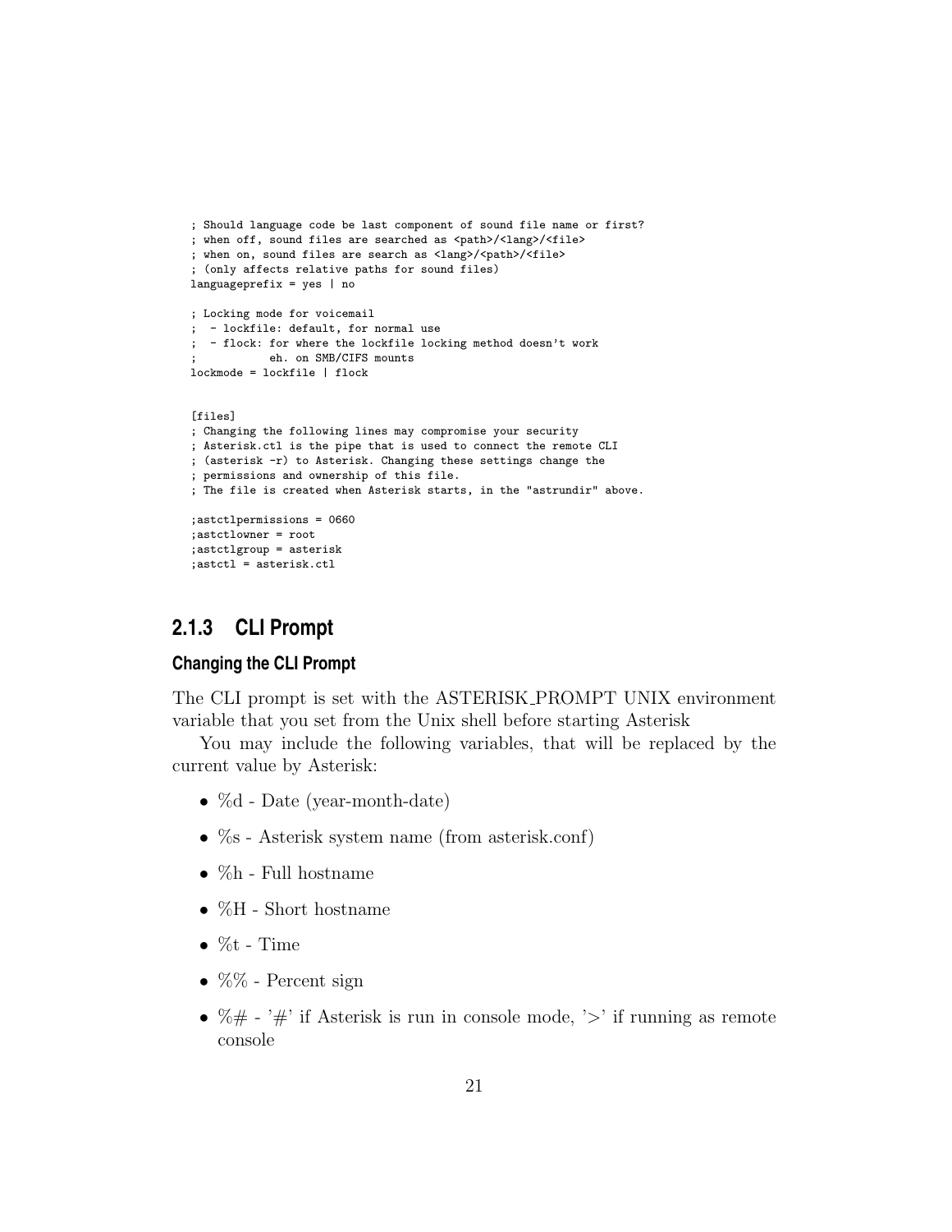```
; Should language code be last component of sound file name or first?
; when off, sound files are searched as <path>/<lang>/<file>
; when on, sound files are search as <lang>/<path>/<file>
; (only affects relative paths for sound files)
languageprefix = yes | no

; Locking mode for voicemail
;  - lockfile: default, for normal use
;  - flock: for where the lockfile locking method doesn't work
;           eh. on SMB/CIFS mounts
lockmode = lockfile | flock


[files]
; Changing the following lines may compromise your security
; Asterisk.ctl is the pipe that is used to connect the remote CLI
; (asterisk -r) to Asterisk. Changing these settings change the
; permissions and ownership of this file.
; The file is created when Asterisk starts, in the "astrundir" above.

;astctlpermissions = 0660
;astctlowner = root
;astctlgroup = asterisk
;astctl = asterisk.ctl
```

### 2.1.3 CLI Prompt

#### Changing the CLI Prompt

The CLI prompt is set with the ASTERISK_PROMPT UNIX environment variable that you set from the Unix shell before starting Asterisk

You may include the following variables, that will be replaced by the current value by Asterisk:

- %d - Date (year-month-date)
- %s - Asterisk system name (from asterisk.conf)
- %h - Full hostname
- %H - Short hostname
- %t - Time
- %% - Percent sign
- %# - '#' if Asterisk is run in console mode, '>' if running as remote console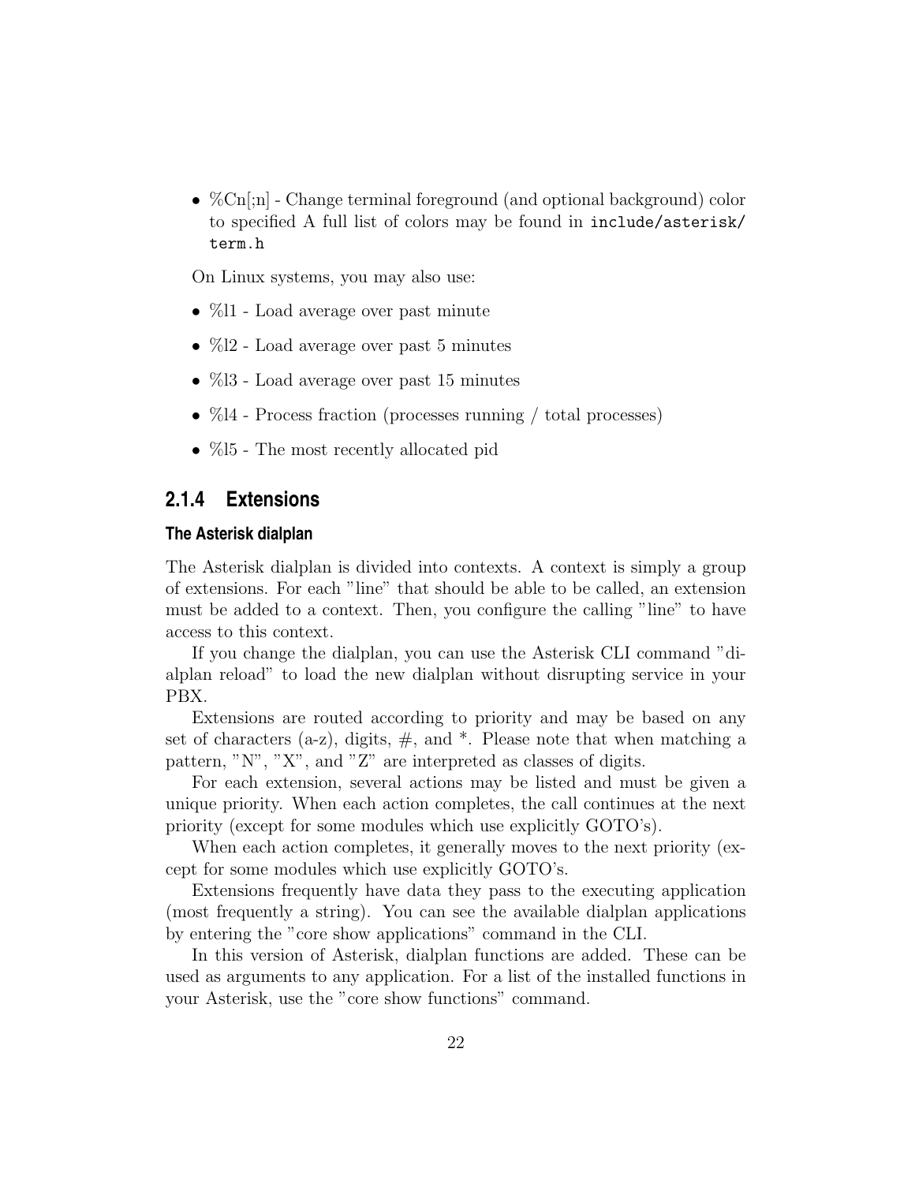- %Cn[;n] - Change terminal foreground (and optional background) color to specified A full list of colors may be found in `include/asterisk/term.h`

On Linux systems, you may also use:

- %l1 - Load average over past minute
- %l2 - Load average over past 5 minutes
- %l3 - Load average over past 15 minutes
- %l4 - Process fraction (processes running / total processes)
- %l5 - The most recently allocated pid

### 2.1.4 Extensions

#### The Asterisk dialplan

The Asterisk dialplan is divided into contexts. A context is simply a group of extensions. For each "line" that should be able to be called, an extension must be added to a context. Then, you configure the calling "line" to have access to this context.

If you change the dialplan, you can use the Asterisk CLI command "dialplan reload" to load the new dialplan without disrupting service in your PBX.

Extensions are routed according to priority and may be based on any set of characters (a-z), digits, #, and *. Please note that when matching a pattern, "N", "X", and "Z" are interpreted as classes of digits.

For each extension, several actions may be listed and must be given a unique priority. When each action completes, the call continues at the next priority (except for some modules which use explicitly GOTO's).

When each action completes, it generally moves to the next priority (except for some modules which use explicitly GOTO's.

Extensions frequently have data they pass to the executing application (most frequently a string). You can see the available dialplan applications by entering the "core show applications" command in the CLI.

In this version of Asterisk, dialplan functions are added. These can be used as arguments to any application. For a list of the installed functions in your Asterisk, use the "core show functions" command.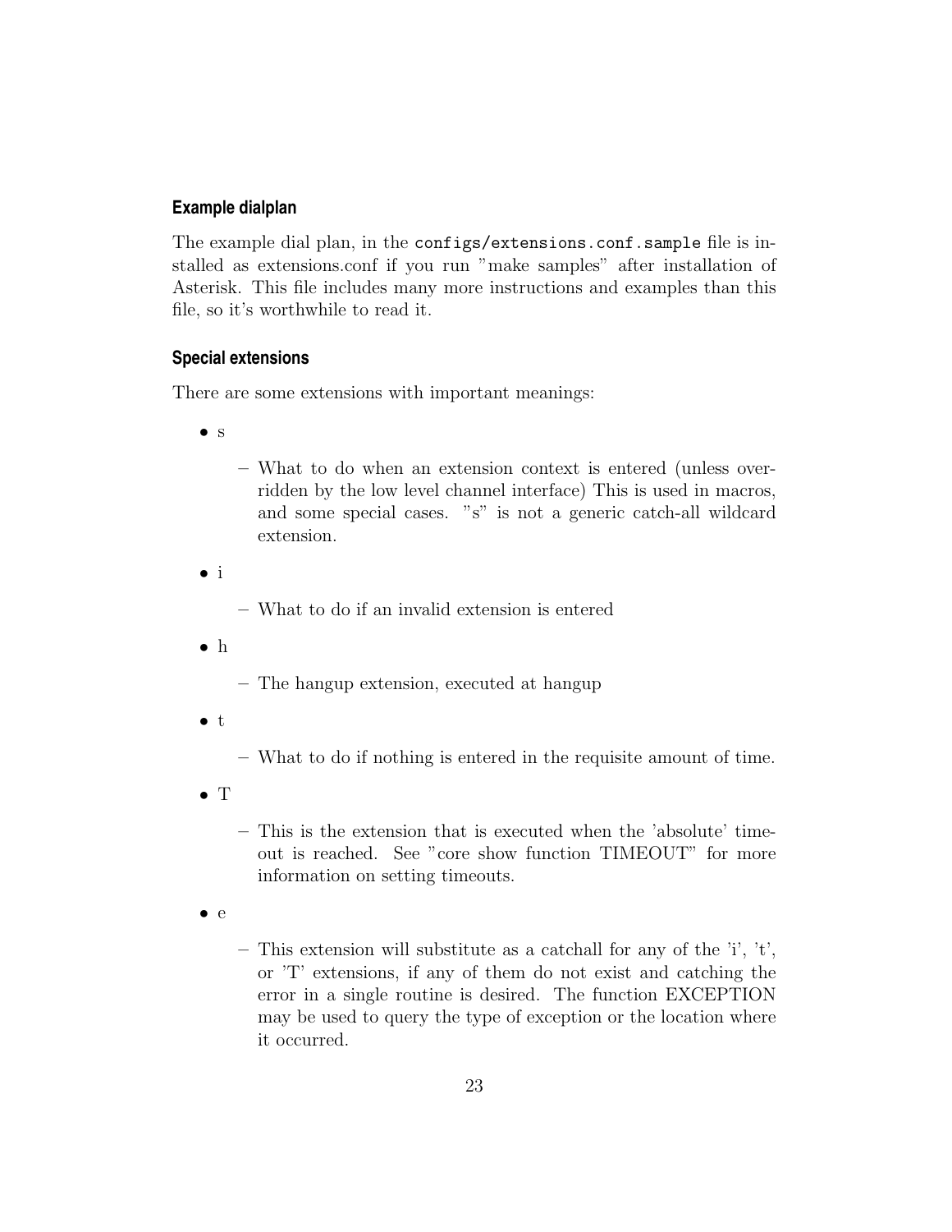### Example dialplan

The example dial plan, in the `configs/extensions.conf.sample` file is installed as extensions.conf if you run "make samples" after installation of Asterisk. This file includes many more instructions and examples than this file, so it's worthwhile to read it.

### Special extensions

There are some extensions with important meanings:

- s
  - What to do when an extension context is entered (unless overridden by the low level channel interface) This is used in macros, and some special cases. "s" is not a generic catch-all wildcard extension.
- i
  - What to do if an invalid extension is entered
- h
  - The hangup extension, executed at hangup
- t
  - What to do if nothing is entered in the requisite amount of time.
- T
  - This is the extension that is executed when the 'absolute' timeout is reached. See "core show function TIMEOUT" for more information on setting timeouts.
- e
  - This extension will substitute as a catchall for any of the 'i', 't', or 'T' extensions, if any of them do not exist and catching the error in a single routine is desired. The function EXCEPTION may be used to query the type of exception or the location where it occurred.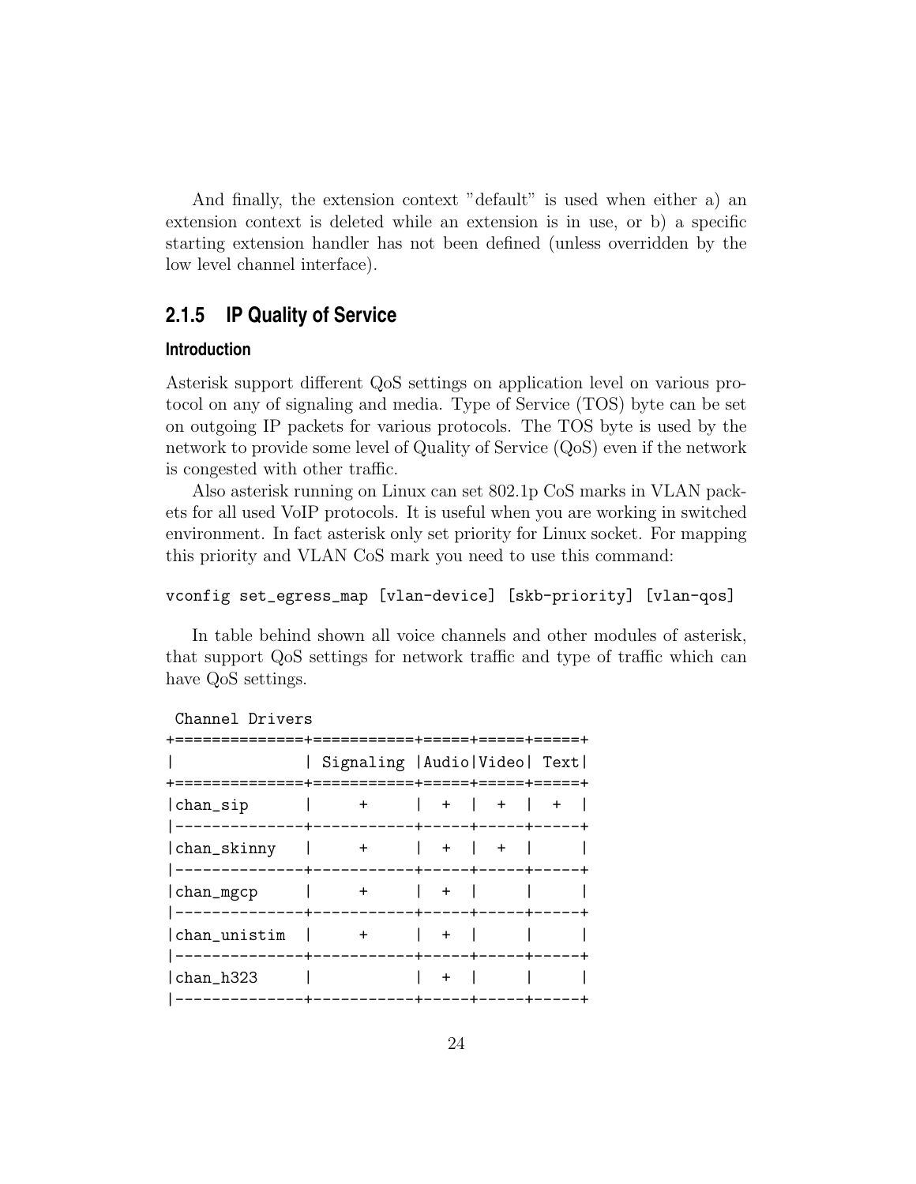And finally, the extension context "default" is used when either a) an extension context is deleted while an extension is in use, or b) a specific starting extension handler has not been defined (unless overridden by the low level channel interface).

### 2.1.5 IP Quality of Service

#### Introduction

Asterisk support different QoS settings on application level on various protocol on any of signaling and media. Type of Service (TOS) byte can be set on outgoing IP packets for various protocols. The TOS byte is used by the network to provide some level of Quality of Service (QoS) even if the network is congested with other traffic.

Also asterisk running on Linux can set 802.1p CoS marks in VLAN packets for all used VoIP protocols. It is useful when you are working in switched environment. In fact asterisk only set priority for Linux socket. For mapping this priority and VLAN CoS mark you need to use this command:

```
vconfig set_egress_map [vlan-device] [skb-priority] [vlan-qos]
```

In table behind shown all voice channels and other modules of asterisk, that support QoS settings for network traffic and type of traffic which can have QoS settings.

Channel Drivers

| | Signaling | Audio | Video | Text |
|---|---|---|---|---|
| chan_sip | + | + | + | + |
| chan_skinny | + | + | + | |
| chan_mgcp | + | + | | |
| chan_unistim | + | + | | |
| chan_h323 | | + | | |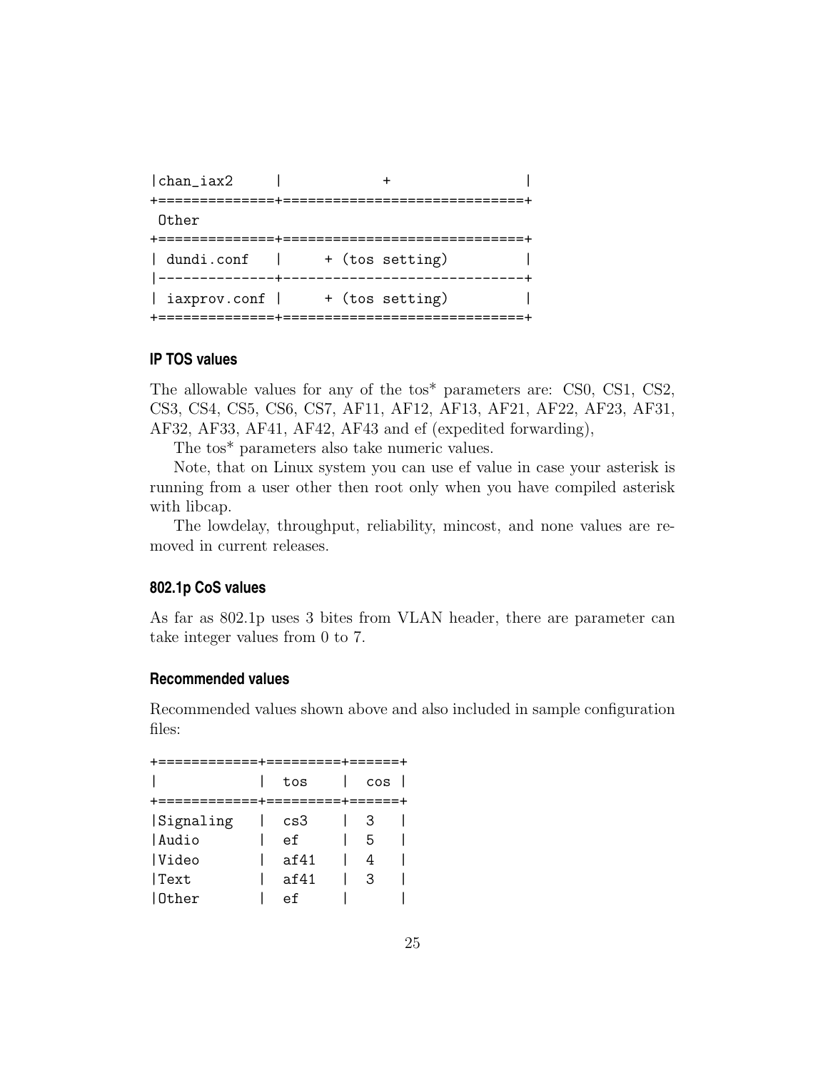```
|chan_iax2     |             +               |
+==============+=============================+
 Other
+==============+=============================+
| dundi.conf   |     + (tos setting)         |
|--------------+-----------------------------+
| iaxprov.conf |     + (tos setting)         |
+==============+=============================+
```

### IP TOS values

The allowable values for any of the tos* parameters are: CS0, CS1, CS2, CS3, CS4, CS5, CS6, CS7, AF11, AF12, AF13, AF21, AF22, AF23, AF31, AF32, AF33, AF41, AF42, AF43 and ef (expedited forwarding),

The tos* parameters also take numeric values.

Note, that on Linux system you can use ef value in case your asterisk is running from a user other then root only when you have compiled asterisk with libcap.

The lowdelay, throughput, reliability, mincost, and none values are removed in current releases.

### 802.1p CoS values

As far as 802.1p uses 3 bites from VLAN header, there are parameter can take integer values from 0 to 7.

### Recommended values

Recommended values shown above and also included in sample configuration files:

```
+============+=========+======+
|            |  tos    |  cos |
+============+=========+======+
|Signaling   |  cs3    |  3   |
|Audio       |  ef     |  5   |
|Video       |  af41   |  4   |
|Text        |  af41   |  3   |
|Other       |  ef     |      |
```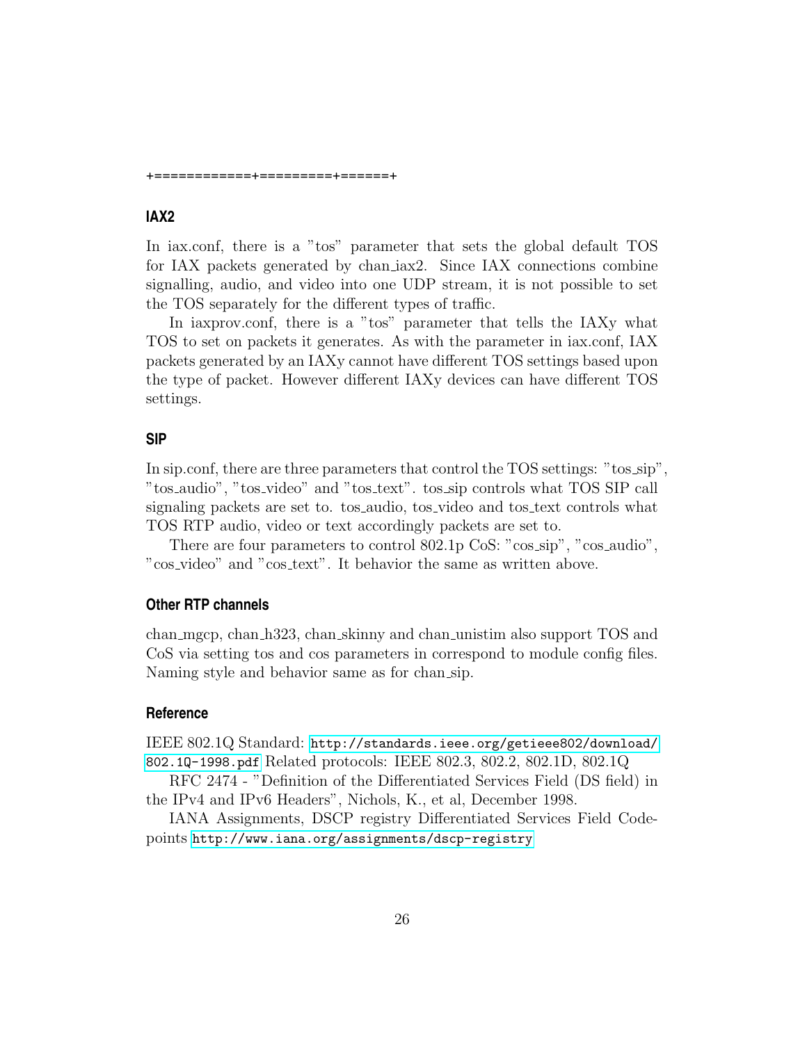+============+========+======+

### IAX2

In iax.conf, there is a "tos" parameter that sets the global default TOS for IAX packets generated by chan_iax2. Since IAX connections combine signalling, audio, and video into one UDP stream, it is not possible to set the TOS separately for the different types of traffic.

In iaxprov.conf, there is a "tos" parameter that tells the IAXy what TOS to set on packets it generates. As with the parameter in iax.conf, IAX packets generated by an IAXy cannot have different TOS settings based upon the type of packet. However different IAXy devices can have different TOS settings.

### SIP

In sip.conf, there are three parameters that control the TOS settings: "tos_sip", "tos_audio", "tos_video" and "tos_text". tos_sip controls what TOS SIP call signaling packets are set to. tos_audio, tos_video and tos_text controls what TOS RTP audio, video or text accordingly packets are set to.

There are four parameters to control 802.1p CoS: "cos_sip", "cos_audio", "cos_video" and "cos_text". It behavior the same as written above.

### Other RTP channels

chan_mgcp, chan_h323, chan_skinny and chan_unistim also support TOS and CoS via setting tos and cos parameters in correspond to module config files. Naming style and behavior same as for chan_sip.

### Reference

IEEE 802.1Q Standard: http://standards.ieee.org/getieee802/download/802.1Q-1998.pdf Related protocols: IEEE 802.3, 802.2, 802.1D, 802.1Q

RFC 2474 - "Definition of the Differentiated Services Field (DS field) in the IPv4 and IPv6 Headers", Nichols, K., et al, December 1998.

IANA Assignments, DSCP registry Differentiated Services Field Codepoints http://www.iana.org/assignments/dscp-registry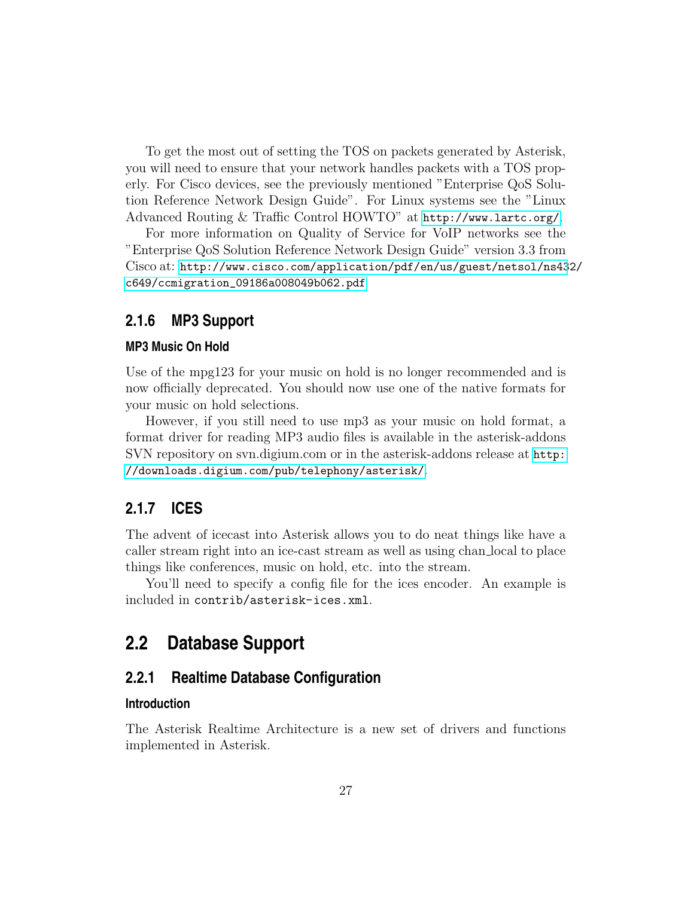To get the most out of setting the TOS on packets generated by Asterisk, you will need to ensure that your network handles packets with a TOS properly. For Cisco devices, see the previously mentioned "Enterprise QoS Solution Reference Network Design Guide". For Linux systems see the "Linux Advanced Routing & Traffic Control HOWTO" at http://www.lartc.org/.

For more information on Quality of Service for VoIP networks see the "Enterprise QoS Solution Reference Network Design Guide" version 3.3 from Cisco at: http://www.cisco.com/application/pdf/en/us/guest/netsol/ns432/c649/ccmigration_09186a008049b062.pdf

### 2.1.6 MP3 Support

#### MP3 Music On Hold

Use of the mpg123 for your music on hold is no longer recommended and is now officially deprecated. You should now use one of the native formats for your music on hold selections.

However, if you still need to use mp3 as your music on hold format, a format driver for reading MP3 audio files is available in the asterisk-addons SVN repository on svn.digium.com or in the asterisk-addons release at http://downloads.digium.com/pub/telephony/asterisk/.

### 2.1.7 ICES

The advent of icecast into Asterisk allows you to do neat things like have a caller stream right into an ice-cast stream as well as using chan_local to place things like conferences, music on hold, etc. into the stream.

You'll need to specify a config file for the ices encoder. An example is included in `contrib/asterisk-ices.xml`.

## 2.2 Database Support

### 2.2.1 Realtime Database Configuration

#### Introduction

The Asterisk Realtime Architecture is a new set of drivers and functions implemented in Asterisk.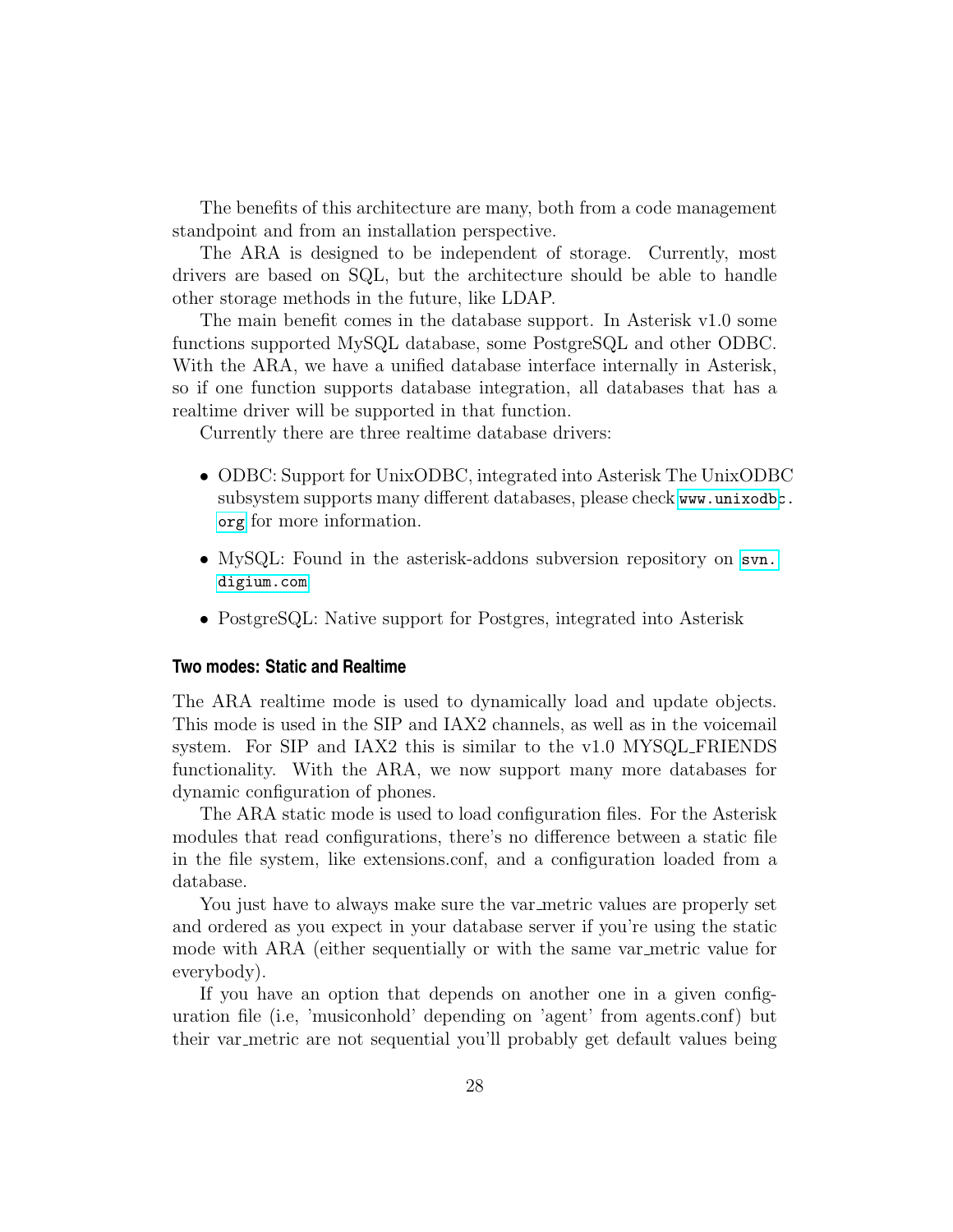The benefits of this architecture are many, both from a code management standpoint and from an installation perspective.

The ARA is designed to be independent of storage. Currently, most drivers are based on SQL, but the architecture should be able to handle other storage methods in the future, like LDAP.

The main benefit comes in the database support. In Asterisk v1.0 some functions supported MySQL database, some PostgreSQL and other ODBC. With the ARA, we have a unified database interface internally in Asterisk, so if one function supports database integration, all databases that has a realtime driver will be supported in that function.

Currently there are three realtime database drivers:

- ODBC: Support for UnixODBC, integrated into Asterisk The UnixODBC subsystem supports many different databases, please check www.unixodbc.org for more information.
- MySQL: Found in the asterisk-addons subversion repository on svn.digium.com
- PostgreSQL: Native support for Postgres, integrated into Asterisk

### Two modes: Static and Realtime

The ARA realtime mode is used to dynamically load and update objects. This mode is used in the SIP and IAX2 channels, as well as in the voicemail system. For SIP and IAX2 this is similar to the v1.0 MYSQL_FRIENDS functionality. With the ARA, we now support many more databases for dynamic configuration of phones.

The ARA static mode is used to load configuration files. For the Asterisk modules that read configurations, there's no difference between a static file in the file system, like extensions.conf, and a configuration loaded from a database.

You just have to always make sure the var_metric values are properly set and ordered as you expect in your database server if you're using the static mode with ARA (either sequentially or with the same var_metric value for everybody).

If you have an option that depends on another one in a given configuration file (i.e, 'musiconhold' depending on 'agent' from agents.conf) but their var_metric are not sequential you'll probably get default values being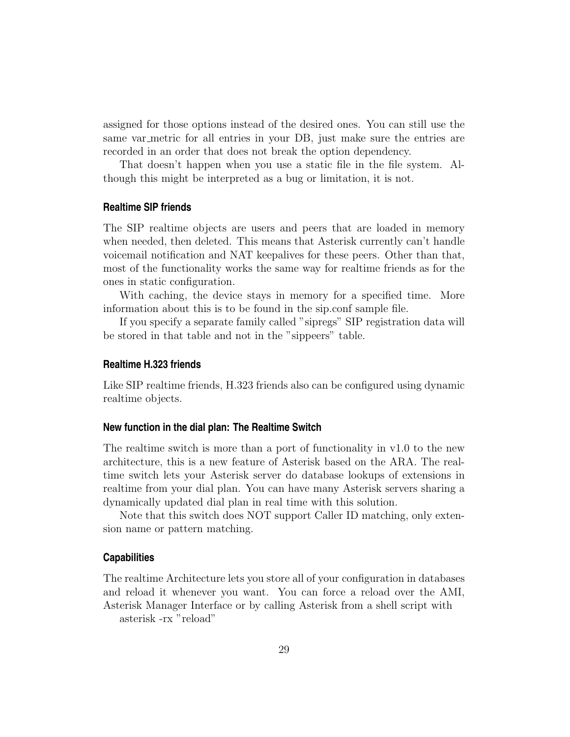assigned for those options instead of the desired ones. You can still use the same var_metric for all entries in your DB, just make sure the entries are recorded in an order that does not break the option dependency.

That doesn't happen when you use a static file in the file system. Although this might be interpreted as a bug or limitation, it is not.

#### Realtime SIP friends

The SIP realtime objects are users and peers that are loaded in memory when needed, then deleted. This means that Asterisk currently can't handle voicemail notification and NAT keepalives for these peers. Other than that, most of the functionality works the same way for realtime friends as for the ones in static configuration.

With caching, the device stays in memory for a specified time. More information about this is to be found in the sip.conf sample file.

If you specify a separate family called "sipregs" SIP registration data will be stored in that table and not in the "sippeers" table.

#### Realtime H.323 friends

Like SIP realtime friends, H.323 friends also can be configured using dynamic realtime objects.

#### New function in the dial plan: The Realtime Switch

The realtime switch is more than a port of functionality in v1.0 to the new architecture, this is a new feature of Asterisk based on the ARA. The realtime switch lets your Asterisk server do database lookups of extensions in realtime from your dial plan. You can have many Asterisk servers sharing a dynamically updated dial plan in real time with this solution.

Note that this switch does NOT support Caller ID matching, only extension name or pattern matching.

#### Capabilities

The realtime Architecture lets you store all of your configuration in databases and reload it whenever you want. You can force a reload over the AMI, Asterisk Manager Interface or by calling Asterisk from a shell script with

asterisk -rx "reload"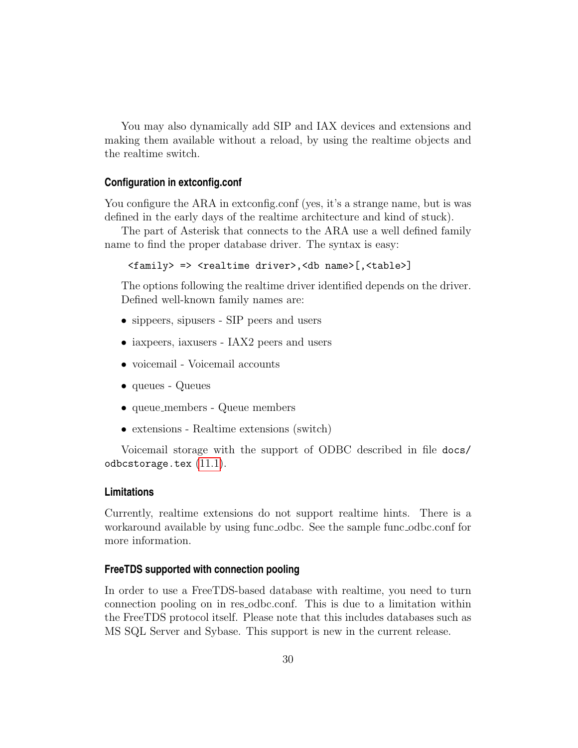You may also dynamically add SIP and IAX devices and extensions and making them available without a reload, by using the realtime objects and the realtime switch.

### Configuration in extconfig.conf

You configure the ARA in extconfig.conf (yes, it's a strange name, but is was defined in the early days of the realtime architecture and kind of stuck).

The part of Asterisk that connects to the ARA use a well defined family name to find the proper database driver. The syntax is easy:

```
<family> => <realtime driver>,<db name>[,<table>]
```

The options following the realtime driver identified depends on the driver. Defined well-known family names are:

- sippeers, sipusers - SIP peers and users
- iaxpeers, iaxusers - IAX2 peers and users
- voicemail - Voicemail accounts
- queues - Queues
- queue_members - Queue members
- extensions - Realtime extensions (switch)

Voicemail storage with the support of ODBC described in file `docs/odbcstorage.tex` (11.1).

### Limitations

Currently, realtime extensions do not support realtime hints. There is a workaround available by using func_odbc. See the sample func_odbc.conf for more information.

### FreeTDS supported with connection pooling

In order to use a FreeTDS-based database with realtime, you need to turn connection pooling on in res_odbc.conf. This is due to a limitation within the FreeTDS protocol itself. Please note that this includes databases such as MS SQL Server and Sybase. This support is new in the current release.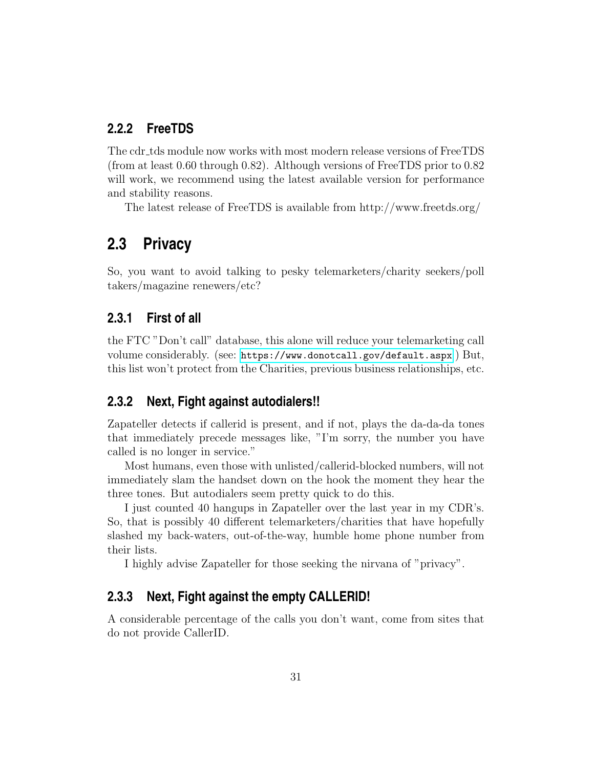### 2.2.2 FreeTDS

The cdr_tds module now works with most modern release versions of FreeTDS (from at least 0.60 through 0.82). Although versions of FreeTDS prior to 0.82 will work, we recommend using the latest available version for performance and stability reasons.

The latest release of FreeTDS is available from http://www.freetds.org/

## 2.3 Privacy

So, you want to avoid talking to pesky telemarketers/charity seekers/poll takers/magazine renewers/etc?

### 2.3.1 First of all

the FTC "Don't call" database, this alone will reduce your telemarketing call volume considerably. (see: `https://www.donotcall.gov/default.aspx` ) But, this list won't protect from the Charities, previous business relationships, etc.

### 2.3.2 Next, Fight against autodialers!!

Zapateller detects if callerid is present, and if not, plays the da-da-da tones that immediately precede messages like, "I'm sorry, the number you have called is no longer in service."

Most humans, even those with unlisted/callerid-blocked numbers, will not immediately slam the handset down on the hook the moment they hear the three tones. But autodialers seem pretty quick to do this.

I just counted 40 hangups in Zapateller over the last year in my CDR's. So, that is possibly 40 different telemarketers/charities that have hopefully slashed my back-waters, out-of-the-way, humble home phone number from their lists.

I highly advise Zapateller for those seeking the nirvana of "privacy".

### 2.3.3 Next, Fight against the empty CALLERID!

A considerable percentage of the calls you don't want, come from sites that do not provide CallerID.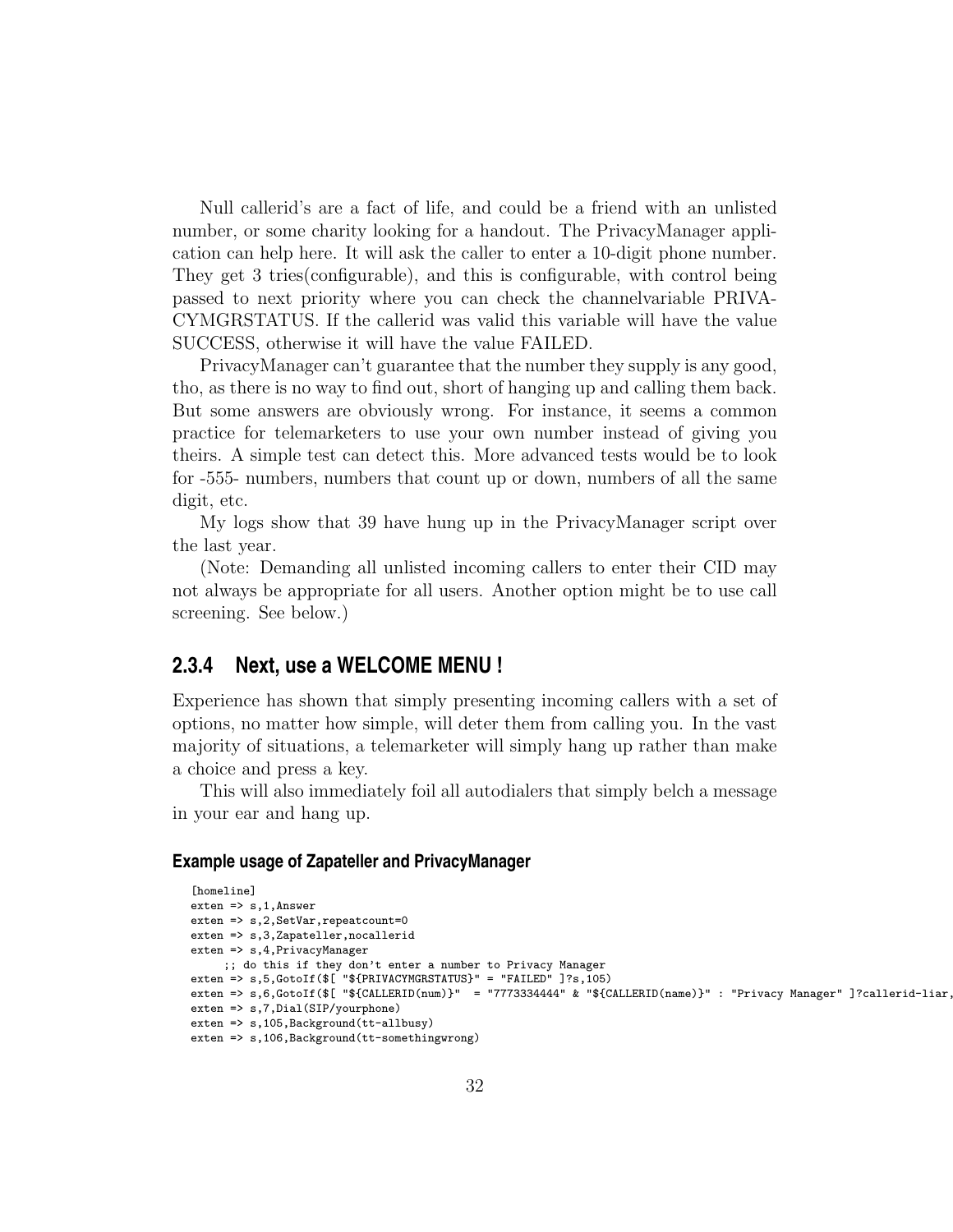Null callerid's are a fact of life, and could be a friend with an unlisted number, or some charity looking for a handout. The PrivacyManager application can help here. It will ask the caller to enter a 10-digit phone number. They get 3 tries(configurable), and this is configurable, with control being passed to next priority where you can check the channelvariable PRIVACYMGRSTATUS. If the callerid was valid this variable will have the value SUCCESS, otherwise it will have the value FAILED.

PrivacyManager can't guarantee that the number they supply is any good, tho, as there is no way to find out, short of hanging up and calling them back. But some answers are obviously wrong. For instance, it seems a common practice for telemarketers to use your own number instead of giving you theirs. A simple test can detect this. More advanced tests would be to look for -555- numbers, numbers that count up or down, numbers of all the same digit, etc.

My logs show that 39 have hung up in the PrivacyManager script over the last year.

(Note: Demanding all unlisted incoming callers to enter their CID may not always be appropriate for all users. Another option might be to use call screening. See below.)

### 2.3.4 Next, use a WELCOME MENU !

Experience has shown that simply presenting incoming callers with a set of options, no matter how simple, will deter them from calling you. In the vast majority of situations, a telemarketer will simply hang up rather than make a choice and press a key.

This will also immediately foil all autodialers that simply belch a message in your ear and hang up.

#### Example usage of Zapateller and PrivacyManager

```
[homeline]
exten => s,1,Answer
exten => s,2,SetVar,repeatcount=0
exten => s,3,Zapateller,nocallerid
exten => s,4,PrivacyManager
    ;; do this if they don't enter a number to Privacy Manager
exten => s,5,GotoIf($[ "${PRIVACYMGRSTATUS}" = "FAILED" ]?s,105)
exten => s,6,GotoIf($[ "${CALLERID(num)}"  = "7773334444" & "${CALLERID(name)}" : "Privacy Manager" ]?callerid-liar,
exten => s,7,Dial(SIP/yourphone)
exten => s,105,Background(tt-allbusy)
exten => s,106,Background(tt-somethingwrong)
```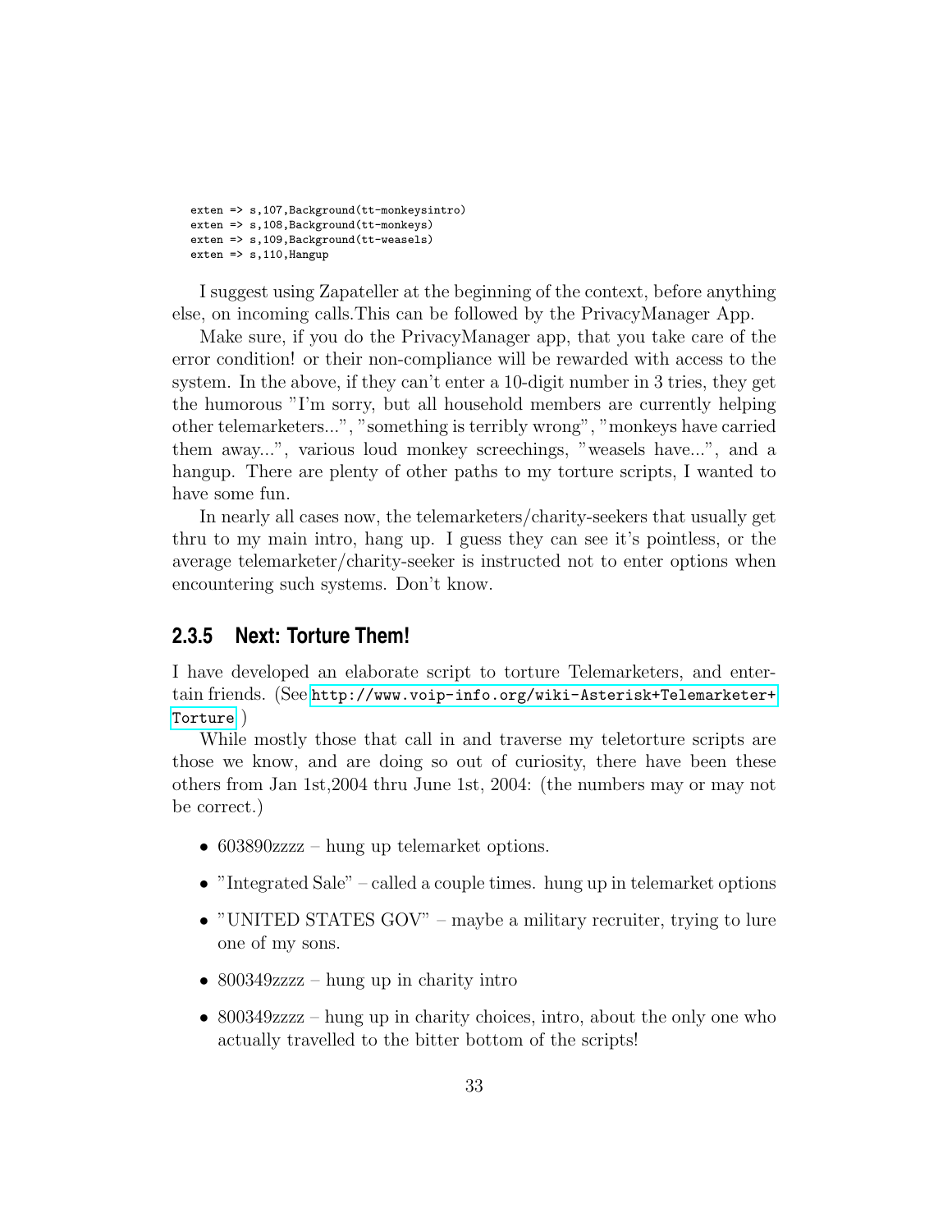```
exten => s,107,Background(tt-monkeysintro)
exten => s,108,Background(tt-monkeys)
exten => s,109,Background(tt-weasels)
exten => s,110,Hangup
```

I suggest using Zapateller at the beginning of the context, before anything else, on incoming calls.This can be followed by the PrivacyManager App.

Make sure, if you do the PrivacyManager app, that you take care of the error condition! or their non-compliance will be rewarded with access to the system. In the above, if they can't enter a 10-digit number in 3 tries, they get the humorous "I'm sorry, but all household members are currently helping other telemarketers...", "something is terribly wrong", "monkeys have carried them away...", various loud monkey screechings, "weasels have...", and a hangup. There are plenty of other paths to my torture scripts, I wanted to have some fun.

In nearly all cases now, the telemarketers/charity-seekers that usually get thru to my main intro, hang up. I guess they can see it's pointless, or the average telemarketer/charity-seeker is instructed not to enter options when encountering such systems. Don't know.

### 2.3.5 Next: Torture Them!

I have developed an elaborate script to torture Telemarketers, and entertain friends. (See `http://www.voip-info.org/wiki-Asterisk+Telemarketer+Torture` )

While mostly those that call in and traverse my teletorture scripts are those we know, and are doing so out of curiosity, there have been these others from Jan 1st,2004 thru June 1st, 2004: (the numbers may or may not be correct.)

- 603890zzzz – hung up telemarket options.
- "Integrated Sale" – called a couple times. hung up in telemarket options
- "UNITED STATES GOV" – maybe a military recruiter, trying to lure one of my sons.
- 800349zzzz – hung up in charity intro
- 800349zzzz – hung up in charity choices, intro, about the only one who actually travelled to the bitter bottom of the scripts!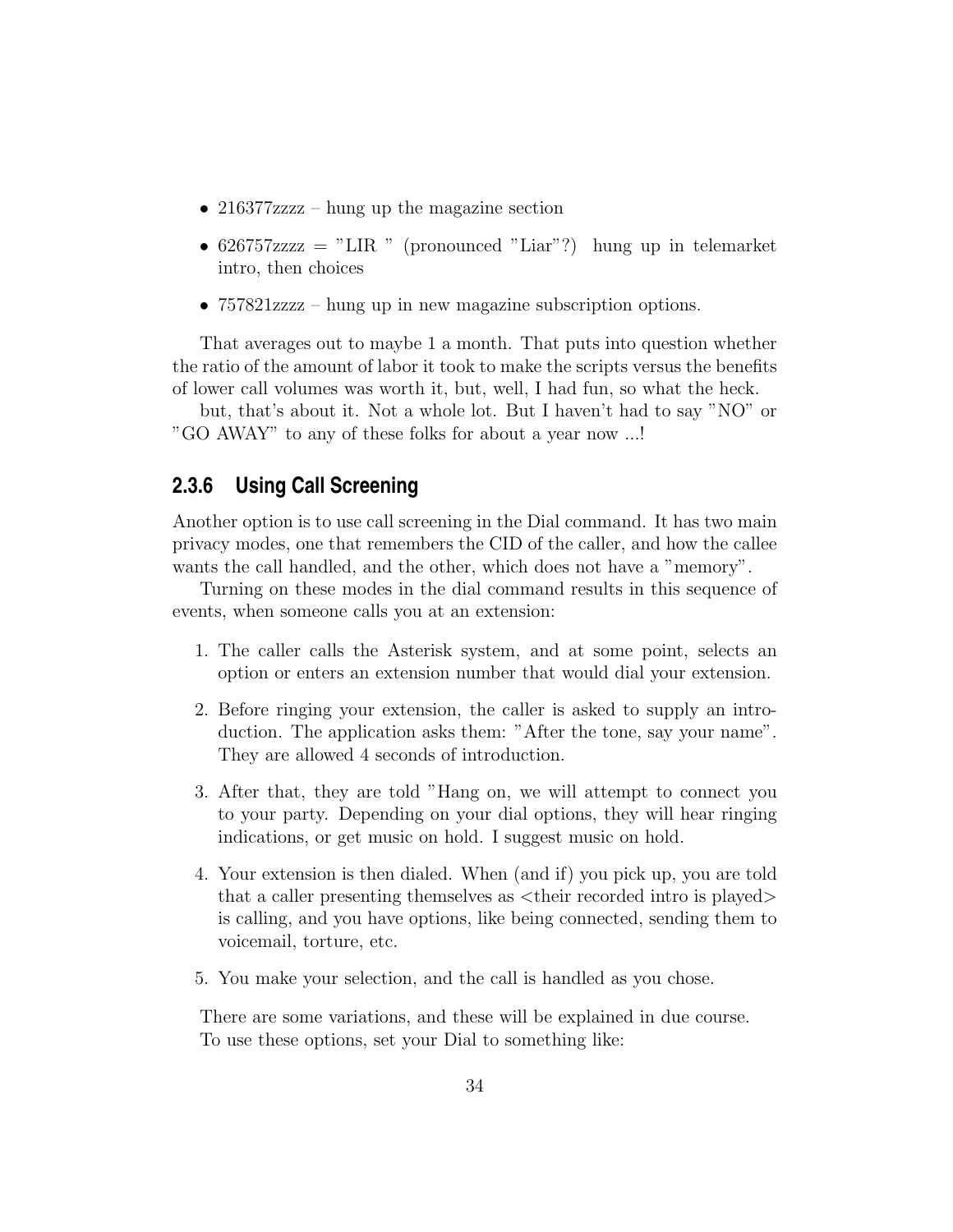- 216377zzzz – hung up the magazine section
- 626757zzzz = "LIR " (pronounced "Liar"?) hung up in telemarket intro, then choices
- 757821zzzz – hung up in new magazine subscription options.

That averages out to maybe 1 a month. That puts into question whether the ratio of the amount of labor it took to make the scripts versus the benefits of lower call volumes was worth it, but, well, I had fun, so what the heck.

but, that's about it. Not a whole lot. But I haven't had to say "NO" or "GO AWAY" to any of these folks for about a year now ...!

### 2.3.6 Using Call Screening

Another option is to use call screening in the Dial command. It has two main privacy modes, one that remembers the CID of the caller, and how the callee wants the call handled, and the other, which does not have a "memory".

Turning on these modes in the dial command results in this sequence of events, when someone calls you at an extension:

1. The caller calls the Asterisk system, and at some point, selects an option or enters an extension number that would dial your extension.
2. Before ringing your extension, the caller is asked to supply an introduction. The application asks them: "After the tone, say your name". They are allowed 4 seconds of introduction.
3. After that, they are told "Hang on, we will attempt to connect you to your party. Depending on your dial options, they will hear ringing indications, or get music on hold. I suggest music on hold.
4. Your extension is then dialed. When (and if) you pick up, you are told that a caller presenting themselves as <their recorded intro is played> is calling, and you have options, like being connected, sending them to voicemail, torture, etc.
5. You make your selection, and the call is handled as you chose.

There are some variations, and these will be explained in due course.

To use these options, set your Dial to something like: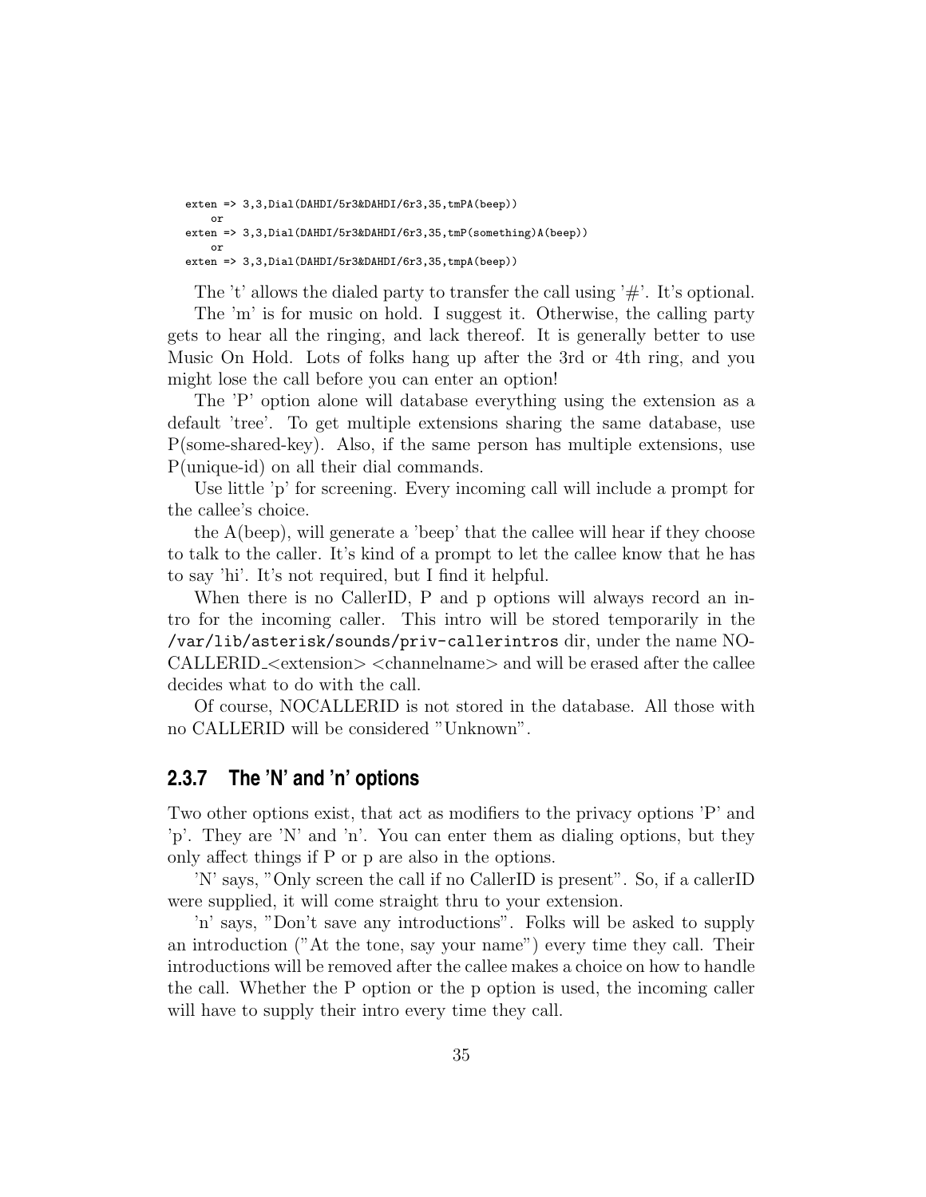```
exten => 3,3,Dial(DAHDI/5r3&DAHDI/6r3,35,tmPA(beep))
    or
exten => 3,3,Dial(DAHDI/5r3&DAHDI/6r3,35,tmP(something)A(beep))
    or
exten => 3,3,Dial(DAHDI/5r3&DAHDI/6r3,35,tmpA(beep))
```

The 't' allows the dialed party to transfer the call using '#'. It's optional.

The 'm' is for music on hold. I suggest it. Otherwise, the calling party gets to hear all the ringing, and lack thereof. It is generally better to use Music On Hold. Lots of folks hang up after the 3rd or 4th ring, and you might lose the call before you can enter an option!

The 'P' option alone will database everything using the extension as a default 'tree'. To get multiple extensions sharing the same database, use P(some-shared-key). Also, if the same person has multiple extensions, use P(unique-id) on all their dial commands.

Use little 'p' for screening. Every incoming call will include a prompt for the callee's choice.

the A(beep), will generate a 'beep' that the callee will hear if they choose to talk to the caller. It's kind of a prompt to let the callee know that he has to say 'hi'. It's not required, but I find it helpful.

When there is no CallerID, P and p options will always record an intro for the incoming caller. This intro will be stored temporarily in the `/var/lib/asterisk/sounds/priv-callerintros` dir, under the name NOCALLERID_<extension> <channelname> and will be erased after the callee decides what to do with the call.

Of course, NOCALLERID is not stored in the database. All those with no CALLERID will be considered "Unknown".

### 2.3.7 The 'N' and 'n' options

Two other options exist, that act as modifiers to the privacy options 'P' and 'p'. They are 'N' and 'n'. You can enter them as dialing options, but they only affect things if P or p are also in the options.

'N' says, "Only screen the call if no CallerID is present". So, if a callerID were supplied, it will come straight thru to your extension.

'n' says, "Don't save any introductions". Folks will be asked to supply an introduction ("At the tone, say your name") every time they call. Their introductions will be removed after the callee makes a choice on how to handle the call. Whether the P option or the p option is used, the incoming caller will have to supply their intro every time they call.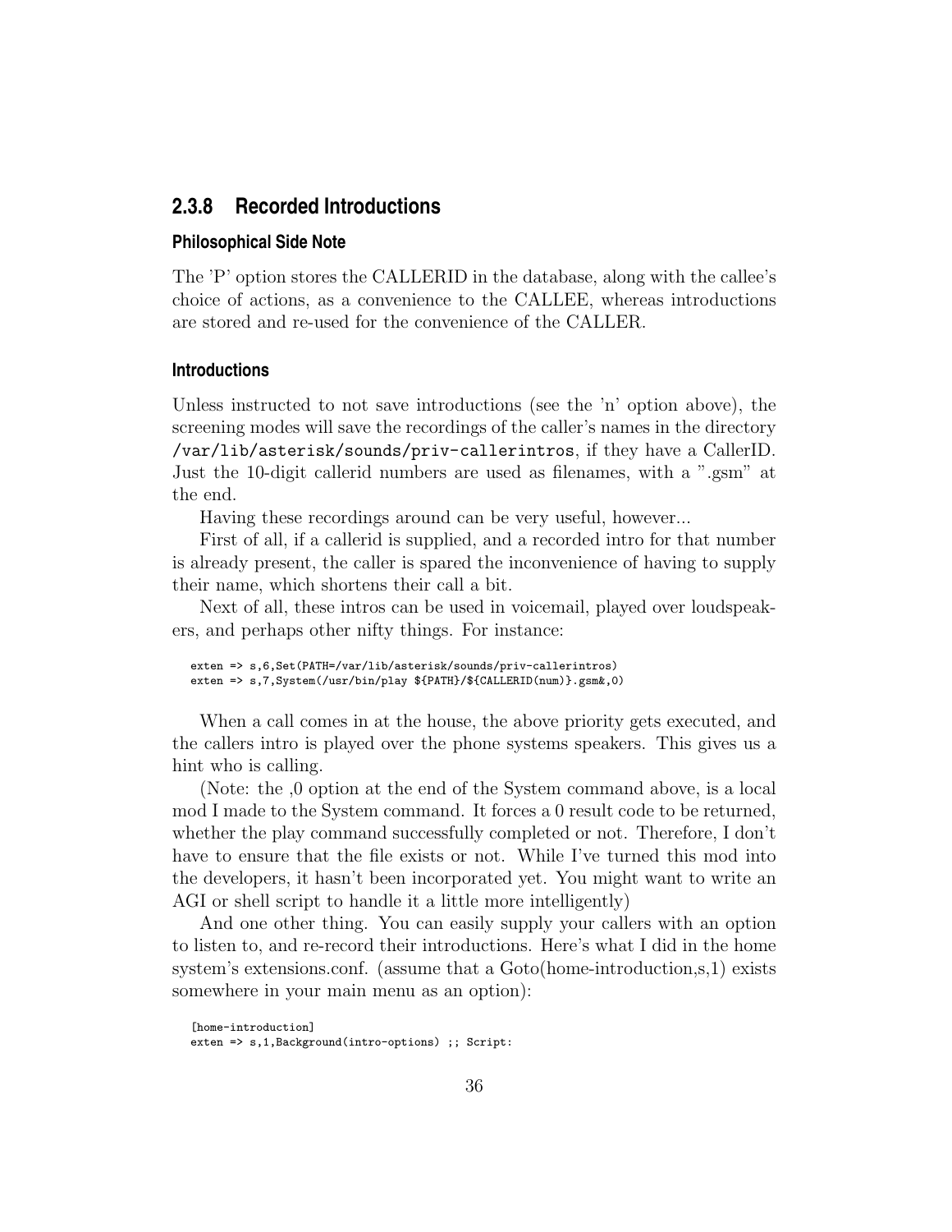### 2.3.8 Recorded Introductions

#### Philosophical Side Note

The 'P' option stores the CALLERID in the database, along with the callee's choice of actions, as a convenience to the CALLEE, whereas introductions are stored and re-used for the convenience of the CALLER.

#### Introductions

Unless instructed to not save introductions (see the 'n' option above), the screening modes will save the recordings of the caller's names in the directory `/var/lib/asterisk/sounds/priv-callerintros`, if they have a CallerID. Just the 10-digit callerid numbers are used as filenames, with a ".gsm" at the end.

Having these recordings around can be very useful, however...

First of all, if a callerid is supplied, and a recorded intro for that number is already present, the caller is spared the inconvenience of having to supply their name, which shortens their call a bit.

Next of all, these intros can be used in voicemail, played over loudspeakers, and perhaps other nifty things. For instance:

```
exten => s,6,Set(PATH=/var/lib/asterisk/sounds/priv-callerintros)
exten => s,7,System(/usr/bin/play ${PATH}/${CALLERID(num)}.gsm&,0)
```

When a call comes in at the house, the above priority gets executed, and the callers intro is played over the phone systems speakers. This gives us a hint who is calling.

(Note: the ,0 option at the end of the System command above, is a local mod I made to the System command. It forces a 0 result code to be returned, whether the play command successfully completed or not. Therefore, I don't have to ensure that the file exists or not. While I've turned this mod into the developers, it hasn't been incorporated yet. You might want to write an AGI or shell script to handle it a little more intelligently)

And one other thing. You can easily supply your callers with an option to listen to, and re-record their introductions. Here's what I did in the home system's extensions.conf. (assume that a Goto(home-introduction,s,1) exists somewhere in your main menu as an option):

```
[home-introduction]
exten => s,1,Background(intro-options) ;; Script:
```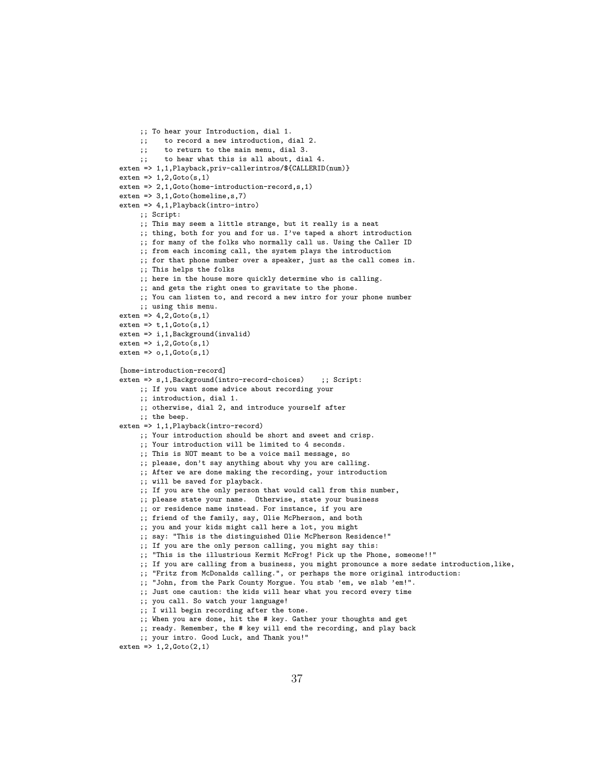```
     ;; To hear your Introduction, dial 1.
     ;;    to record a new introduction, dial 2.
     ;;    to return to the main menu, dial 3.
     ;;    to hear what this is all about, dial 4.
exten => 1,1,Playback,priv-callerintros/${CALLERID(num)}
exten => 1,2,Goto(s,1)
exten => 2,1,Goto(home-introduction-record,s,1)
exten => 3,1,Goto(homeline,s,7)
exten => 4,1,Playback(intro-intro)
     ;; Script:
     ;; This may seem a little strange, but it really is a neat
     ;; thing, both for you and for us. I've taped a short introduction
     ;; for many of the folks who normally call us. Using the Caller ID
     ;; from each incoming call, the system plays the introduction
     ;; for that phone number over a speaker, just as the call comes in.
     ;; This helps the folks
     ;; here in the house more quickly determine who is calling.
     ;; and gets the right ones to gravitate to the phone.
     ;; You can listen to, and record a new intro for your phone number
     ;; using this menu.
exten => 4,2,Goto(s,1)
exten => t,1,Goto(s,1)
exten => i,1,Background(invalid)
exten => i,2,Goto(s,1)
exten => o,1,Goto(s,1)

[home-introduction-record]
exten => s,1,Background(intro-record-choices)    ;; Script:
     ;; If you want some advice about recording your
     ;; introduction, dial 1.
     ;; otherwise, dial 2, and introduce yourself after
     ;; the beep.
exten => 1,1,Playback(intro-record)
     ;; Your introduction should be short and sweet and crisp.
     ;; Your introduction will be limited to 4 seconds.
     ;; This is NOT meant to be a voice mail message, so
     ;; please, don't say anything about why you are calling.
     ;; After we are done making the recording, your introduction
     ;; will be saved for playback.
     ;; If you are the only person that would call from this number,
     ;; please state your name.  Otherwise, state your business
     ;; or residence name instead. For instance, if you are
     ;; friend of the family, say, Olie McPherson, and both
     ;; you and your kids might call here a lot, you might
     ;; say: "This is the distinguished Olie McPherson Residence!"
     ;; If you are the only person calling, you might say this:
     ;; "This is the illustrious Kermit McFrog! Pick up the Phone, someone!!"
     ;; If you are calling from a business, you might pronounce a more sedate introduction,like,
     ;; "Fritz from McDonalds calling.", or perhaps the more original introduction:
     ;; "John, from the Park County Morgue. You stab 'em, we slab 'em!".
     ;; Just one caution: the kids will hear what you record every time
     ;; you call. So watch your language!
     ;; I will begin recording after the tone.
     ;; When you are done, hit the # key. Gather your thoughts and get
     ;; ready. Remember, the # key will end the recording, and play back
     ;; your intro. Good Luck, and Thank you!"
exten => 1,2,Goto(2,1)
```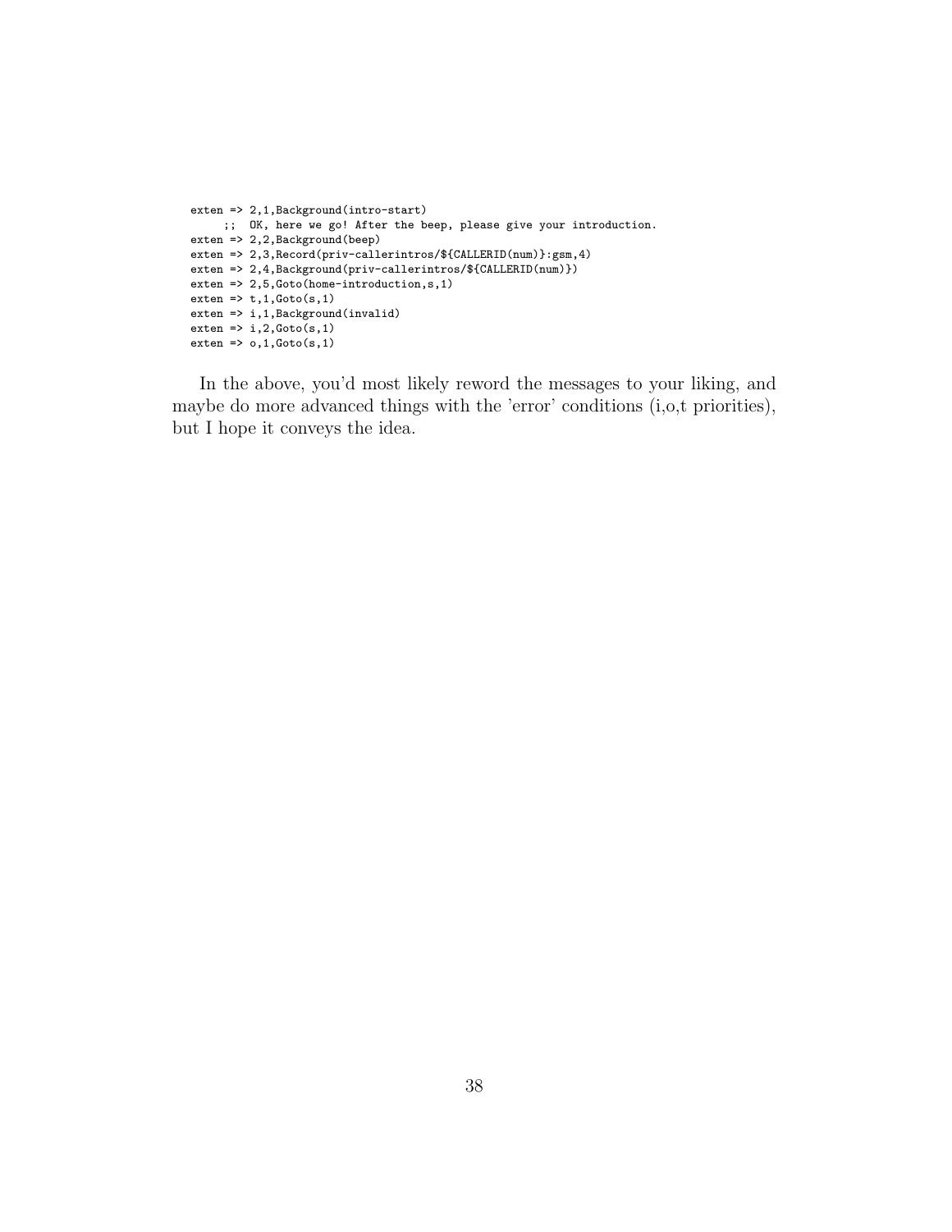```
exten => 2,1,Background(intro-start)
     ;;  OK, here we go! After the beep, please give your introduction.
exten => 2,2,Background(beep)
exten => 2,3,Record(priv-callerintros/${CALLERID(num)}:gsm,4)
exten => 2,4,Background(priv-callerintros/${CALLERID(num)})
exten => 2,5,Goto(home-introduction,s,1)
exten => t,1,Goto(s,1)
exten => i,1,Background(invalid)
exten => i,2,Goto(s,1)
exten => o,1,Goto(s,1)
```

In the above, you'd most likely reword the messages to your liking, and maybe do more advanced things with the 'error' conditions (i,o,t priorities), but I hope it conveys the idea.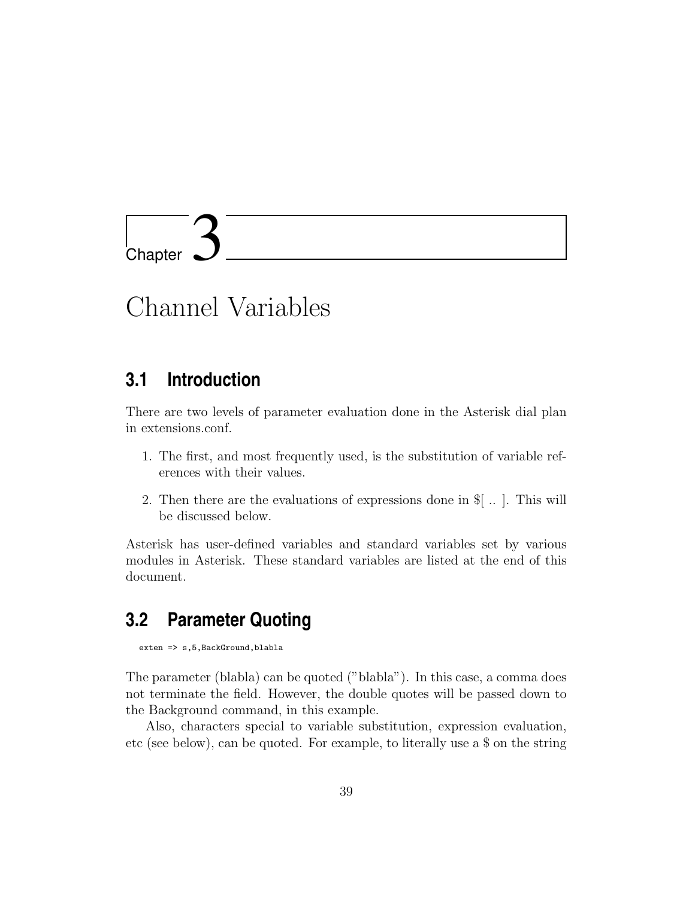# Chapter 3

# Channel Variables

## 3.1 Introduction

There are two levels of parameter evaluation done in the Asterisk dial plan in extensions.conf.

1. The first, and most frequently used, is the substitution of variable references with their values.

2. Then there are the evaluations of expressions done in $[ .. ]. This will be discussed below.

Asterisk has user-defined variables and standard variables set by various modules in Asterisk. These standard variables are listed at the end of this document.

## 3.2 Parameter Quoting

```
exten => s,5,BackGround,blabla
```

The parameter (blabla) can be quoted ("blabla"). In this case, a comma does not terminate the field. However, the double quotes will be passed down to the Background command, in this example.

Also, characters special to variable substitution, expression evaluation, etc (see below), can be quoted. For example, to literally use a $ on the string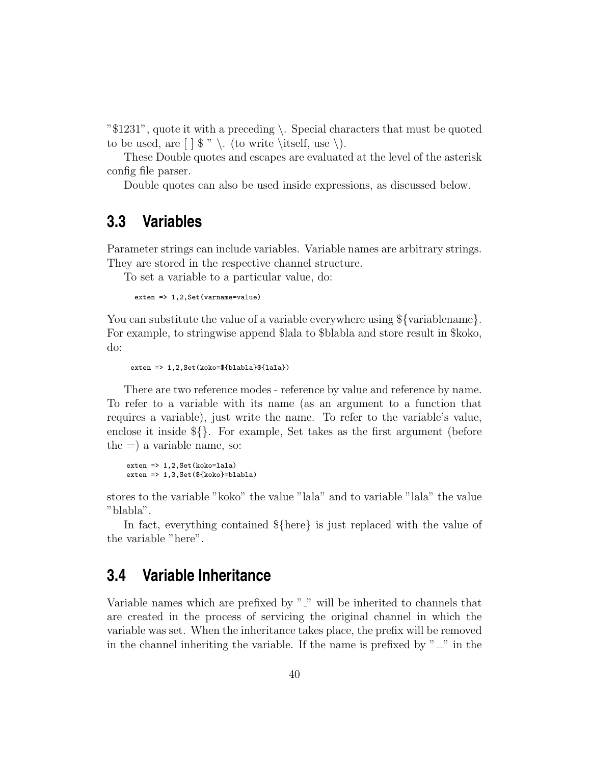"$1231", quote it with a preceding \. Special characters that must be quoted to be used, are [ ] $ " \. (to write \itself, use \).

These Double quotes and escapes are evaluated at the level of the asterisk config file parser.

Double quotes can also be used inside expressions, as discussed below.

## 3.3 Variables

Parameter strings can include variables. Variable names are arbitrary strings. They are stored in the respective channel structure.

To set a variable to a particular value, do:

```
exten => 1,2,Set(varname=value)
```

You can substitute the value of a variable everywhere using ${variablename}. For example, to stringwise append $lala to $blabla and store result in $koko, do:

```
exten => 1,2,Set(koko=${blabla}${lala})
```

There are two reference modes - reference by value and reference by name. To refer to a variable with its name (as an argument to a function that requires a variable), just write the name. To refer to the variable's value, enclose it inside ${}. For example, Set takes as the first argument (before the =) a variable name, so:

```
exten => 1,2,Set(koko=lala)
exten => 1,3,Set(${koko}=blabla)
```

stores to the variable "koko" the value "lala" and to variable "lala" the value "blabla".

In fact, everything contained ${here} is just replaced with the value of the variable "here".

## 3.4 Variable Inheritance

Variable names which are prefixed by "_" will be inherited to channels that are created in the process of servicing the original channel in which the variable was set. When the inheritance takes place, the prefix will be removed in the channel inheriting the variable. If the name is prefixed by "__" in the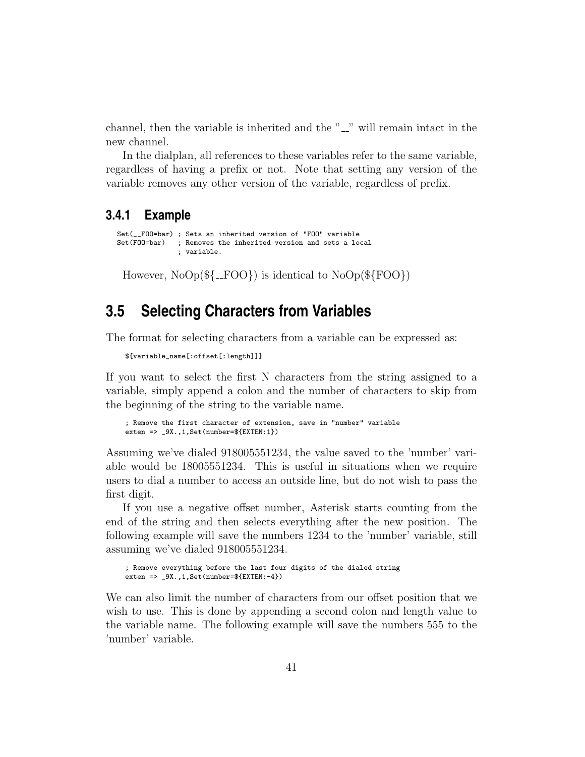channel, then the variable is inherited and the "__" will remain intact in the new channel.

In the dialplan, all references to these variables refer to the same variable, regardless of having a prefix or not. Note that setting any version of the variable removes any other version of the variable, regardless of prefix.

### 3.4.1 Example

```
Set(__FOO=bar) ; Sets an inherited version of "FOO" variable
Set(FOO=bar)   ; Removes the inherited version and sets a local
               ; variable.
```

However, NoOp(${__FOO}) is identical to NoOp(${FOO})

## 3.5 Selecting Characters from Variables

The format for selecting characters from a variable can be expressed as:

```
${variable_name[:offset[:length]]}
```

If you want to select the first N characters from the string assigned to a variable, simply append a colon and the number of characters to skip from the beginning of the string to the variable name.

```
; Remove the first character of extension, save in "number" variable
exten => _9X.,1,Set(number=${EXTEN:1})
```

Assuming we've dialed 918005551234, the value saved to the 'number' variable would be 18005551234. This is useful in situations when we require users to dial a number to access an outside line, but do not wish to pass the first digit.

If you use a negative offset number, Asterisk starts counting from the end of the string and then selects everything after the new position. The following example will save the numbers 1234 to the 'number' variable, still assuming we've dialed 918005551234.

```
; Remove everything before the last four digits of the dialed string
exten => _9X.,1,Set(number=${EXTEN:-4})
```

We can also limit the number of characters from our offset position that we wish to use. This is done by appending a second colon and length value to the variable name. The following example will save the numbers 555 to the 'number' variable.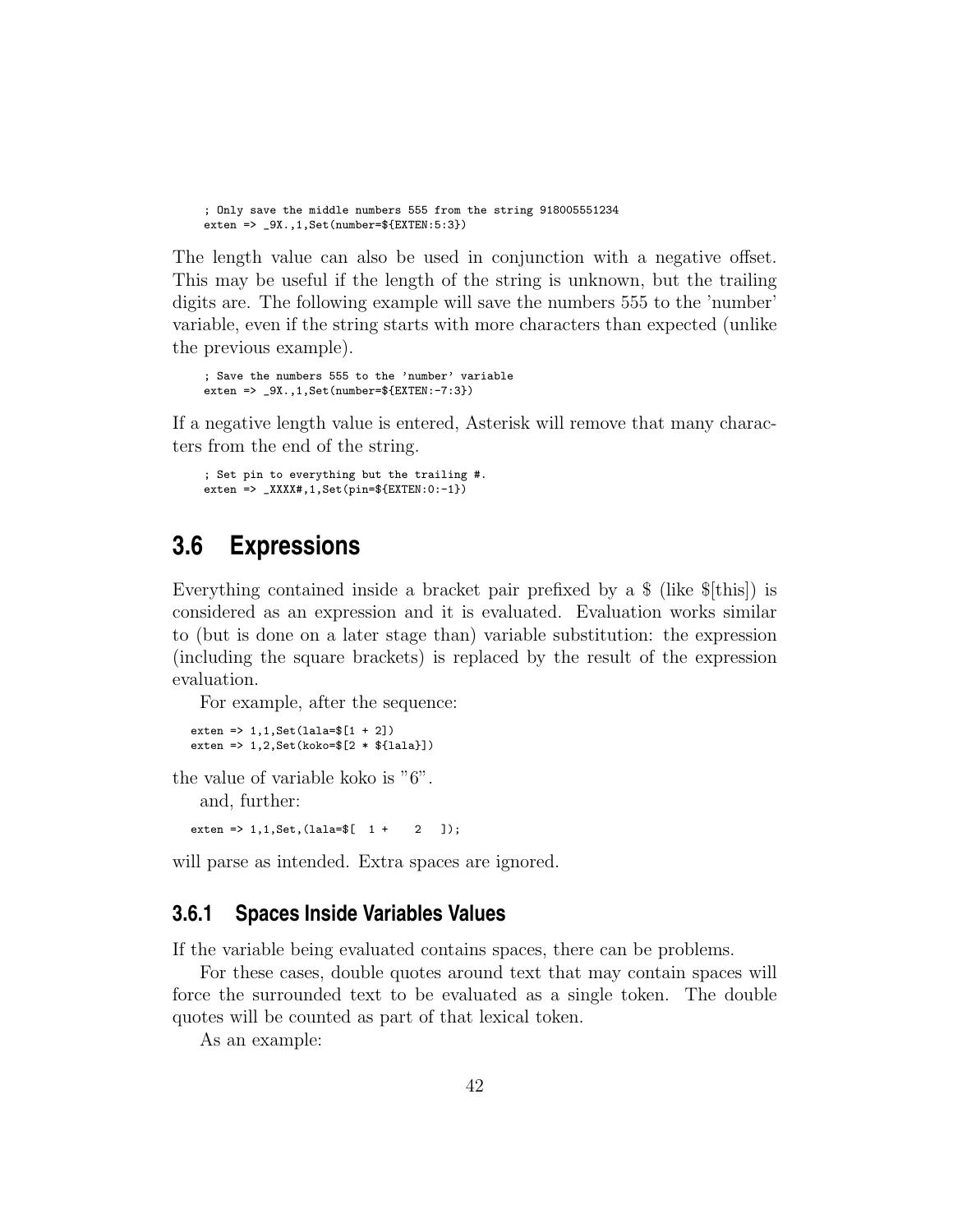```
; Only save the middle numbers 555 from the string 918005551234
exten => _9X.,1,Set(number=${EXTEN:5:3})
```

The length value can also be used in conjunction with a negative offset. This may be useful if the length of the string is unknown, but the trailing digits are. The following example will save the numbers 555 to the 'number' variable, even if the string starts with more characters than expected (unlike the previous example).

```
; Save the numbers 555 to the 'number' variable
exten => _9X.,1,Set(number=${EXTEN:-7:3})
```

If a negative length value is entered, Asterisk will remove that many characters from the end of the string.

```
; Set pin to everything but the trailing #.
exten => _XXXX#,1,Set(pin=${EXTEN:0:-1})
```

## 3.6 Expressions

Everything contained inside a bracket pair prefixed by a $ (like $[this]) is considered as an expression and it is evaluated. Evaluation works similar to (but is done on a later stage than) variable substitution: the expression (including the square brackets) is replaced by the result of the expression evaluation.

For example, after the sequence:

```
exten => 1,1,Set(lala=$[1 + 2])
exten => 1,2,Set(koko=$[2 * ${lala}])
```

the value of variable koko is "6".

and, further:

```
exten => 1,1,Set,(lala=$[  1 +    2   ]);
```

will parse as intended. Extra spaces are ignored.

### 3.6.1 Spaces Inside Variables Values

If the variable being evaluated contains spaces, there can be problems.

For these cases, double quotes around text that may contain spaces will force the surrounded text to be evaluated as a single token. The double quotes will be counted as part of that lexical token.

As an example: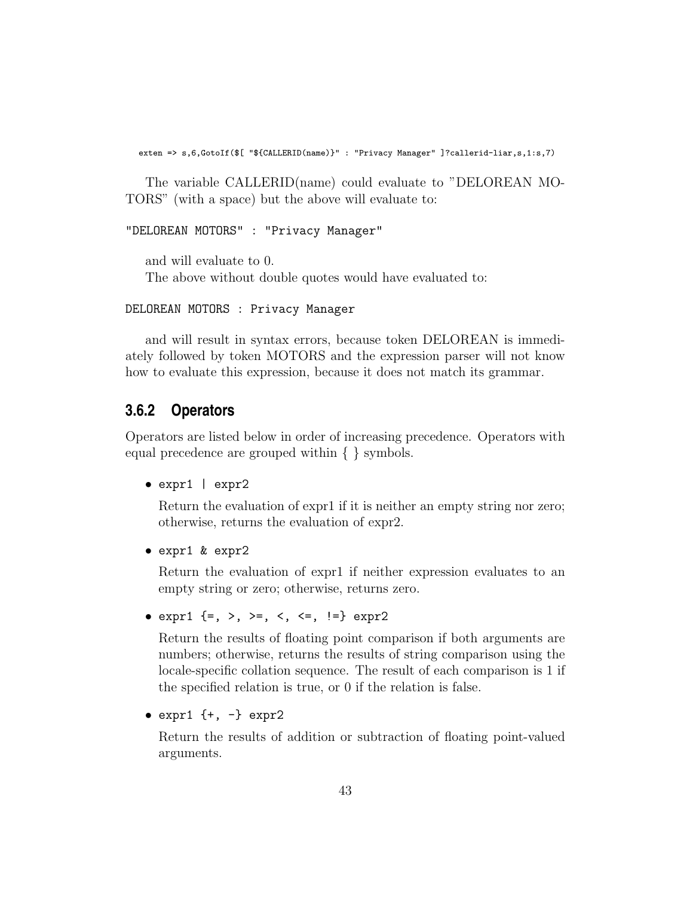```
exten => s,6,GotoIf($[ "${CALLERID(name)}" : "Privacy Manager" ]?callerid-liar,s,1:s,7)
```

The variable CALLERID(name) could evaluate to "DELOREAN MOTORS" (with a space) but the above will evaluate to:

```
"DELOREAN MOTORS" : "Privacy Manager"
```

and will evaluate to 0.

The above without double quotes would have evaluated to:

```
DELOREAN MOTORS : Privacy Manager
```

and will result in syntax errors, because token DELOREAN is immediately followed by token MOTORS and the expression parser will not know how to evaluate this expression, because it does not match its grammar.

### 3.6.2 Operators

Operators are listed below in order of increasing precedence. Operators with equal precedence are grouped within { } symbols.

- `expr1 | expr2`

  Return the evaluation of expr1 if it is neither an empty string nor zero; otherwise, returns the evaluation of expr2.

- `expr1 & expr2`

  Return the evaluation of expr1 if neither expression evaluates to an empty string or zero; otherwise, returns zero.

- `expr1 {=, >, >=, <, <=, !=} expr2`

  Return the results of floating point comparison if both arguments are numbers; otherwise, returns the results of string comparison using the locale-specific collation sequence. The result of each comparison is 1 if the specified relation is true, or 0 if the relation is false.

- `expr1 {+, -} expr2`

  Return the results of addition or subtraction of floating point-valued arguments.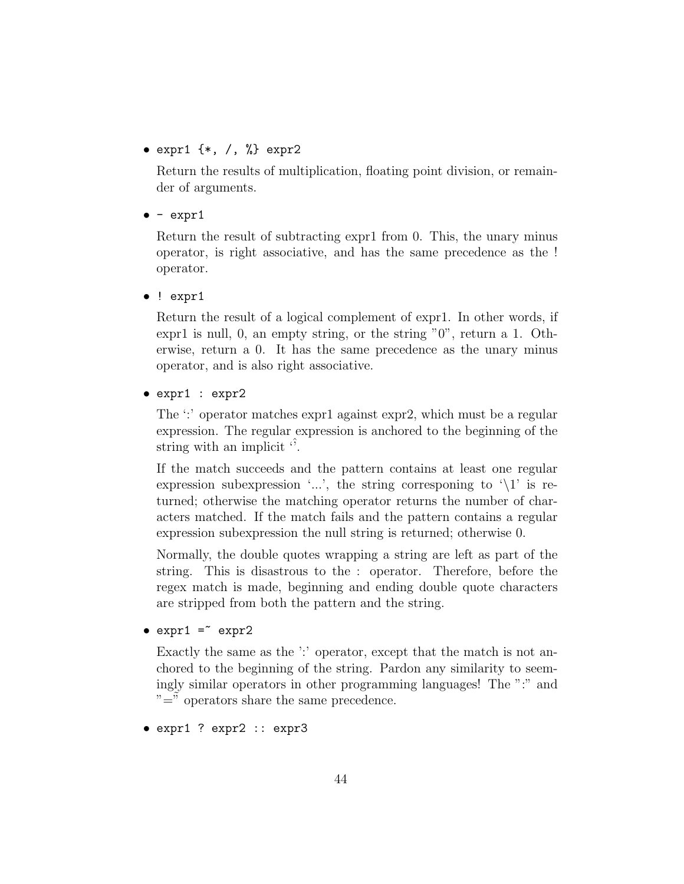- `expr1 {*, /, %} expr2`

  Return the results of multiplication, floating point division, or remainder of arguments.

- `- expr1`

  Return the result of subtracting expr1 from 0. This, the unary minus operator, is right associative, and has the same precedence as the ! operator.

- `! expr1`

  Return the result of a logical complement of expr1. In other words, if expr1 is null, 0, an empty string, or the string "0", return a 1. Otherwise, return a 0. It has the same precedence as the unary minus operator, and is also right associative.

- `expr1 : expr2`

  The ':' operator matches expr1 against expr2, which must be a regular expression. The regular expression is anchored to the beginning of the string with an implicit '^'.

  If the match succeeds and the pattern contains at least one regular expression subexpression '...', the string corresponing to '\1' is returned; otherwise the matching operator returns the number of characters matched. If the match fails and the pattern contains a regular expression subexpression the null string is returned; otherwise 0.

  Normally, the double quotes wrapping a string are left as part of the string. This is disastrous to the : operator. Therefore, before the regex match is made, beginning and ending double quote characters are stripped from both the pattern and the string.

- `expr1 =~ expr2`

  Exactly the same as the ':' operator, except that the match is not anchored to the beginning of the string. Pardon any similarity to seemingly similar operators in other programming languages! The ":" and "=~" operators share the same precedence.

- `expr1 ? expr2 :: expr3`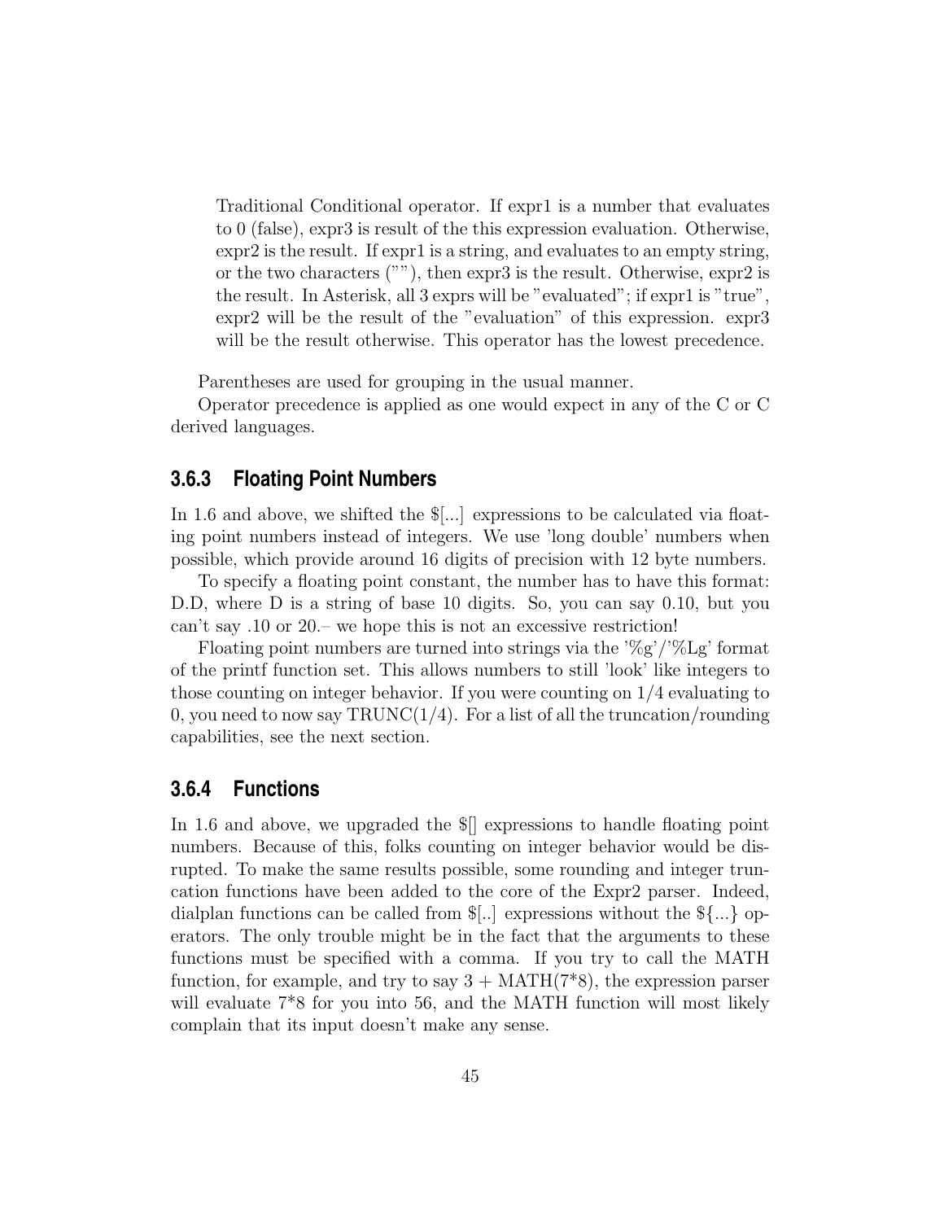Traditional Conditional operator. If expr1 is a number that evaluates to 0 (false), expr3 is result of the this expression evaluation. Otherwise, expr2 is the result. If expr1 is a string, and evaluates to an empty string, or the two characters (""), then expr3 is the result. Otherwise, expr2 is the result. In Asterisk, all 3 exprs will be "evaluated"; if expr1 is "true", expr2 will be the result of the "evaluation" of this expression. expr3 will be the result otherwise. This operator has the lowest precedence.

Parentheses are used for grouping in the usual manner.

Operator precedence is applied as one would expect in any of the C or C derived languages.

### 3.6.3 Floating Point Numbers

In 1.6 and above, we shifted the $[...] expressions to be calculated via floating point numbers instead of integers. We use 'long double' numbers when possible, which provide around 16 digits of precision with 12 byte numbers.

To specify a floating point constant, the number has to have this format: D.D, where D is a string of base 10 digits. So, you can say 0.10, but you can't say .10 or 20.– we hope this is not an excessive restriction!

Floating point numbers are turned into strings via the '%g'/'%Lg' format of the printf function set. This allows numbers to still 'look' like integers to those counting on integer behavior. If you were counting on 1/4 evaluating to 0, you need to now say TRUNC(1/4). For a list of all the truncation/rounding capabilities, see the next section.

### 3.6.4 Functions

In 1.6 and above, we upgraded the $[] expressions to handle floating point numbers. Because of this, folks counting on integer behavior would be disrupted. To make the same results possible, some rounding and integer truncation functions have been added to the core of the Expr2 parser. Indeed, dialplan functions can be called from $[..] expressions without the ${...} operators. The only trouble might be in the fact that the arguments to these functions must be specified with a comma. If you try to call the MATH function, for example, and try to say 3 + MATH(7*8), the expression parser will evaluate 7*8 for you into 56, and the MATH function will most likely complain that its input doesn't make any sense.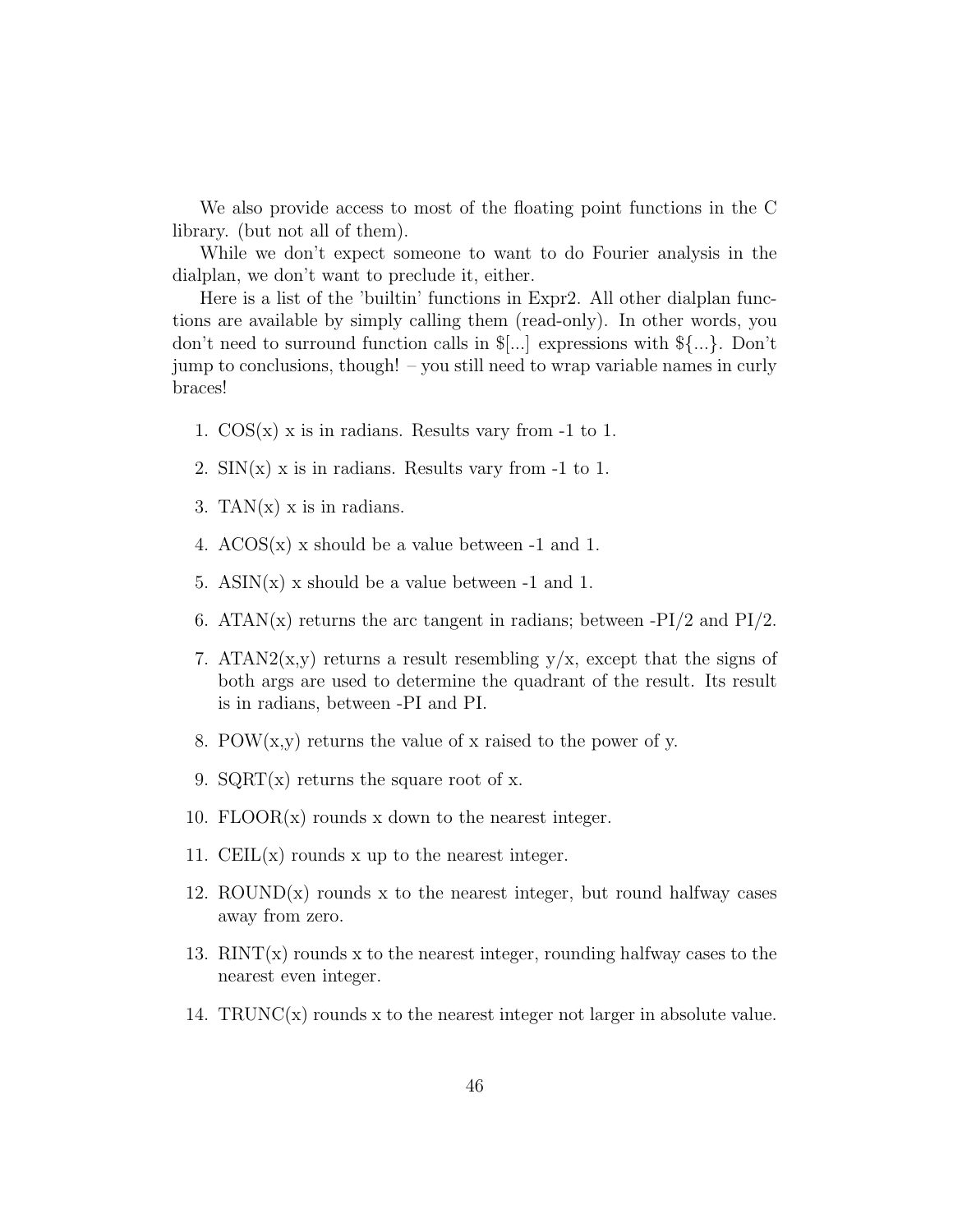We also provide access to most of the floating point functions in the C library. (but not all of them).

While we don't expect someone to want to do Fourier analysis in the dialplan, we don't want to preclude it, either.

Here is a list of the 'builtin' functions in Expr2. All other dialplan functions are available by simply calling them (read-only). In other words, you don't need to surround function calls in $[...] expressions with ${...}. Don't jump to conclusions, though! – you still need to wrap variable names in curly braces!

1. COS(x) x is in radians. Results vary from -1 to 1.
2. SIN(x) x is in radians. Results vary from -1 to 1.
3. TAN(x) x is in radians.
4. ACOS(x) x should be a value between -1 and 1.
5. ASIN(x) x should be a value between -1 and 1.
6. ATAN(x) returns the arc tangent in radians; between -PI/2 and PI/2.
7. ATAN2(x,y) returns a result resembling y/x, except that the signs of both args are used to determine the quadrant of the result. Its result is in radians, between -PI and PI.
8. POW(x,y) returns the value of x raised to the power of y.
9. SQRT(x) returns the square root of x.
10. FLOOR(x) rounds x down to the nearest integer.
11. CEIL(x) rounds x up to the nearest integer.
12. ROUND(x) rounds x to the nearest integer, but round halfway cases away from zero.
13. RINT(x) rounds x to the nearest integer, rounding halfway cases to the nearest even integer.
14. TRUNC(x) rounds x to the nearest integer not larger in absolute value.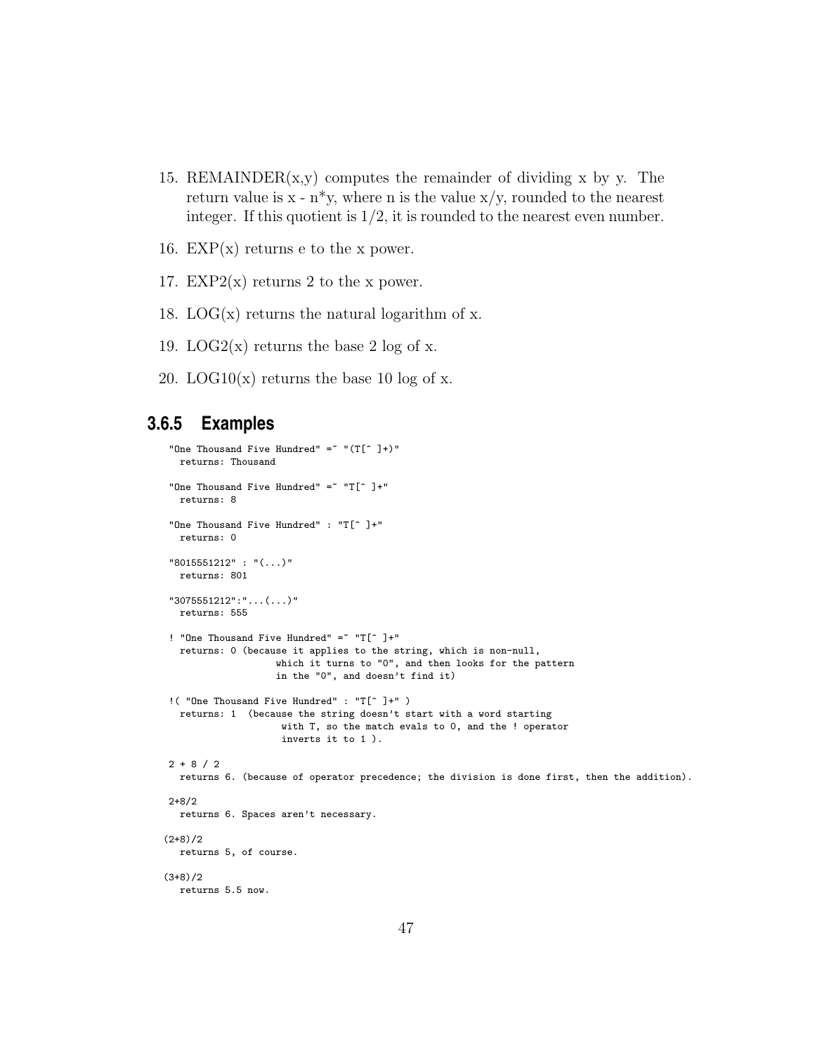15. REMAINDER(x,y) computes the remainder of dividing x by y. The return value is x - n*y, where n is the value x/y, rounded to the nearest integer. If this quotient is 1/2, it is rounded to the nearest even number.

16. EXP(x) returns e to the x power.

17. EXP2(x) returns 2 to the x power.

18. LOG(x) returns the natural logarithm of x.

19. LOG2(x) returns the base 2 log of x.

20. LOG10(x) returns the base 10 log of x.

### 3.6.5 Examples

```
"One Thousand Five Hundred" =~ "(T[^ ]+)"
  returns: Thousand

"One Thousand Five Hundred" =~ "T[^ ]+"
  returns: 8

"One Thousand Five Hundred" : "T[^ ]+"
  returns: 0

"8015551212" : "(...)"
  returns: 801

"3075551212":"...(...)"
  returns: 555

! "One Thousand Five Hundred" =~ "T[^ ]+"
  returns: 0 (because it applies to the string, which is non-null,
                 which it turns to "0", and then looks for the pattern
                 in the "0", and doesn't find it)

!( "One Thousand Five Hundred" : "T[^ ]+" )
  returns: 1  (because the string doesn't start with a word starting
                  with T, so the match evals to 0, and the ! operator
                  inverts it to 1 ).

2 + 8 / 2
  returns 6. (because of operator precedence; the division is done first, then the addition).

2+8/2
  returns 6. Spaces aren't necessary.

(2+8)/2
  returns 5, of course.

(3+8)/2
  returns 5.5 now.
```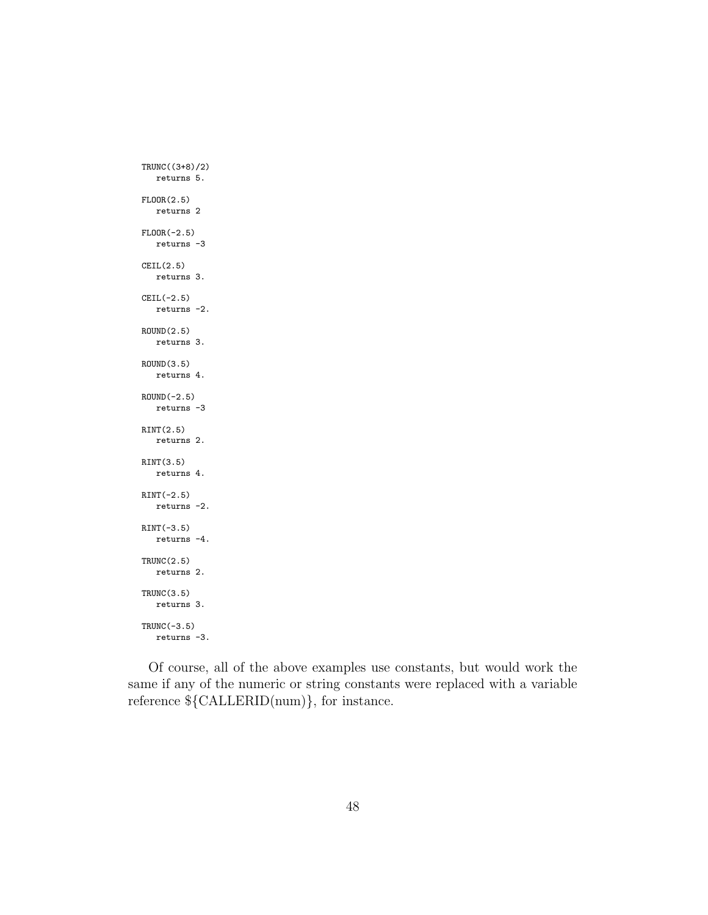```
TRUNC((3+8)/2)
   returns 5.

FLOOR(2.5)
   returns 2

FLOOR(-2.5)
   returns -3

CEIL(2.5)
   returns 3.

CEIL(-2.5)
   returns -2.

ROUND(2.5)
   returns 3.

ROUND(3.5)
   returns 4.

ROUND(-2.5)
   returns -3

RINT(2.5)
   returns 2.

RINT(3.5)
   returns 4.

RINT(-2.5)
   returns -2.

RINT(-3.5)
   returns -4.

TRUNC(2.5)
   returns 2.

TRUNC(3.5)
   returns 3.

TRUNC(-3.5)
   returns -3.
```

Of course, all of the above examples use constants, but would work the same if any of the numeric or string constants were replaced with a variable reference ${CALLERID(num)}, for instance.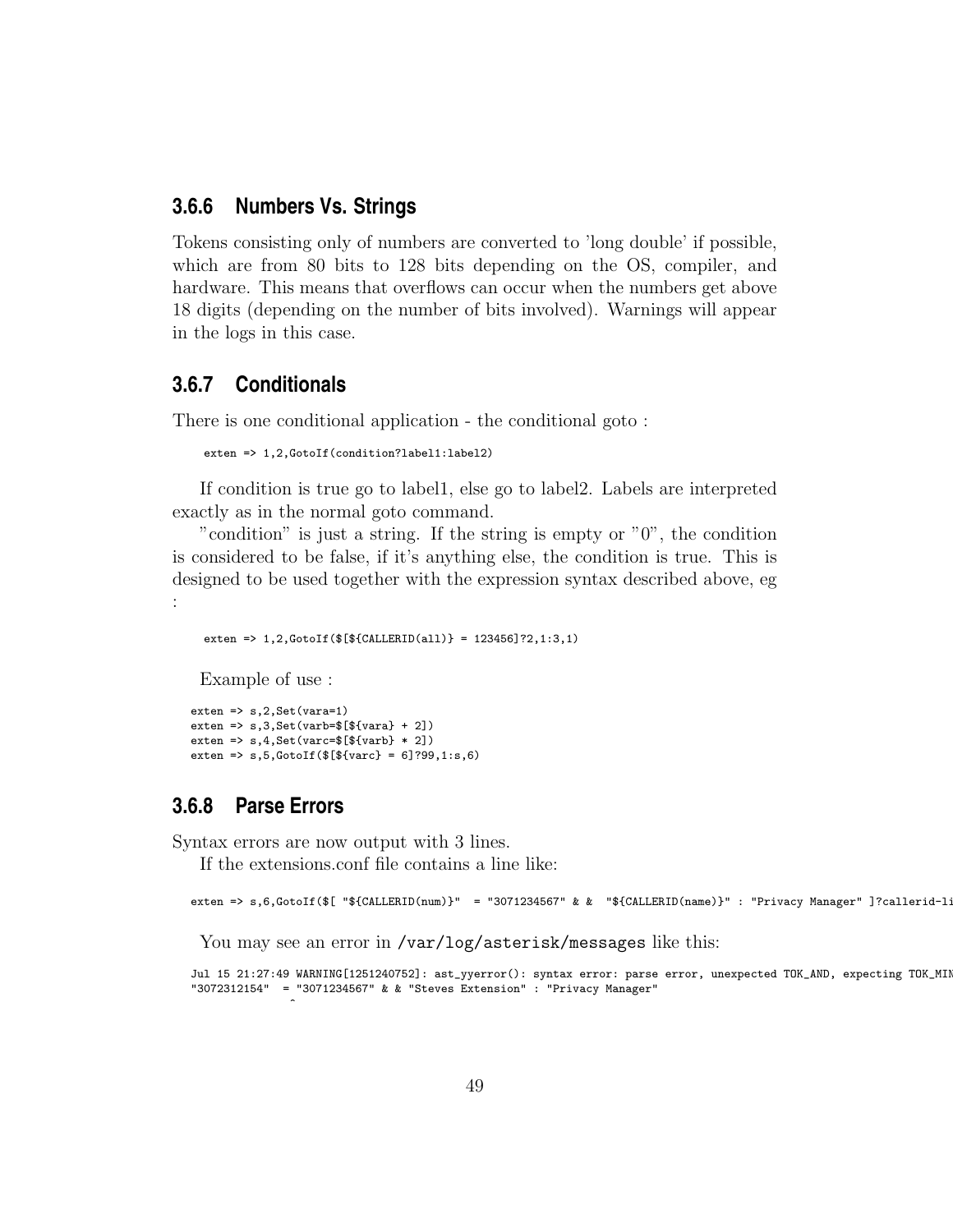### 3.6.6 Numbers Vs. Strings

Tokens consisting only of numbers are converted to 'long double' if possible, which are from 80 bits to 128 bits depending on the OS, compiler, and hardware. This means that overflows can occur when the numbers get above 18 digits (depending on the number of bits involved). Warnings will appear in the logs in this case.

### 3.6.7 Conditionals

There is one conditional application - the conditional goto :

```
exten => 1,2,GotoIf(condition?label1:label2)
```

If condition is true go to label1, else go to label2. Labels are interpreted exactly as in the normal goto command.

"condition" is just a string. If the string is empty or "0", the condition is considered to be false, if it's anything else, the condition is true. This is designed to be used together with the expression syntax described above, eg :

```
exten => 1,2,GotoIf($[${CALLERID(all)} = 123456]?2,1:3,1)
```

Example of use :

```
exten => s,2,Set(vara=1)
exten => s,3,Set(varb=$[${vara} + 2])
exten => s,4,Set(varc=$[${varb} * 2])
exten => s,5,GotoIf($[${varc} = 6]?99,1:s,6)
```

### 3.6.8 Parse Errors

Syntax errors are now output with 3 lines.

If the extensions.conf file contains a line like:

```
exten => s,6,GotoIf($[ "${CALLERID(num)}"  = "3071234567" & &  "${CALLERID(name)}" : "Privacy Manager" ]?callerid-li
```

You may see an error in /var/log/asterisk/messages like this:

```
Jul 15 21:27:49 WARNING[1251240752]: ast_yyerror(): syntax error: parse error, unexpected TOK_AND, expecting TOK_MIN
"3072312154"  = "3071234567" & & "Steves Extension" : "Privacy Manager"
               ^
```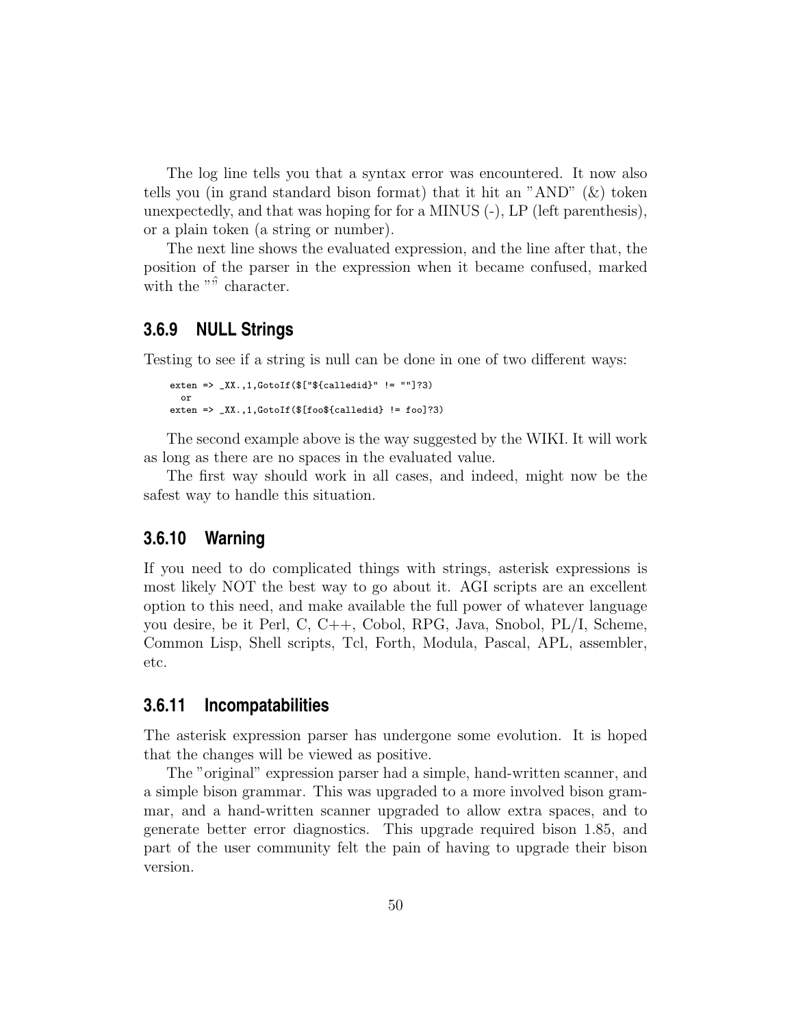The log line tells you that a syntax error was encountered. It now also tells you (in grand standard bison format) that it hit an "AND" (&) token unexpectedly, and that was hoping for for a MINUS (-), LP (left parenthesis), or a plain token (a string or number).

The next line shows the evaluated expression, and the line after that, the position of the parser in the expression when it became confused, marked with the "^" character.

### 3.6.9 NULL Strings

Testing to see if a string is null can be done in one of two different ways:

```
exten => _XX.,1,GotoIf($["${calledid}" != ""]?3)
  or
exten => _XX.,1,GotoIf($[foo${calledid} != foo]?3)
```

The second example above is the way suggested by the WIKI. It will work as long as there are no spaces in the evaluated value.

The first way should work in all cases, and indeed, might now be the safest way to handle this situation.

### 3.6.10 Warning

If you need to do complicated things with strings, asterisk expressions is most likely NOT the best way to go about it. AGI scripts are an excellent option to this need, and make available the full power of whatever language you desire, be it Perl, C, C++, Cobol, RPG, Java, Snobol, PL/I, Scheme, Common Lisp, Shell scripts, Tcl, Forth, Modula, Pascal, APL, assembler, etc.

### 3.6.11 Incompatabilities

The asterisk expression parser has undergone some evolution. It is hoped that the changes will be viewed as positive.

The "original" expression parser had a simple, hand-written scanner, and a simple bison grammar. This was upgraded to a more involved bison grammar, and a hand-written scanner upgraded to allow extra spaces, and to generate better error diagnostics. This upgrade required bison 1.85, and part of the user community felt the pain of having to upgrade their bison version.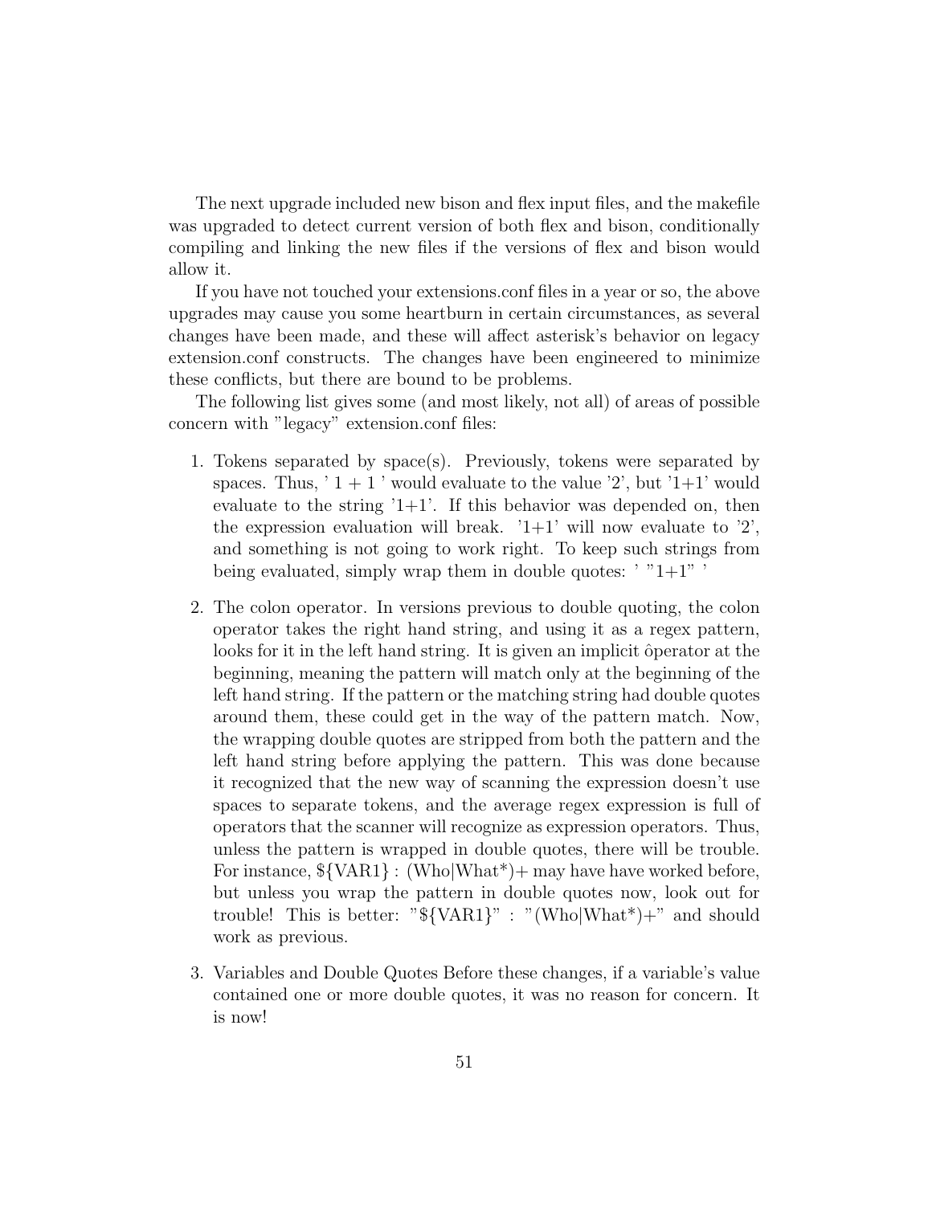The next upgrade included new bison and flex input files, and the makefile was upgraded to detect current version of both flex and bison, conditionally compiling and linking the new files if the versions of flex and bison would allow it.

If you have not touched your extensions.conf files in a year or so, the above upgrades may cause you some heartburn in certain circumstances, as several changes have been made, and these will affect asterisk's behavior on legacy extension.conf constructs. The changes have been engineered to minimize these conflicts, but there are bound to be problems.

The following list gives some (and most likely, not all) of areas of possible concern with "legacy" extension.conf files:

1. Tokens separated by space(s). Previously, tokens were separated by spaces. Thus, ' 1 + 1 ' would evaluate to the value '2', but '1+1' would evaluate to the string '1+1'. If this behavior was depended on, then the expression evaluation will break. '1+1' will now evaluate to '2', and something is not going to work right. To keep such strings from being evaluated, simply wrap them in double quotes: ' "1+1" '

2. The colon operator. In versions previous to double quoting, the colon operator takes the right hand string, and using it as a regex pattern, looks for it in the left hand string. It is given an implicit ôperator at the beginning, meaning the pattern will match only at the beginning of the left hand string. If the pattern or the matching string had double quotes around them, these could get in the way of the pattern match. Now, the wrapping double quotes are stripped from both the pattern and the left hand string before applying the pattern. This was done because it recognized that the new way of scanning the expression doesn't use spaces to separate tokens, and the average regex expression is full of operators that the scanner will recognize as expression operators. Thus, unless the pattern is wrapped in double quotes, there will be trouble. For instance, ${VAR1} : (Who|What*)+ may have have worked before, but unless you wrap the pattern in double quotes now, look out for trouble! This is better: "${VAR1}" : "(Who|What*)+" and should work as previous.

3. Variables and Double Quotes Before these changes, if a variable's value contained one or more double quotes, it was no reason for concern. It is now!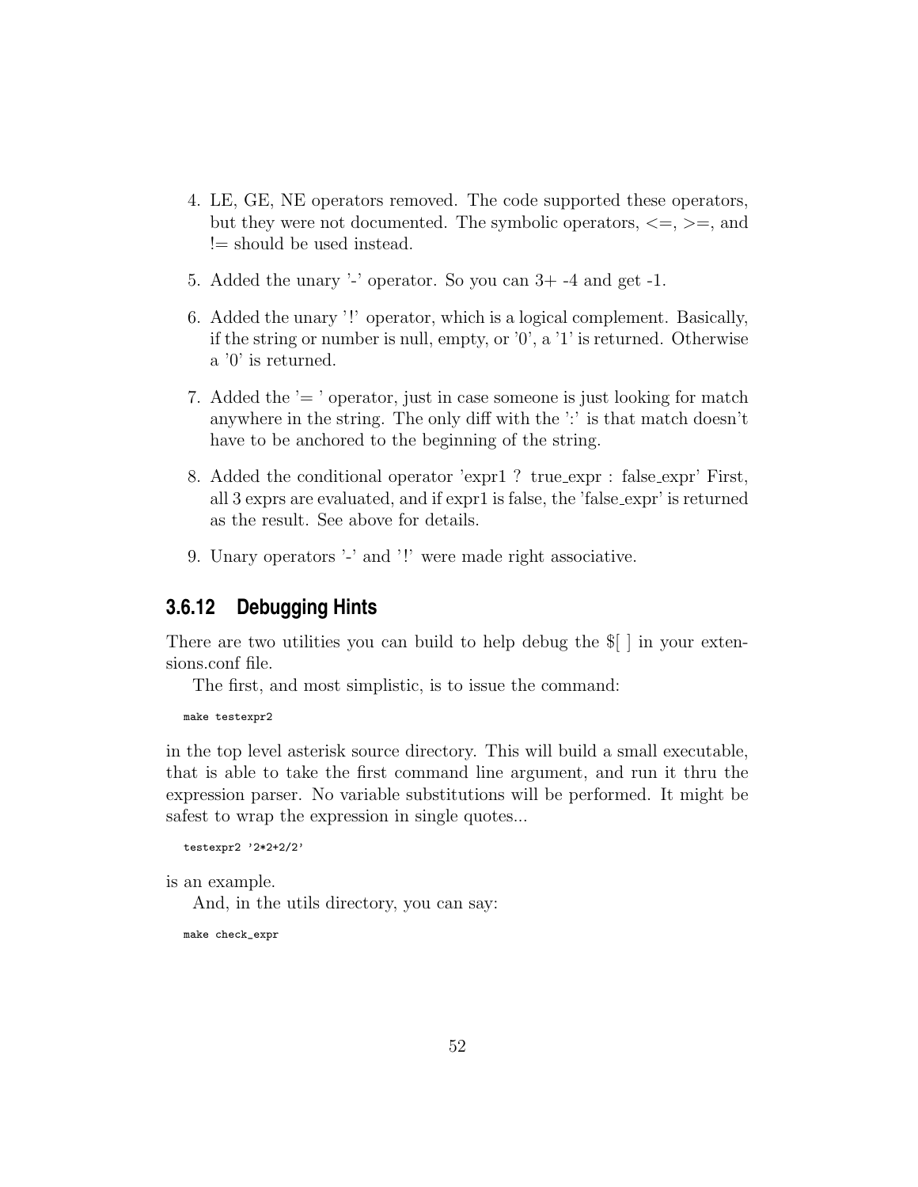4. LE, GE, NE operators removed. The code supported these operators, but they were not documented. The symbolic operators, <=, >=, and != should be used instead.

5. Added the unary '-' operator. So you can 3+ -4 and get -1.

6. Added the unary '!' operator, which is a logical complement. Basically, if the string or number is null, empty, or '0', a '1' is returned. Otherwise a '0' is returned.

7. Added the '= ' operator, just in case someone is just looking for match anywhere in the string. The only diff with the ':' is that match doesn't have to be anchored to the beginning of the string.

8. Added the conditional operator 'expr1 ? true_expr : false_expr' First, all 3 exprs are evaluated, and if expr1 is false, the 'false_expr' is returned as the result. See above for details.

9. Unary operators '-' and '!' were made right associative.

### 3.6.12 Debugging Hints

There are two utilities you can build to help debug the $[ ] in your extensions.conf file.

The first, and most simplistic, is to issue the command:

```
make testexpr2
```

in the top level asterisk source directory. This will build a small executable, that is able to take the first command line argument, and run it thru the expression parser. No variable substitutions will be performed. It might be safest to wrap the expression in single quotes...

```
testexpr2 '2*2+2/2'
```

is an example.

And, in the utils directory, you can say:

```
make check_expr
```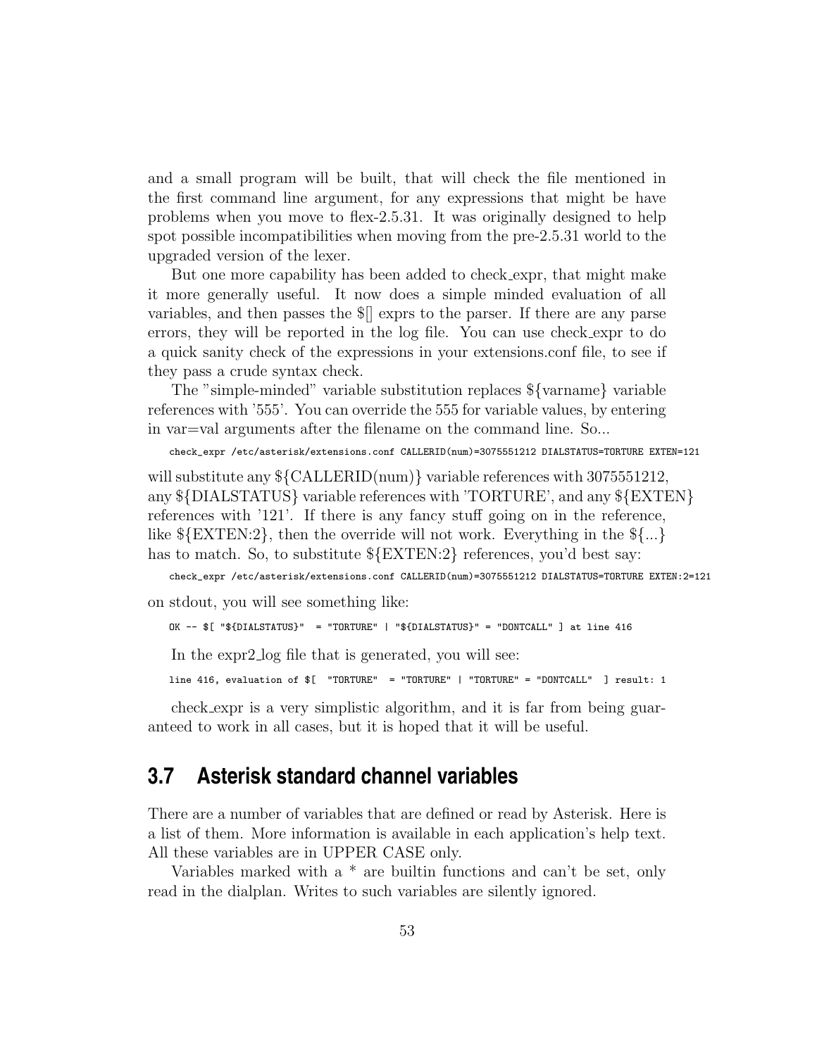and a small program will be built, that will check the file mentioned in the first command line argument, for any expressions that might be have problems when you move to flex-2.5.31. It was originally designed to help spot possible incompatibilities when moving from the pre-2.5.31 world to the upgraded version of the lexer.

But one more capability has been added to check_expr, that might make it more generally useful. It now does a simple minded evaluation of all variables, and then passes the $[] exprs to the parser. If there are any parse errors, they will be reported in the log file. You can use check_expr to do a quick sanity check of the expressions in your extensions.conf file, to see if they pass a crude syntax check.

The "simple-minded" variable substitution replaces ${varname} variable references with '555'. You can override the 555 for variable values, by entering in var=val arguments after the filename on the command line. So...

```
check_expr /etc/asterisk/extensions.conf CALLERID(num)=3075551212 DIALSTATUS=TORTURE EXTEN=121
```

will substitute any ${CALLERID(num)} variable references with 3075551212, any ${DIALSTATUS} variable references with 'TORTURE', and any ${EXTEN} references with '121'. If there is any fancy stuff going on in the reference, like ${EXTEN:2}, then the override will not work. Everything in the ${...} has to match. So, to substitute ${EXTEN:2} references, you'd best say:

```
check_expr /etc/asterisk/extensions.conf CALLERID(num)=3075551212 DIALSTATUS=TORTURE EXTEN:2=121
```

on stdout, you will see something like:

```
OK -- $[ "${DIALSTATUS}"  = "TORTURE" | "${DIALSTATUS}" = "DONTCALL" ] at line 416
```

In the expr2_log file that is generated, you will see:

```
line 416, evaluation of $[  "TORTURE"  = "TORTURE" | "TORTURE" = "DONTCALL"  ] result: 1
```

check_expr is a very simplistic algorithm, and it is far from being guaranteed to work in all cases, but it is hoped that it will be useful.

## 3.7 Asterisk standard channel variables

There are a number of variables that are defined or read by Asterisk. Here is a list of them. More information is available in each application's help text. All these variables are in UPPER CASE only.

Variables marked with a * are builtin functions and can't be set, only read in the dialplan. Writes to such variables are silently ignored.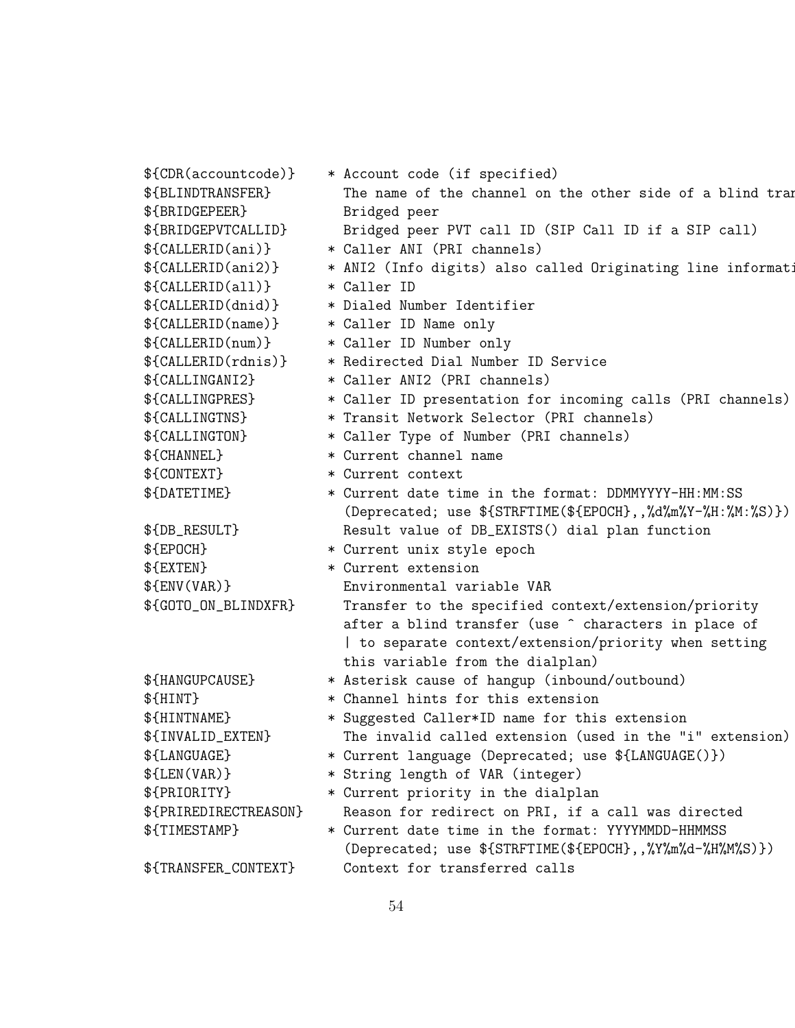```
${CDR(accountcode)}    * Account code (if specified)
${BLINDTRANSFER}         The name of the channel on the other side of a blind tran
${BRIDGEPEER}            Bridged peer
${BRIDGEPVTCALLID}       Bridged peer PVT call ID (SIP Call ID if a SIP call)
${CALLERID(ani)}       * Caller ANI (PRI channels)
${CALLERID(ani2)}      * ANI2 (Info digits) also called Originating line informati
${CALLERID(all)}       * Caller ID
${CALLERID(dnid)}      * Dialed Number Identifier
${CALLERID(name)}      * Caller ID Name only
${CALLERID(num)}       * Caller ID Number only
${CALLERID(rdnis)}     * Redirected Dial Number ID Service
${CALLINGANI2}         * Caller ANI2 (PRI channels)
${CALLINGPRES}         * Caller ID presentation for incoming calls (PRI channels)
${CALLINGTNS}          * Transit Network Selector (PRI channels)
${CALLINGTON}          * Caller Type of Number (PRI channels)
${CHANNEL}             * Current channel name
${CONTEXT}             * Current context
${DATETIME}            * Current date time in the format: DDMMYYYY-HH:MM:SS
                         (Deprecated; use ${STRFTIME(${EPOCH},,%d%m%Y-%H:%M:%S)})
${DB_RESULT}             Result value of DB_EXISTS() dial plan function
${EPOCH}               * Current unix style epoch
${EXTEN}               * Current extension
${ENV(VAR)}              Environmental variable VAR
${GOTO_ON_BLINDXFR}      Transfer to the specified context/extension/priority
                         after a blind transfer (use ^ characters in place of
                         | to separate context/extension/priority when setting
                         this variable from the dialplan)
${HANGUPCAUSE}         * Asterisk cause of hangup (inbound/outbound)
${HINT}                * Channel hints for this extension
${HINTNAME}            * Suggested Caller*ID name for this extension
${INVALID_EXTEN}         The invalid called extension (used in the "i" extension)
${LANGUAGE}            * Current language (Deprecated; use ${LANGUAGE()})
${LEN(VAR)}            * String length of VAR (integer)
${PRIORITY}            * Current priority in the dialplan
${PRIREDIRECTREASON}     Reason for redirect on PRI, if a call was directed
${TIMESTAMP}           * Current date time in the format: YYYYMMDD-HHMMSS
                         (Deprecated; use ${STRFTIME(${EPOCH},,%Y%m%d-%H%M%S)})
${TRANSFER_CONTEXT}      Context for transferred calls
```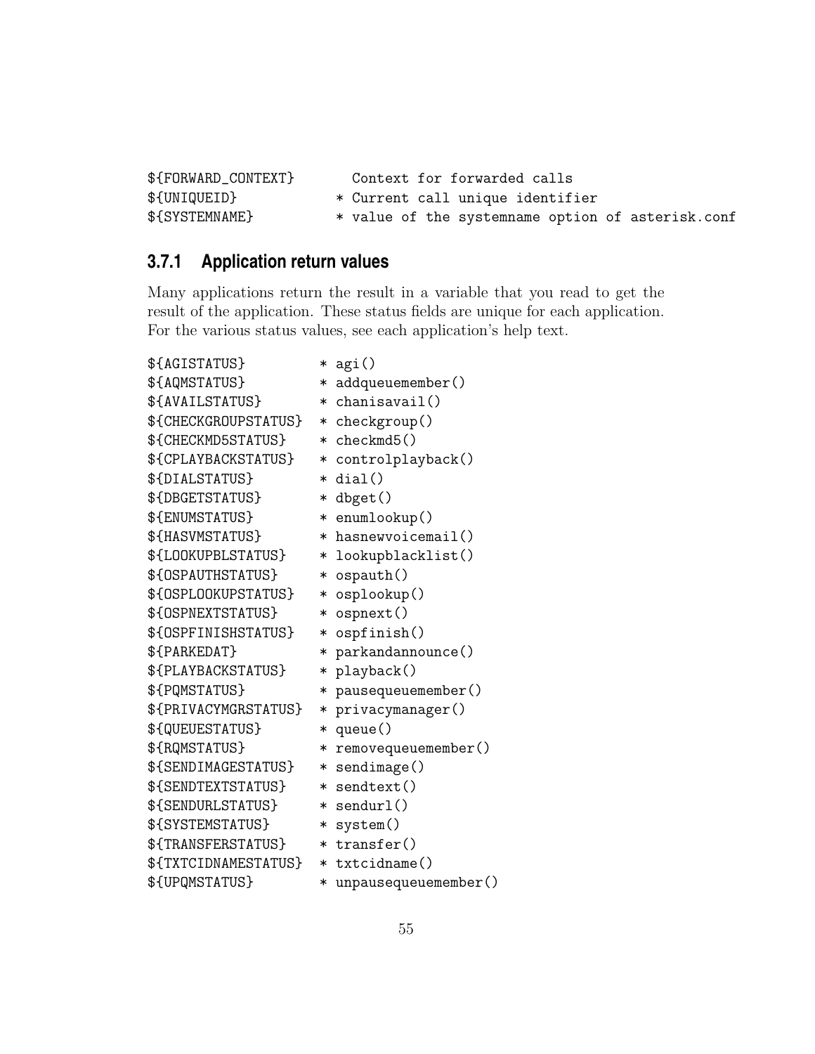```
${FORWARD_CONTEXT}       Context for forwarded calls
${UNIQUEID}            * Current call unique identifier
${SYSTEMNAME}          * value of the systemname option of asterisk.conf
```

### 3.7.1 Application return values

Many applications return the result in a variable that you read to get the result of the application. These status fields are unique for each application. For the various status values, see each application's help text.

```
${AGISTATUS}          * agi()
${AQMSTATUS}          * addqueuemember()
${AVAILSTATUS}        * chanisavail()
${CHECKGROUPSTATUS}   * checkgroup()
${CHECKMD5STATUS}     * checkmd5()
${CPLAYBACKSTATUS}    * controlplayback()
${DIALSTATUS}         * dial()
${DBGETSTATUS}        * dbget()
${ENUMSTATUS}         * enumlookup()
${HASVMSTATUS}        * hasnewvoicemail()
${LOOKUPBLSTATUS}     * lookupblacklist()
${OSPAUTHSTATUS}      * ospauth()
${OSPLOOKUPSTATUS}    * osplookup()
${OSPNEXTSTATUS}      * ospnext()
${OSPFINISHSTATUS}    * ospfinish()
${PARKEDAT}           * parkandannounce()
${PLAYBACKSTATUS}     * playback()
${PQMSTATUS}          * pausequeuemember()
${PRIVACYMGRSTATUS}   * privacymanager()
${QUEUESTATUS}        * queue()
${RQMSTATUS}          * removequeuemember()
${SENDIMAGESTATUS}    * sendimage()
${SENDTEXTSTATUS}     * sendtext()
${SENDURLSTATUS}      * sendurl()
${SYSTEMSTATUS}       * system()
${TRANSFERSTATUS}     * transfer()
${TXTCIDNAMESTATUS}   * txtcidname()
${UPQMSTATUS}         * unpausequeuemember()
```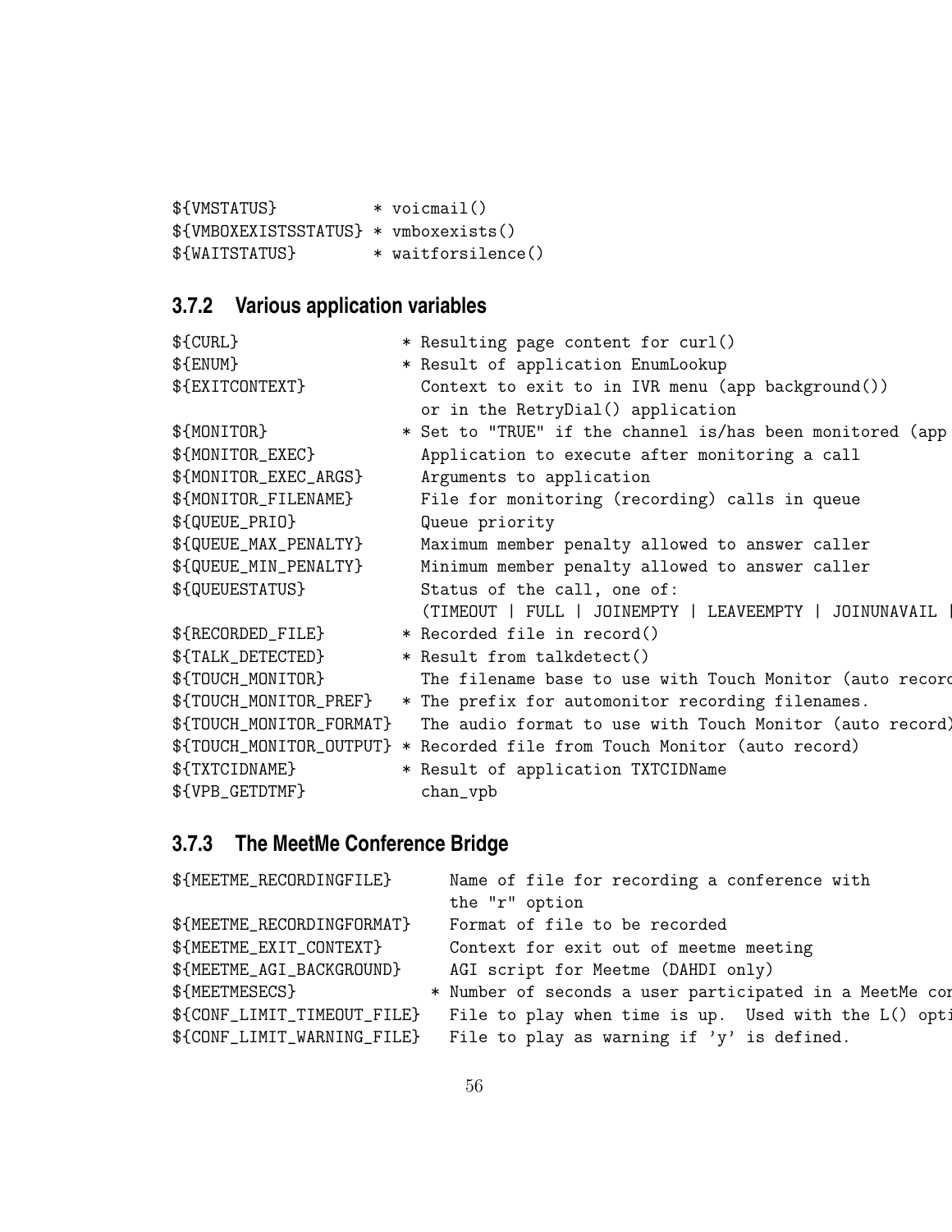```
${VMSTATUS}          * voicmail()
${VMBOXEXISTSSTATUS} * vmboxexists()
${WAITSTATUS}        * waitforsilence()
```

### 3.7.2 Various application variables

```
${CURL}                  * Resulting page content for curl()
${ENUM}                  * Result of application EnumLookup
${EXITCONTEXT}             Context to exit to in IVR menu (app background())
                           or in the RetryDial() application
${MONITOR}               * Set to "TRUE" if the channel is/has been monitored (app
${MONITOR_EXEC}            Application to execute after monitoring a call
${MONITOR_EXEC_ARGS}       Arguments to application
${MONITOR_FILENAME}        File for monitoring (recording) calls in queue
${QUEUE_PRIO}              Queue priority
${QUEUE_MAX_PENALTY}       Maximum member penalty allowed to answer caller
${QUEUE_MIN_PENALTY}       Minimum member penalty allowed to answer caller
${QUEUESTATUS}             Status of the call, one of:
                           (TIMEOUT | FULL | JOINEMPTY | LEAVEEMPTY | JOINUNAVAIL |
${RECORDED_FILE}         * Recorded file in record()
${TALK_DETECTED}         * Result from talkdetect()
${TOUCH_MONITOR}           The filename base to use with Touch Monitor (auto record
${TOUCH_MONITOR_PREF}    * The prefix for automonitor recording filenames.
${TOUCH_MONITOR_FORMAT}    The audio format to use with Touch Monitor (auto record)
${TOUCH_MONITOR_OUTPUT}  * Recorded file from Touch Monitor (auto record)
${TXTCIDNAME}            * Result of application TXTCIDName
${VPB_GETDTMF}             chan_vpb
```

### 3.7.3 The MeetMe Conference Bridge

```
${MEETME_RECORDINGFILE}      Name of file for recording a conference with
                             the "r" option
${MEETME_RECORDINGFORMAT}    Format of file to be recorded
${MEETME_EXIT_CONTEXT}       Context for exit out of meetme meeting
${MEETME_AGI_BACKGROUND}     AGI script for Meetme (DAHDI only)
${MEETMESECS}              * Number of seconds a user participated in a MeetMe con
${CONF_LIMIT_TIMEOUT_FILE}   File to play when time is up.  Used with the L() opti
${CONF_LIMIT_WARNING_FILE}   File to play as warning if 'y' is defined.
```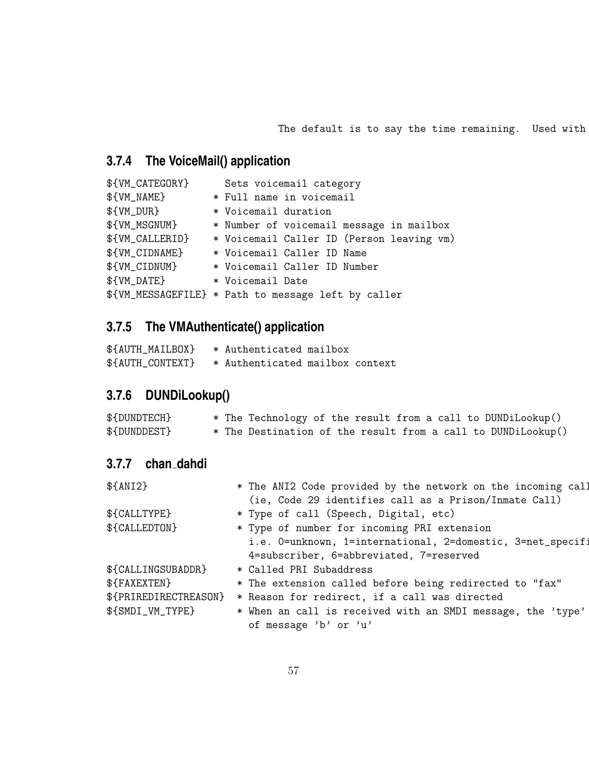```
                    The default is to say the time remaining.  Used with
```

### 3.7.4 The VoiceMail() application

```
${VM_CATEGORY}      Sets voicemail category
${VM_NAME}        * Full name in voicemail
${VM_DUR}         * Voicemail duration
${VM_MSGNUM}      * Number of voicemail message in mailbox
${VM_CALLERID}    * Voicemail Caller ID (Person leaving vm)
${VM_CIDNAME}     * Voicemail Caller ID Name
${VM_CIDNUM}      * Voicemail Caller ID Number
${VM_DATE}        * Voicemail Date
${VM_MESSAGEFILE} * Path to message left by caller
```

### 3.7.5 The VMAuthenticate() application

```
${AUTH_MAILBOX}   * Authenticated mailbox
${AUTH_CONTEXT}   * Authenticated mailbox context
```

### 3.7.6 DUNDiLookup()

```
${DUNDTECH}       * The Technology of the result from a call to DUNDiLookup()
${DUNDDEST}       * The Destination of the result from a call to DUNDiLookup()
```

### 3.7.7 chan_dahdi

```
${ANI2}               * The ANI2 Code provided by the network on the incoming call
                        (ie, Code 29 identifies call as a Prison/Inmate Call)
${CALLTYPE}           * Type of call (Speech, Digital, etc)
${CALLEDTON}          * Type of number for incoming PRI extension
                        i.e. 0=unknown, 1=international, 2=domestic, 3=net_specifi
                        4=subscriber, 6=abbreviated, 7=reserved
${CALLINGSUBADDR}     * Called PRI Subaddress
${FAXEXTEN}           * The extension called before being redirected to "fax"
${PRIREDIRECTREASON}  * Reason for redirect, if a call was directed
${SMDI_VM_TYPE}       * When an call is received with an SMDI message, the 'type'
                        of message 'b' or 'u'
```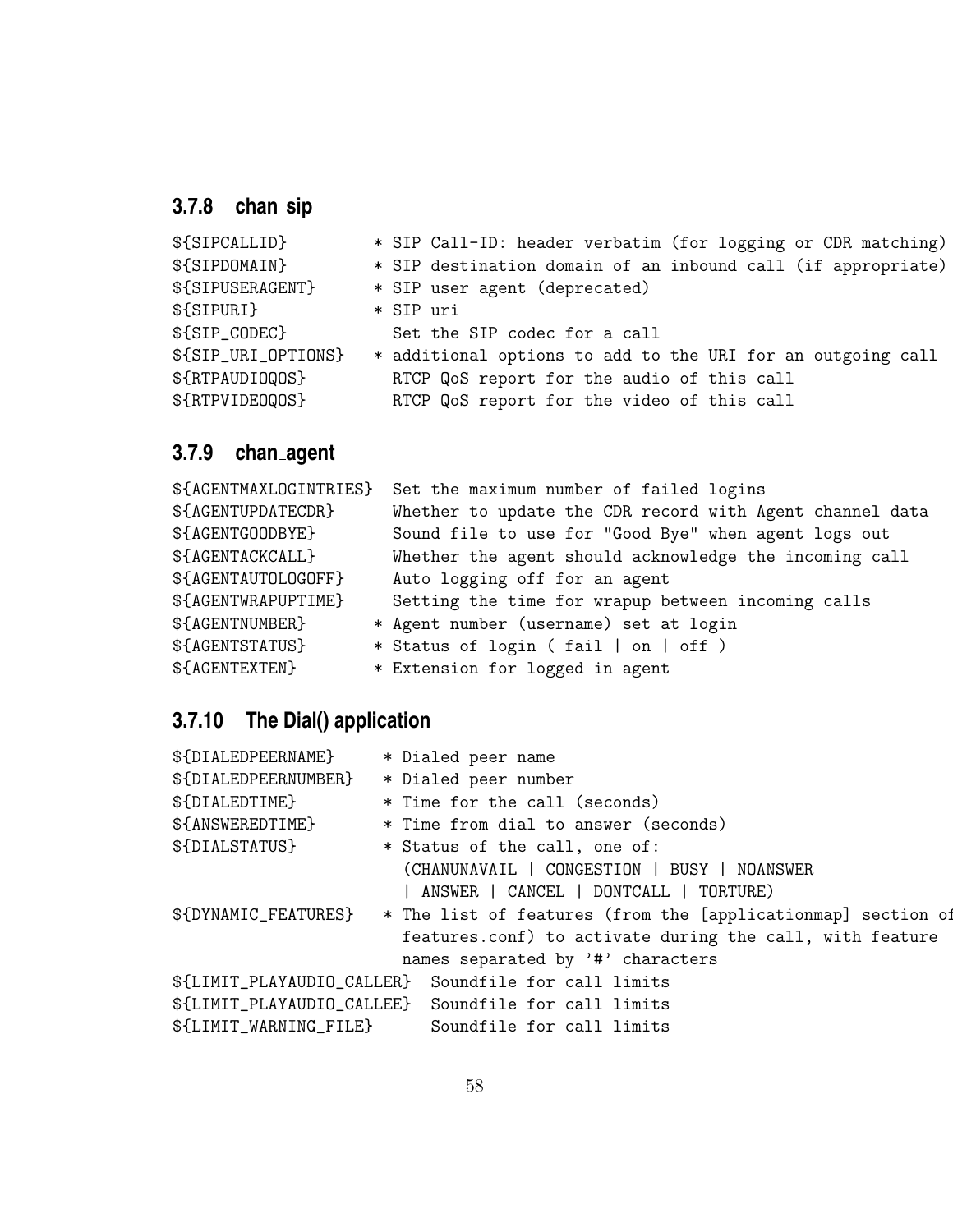### 3.7.8 chan_sip

```
${SIPCALLID}         * SIP Call-ID: header verbatim (for logging or CDR matching)
${SIPDOMAIN}         * SIP destination domain of an inbound call (if appropriate)
${SIPUSERAGENT}      * SIP user agent (deprecated)
${SIPURI}            * SIP uri
${SIP_CODEC}           Set the SIP codec for a call
${SIP_URI_OPTIONS}   * additional options to add to the URI for an outgoing call
${RTPAUDIOQOS}         RTCP QoS report for the audio of this call
${RTPVIDEOQOS}         RTCP QoS report for the video of this call
```

### 3.7.9 chan_agent

```
${AGENTMAXLOGINTRIES}  Set the maximum number of failed logins
${AGENTUPDATECDR}      Whether to update the CDR record with Agent channel data
${AGENTGOODBYE}        Sound file to use for "Good Bye" when agent logs out
${AGENTACKCALL}        Whether the agent should acknowledge the incoming call
${AGENTAUTOLOGOFF}     Auto logging off for an agent
${AGENTWRAPUPTIME}     Setting the time for wrapup between incoming calls
${AGENTNUMBER}       * Agent number (username) set at login
${AGENTSTATUS}       * Status of login ( fail | on | off )
${AGENTEXTEN}        * Extension for logged in agent
```

### 3.7.10 The Dial() application

```
${DIALEDPEERNAME}     * Dialed peer name
${DIALEDPEERNUMBER}   * Dialed peer number
${DIALEDTIME}         * Time for the call (seconds)
${ANSWEREDTIME}       * Time from dial to answer (seconds)
${DIALSTATUS}         * Status of the call, one of:
                        (CHANUNAVAIL | CONGESTION | BUSY | NOANSWER
                        | ANSWER | CANCEL | DONTCALL | TORTURE)
${DYNAMIC_FEATURES}   * The list of features (from the [applicationmap] section of
                        features.conf) to activate during the call, with feature
                        names separated by '#' characters
${LIMIT_PLAYAUDIO_CALLER}  Soundfile for call limits
${LIMIT_PLAYAUDIO_CALLEE}  Soundfile for call limits
${LIMIT_WARNING_FILE}      Soundfile for call limits
```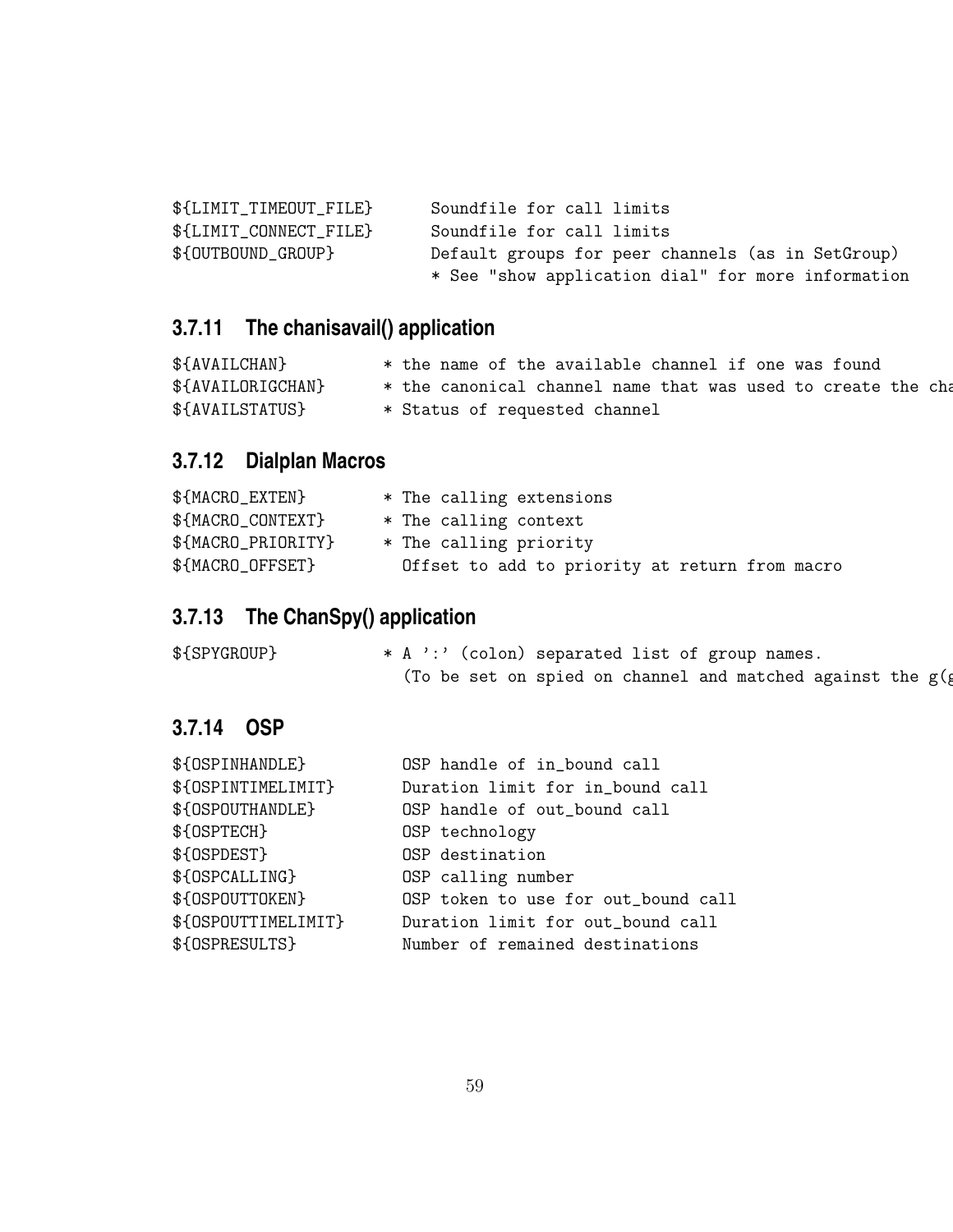```
${LIMIT_TIMEOUT_FILE}      Soundfile for call limits
${LIMIT_CONNECT_FILE}      Soundfile for call limits
${OUTBOUND_GROUP}          Default groups for peer channels (as in SetGroup)
                           * See "show application dial" for more information
```

### 3.7.11 The chanisavail() application

```
${AVAILCHAN}          * the name of the available channel if one was found
${AVAILORIGCHAN}      * the canonical channel name that was used to create the cha
${AVAILSTATUS}        * Status of requested channel
```

### 3.7.12 Dialplan Macros

```
${MACRO_EXTEN}        * The calling extensions
${MACRO_CONTEXT}      * The calling context
${MACRO_PRIORITY}     * The calling priority
${MACRO_OFFSET}         Offset to add to priority at return from macro
```

### 3.7.13 The ChanSpy() application

```
${SPYGROUP}           * A ':' (colon) separated list of group names.
                        (To be set on spied on channel and matched against the g(g
```

### 3.7.14 OSP

```
${OSPINHANDLE}          OSP handle of in_bound call
${OSPINTIMELIMIT}       Duration limit for in_bound call
${OSPOUTHANDLE}         OSP handle of out_bound call
${OSPTECH}              OSP technology
${OSPDEST}              OSP destination
${OSPCALLING}           OSP calling number
${OSPOUTTOKEN}          OSP token to use for out_bound call
${OSPOUTTIMELIMIT}      Duration limit for out_bound call
${OSPRESULTS}           Number of remained destinations
```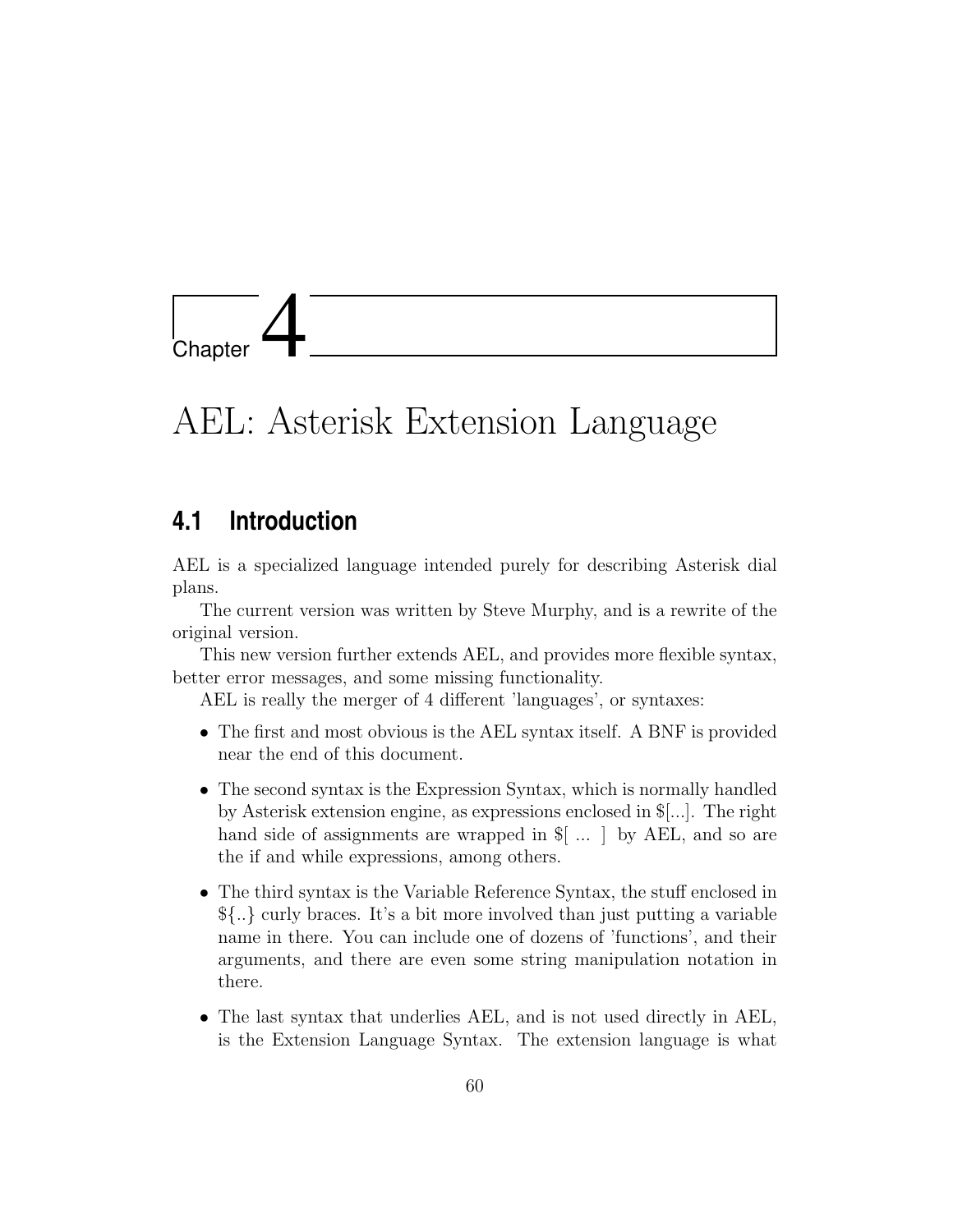# Chapter 4

# AEL: Asterisk Extension Language

## 4.1 Introduction

AEL is a specialized language intended purely for describing Asterisk dial plans.

The current version was written by Steve Murphy, and is a rewrite of the original version.

This new version further extends AEL, and provides more flexible syntax, better error messages, and some missing functionality.

AEL is really the merger of 4 different 'languages', or syntaxes:

- The first and most obvious is the AEL syntax itself. A BNF is provided near the end of this document.
- The second syntax is the Expression Syntax, which is normally handled by Asterisk extension engine, as expressions enclosed in $[...]. The right hand side of assignments are wrapped in $[ ... ] by AEL, and so are the if and while expressions, among others.
- The third syntax is the Variable Reference Syntax, the stuff enclosed in ${..} curly braces. It's a bit more involved than just putting a variable name in there. You can include one of dozens of 'functions', and their arguments, and there are even some string manipulation notation in there.
- The last syntax that underlies AEL, and is not used directly in AEL, is the Extension Language Syntax. The extension language is what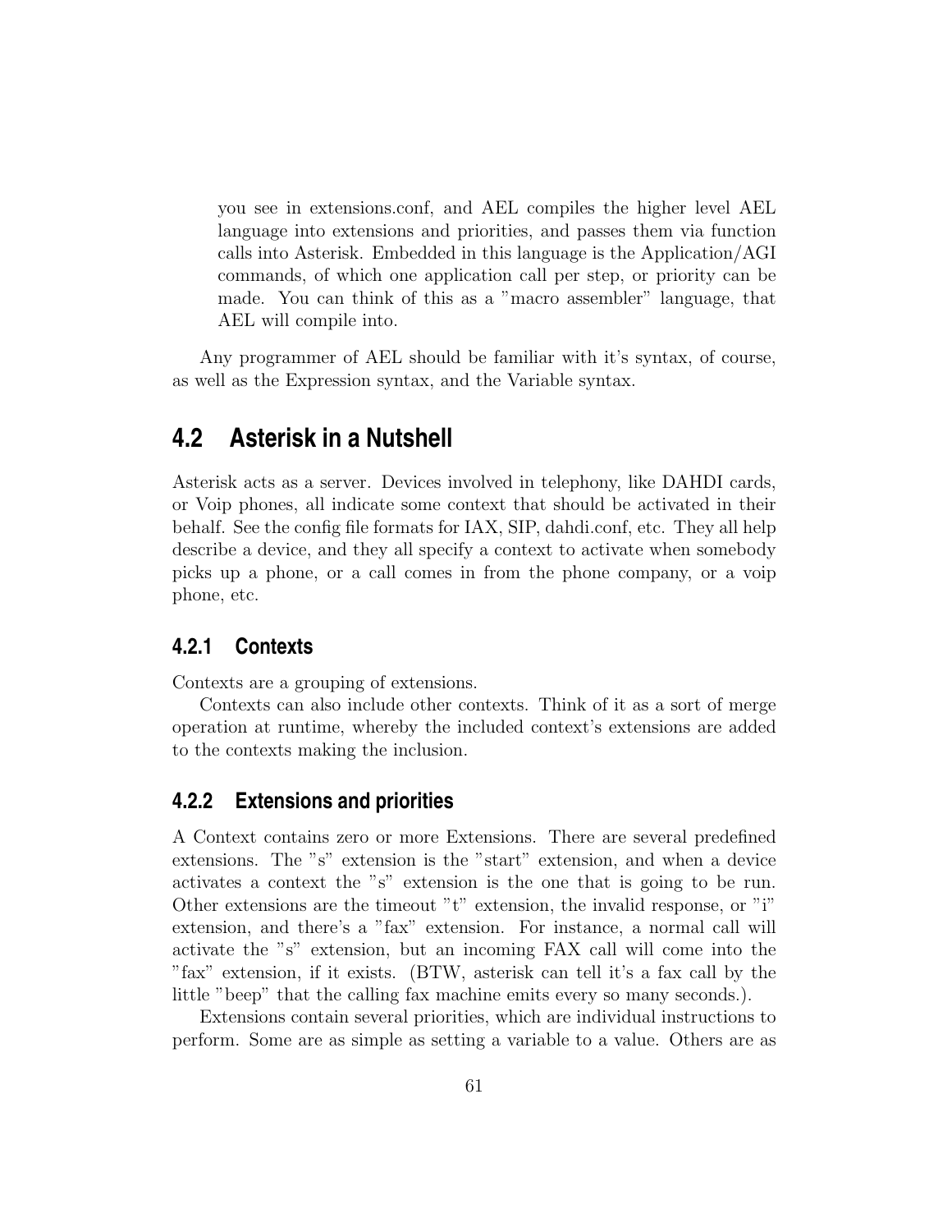you see in extensions.conf, and AEL compiles the higher level AEL language into extensions and priorities, and passes them via function calls into Asterisk. Embedded in this language is the Application/AGI commands, of which one application call per step, or priority can be made. You can think of this as a "macro assembler" language, that AEL will compile into.

Any programmer of AEL should be familiar with it's syntax, of course, as well as the Expression syntax, and the Variable syntax.

## 4.2 Asterisk in a Nutshell

Asterisk acts as a server. Devices involved in telephony, like DAHDI cards, or Voip phones, all indicate some context that should be activated in their behalf. See the config file formats for IAX, SIP, dahdi.conf, etc. They all help describe a device, and they all specify a context to activate when somebody picks up a phone, or a call comes in from the phone company, or a voip phone, etc.

### 4.2.1 Contexts

Contexts are a grouping of extensions.

Contexts can also include other contexts. Think of it as a sort of merge operation at runtime, whereby the included context's extensions are added to the contexts making the inclusion.

### 4.2.2 Extensions and priorities

A Context contains zero or more Extensions. There are several predefined extensions. The "s" extension is the "start" extension, and when a device activates a context the "s" extension is the one that is going to be run. Other extensions are the timeout "t" extension, the invalid response, or "i" extension, and there's a "fax" extension. For instance, a normal call will activate the "s" extension, but an incoming FAX call will come into the "fax" extension, if it exists. (BTW, asterisk can tell it's a fax call by the little "beep" that the calling fax machine emits every so many seconds.).

Extensions contain several priorities, which are individual instructions to perform. Some are as simple as setting a variable to a value. Others are as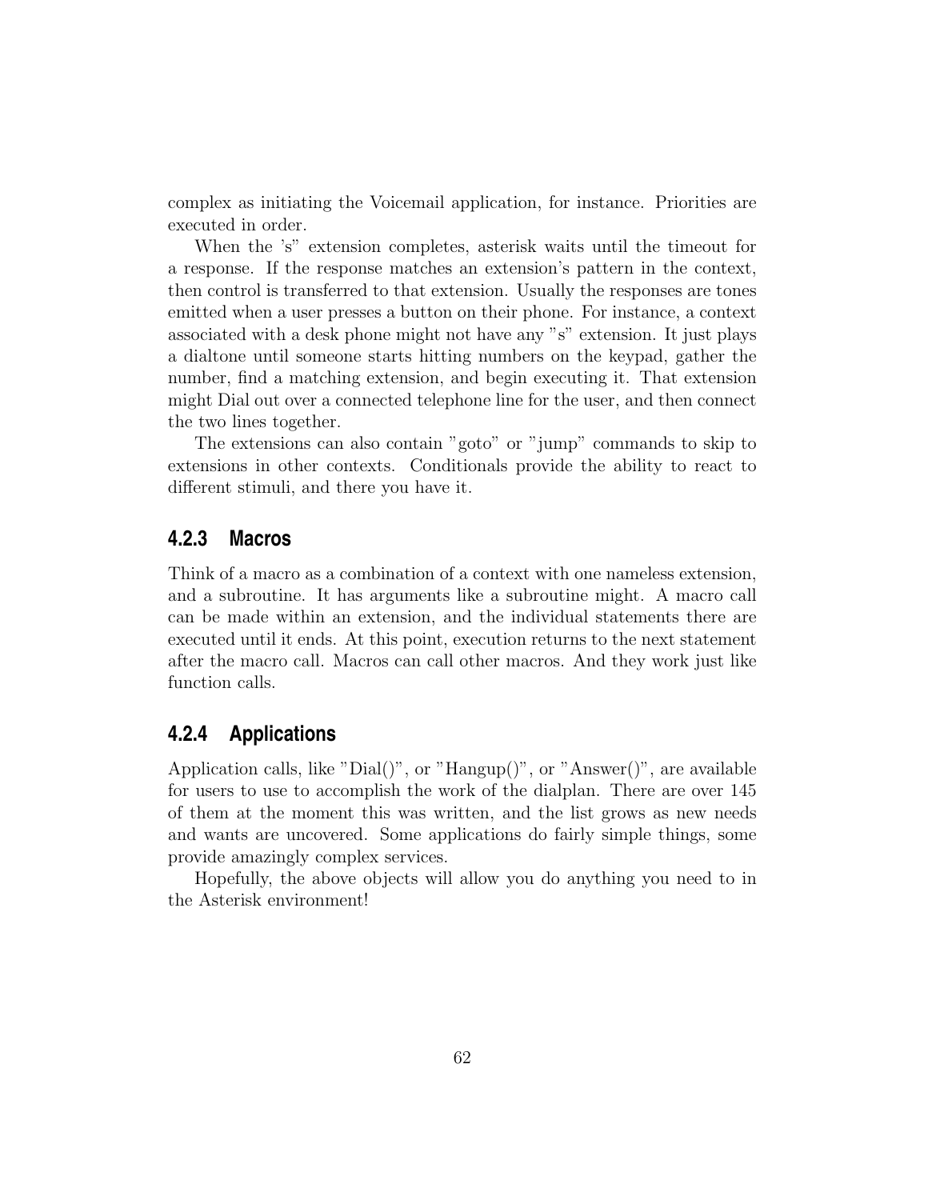complex as initiating the Voicemail application, for instance. Priorities are executed in order.

When the 's" extension completes, asterisk waits until the timeout for a response. If the response matches an extension's pattern in the context, then control is transferred to that extension. Usually the responses are tones emitted when a user presses a button on their phone. For instance, a context associated with a desk phone might not have any "s" extension. It just plays a dialtone until someone starts hitting numbers on the keypad, gather the number, find a matching extension, and begin executing it. That extension might Dial out over a connected telephone line for the user, and then connect the two lines together.

The extensions can also contain "goto" or "jump" commands to skip to extensions in other contexts. Conditionals provide the ability to react to different stimuli, and there you have it.

### 4.2.3 Macros

Think of a macro as a combination of a context with one nameless extension, and a subroutine. It has arguments like a subroutine might. A macro call can be made within an extension, and the individual statements there are executed until it ends. At this point, execution returns to the next statement after the macro call. Macros can call other macros. And they work just like function calls.

### 4.2.4 Applications

Application calls, like "Dial()", or "Hangup()", or "Answer()", are available for users to use to accomplish the work of the dialplan. There are over 145 of them at the moment this was written, and the list grows as new needs and wants are uncovered. Some applications do fairly simple things, some provide amazingly complex services.

Hopefully, the above objects will allow you do anything you need to in the Asterisk environment!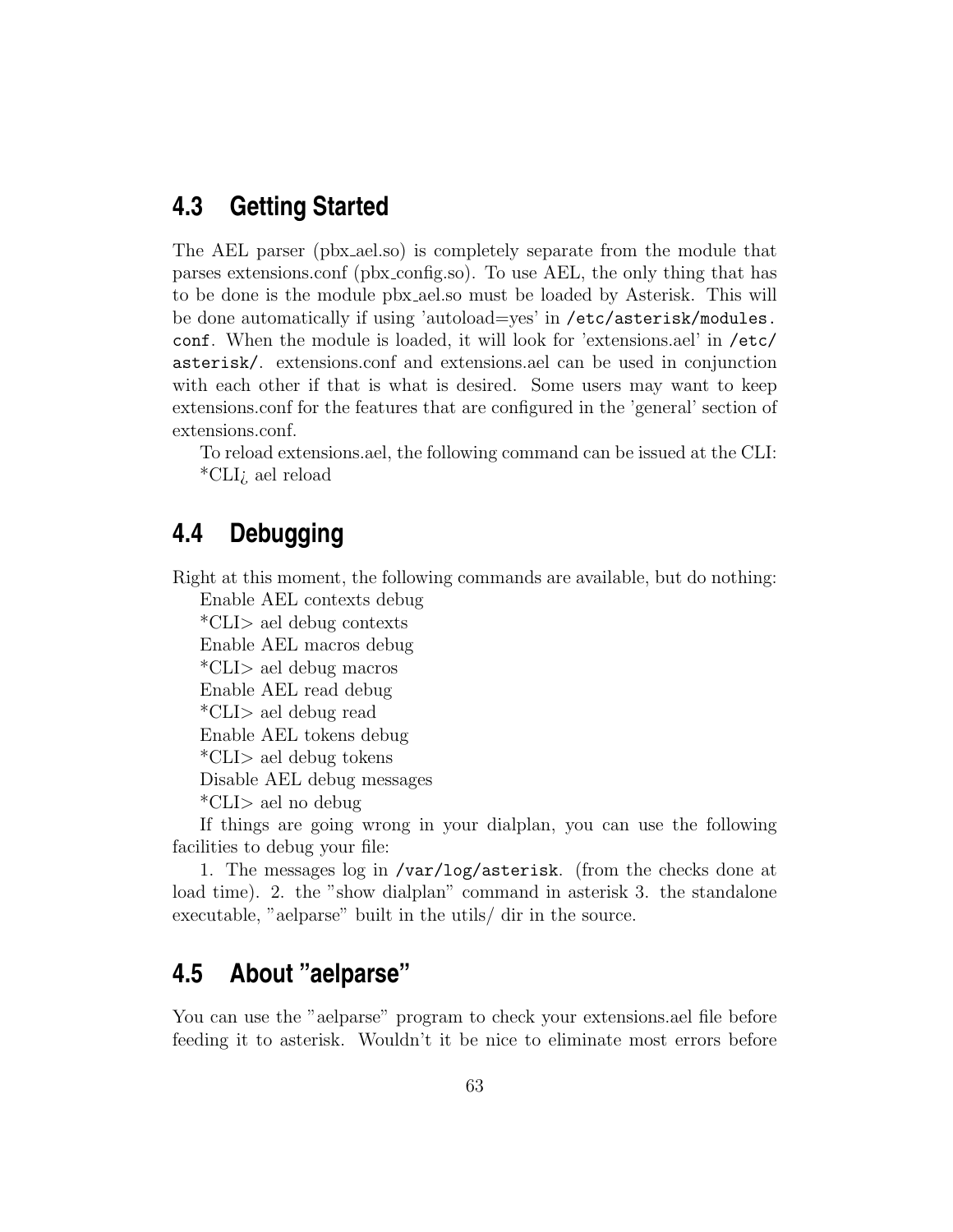## 4.3 Getting Started

The AEL parser (pbx_ael.so) is completely separate from the module that parses extensions.conf (pbx_config.so). To use AEL, the only thing that has to be done is the module pbx_ael.so must be loaded by Asterisk. This will be done automatically if using 'autoload=yes' in `/etc/asterisk/modules.conf`. When the module is loaded, it will look for 'extensions.ael' in `/etc/asterisk/`. extensions.conf and extensions.ael can be used in conjunction with each other if that is what is desired. Some users may want to keep extensions.conf for the features that are configured in the 'general' section of extensions.conf.

To reload extensions.ael, the following command can be issued at the CLI:
*CLI¿ ael reload

## 4.4 Debugging

Right at this moment, the following commands are available, but do nothing:
Enable AEL contexts debug
*CLI> ael debug contexts
Enable AEL macros debug
*CLI> ael debug macros
Enable AEL read debug
*CLI> ael debug read
Enable AEL tokens debug
*CLI> ael debug tokens
Disable AEL debug messages
*CLI> ael no debug

If things are going wrong in your dialplan, you can use the following facilities to debug your file:

1. The messages log in `/var/log/asterisk`. (from the checks done at load time). 2. the "show dialplan" command in asterisk 3. the standalone executable, "aelparse" built in the utils/ dir in the source.

## 4.5 About "aelparse"

You can use the "aelparse" program to check your extensions.ael file before feeding it to asterisk. Wouldn't it be nice to eliminate most errors before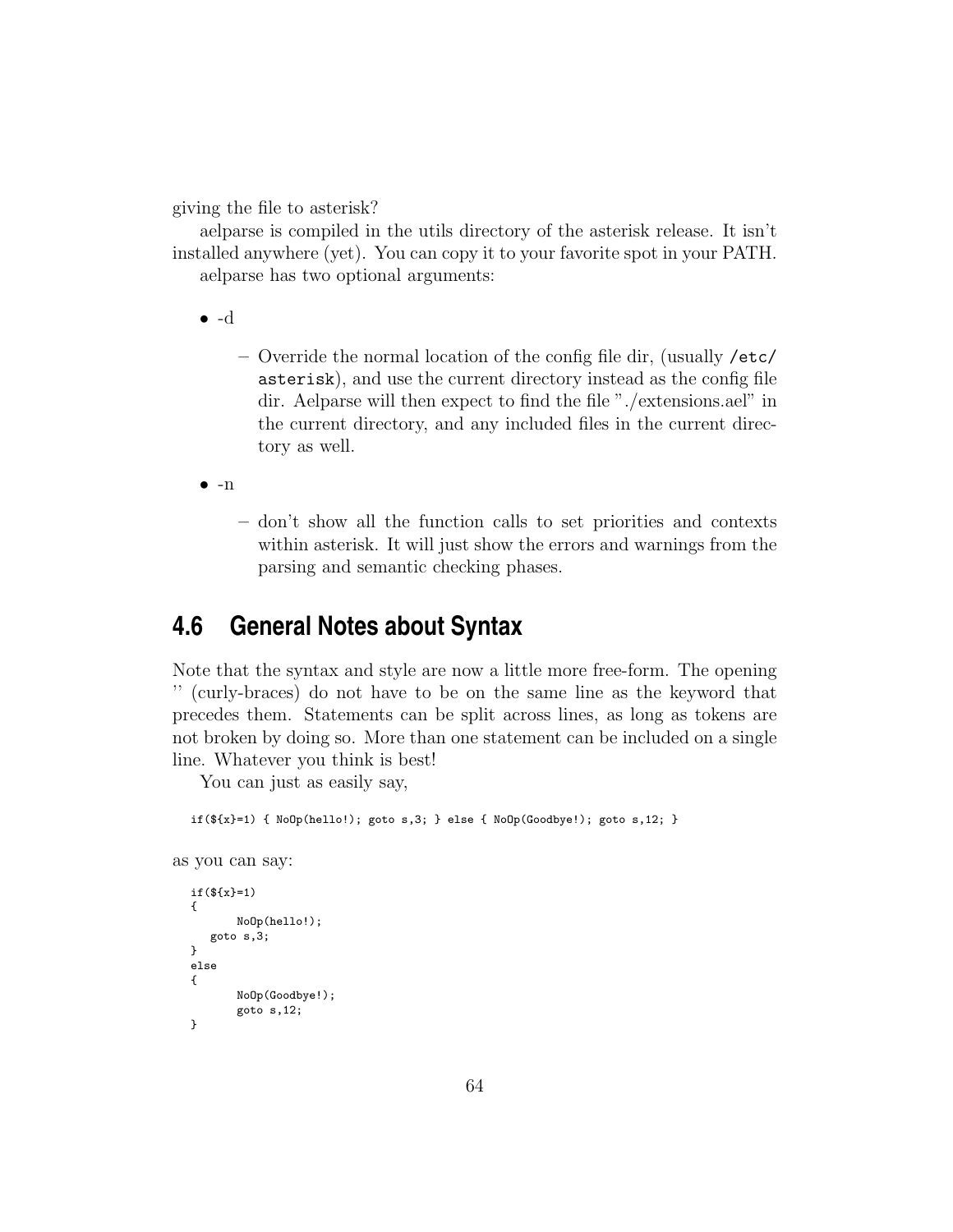giving the file to asterisk?

aelparse is compiled in the utils directory of the asterisk release. It isn't installed anywhere (yet). You can copy it to your favorite spot in your PATH.

aelparse has two optional arguments:

- -d
  - Override the normal location of the config file dir, (usually `/etc/asterisk`), and use the current directory instead as the config file dir. Aelparse will then expect to find the file "./extensions.ael" in the current directory, and any included files in the current directory as well.
- -n
  - don't show all the function calls to set priorities and contexts within asterisk. It will just show the errors and warnings from the parsing and semantic checking phases.

## 4.6 General Notes about Syntax

Note that the syntax and style are now a little more free-form. The opening '' (curly-braces) do not have to be on the same line as the keyword that precedes them. Statements can be split across lines, as long as tokens are not broken by doing so. More than one statement can be included on a single line. Whatever you think is best!

You can just as easily say,

```
if(${x}=1) { NoOp(hello!); goto s,3; } else { NoOp(Goodbye!); goto s,12; }
```

as you can say:

```
if(${x}=1)
{
       NoOp(hello!);
   goto s,3;
}
else
{
       NoOp(Goodbye!);
       goto s,12;
}
```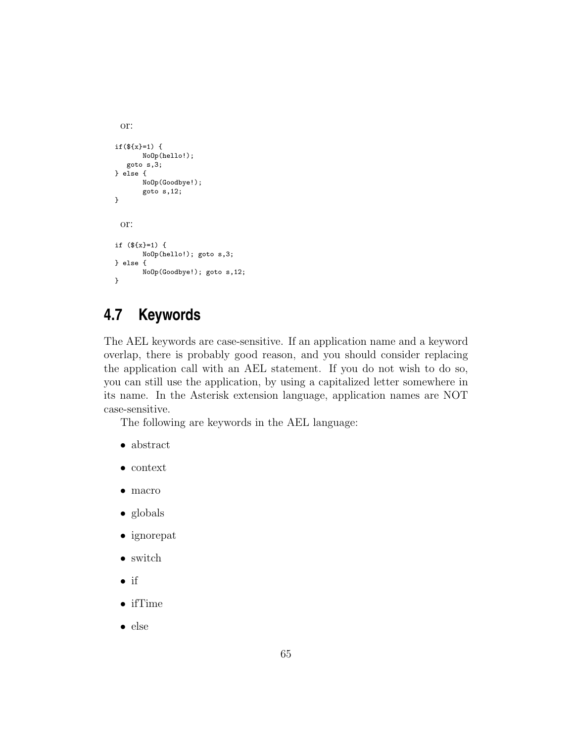or:

```
if(${x}=1) {
       NoOp(hello!);
   goto s,3;
} else {
       NoOp(Goodbye!);
       goto s,12;
}
```

or:

```
if (${x}=1) {
       NoOp(hello!); goto s,3;
} else {
       NoOp(Goodbye!); goto s,12;
}
```

## 4.7 Keywords

The AEL keywords are case-sensitive. If an application name and a keyword overlap, there is probably good reason, and you should consider replacing the application call with an AEL statement. If you do not wish to do so, you can still use the application, by using a capitalized letter somewhere in its name. In the Asterisk extension language, application names are NOT case-sensitive.

The following are keywords in the AEL language:

- abstract
- context
- macro
- globals
- ignorepat
- switch
- if
- ifTime
- else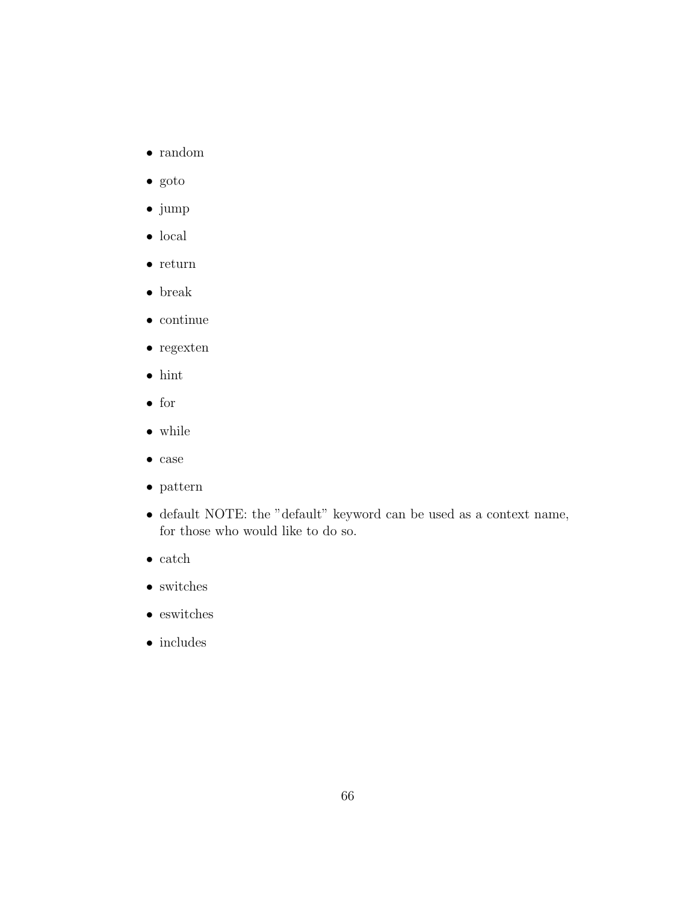- random
- goto
- jump
- local
- return
- break
- continue
- regexten
- hint
- for
- while
- case
- pattern
- default NOTE: the "default" keyword can be used as a context name, for those who would like to do so.
- catch
- switches
- eswitches
- includes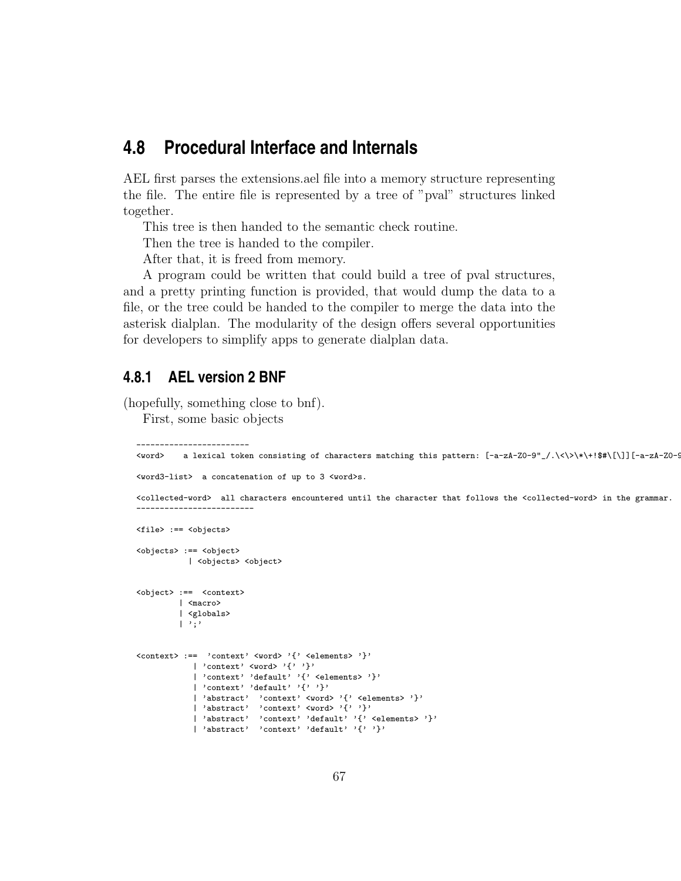## 4.8 Procedural Interface and Internals

AEL first parses the extensions.ael file into a memory structure representing the file. The entire file is represented by a tree of "pval" structures linked together.

This tree is then handed to the semantic check routine.

Then the tree is handed to the compiler.

After that, it is freed from memory.

A program could be written that could build a tree of pval structures, and a pretty printing function is provided, that would dump the data to a file, or the tree could be handed to the compiler to merge the data into the asterisk dialplan. The modularity of the design offers several opportunities for developers to simplify apps to generate dialplan data.

### 4.8.1 AEL version 2 BNF

(hopefully, something close to bnf).

First, some basic objects

```
------------------------
<word>    a lexical token consisting of characters matching this pattern: [-a-zA-Z0-9"_/.\<\>\*\+!$#\[\]][-a-zA-Z0-9

<word3-list>  a concatenation of up to 3 <word>s.

<collected-word>  all characters encountered until the character that follows the <collected-word> in the grammar.
-------------------------

<file> :== <objects>

<objects> :== <object>
           | <objects> <object>


<object> :==  <context>
         | <macro>
         | <globals>
         | ';'


<context> :==  'context' <word> '{' <elements> '}'
            | 'context' <word> '{' '}'
            | 'context' 'default' '{' <elements> '}'
            | 'context' 'default' '{' '}'
            | 'abstract'  'context' <word> '{' <elements> '}'
            | 'abstract'  'context' <word> '{' '}'
            | 'abstract'  'context' 'default' '{' <elements> '}'
            | 'abstract'  'context' 'default' '{' '}'
```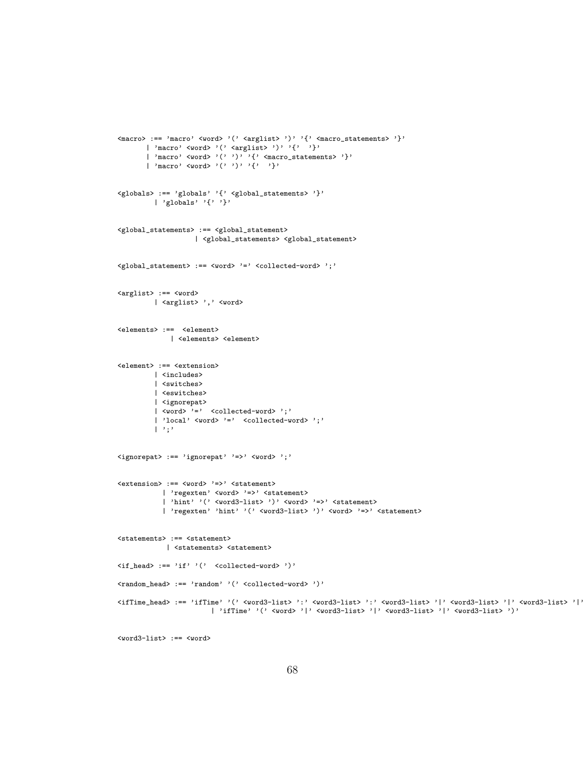```
<macro> :== 'macro' <word> '(' <arglist> ')' '{' <macro_statements> '}'
       | 'macro' <word> '(' <arglist> ')' '{'  '}'
       | 'macro' <word> '(' ')' '{' <macro_statements> '}'
       | 'macro' <word> '(' ')' '{'  '}'


<globals> :== 'globals' '{' <global_statements> '}'
         | 'globals' '{' '}'


<global_statements> :== <global_statement>
                   | <global_statements> <global_statement>


<global_statement> :== <word> '=' <collected-word> ';'


<arglist> :== <word>
         | <arglist> ',' <word>


<elements> :==  <element>
             | <elements> <element>


<element> :== <extension>
         | <includes>
         | <switches>
         | <eswitches>
         | <ignorepat>
         | <word> '='  <collected-word> ';'
         | 'local' <word> '='  <collected-word> ';'
         | ';'


<ignorepat> :== 'ignorepat' '=>' <word> ';'


<extension> :== <word> '=>' <statement>
           | 'regexten' <word> '=>' <statement>
           | 'hint' '(' <word3-list> ')' <word> '=>' <statement>
           | 'regexten' 'hint' '(' <word3-list> ')' <word> '=>' <statement>


<statements> :== <statement>
            | <statements> <statement>

<if_head> :== 'if' '('  <collected-word> ')'

<random_head> :== 'random' '(' <collected-word> ')'

<ifTime_head> :== 'ifTime' '(' <word3-list> ':' <word3-list> ':' <word3-list> '|' <word3-list> '|' <word3-list> '|'
                     | 'ifTime' '(' <word> '|' <word3-list> '|' <word3-list> '|' <word3-list> ')'


<word3-list> :== <word>
```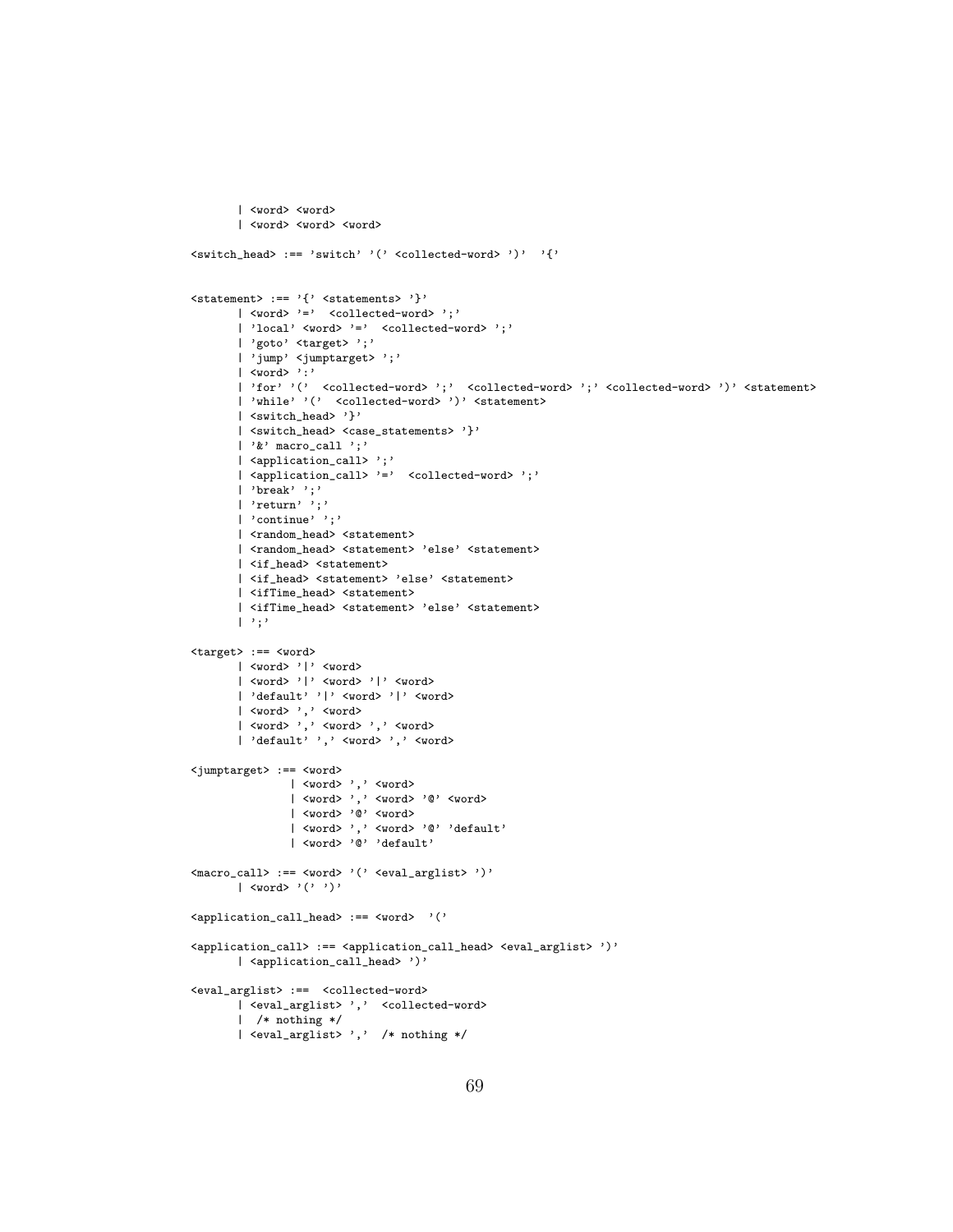```
        | <word> <word>
        | <word> <word> <word>

<switch_head> :== 'switch' '(' <collected-word> ')'  '{'


<statement> :== '{' <statements> '}'
        | <word> '='  <collected-word> ';'
        | 'local' <word> '='  <collected-word> ';'
        | 'goto' <target> ';'
        | 'jump' <jumptarget> ';'
        | <word> ':'
        | 'for' '('  <collected-word> ';'  <collected-word> ';' <collected-word> ')' <statement>
        | 'while' '('  <collected-word> ')' <statement>
        | <switch_head> '}'
        | <switch_head> <case_statements> '}'
        | '&' macro_call ';'
        | <application_call> ';'
        | <application_call> '='  <collected-word> ';'
        | 'break' ';'
        | 'return' ';'
        | 'continue' ';'
        | <random_head> <statement>
        | <random_head> <statement> 'else' <statement>
        | <if_head> <statement>
        | <if_head> <statement> 'else' <statement>
        | <ifTime_head> <statement>
        | <ifTime_head> <statement> 'else' <statement>
        | ';'

<target> :== <word>
        | <word> '|' <word>
        | <word> '|' <word> '|' <word>
        | 'default' '|' <word> '|' <word>
        | <word> ',' <word>
        | <word> ',' <word> ',' <word>
        | 'default' ',' <word> ',' <word>

<jumptarget> :== <word>
                | <word> ',' <word>
                | <word> ',' <word> '@' <word>
                | <word> '@' <word>
                | <word> ',' <word> '@' 'default'
                | <word> '@' 'default'

<macro_call> :== <word> '(' <eval_arglist> ')'
        | <word> '(' ')'

<application_call_head> :== <word>  '('

<application_call> :== <application_call_head> <eval_arglist> ')'
        | <application_call_head> ')'

<eval_arglist> :==  <collected-word>
        | <eval_arglist> ','  <collected-word>
        |  /* nothing */
        | <eval_arglist> ','  /* nothing */
```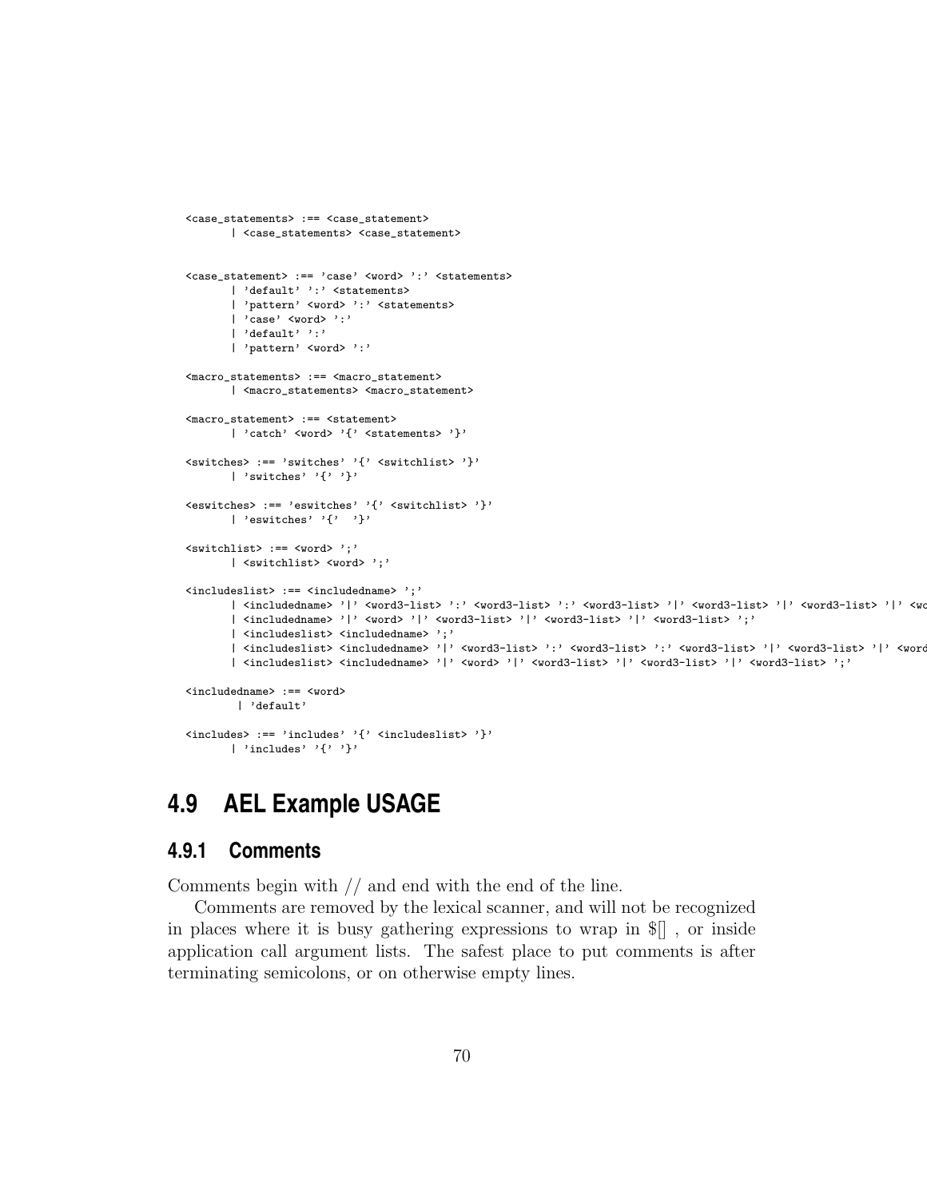```
<case_statements> :== <case_statement>
       | <case_statements> <case_statement>


<case_statement> :== 'case' <word> ':' <statements>
       | 'default' ':' <statements>
       | 'pattern' <word> ':' <statements>
       | 'case' <word> ':'
       | 'default' ':'
       | 'pattern' <word> ':'

<macro_statements> :== <macro_statement>
       | <macro_statements> <macro_statement>

<macro_statement> :== <statement>
       | 'catch' <word> '{' <statements> '}'

<switches> :== 'switches' '{' <switchlist> '}'
       | 'switches' '{' '}'

<eswitches> :== 'eswitches' '{' <switchlist> '}'
       | 'eswitches' '{'  '}'

<switchlist> :== <word> ';'
       | <switchlist> <word> ';'

<includeslist> :== <includedname> ';'
       | <includedname> '|' <word3-list> ':' <word3-list> ':' <word3-list> '|' <word3-list> '|' <word3-list> '|' <wo
       | <includedname> '|' <word> '|' <word3-list> '|' <word3-list> '|' <word3-list> ';'
       | <includeslist> <includedname> ';'
       | <includeslist> <includedname> '|' <word3-list> ':' <word3-list> ':' <word3-list> '|' <word3-list> '|' <word
       | <includeslist> <includedname> '|' <word> '|' <word3-list> '|' <word3-list> '|' <word3-list> ';'

<includedname> :== <word>
        | 'default'

<includes> :== 'includes' '{' <includeslist> '}'
       | 'includes' '{' '}'
```

## 4.9 AEL Example USAGE

### 4.9.1 Comments

Comments begin with // and end with the end of the line.

Comments are removed by the lexical scanner, and will not be recognized in places where it is busy gathering expressions to wrap in $[] , or inside application call argument lists. The safest place to put comments is after terminating semicolons, or on otherwise empty lines.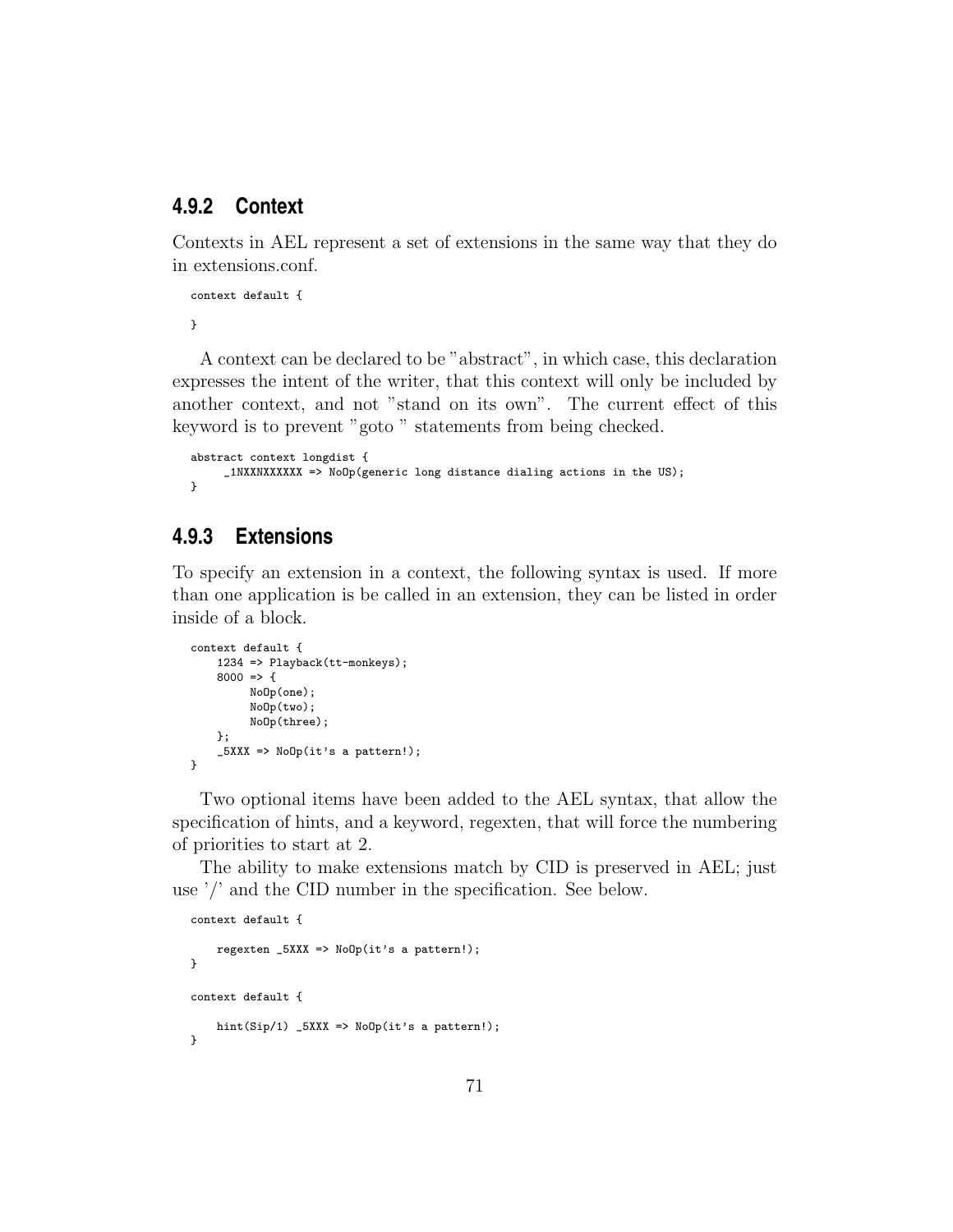### 4.9.2 Context

Contexts in AEL represent a set of extensions in the same way that they do in extensions.conf.

```
context default {

}
```

A context can be declared to be "abstract", in which case, this declaration expresses the intent of the writer, that this context will only be included by another context, and not "stand on its own". The current effect of this keyword is to prevent "goto " statements from being checked.

```
abstract context longdist {
     _1NXXNXXXXXX => NoOp(generic long distance dialing actions in the US);
}
```

### 4.9.3 Extensions

To specify an extension in a context, the following syntax is used. If more than one application is be called in an extension, they can be listed in order inside of a block.

```
context default {
    1234 => Playback(tt-monkeys);
    8000 => {
         NoOp(one);
         NoOp(two);
         NoOp(three);
    };
    _5XXX => NoOp(it's a pattern!);
}
```

Two optional items have been added to the AEL syntax, that allow the specification of hints, and a keyword, regexten, that will force the numbering of priorities to start at 2.

The ability to make extensions match by CID is preserved in AEL; just use '/' and the CID number in the specification. See below.

```
context default {

    regexten _5XXX => NoOp(it's a pattern!);
}

context default {

    hint(Sip/1) _5XXX => NoOp(it's a pattern!);
}
```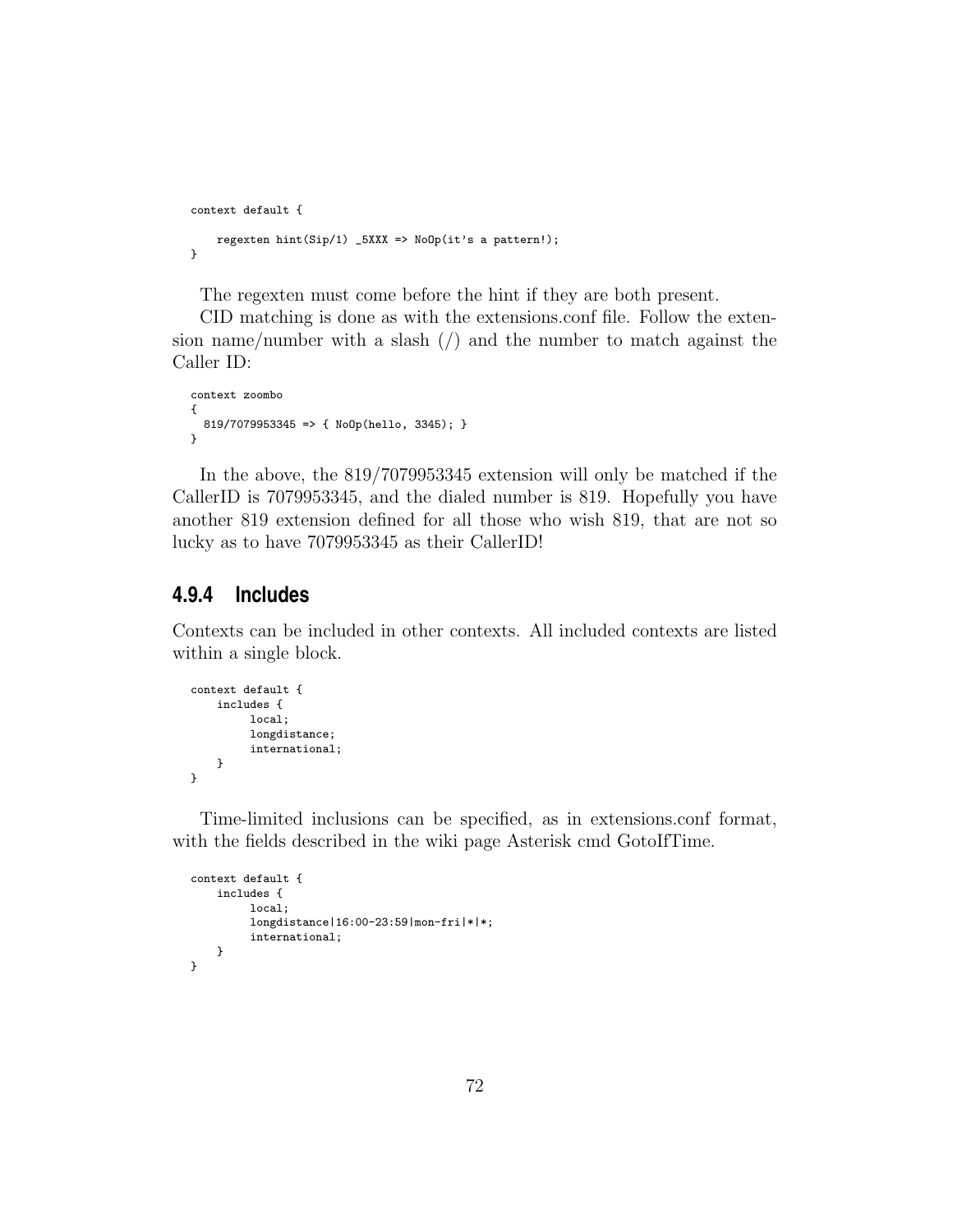```
context default {

    regexten hint(Sip/1) _5XXX => NoOp(it's a pattern!);
}
```

The regexten must come before the hint if they are both present.

CID matching is done as with the extensions.conf file. Follow the extension name/number with a slash (/) and the number to match against the Caller ID:

```
context zoombo
{
  819/7079953345 => { NoOp(hello, 3345); }
}
```

In the above, the 819/7079953345 extension will only be matched if the CallerID is 7079953345, and the dialed number is 819. Hopefully you have another 819 extension defined for all those who wish 819, that are not so lucky as to have 7079953345 as their CallerID!

### 4.9.4 Includes

Contexts can be included in other contexts. All included contexts are listed within a single block.

```
context default {
    includes {
         local;
         longdistance;
         international;
    }
}
```

Time-limited inclusions can be specified, as in extensions.conf format, with the fields described in the wiki page Asterisk cmd GotoIfTime.

```
context default {
    includes {
         local;
         longdistance|16:00-23:59|mon-fri|*|*;
         international;
    }
}
```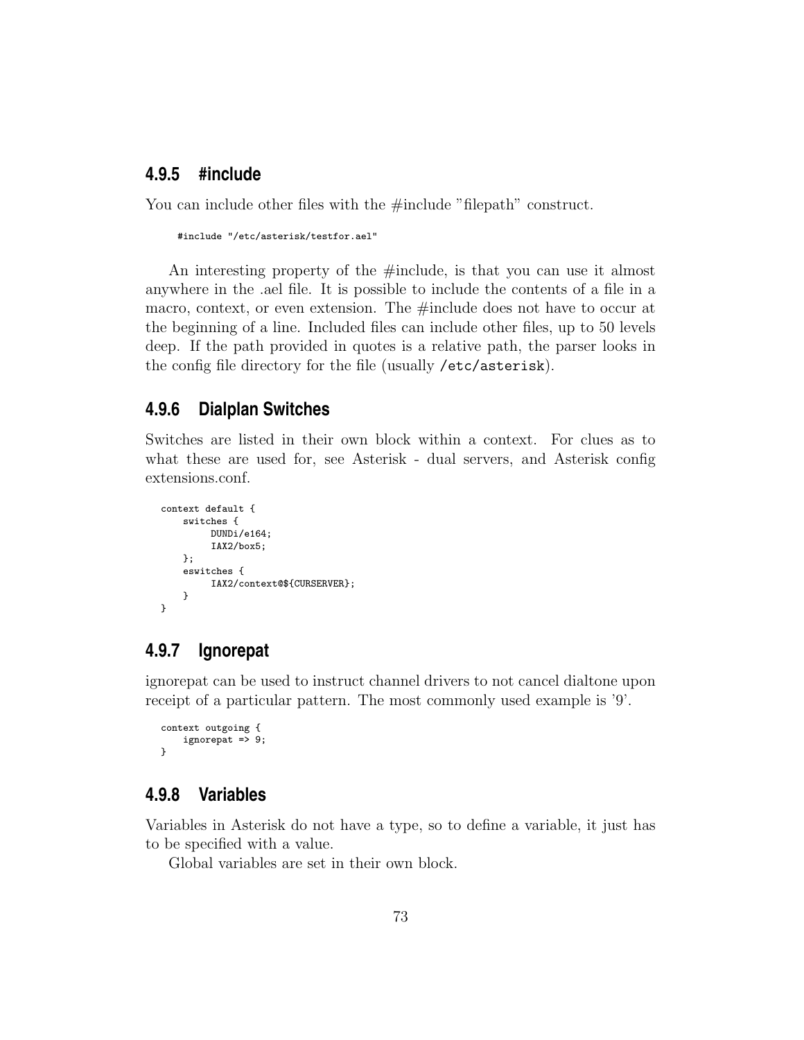### 4.9.5 #include

You can include other files with the #include "filepath" construct.

```
#include "/etc/asterisk/testfor.ael"
```

An interesting property of the #include, is that you can use it almost anywhere in the .ael file. It is possible to include the contents of a file in a macro, context, or even extension. The #include does not have to occur at the beginning of a line. Included files can include other files, up to 50 levels deep. If the path provided in quotes is a relative path, the parser looks in the config file directory for the file (usually `/etc/asterisk`).

### 4.9.6 Dialplan Switches

Switches are listed in their own block within a context. For clues as to what these are used for, see Asterisk - dual servers, and Asterisk config extensions.conf.

```
context default {
    switches {
         DUNDi/e164;
         IAX2/box5;
    };
    eswitches {
         IAX2/context@${CURSERVER};
    }
}
```

### 4.9.7 Ignorepat

ignorepat can be used to instruct channel drivers to not cancel dialtone upon receipt of a particular pattern. The most commonly used example is '9'.

```
context outgoing {
    ignorepat => 9;
}
```

### 4.9.8 Variables

Variables in Asterisk do not have a type, so to define a variable, it just has to be specified with a value.

Global variables are set in their own block.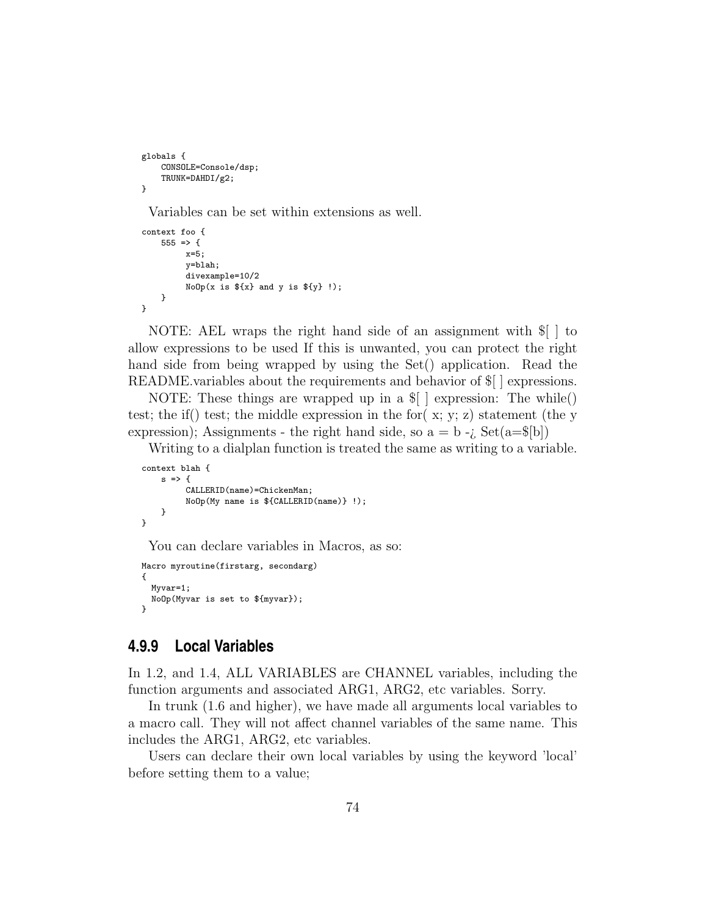```
globals {
    CONSOLE=Console/dsp;
    TRUNK=DAHDI/g2;
}
```

Variables can be set within extensions as well.

```
context foo {
    555 => {
         x=5;
         y=blah;
         divexample=10/2
         NoOp(x is ${x} and y is ${y} !);
    }
}
```

NOTE: AEL wraps the right hand side of an assignment with $[ ] to allow expressions to be used If this is unwanted, you can protect the right hand side from being wrapped by using the Set() application. Read the README.variables about the requirements and behavior of $[ ] expressions.

NOTE: These things are wrapped up in a $[ ] expression: The while() test; the if() test; the middle expression in the for( x; y; z) statement (the y expression); Assignments - the right hand side, so a = b -¿ Set(a=$[b])

Writing to a dialplan function is treated the same as writing to a variable.

```
context blah {
    s => {
         CALLERID(name)=ChickenMan;
         NoOp(My name is ${CALLERID(name)} !);
    }
}
```

You can declare variables in Macros, as so:

```
Macro myroutine(firstarg, secondarg)
{
  Myvar=1;
  NoOp(Myvar is set to ${myvar});
}
```

### 4.9.9 Local Variables

In 1.2, and 1.4, ALL VARIABLES are CHANNEL variables, including the function arguments and associated ARG1, ARG2, etc variables. Sorry.

In trunk (1.6 and higher), we have made all arguments local variables to a macro call. They will not affect channel variables of the same name. This includes the ARG1, ARG2, etc variables.

Users can declare their own local variables by using the keyword 'local' before setting them to a value;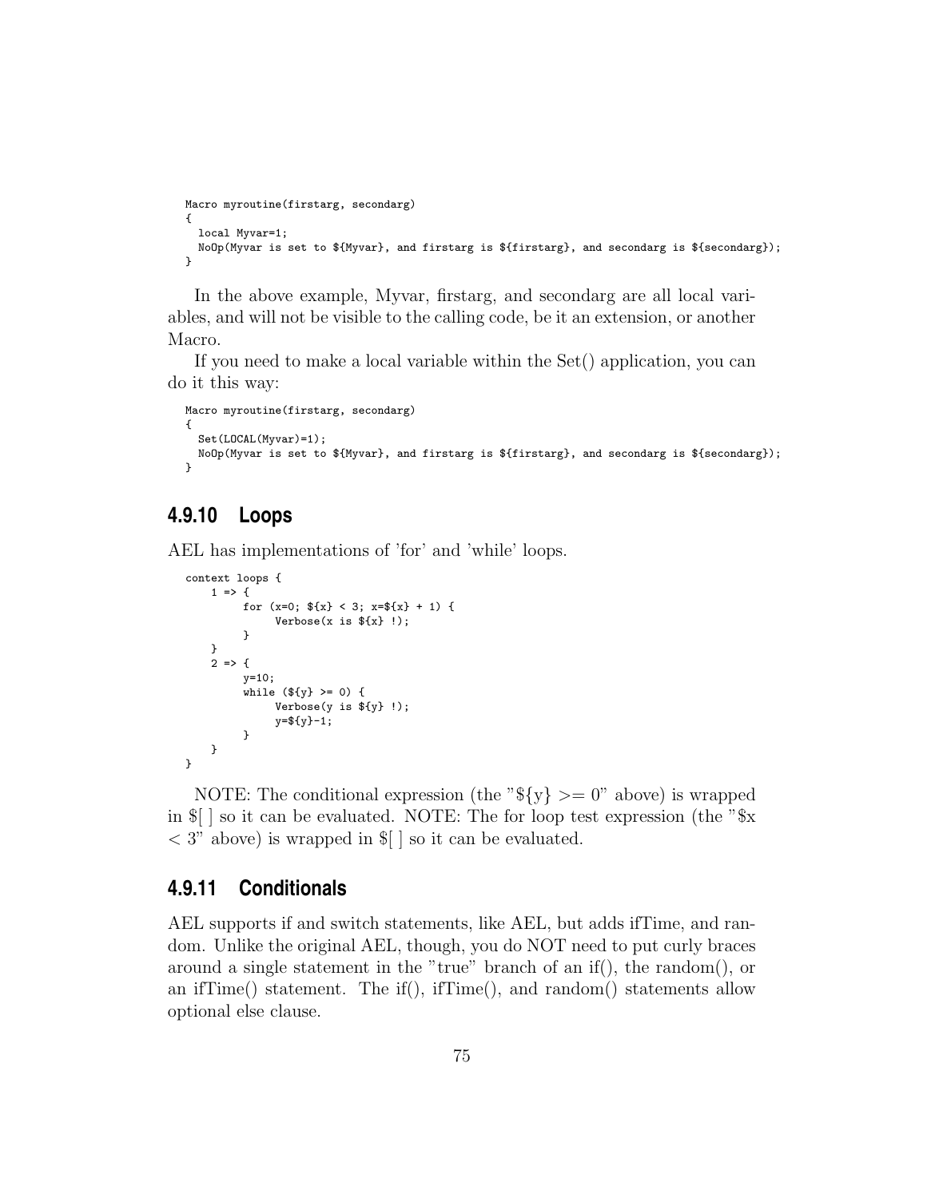```
Macro myroutine(firstarg, secondarg)
{
  local Myvar=1;
  NoOp(Myvar is set to ${Myvar}, and firstarg is ${firstarg}, and secondarg is ${secondarg});
}
```

In the above example, Myvar, firstarg, and secondarg are all local variables, and will not be visible to the calling code, be it an extension, or another Macro.

If you need to make a local variable within the Set() application, you can do it this way:

```
Macro myroutine(firstarg, secondarg)
{
  Set(LOCAL(Myvar)=1);
  NoOp(Myvar is set to ${Myvar}, and firstarg is ${firstarg}, and secondarg is ${secondarg});
}
```

### 4.9.10 Loops

AEL has implementations of 'for' and 'while' loops.

```
context loops {
    1 => {
         for (x=0; ${x} < 3; x=${x} + 1) {
              Verbose(x is ${x} !);
         }
    }
    2 => {
         y=10;
         while (${y} >= 0) {
              Verbose(y is ${y} !);
              y=${y}-1;
         }
    }
}
```

NOTE: The conditional expression (the "${y} >= 0" above) is wrapped in $[ ] so it can be evaluated. NOTE: The for loop test expression (the "$x < 3" above) is wrapped in $[ ] so it can be evaluated.

### 4.9.11 Conditionals

AEL supports if and switch statements, like AEL, but adds ifTime, and random. Unlike the original AEL, though, you do NOT need to put curly braces around a single statement in the "true" branch of an if(), the random(), or an ifTime() statement. The if(), ifTime(), and random() statements allow optional else clause.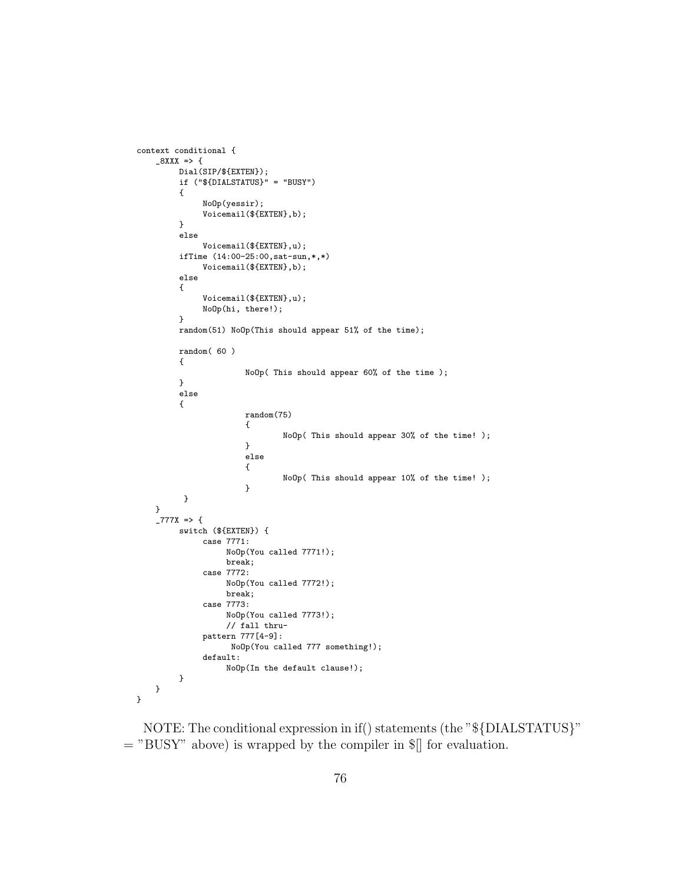```
context conditional {
    _8XXX => {
         Dial(SIP/${EXTEN});
         if ("${DIALSTATUS}" = "BUSY")
         {
              NoOp(yessir);
              Voicemail(${EXTEN},b);
         }
         else
              Voicemail(${EXTEN},u);
         ifTime (14:00-25:00,sat-sun,*,*)
              Voicemail(${EXTEN},b);
         else
         {
              Voicemail(${EXTEN},u);
              NoOp(hi, there!);
         }
         random(51) NoOp(This should appear 51% of the time);

         random( 60 )
         {
                        NoOp( This should appear 60% of the time );
         }
         else
         {
                        random(75)
                        {
                                NoOp( This should appear 30% of the time! );
                        }
                        else
                        {
                                NoOp( This should appear 10% of the time! );
                        }
          }
    }
    _777X => {
         switch (${EXTEN}) {
              case 7771:
                   NoOp(You called 7771!);
                   break;
              case 7772:
                   NoOp(You called 7772!);
                   break;
              case 7773:
                   NoOp(You called 7773!);
                   // fall thru-
              pattern 777[4-9]:
                    NoOp(You called 777 something!);
              default:
                   NoOp(In the default clause!);
         }
    }
}
```

NOTE: The conditional expression in if() statements (the "${DIALSTATUS}" = "BUSY" above) is wrapped by the compiler in $[] for evaluation.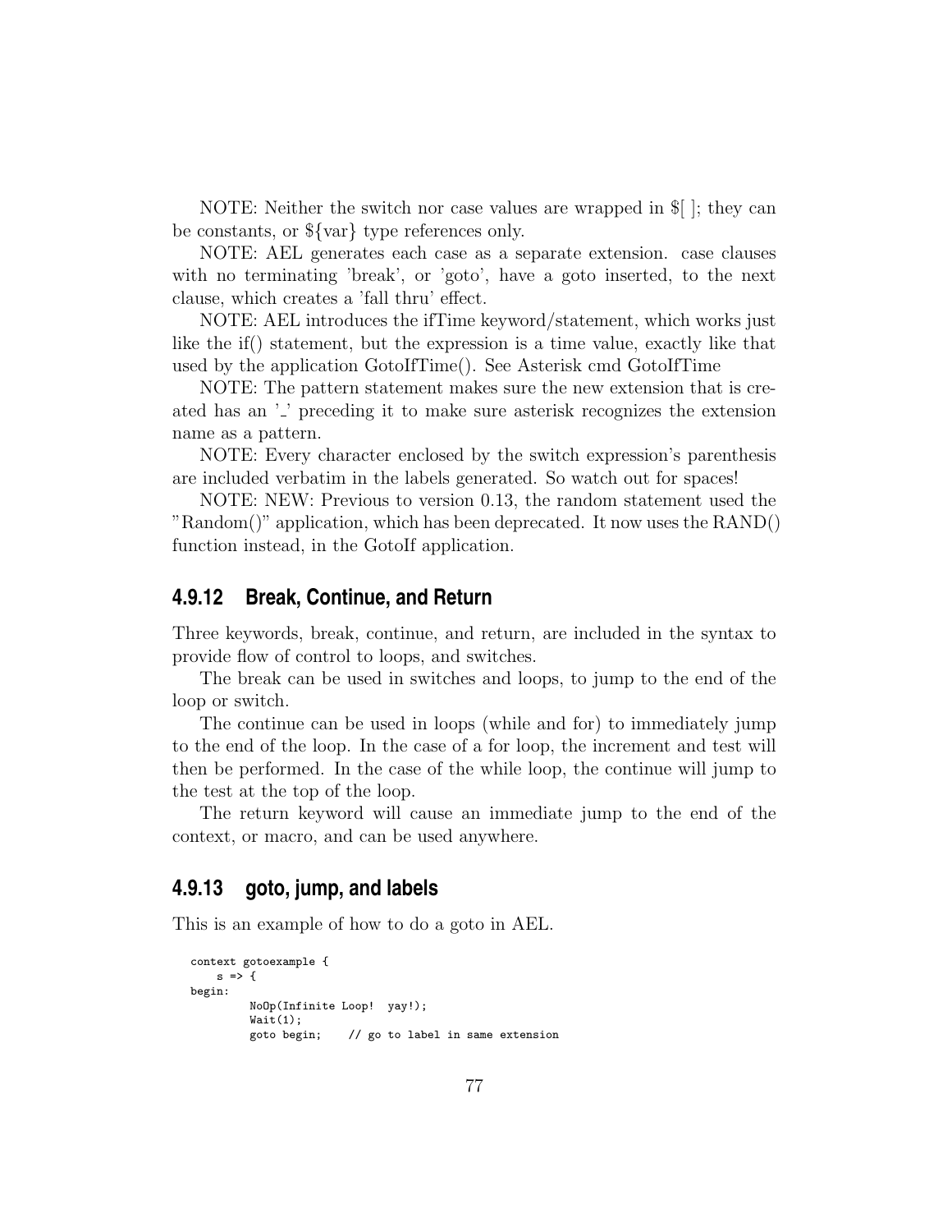NOTE: Neither the switch nor case values are wrapped in $[ ]; they can be constants, or ${var} type references only.

NOTE: AEL generates each case as a separate extension. case clauses with no terminating 'break', or 'goto', have a goto inserted, to the next clause, which creates a 'fall thru' effect.

NOTE: AEL introduces the ifTime keyword/statement, which works just like the if() statement, but the expression is a time value, exactly like that used by the application GotoIfTime(). See Asterisk cmd GotoIfTime

NOTE: The pattern statement makes sure the new extension that is created has an '_' preceding it to make sure asterisk recognizes the extension name as a pattern.

NOTE: Every character enclosed by the switch expression's parenthesis are included verbatim in the labels generated. So watch out for spaces!

NOTE: NEW: Previous to version 0.13, the random statement used the "Random()" application, which has been deprecated. It now uses the RAND() function instead, in the GotoIf application.

### 4.9.12 Break, Continue, and Return

Three keywords, break, continue, and return, are included in the syntax to provide flow of control to loops, and switches.

The break can be used in switches and loops, to jump to the end of the loop or switch.

The continue can be used in loops (while and for) to immediately jump to the end of the loop. In the case of a for loop, the increment and test will then be performed. In the case of the while loop, the continue will jump to the test at the top of the loop.

The return keyword will cause an immediate jump to the end of the context, or macro, and can be used anywhere.

### 4.9.13 goto, jump, and labels

This is an example of how to do a goto in AEL.

```
context gotoexample {
    s => {
begin:
        NoOp(Infinite Loop!  yay!);
        Wait(1);
        goto begin;    // go to label in same extension
```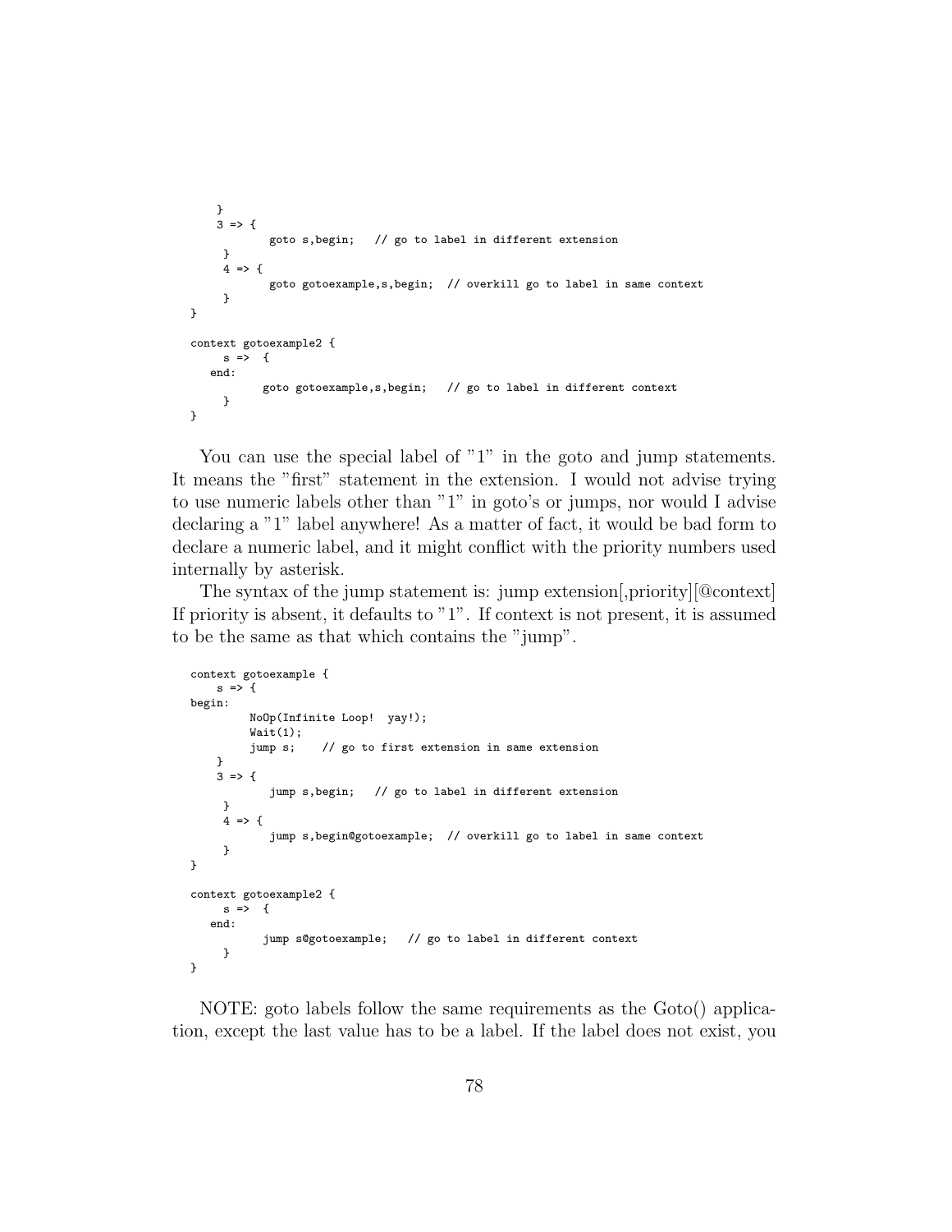```
    }
    3 => {
           goto s,begin;   // go to label in different extension
     }
     4 => {
           goto gotoexample,s,begin;  // overkill go to label in same context
     }
}

context gotoexample2 {
     s =>  {
   end:
          goto gotoexample,s,begin;   // go to label in different context
     }
}
```

You can use the special label of "1" in the goto and jump statements. It means the "first" statement in the extension. I would not advise trying to use numeric labels other than "1" in goto's or jumps, nor would I advise declaring a "1" label anywhere! As a matter of fact, it would be bad form to declare a numeric label, and it might conflict with the priority numbers used internally by asterisk.

The syntax of the jump statement is: jump extension[,priority][@context] If priority is absent, it defaults to "1". If context is not present, it is assumed to be the same as that which contains the "jump".

```
context gotoexample {
    s => {
begin:
         NoOp(Infinite Loop!  yay!);
         Wait(1);
         jump s;    // go to first extension in same extension
    }
    3 => {
           jump s,begin;   // go to label in different extension
     }
     4 => {
           jump s,begin@gotoexample;  // overkill go to label in same context
     }
}

context gotoexample2 {
     s =>  {
   end:
          jump s@gotoexample;   // go to label in different context
     }
}
```

NOTE: goto labels follow the same requirements as the Goto() application, except the last value has to be a label. If the label does not exist, you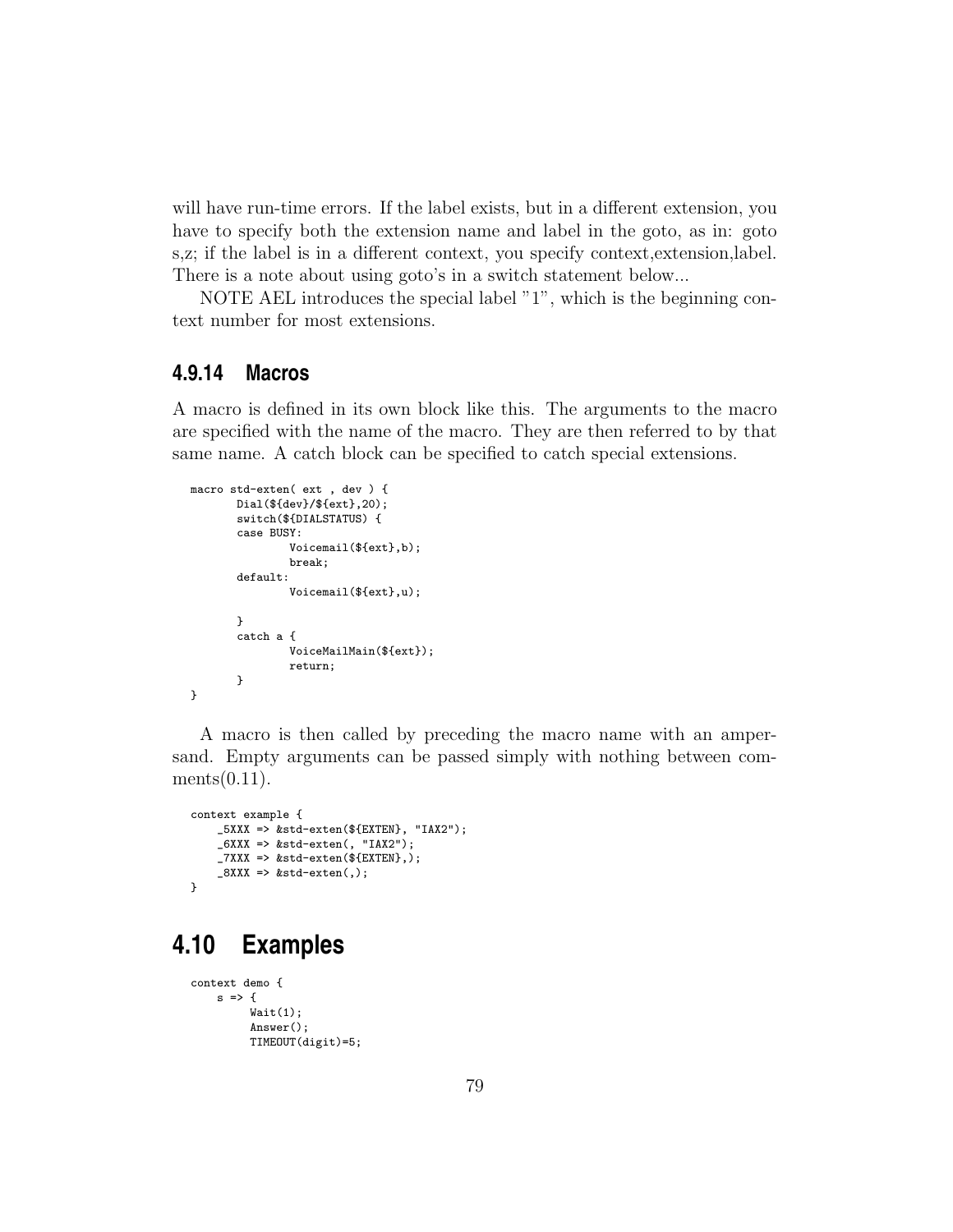will have run-time errors. If the label exists, but in a different extension, you have to specify both the extension name and label in the goto, as in: goto s,z; if the label is in a different context, you specify context,extension,label. There is a note about using goto's in a switch statement below...

NOTE AEL introduces the special label "1", which is the beginning context number for most extensions.

### 4.9.14 Macros

A macro is defined in its own block like this. The arguments to the macro are specified with the name of the macro. They are then referred to by that same name. A catch block can be specified to catch special extensions.

```
macro std-exten( ext , dev ) {
       Dial(${dev}/${ext},20);
       switch(${DIALSTATUS) {
       case BUSY:
               Voicemail(${ext},b);
               break;
       default:
               Voicemail(${ext},u);

       }
       catch a {
               VoiceMailMain(${ext});
               return;
       }
}
```

A macro is then called by preceding the macro name with an ampersand. Empty arguments can be passed simply with nothing between comments(0.11).

```
context example {
    _5XXX => &std-exten(${EXTEN}, "IAX2");
    _6XXX => &std-exten(, "IAX2");
    _7XXX => &std-exten(${EXTEN},);
    _8XXX => &std-exten(,);
}
```

## 4.10 Examples

```
context demo {
    s => {
         Wait(1);
         Answer();
         TIMEOUT(digit)=5;
```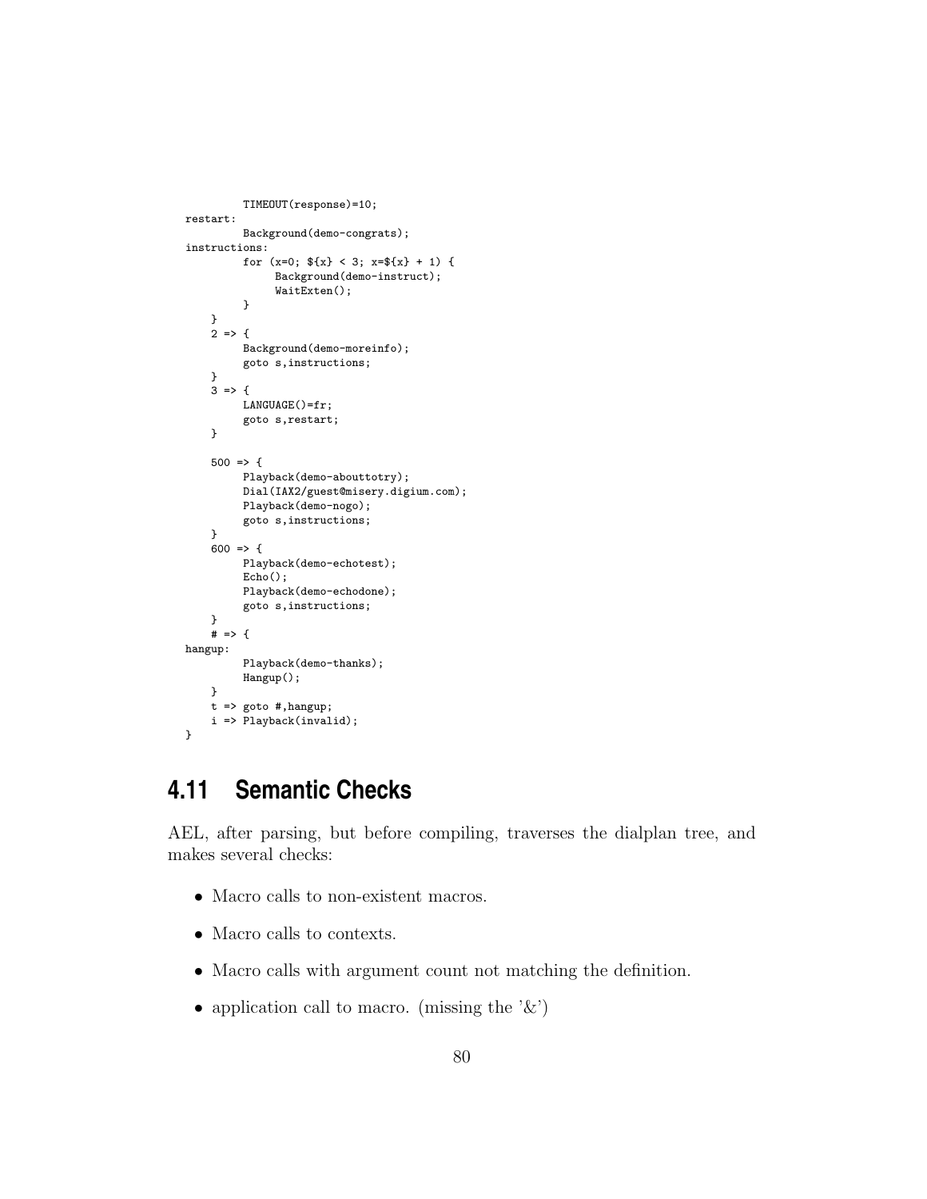```
        TIMEOUT(response)=10;
restart:
        Background(demo-congrats);
instructions:
        for (x=0; ${x} < 3; x=${x} + 1) {
             Background(demo-instruct);
             WaitExten();
        }
    }
    2 => {
        Background(demo-moreinfo);
        goto s,instructions;
    }
    3 => {
        LANGUAGE()=fr;
        goto s,restart;
    }

    500 => {
        Playback(demo-abouttotry);
        Dial(IAX2/guest@misery.digium.com);
        Playback(demo-nogo);
        goto s,instructions;
    }
    600 => {
        Playback(demo-echotest);
        Echo();
        Playback(demo-echodone);
        goto s,instructions;
    }
    # => {
hangup:
        Playback(demo-thanks);
        Hangup();
    }
    t => goto #,hangup;
    i => Playback(invalid);
}
```

## 4.11 Semantic Checks

AEL, after parsing, but before compiling, traverses the dialplan tree, and makes several checks:

- Macro calls to non-existent macros.
- Macro calls to contexts.
- Macro calls with argument count not matching the definition.
- application call to macro. (missing the '&')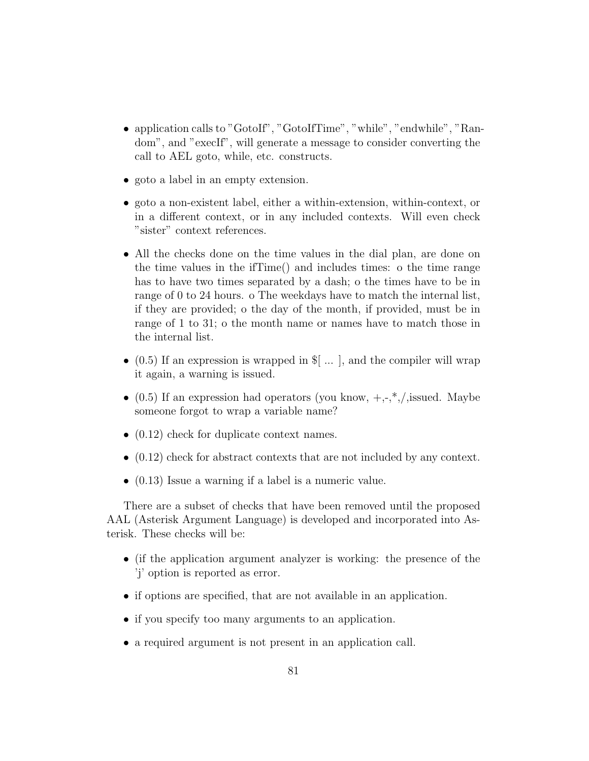- application calls to "GotoIf", "GotoIfTime", "while", "endwhile", "Random", and "execIf", will generate a message to consider converting the call to AEL goto, while, etc. constructs.

- goto a label in an empty extension.

- goto a non-existent label, either a within-extension, within-context, or in a different context, or in any included contexts. Will even check "sister" context references.

- All the checks done on the time values in the dial plan, are done on the time values in the ifTime() and includes times: o the time range has to have two times separated by a dash; o the times have to be in range of 0 to 24 hours. o The weekdays have to match the internal list, if they are provided; o the day of the month, if provided, must be in range of 1 to 31; o the month name or names have to match those in the internal list.

- (0.5) If an expression is wrapped in $[ ... ], and the compiler will wrap it again, a warning is issued.

- (0.5) If an expression had operators (you know, +,-,*,/,issued. Maybe someone forgot to wrap a variable name?

- (0.12) check for duplicate context names.

- (0.12) check for abstract contexts that are not included by any context.

- (0.13) Issue a warning if a label is a numeric value.

There are a subset of checks that have been removed until the proposed AAL (Asterisk Argument Language) is developed and incorporated into Asterisk. These checks will be:

- (if the application argument analyzer is working: the presence of the 'j' option is reported as error.

- if options are specified, that are not available in an application.

- if you specify too many arguments to an application.

- a required argument is not present in an application call.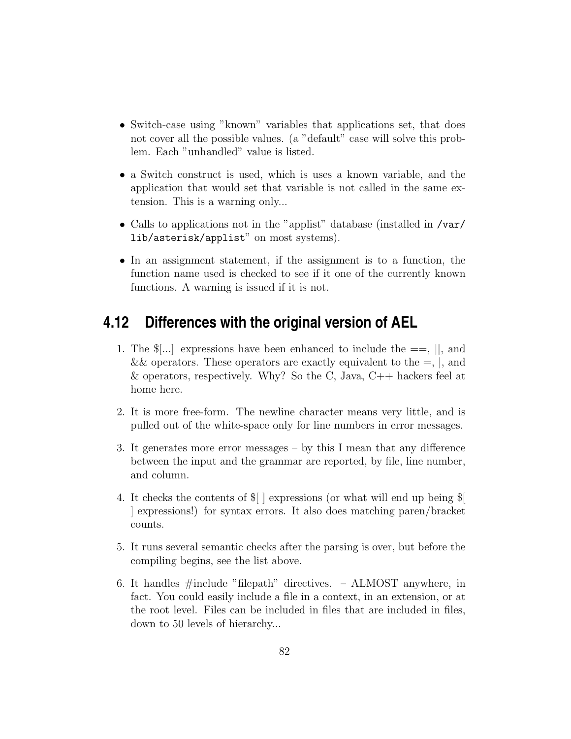- Switch-case using "known" variables that applications set, that does not cover all the possible values. (a "default" case will solve this problem. Each "unhandled" value is listed.

- a Switch construct is used, which is uses a known variable, and the application that would set that variable is not called in the same extension. This is a warning only...

- Calls to applications not in the "applist" database (installed in `/var/lib/asterisk/applist`" on most systems).

- In an assignment statement, if the assignment is to a function, the function name used is checked to see if it one of the currently known functions. A warning is issued if it is not.

## 4.12 Differences with the original version of AEL

1. The $[...] expressions have been enhanced to include the ==, ||, and && operators. These operators are exactly equivalent to the =, |, and & operators, respectively. Why? So the C, Java, C++ hackers feel at home here.

2. It is more free-form. The newline character means very little, and is pulled out of the white-space only for line numbers in error messages.

3. It generates more error messages – by this I mean that any difference between the input and the grammar are reported, by file, line number, and column.

4. It checks the contents of $[ ] expressions (or what will end up being $[ ] expressions!) for syntax errors. It also does matching paren/bracket counts.

5. It runs several semantic checks after the parsing is over, but before the compiling begins, see the list above.

6. It handles #include "filepath" directives. – ALMOST anywhere, in fact. You could easily include a file in a context, in an extension, or at the root level. Files can be included in files that are included in files, down to 50 levels of hierarchy...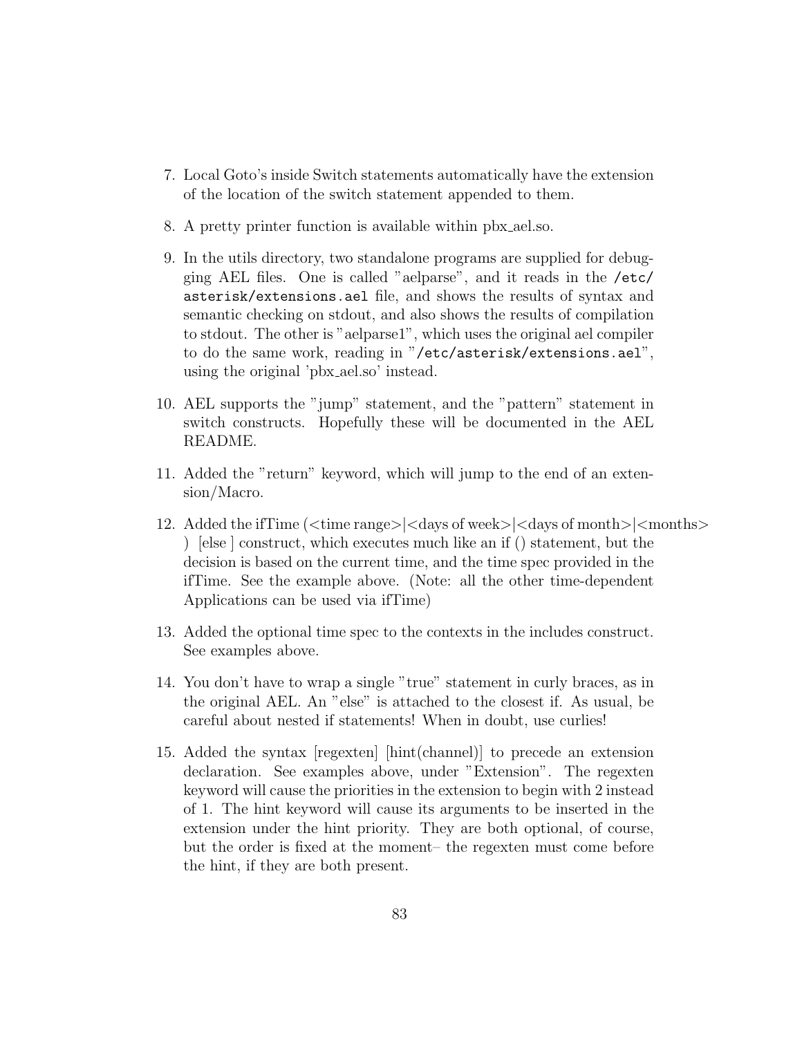7. Local Goto's inside Switch statements automatically have the extension of the location of the switch statement appended to them.

8. A pretty printer function is available within pbx_ael.so.

9. In the utils directory, two standalone programs are supplied for debugging AEL files. One is called "aelparse", and it reads in the `/etc/asterisk/extensions.ael` file, and shows the results of syntax and semantic checking on stdout, and also shows the results of compilation to stdout. The other is "aelparse1", which uses the original ael compiler to do the same work, reading in "`/etc/asterisk/extensions.ael`", using the original 'pbx_ael.so' instead.

10. AEL supports the "jump" statement, and the "pattern" statement in switch constructs. Hopefully these will be documented in the AEL README.

11. Added the "return" keyword, which will jump to the end of an extension/Macro.

12. Added the ifTime (<time range>|<days of week>|<days of month>|<months> ) [else ] construct, which executes much like an if () statement, but the decision is based on the current time, and the time spec provided in the ifTime. See the example above. (Note: all the other time-dependent Applications can be used via ifTime)

13. Added the optional time spec to the contexts in the includes construct. See examples above.

14. You don't have to wrap a single "true" statement in curly braces, as in the original AEL. An "else" is attached to the closest if. As usual, be careful about nested if statements! When in doubt, use curlies!

15. Added the syntax [regexten] [hint(channel)] to precede an extension declaration. See examples above, under "Extension". The regexten keyword will cause the priorities in the extension to begin with 2 instead of 1. The hint keyword will cause its arguments to be inserted in the extension under the hint priority. They are both optional, of course, but the order is fixed at the moment– the regexten must come before the hint, if they are both present.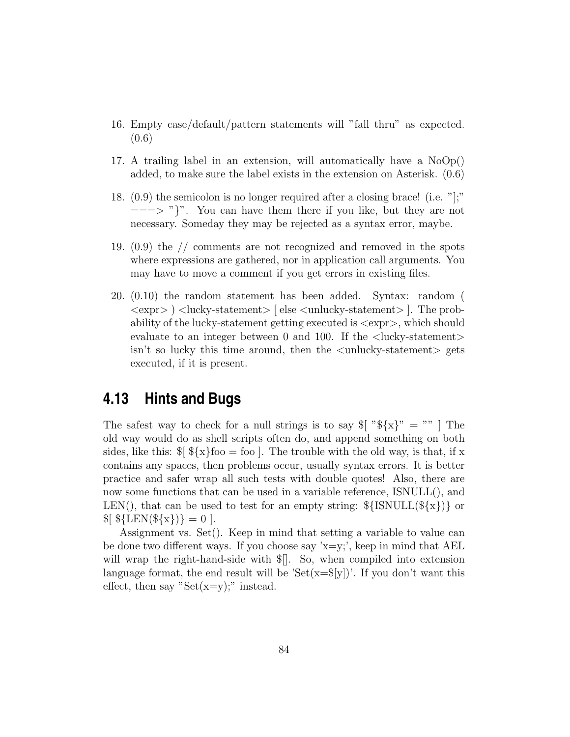16. Empty case/default/pattern statements will "fall thru" as expected. (0.6)

17. A trailing label in an extension, will automatically have a NoOp() added, to make sure the label exists in the extension on Asterisk. (0.6)

18. (0.9) the semicolon is no longer required after a closing brace! (i.e. "];" ===> "}". You can have them there if you like, but they are not necessary. Someday they may be rejected as a syntax error, maybe.

19. (0.9) the // comments are not recognized and removed in the spots where expressions are gathered, nor in application call arguments. You may have to move a comment if you get errors in existing files.

20. (0.10) the random statement has been added. Syntax: random ( <expr> ) <lucky-statement> [ else <unlucky-statement> ]. The probability of the lucky-statement getting executed is <expr>, which should evaluate to an integer between 0 and 100. If the <lucky-statement> isn't so lucky this time around, then the <unlucky-statement> gets executed, if it is present.

## 4.13 Hints and Bugs

The safest way to check for a null strings is to say $[ "${x}" = "" ] The old way would do as shell scripts often do, and append something on both sides, like this: $[ ${x}foo = foo ]. The trouble with the old way, is that, if x contains any spaces, then problems occur, usually syntax errors. It is better practice and safer wrap all such tests with double quotes! Also, there are now some functions that can be used in a variable reference, ISNULL(), and LEN(), that can be used to test for an empty string: ${ISNULL(${x})} or $[ ${LEN(${x})} = 0 ].

Assignment vs. Set(). Keep in mind that setting a variable to value can be done two different ways. If you choose say 'x=y;', keep in mind that AEL will wrap the right-hand-side with $[]. So, when compiled into extension language format, the end result will be 'Set(x=$[y])'. If you don't want this effect, then say "Set(x=y);" instead.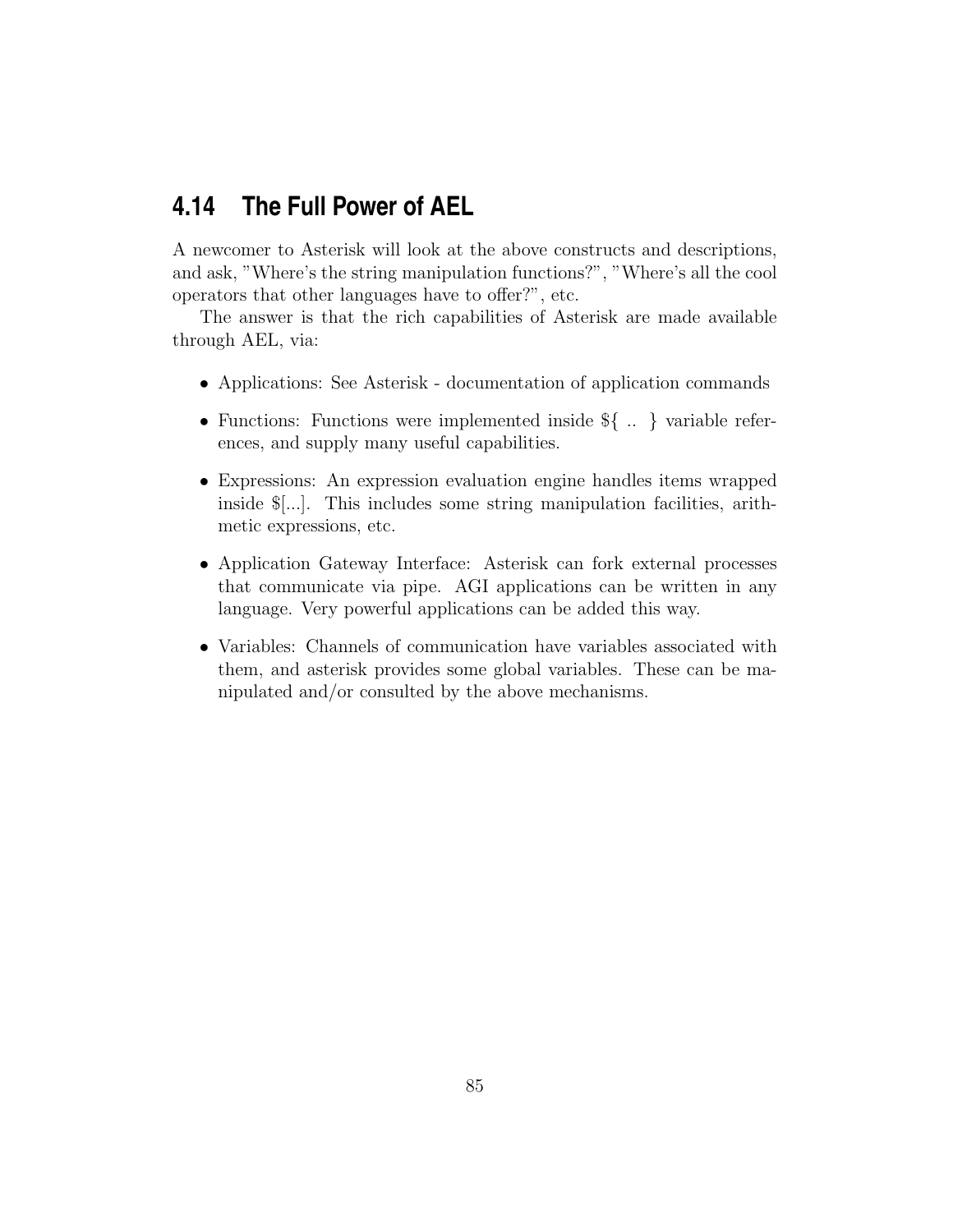## 4.14 The Full Power of AEL

A newcomer to Asterisk will look at the above constructs and descriptions, and ask, "Where's the string manipulation functions?", "Where's all the cool operators that other languages have to offer?", etc.

The answer is that the rich capabilities of Asterisk are made available through AEL, via:

- Applications: See Asterisk - documentation of application commands
- Functions: Functions were implemented inside ${ .. } variable references, and supply many useful capabilities.
- Expressions: An expression evaluation engine handles items wrapped inside $[...]. This includes some string manipulation facilities, arithmetic expressions, etc.
- Application Gateway Interface: Asterisk can fork external processes that communicate via pipe. AGI applications can be written in any language. Very powerful applications can be added this way.
- Variables: Channels of communication have variables associated with them, and asterisk provides some global variables. These can be manipulated and/or consulted by the above mechanisms.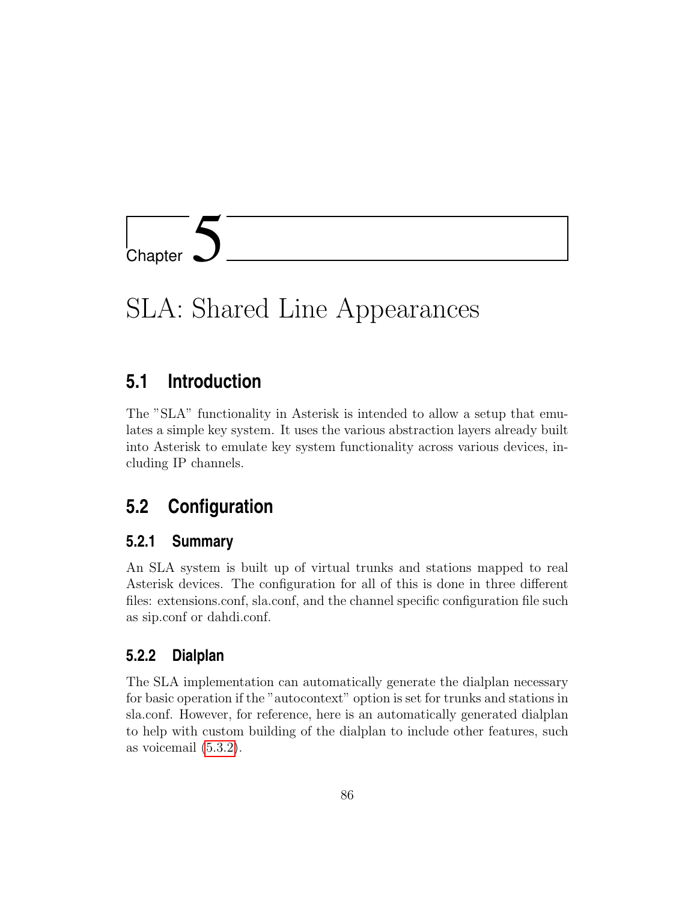# Chapter 5

# SLA: Shared Line Appearances

## 5.1 Introduction

The "SLA" functionality in Asterisk is intended to allow a setup that emulates a simple key system. It uses the various abstraction layers already built into Asterisk to emulate key system functionality across various devices, including IP channels.

## 5.2 Configuration

### 5.2.1 Summary

An SLA system is built up of virtual trunks and stations mapped to real Asterisk devices. The configuration for all of this is done in three different files: extensions.conf, sla.conf, and the channel specific configuration file such as sip.conf or dahdi.conf.

### 5.2.2 Dialplan

The SLA implementation can automatically generate the dialplan necessary for basic operation if the "autocontext" option is set for trunks and stations in sla.conf. However, for reference, here is an automatically generated dialplan to help with custom building of the dialplan to include other features, such as voicemail (5.3.2).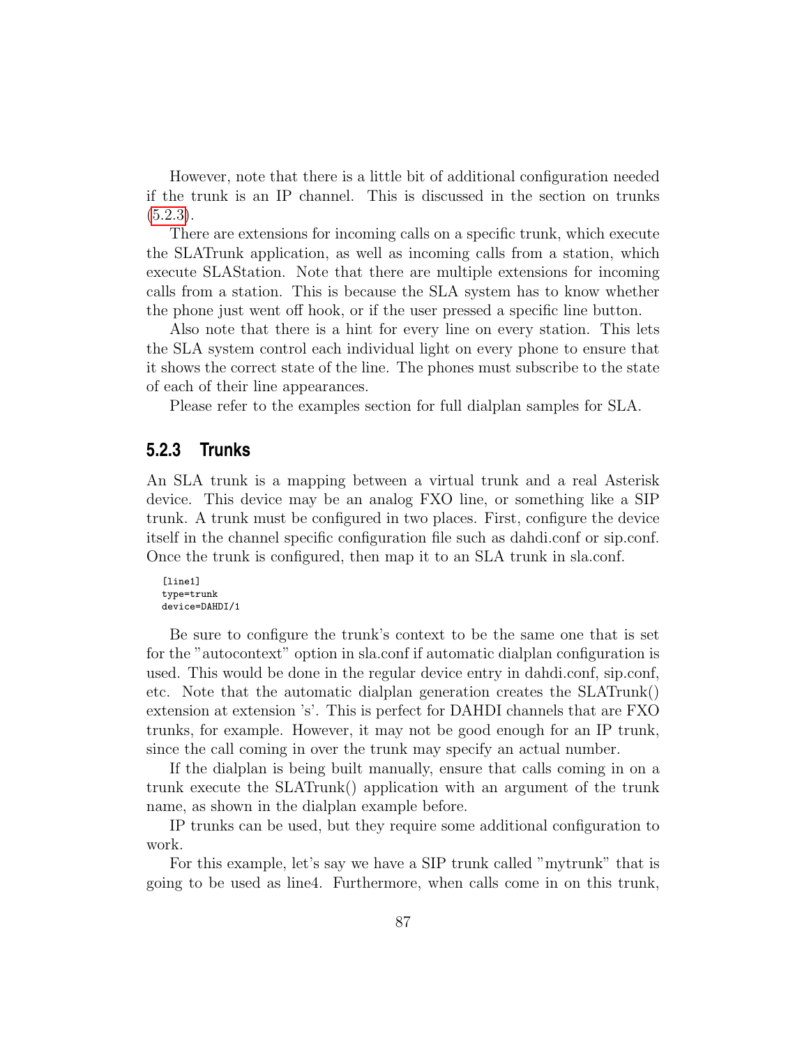However, note that there is a little bit of additional configuration needed if the trunk is an IP channel. This is discussed in the section on trunks (5.2.3).

There are extensions for incoming calls on a specific trunk, which execute the SLATrunk application, as well as incoming calls from a station, which execute SLAStation. Note that there are multiple extensions for incoming calls from a station. This is because the SLA system has to know whether the phone just went off hook, or if the user pressed a specific line button.

Also note that there is a hint for every line on every station. This lets the SLA system control each individual light on every phone to ensure that it shows the correct state of the line. The phones must subscribe to the state of each of their line appearances.

Please refer to the examples section for full dialplan samples for SLA.

### 5.2.3 Trunks

An SLA trunk is a mapping between a virtual trunk and a real Asterisk device. This device may be an analog FXO line, or something like a SIP trunk. A trunk must be configured in two places. First, configure the device itself in the channel specific configuration file such as dahdi.conf or sip.conf. Once the trunk is configured, then map it to an SLA trunk in sla.conf.

```
[line1]
type=trunk
device=DAHDI/1
```

Be sure to configure the trunk's context to be the same one that is set for the "autocontext" option in sla.conf if automatic dialplan configuration is used. This would be done in the regular device entry in dahdi.conf, sip.conf, etc. Note that the automatic dialplan generation creates the SLATrunk() extension at extension 's'. This is perfect for DAHDI channels that are FXO trunks, for example. However, it may not be good enough for an IP trunk, since the call coming in over the trunk may specify an actual number.

If the dialplan is being built manually, ensure that calls coming in on a trunk execute the SLATrunk() application with an argument of the trunk name, as shown in the dialplan example before.

IP trunks can be used, but they require some additional configuration to work.

For this example, let's say we have a SIP trunk called "mytrunk" that is going to be used as line4. Furthermore, when calls come in on this trunk,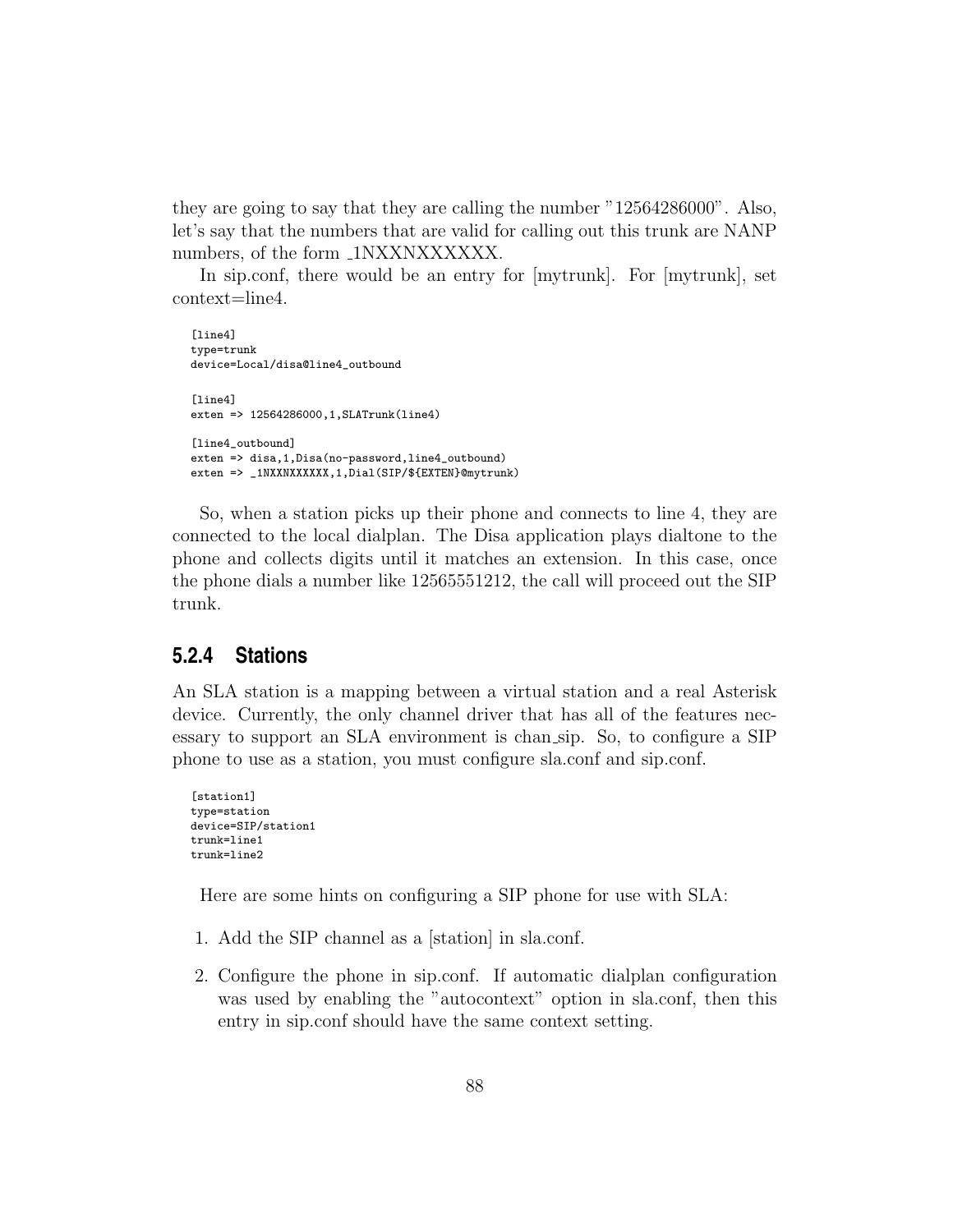they are going to say that they are calling the number "12564286000". Also, let's say that the numbers that are valid for calling out this trunk are NANP numbers, of the form _1NXXNXXXXXX.

In sip.conf, there would be an entry for [mytrunk]. For [mytrunk], set context=line4.

```
[line4]
type=trunk
device=Local/disa@line4_outbound

[line4]
exten => 12564286000,1,SLATrunk(line4)

[line4_outbound]
exten => disa,1,Disa(no-password,line4_outbound)
exten => _1NXXNXXXXXX,1,Dial(SIP/${EXTEN}@mytrunk)
```

So, when a station picks up their phone and connects to line 4, they are connected to the local dialplan. The Disa application plays dialtone to the phone and collects digits until it matches an extension. In this case, once the phone dials a number like 12565551212, the call will proceed out the SIP trunk.

### 5.2.4 Stations

An SLA station is a mapping between a virtual station and a real Asterisk device. Currently, the only channel driver that has all of the features necessary to support an SLA environment is chan_sip. So, to configure a SIP phone to use as a station, you must configure sla.conf and sip.conf.

```
[station1]
type=station
device=SIP/station1
trunk=line1
trunk=line2
```

Here are some hints on configuring a SIP phone for use with SLA:

1. Add the SIP channel as a [station] in sla.conf.
2. Configure the phone in sip.conf. If automatic dialplan configuration was used by enabling the "autocontext" option in sla.conf, then this entry in sip.conf should have the same context setting.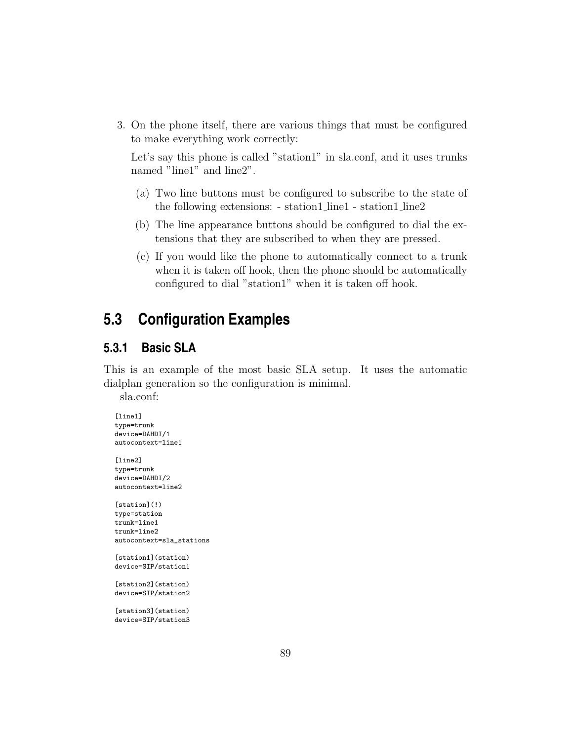3. On the phone itself, there are various things that must be configured to make everything work correctly:

   Let's say this phone is called "station1" in sla.conf, and it uses trunks named "line1" and line2".

   (a) Two line buttons must be configured to subscribe to the state of the following extensions: - station1_line1 - station1_line2

   (b) The line appearance buttons should be configured to dial the extensions that they are subscribed to when they are pressed.

   (c) If you would like the phone to automatically connect to a trunk when it is taken off hook, then the phone should be automatically configured to dial "station1" when it is taken off hook.

## 5.3 Configuration Examples

### 5.3.1 Basic SLA

This is an example of the most basic SLA setup. It uses the automatic dialplan generation so the configuration is minimal.

sla.conf:

```
[line1]
type=trunk
device=DAHDI/1
autocontext=line1

[line2]
type=trunk
device=DAHDI/2
autocontext=line2

[station](!)
type=station
trunk=line1
trunk=line2
autocontext=sla_stations

[station1](station)
device=SIP/station1

[station2](station)
device=SIP/station2

[station3](station)
device=SIP/station3
```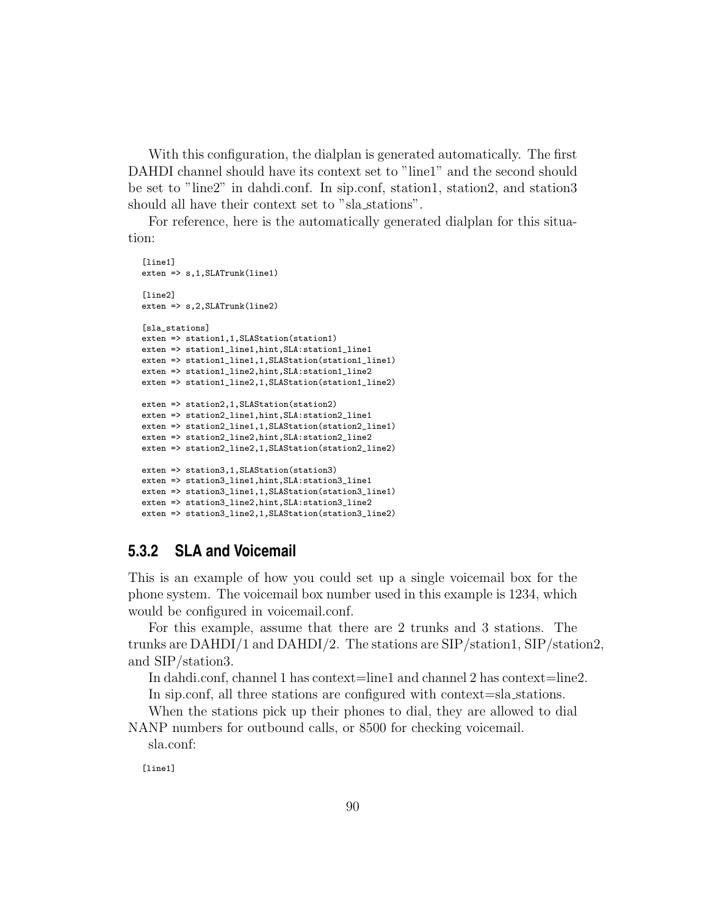With this configuration, the dialplan is generated automatically. The first DAHDI channel should have its context set to "line1" and the second should be set to "line2" in dahdi.conf. In sip.conf, station1, station2, and station3 should all have their context set to "sla_stations".

For reference, here is the automatically generated dialplan for this situation:

```
[line1]
exten => s,1,SLATrunk(line1)

[line2]
exten => s,2,SLATrunk(line2)

[sla_stations]
exten => station1,1,SLAStation(station1)
exten => station1_line1,hint,SLA:station1_line1
exten => station1_line1,1,SLAStation(station1_line1)
exten => station1_line2,hint,SLA:station1_line2
exten => station1_line2,1,SLAStation(station1_line2)

exten => station2,1,SLAStation(station2)
exten => station2_line1,hint,SLA:station2_line1
exten => station2_line1,1,SLAStation(station2_line1)
exten => station2_line2,hint,SLA:station2_line2
exten => station2_line2,1,SLAStation(station2_line2)

exten => station3,1,SLAStation(station3)
exten => station3_line1,hint,SLA:station3_line1
exten => station3_line1,1,SLAStation(station3_line1)
exten => station3_line2,hint,SLA:station3_line2
exten => station3_line2,1,SLAStation(station3_line2)
```

### 5.3.2 SLA and Voicemail

This is an example of how you could set up a single voicemail box for the phone system. The voicemail box number used in this example is 1234, which would be configured in voicemail.conf.

For this example, assume that there are 2 trunks and 3 stations. The trunks are DAHDI/1 and DAHDI/2. The stations are SIP/station1, SIP/station2, and SIP/station3.

In dahdi.conf, channel 1 has context=line1 and channel 2 has context=line2.

In sip.conf, all three stations are configured with context=sla_stations.

When the stations pick up their phones to dial, they are allowed to dial NANP numbers for outbound calls, or 8500 for checking voicemail.

sla.conf:

```
[line1]
```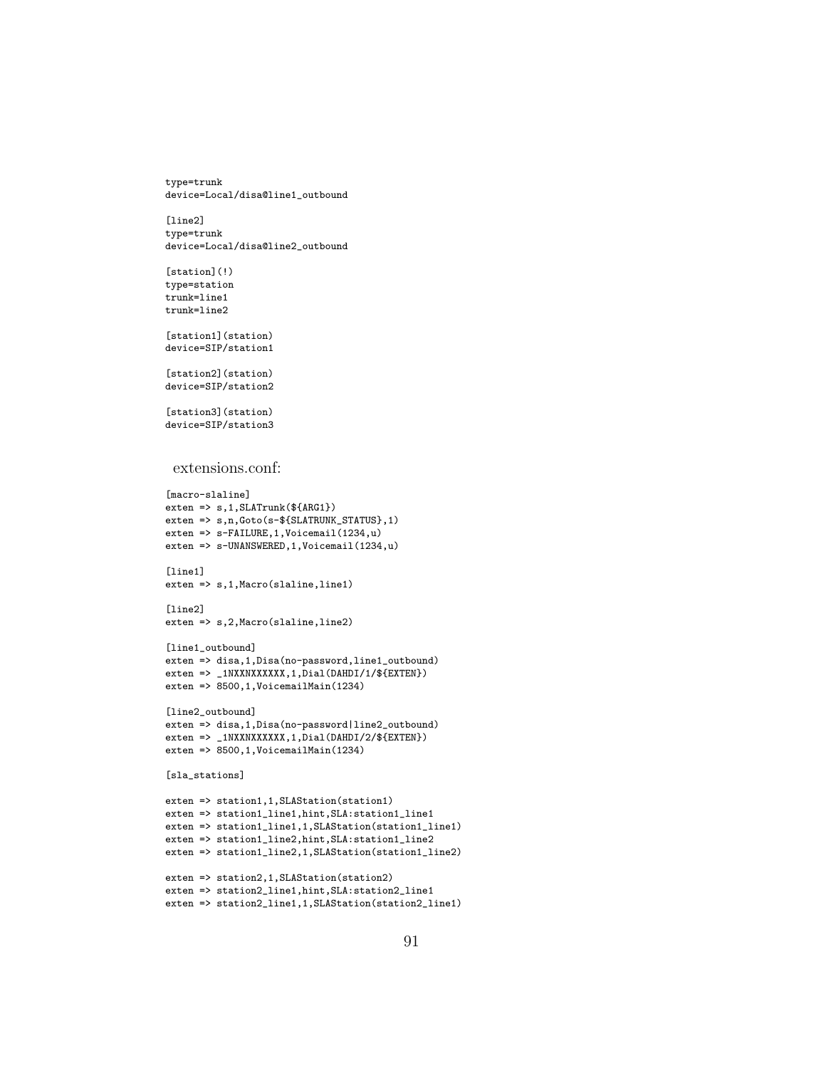```
type=trunk
device=Local/disa@line1_outbound

[line2]
type=trunk
device=Local/disa@line2_outbound

[station](!)
type=station
trunk=line1
trunk=line2

[station1](station)
device=SIP/station1

[station2](station)
device=SIP/station2

[station3](station)
device=SIP/station3
```

extensions.conf:

```
[macro-slaline]
exten => s,1,SLATrunk(${ARG1})
exten => s,n,Goto(s-${SLATRUNK_STATUS},1)
exten => s-FAILURE,1,Voicemail(1234,u)
exten => s-UNANSWERED,1,Voicemail(1234,u)

[line1]
exten => s,1,Macro(slaline,line1)

[line2]
exten => s,2,Macro(slaline,line2)

[line1_outbound]
exten => disa,1,Disa(no-password,line1_outbound)
exten => _1NXXNXXXXXX,1,Dial(DAHDI/1/${EXTEN})
exten => 8500,1,VoicemailMain(1234)

[line2_outbound]
exten => disa,1,Disa(no-password|line2_outbound)
exten => _1NXXNXXXXXX,1,Dial(DAHDI/2/${EXTEN})
exten => 8500,1,VoicemailMain(1234)

[sla_stations]

exten => station1,1,SLAStation(station1)
exten => station1_line1,hint,SLA:station1_line1
exten => station1_line1,1,SLAStation(station1_line1)
exten => station1_line2,hint,SLA:station1_line2
exten => station1_line2,1,SLAStation(station1_line2)

exten => station2,1,SLAStation(station2)
exten => station2_line1,hint,SLA:station2_line1
exten => station2_line1,1,SLAStation(station2_line1)
```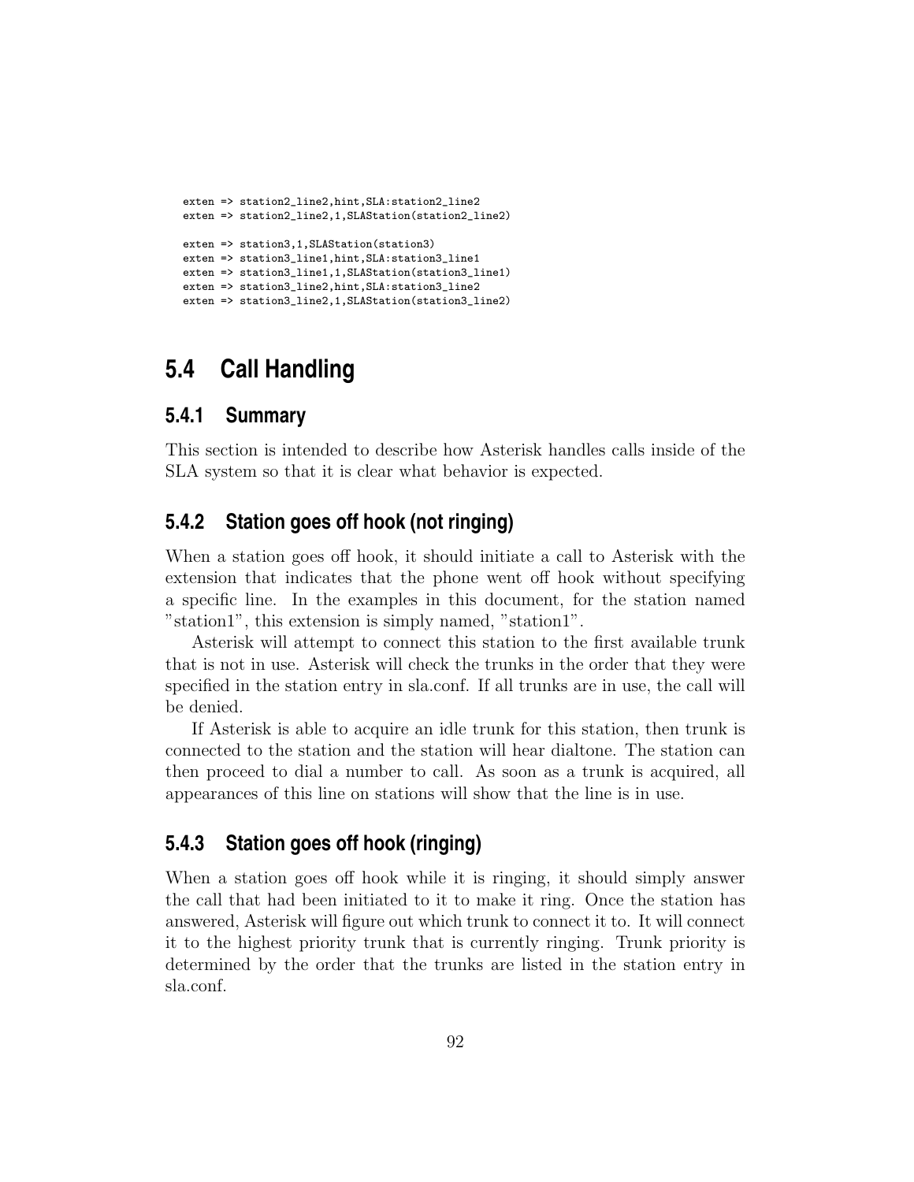```
exten => station2_line2,hint,SLA:station2_line2
exten => station2_line2,1,SLAStation(station2_line2)

exten => station3,1,SLAStation(station3)
exten => station3_line1,hint,SLA:station3_line1
exten => station3_line1,1,SLAStation(station3_line1)
exten => station3_line2,hint,SLA:station3_line2
exten => station3_line2,1,SLAStation(station3_line2)
```

## 5.4 Call Handling

### 5.4.1 Summary

This section is intended to describe how Asterisk handles calls inside of the SLA system so that it is clear what behavior is expected.

### 5.4.2 Station goes off hook (not ringing)

When a station goes off hook, it should initiate a call to Asterisk with the extension that indicates that the phone went off hook without specifying a specific line. In the examples in this document, for the station named "station1", this extension is simply named, "station1".

Asterisk will attempt to connect this station to the first available trunk that is not in use. Asterisk will check the trunks in the order that they were specified in the station entry in sla.conf. If all trunks are in use, the call will be denied.

If Asterisk is able to acquire an idle trunk for this station, then trunk is connected to the station and the station will hear dialtone. The station can then proceed to dial a number to call. As soon as a trunk is acquired, all appearances of this line on stations will show that the line is in use.

### 5.4.3 Station goes off hook (ringing)

When a station goes off hook while it is ringing, it should simply answer the call that had been initiated to it to make it ring. Once the station has answered, Asterisk will figure out which trunk to connect it to. It will connect it to the highest priority trunk that is currently ringing. Trunk priority is determined by the order that the trunks are listed in the station entry in sla.conf.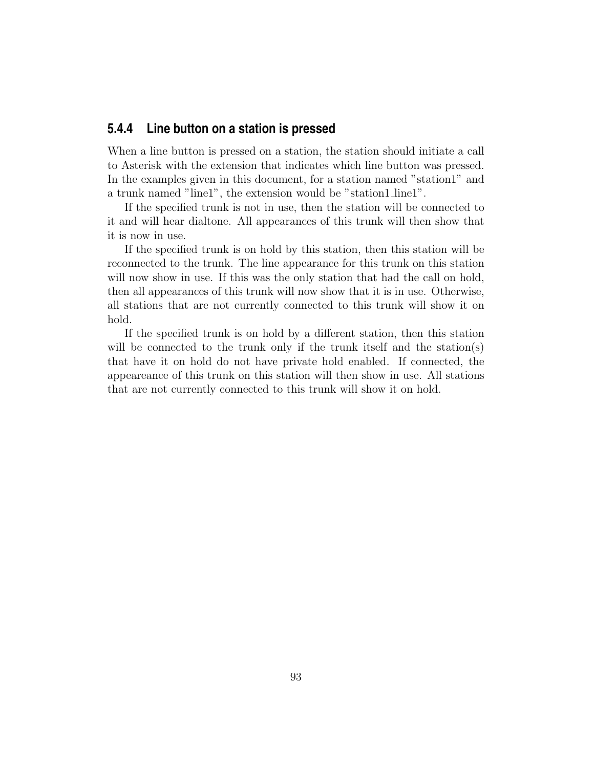### 5.4.4 Line button on a station is pressed

When a line button is pressed on a station, the station should initiate a call to Asterisk with the extension that indicates which line button was pressed. In the examples given in this document, for a station named "station1" and a trunk named "line1", the extension would be "station1_line1".

If the specified trunk is not in use, then the station will be connected to it and will hear dialtone. All appearances of this trunk will then show that it is now in use.

If the specified trunk is on hold by this station, then this station will be reconnected to the trunk. The line appearance for this trunk on this station will now show in use. If this was the only station that had the call on hold, then all appearances of this trunk will now show that it is in use. Otherwise, all stations that are not currently connected to this trunk will show it on hold.

If the specified trunk is on hold by a different station, then this station will be connected to the trunk only if the trunk itself and the station(s) that have it on hold do not have private hold enabled. If connected, the appeareance of this trunk on this station will then show in use. All stations that are not currently connected to this trunk will show it on hold.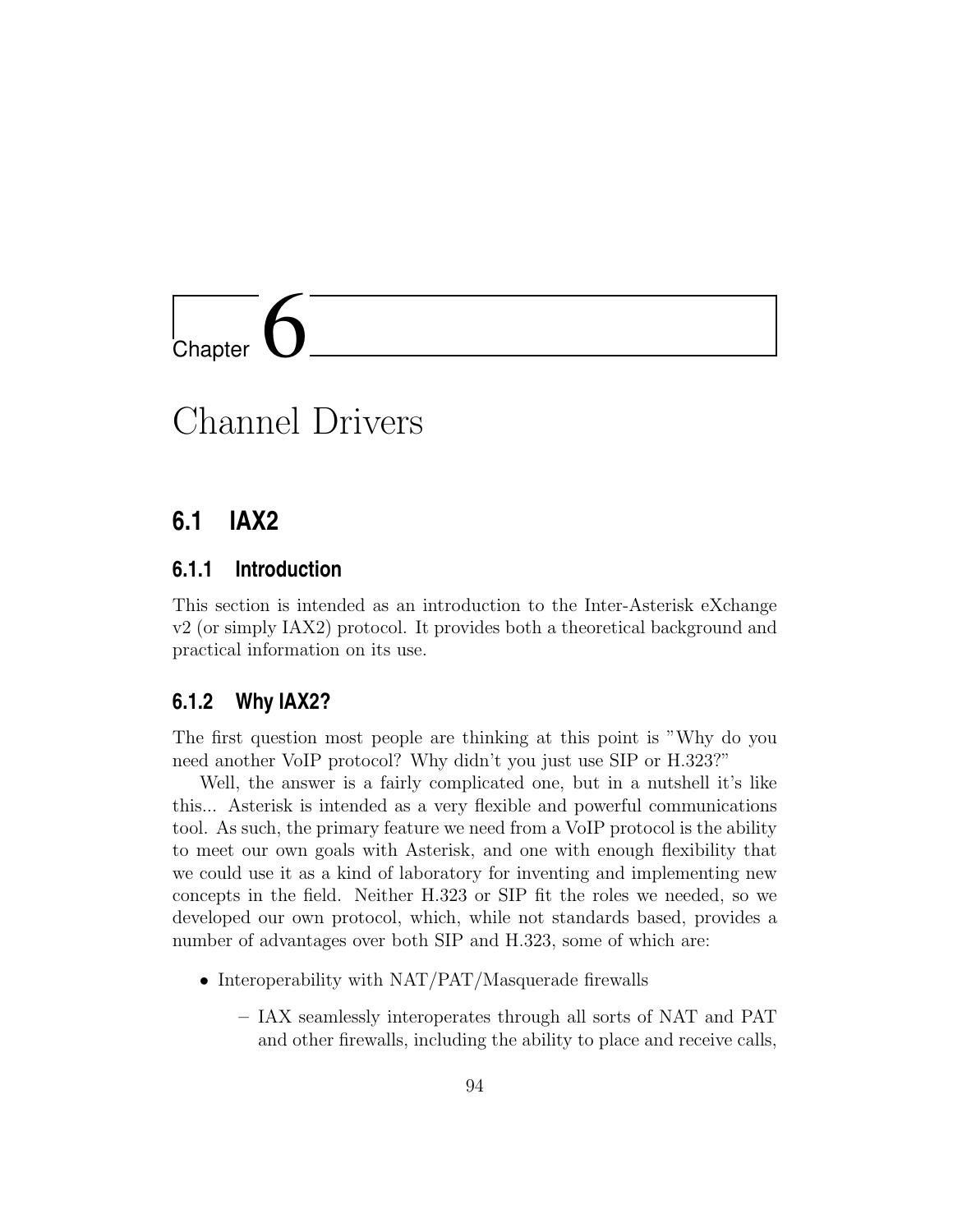# Chapter 6

# Channel Drivers

## 6.1 IAX2

### 6.1.1 Introduction

This section is intended as an introduction to the Inter-Asterisk eXchange v2 (or simply IAX2) protocol. It provides both a theoretical background and practical information on its use.

### 6.1.2 Why IAX2?

The first question most people are thinking at this point is "Why do you need another VoIP protocol? Why didn't you just use SIP or H.323?"

Well, the answer is a fairly complicated one, but in a nutshell it's like this... Asterisk is intended as a very flexible and powerful communications tool. As such, the primary feature we need from a VoIP protocol is the ability to meet our own goals with Asterisk, and one with enough flexibility that we could use it as a kind of laboratory for inventing and implementing new concepts in the field. Neither H.323 or SIP fit the roles we needed, so we developed our own protocol, which, while not standards based, provides a number of advantages over both SIP and H.323, some of which are:

- Interoperability with NAT/PAT/Masquerade firewalls
  - IAX seamlessly interoperates through all sorts of NAT and PAT and other firewalls, including the ability to place and receive calls,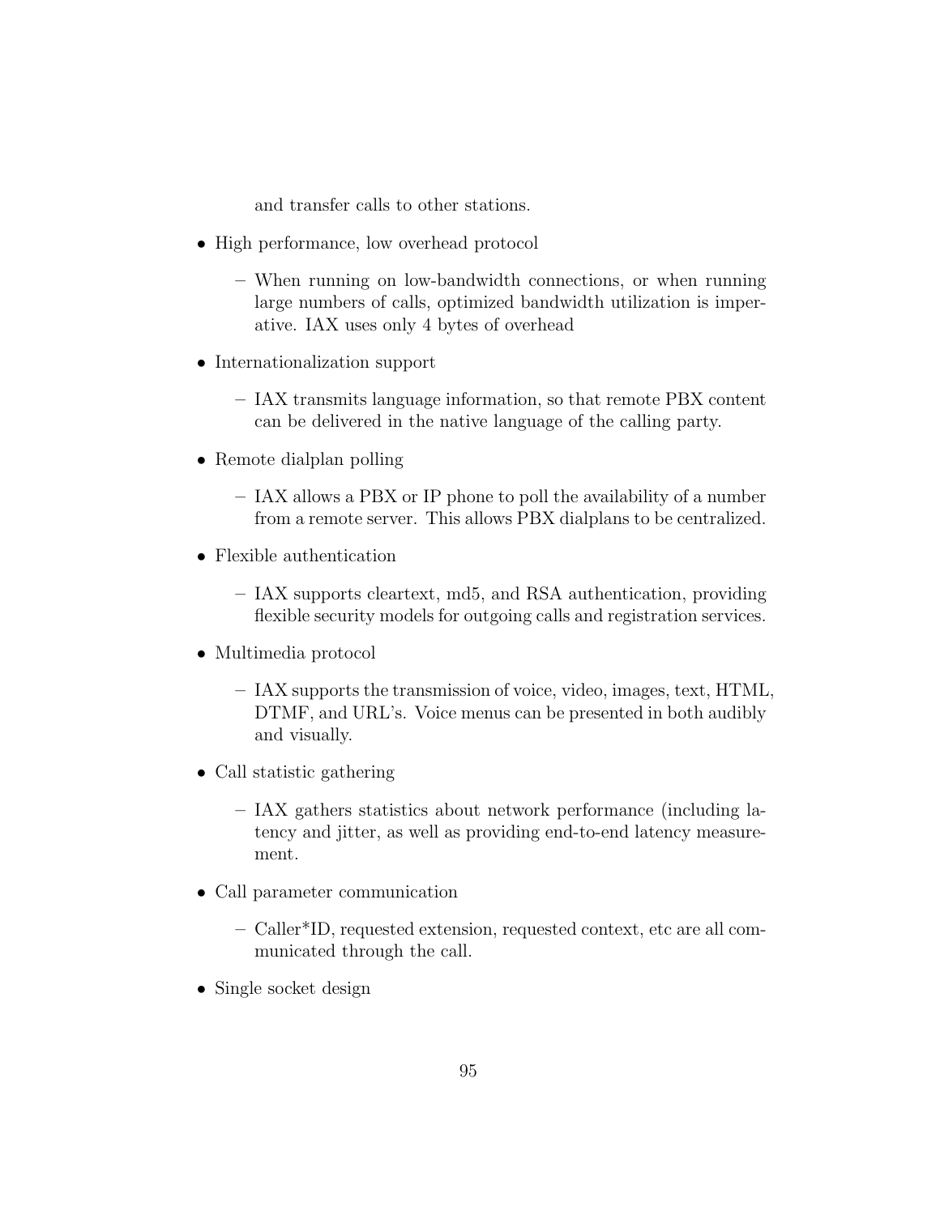and transfer calls to other stations.

- High performance, low overhead protocol
  - When running on low-bandwidth connections, or when running large numbers of calls, optimized bandwidth utilization is imperative. IAX uses only 4 bytes of overhead
- Internationalization support
  - IAX transmits language information, so that remote PBX content can be delivered in the native language of the calling party.
- Remote dialplan polling
  - IAX allows a PBX or IP phone to poll the availability of a number from a remote server. This allows PBX dialplans to be centralized.
- Flexible authentication
  - IAX supports cleartext, md5, and RSA authentication, providing flexible security models for outgoing calls and registration services.
- Multimedia protocol
  - IAX supports the transmission of voice, video, images, text, HTML, DTMF, and URL's. Voice menus can be presented in both audibly and visually.
- Call statistic gathering
  - IAX gathers statistics about network performance (including latency and jitter, as well as providing end-to-end latency measurement.
- Call parameter communication
  - Caller*ID, requested extension, requested context, etc are all communicated through the call.
- Single socket design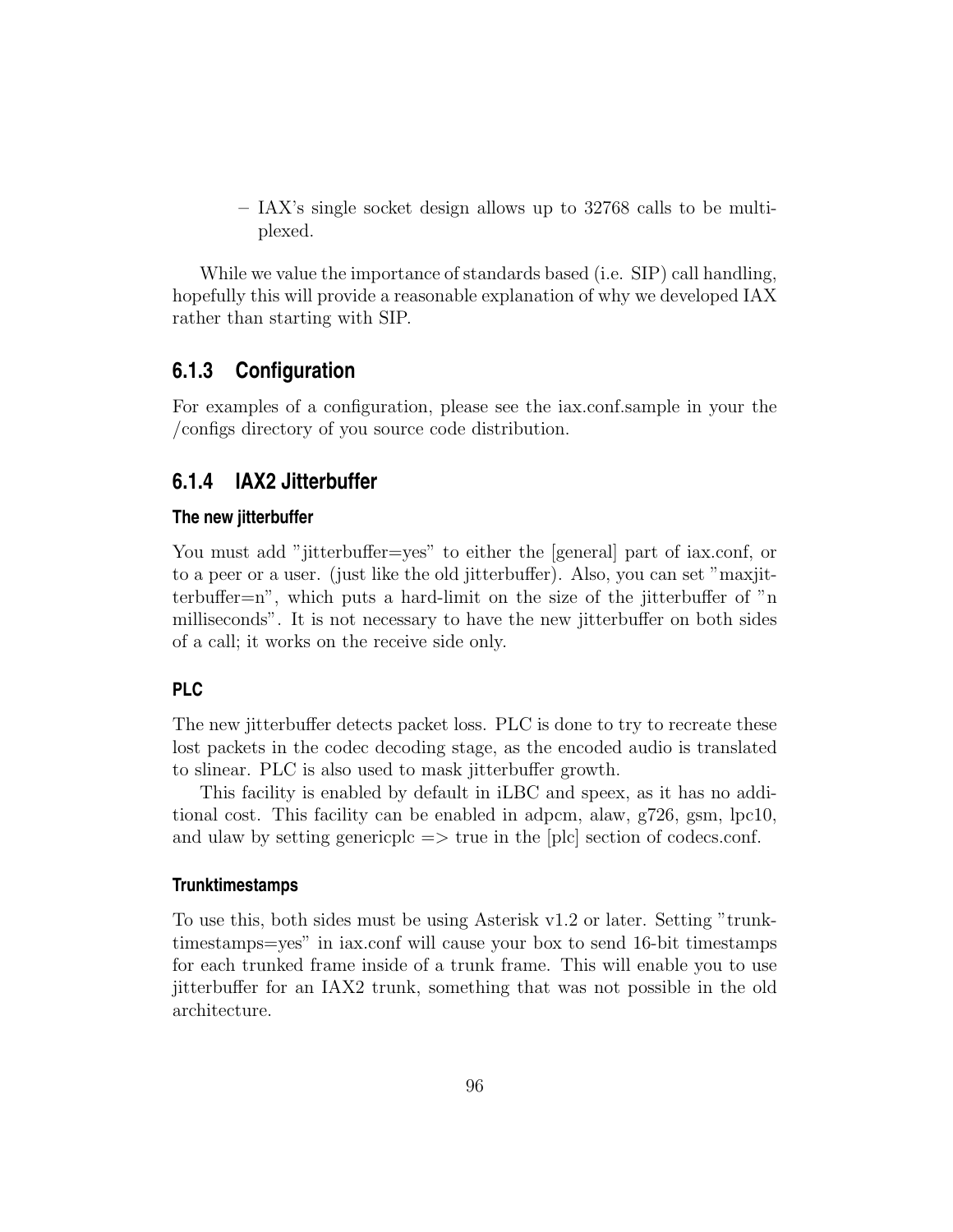- IAX's single socket design allows up to 32768 calls to be multiplexed.

While we value the importance of standards based (i.e. SIP) call handling, hopefully this will provide a reasonable explanation of why we developed IAX rather than starting with SIP.

### 6.1.3 Configuration

For examples of a configuration, please see the iax.conf.sample in your the /configs directory of you source code distribution.

### 6.1.4 IAX2 Jitterbuffer

#### The new jitterbuffer

You must add "jitterbuffer=yes" to either the [general] part of iax.conf, or to a peer or a user. (just like the old jitterbuffer). Also, you can set "maxjitterbuffer=n", which puts a hard-limit on the size of the jitterbuffer of "n milliseconds". It is not necessary to have the new jitterbuffer on both sides of a call; it works on the receive side only.

#### PLC

The new jitterbuffer detects packet loss. PLC is done to try to recreate these lost packets in the codec decoding stage, as the encoded audio is translated to slinear. PLC is also used to mask jitterbuffer growth.

This facility is enabled by default in iLBC and speex, as it has no additional cost. This facility can be enabled in adpcm, alaw, g726, gsm, lpc10, and ulaw by setting genericplc => true in the [plc] section of codecs.conf.

#### Trunktimestamps

To use this, both sides must be using Asterisk v1.2 or later. Setting "trunktimestamps=yes" in iax.conf will cause your box to send 16-bit timestamps for each trunked frame inside of a trunk frame. This will enable you to use jitterbuffer for an IAX2 trunk, something that was not possible in the old architecture.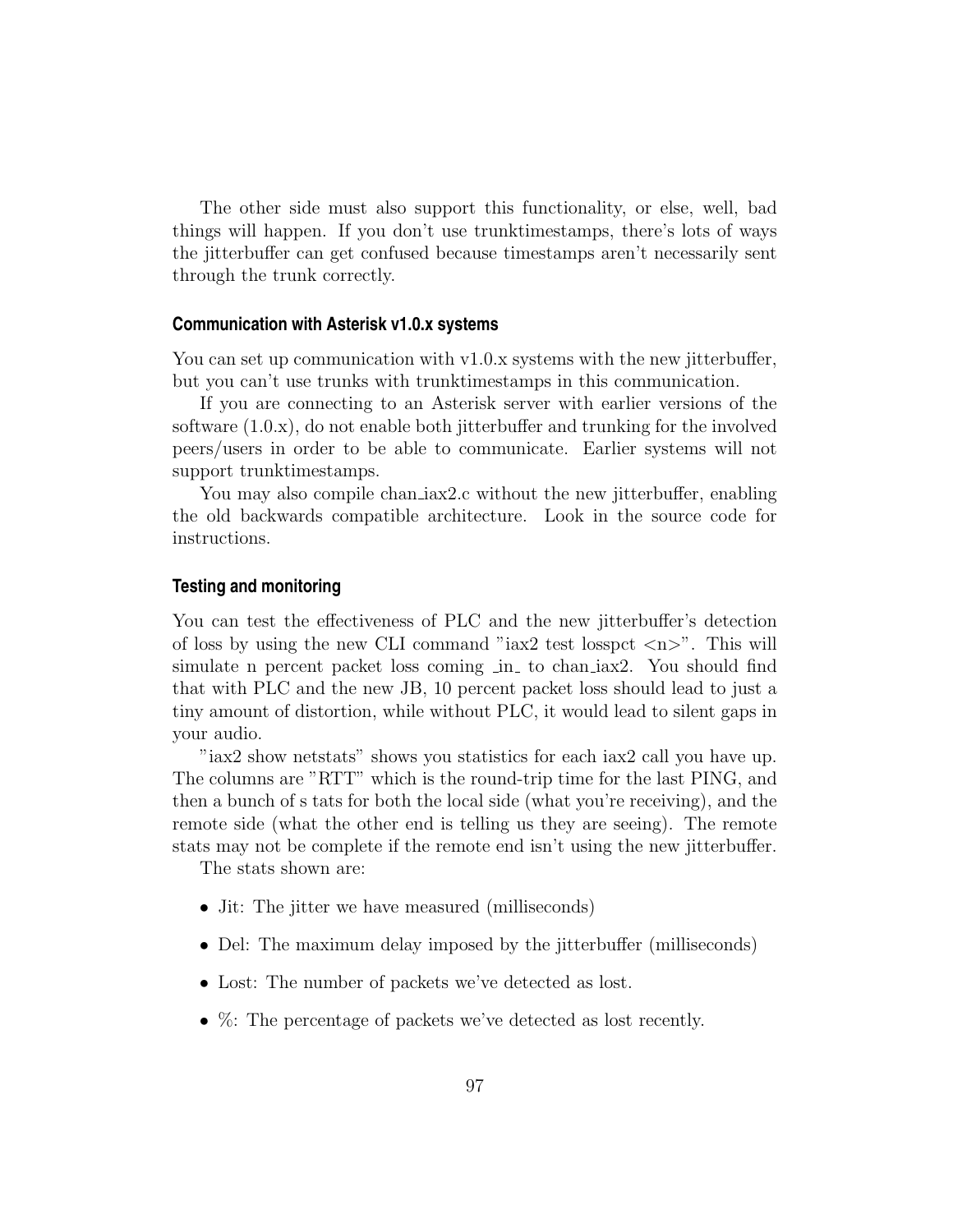The other side must also support this functionality, or else, well, bad things will happen. If you don't use trunktimestamps, there's lots of ways the jitterbuffer can get confused because timestamps aren't necessarily sent through the trunk correctly.

### Communication with Asterisk v1.0.x systems

You can set up communication with v1.0.x systems with the new jitterbuffer, but you can't use trunks with trunktimestamps in this communication.

If you are connecting to an Asterisk server with earlier versions of the software (1.0.x), do not enable both jitterbuffer and trunking for the involved peers/users in order to be able to communicate. Earlier systems will not support trunktimestamps.

You may also compile chan_iax2.c without the new jitterbuffer, enabling the old backwards compatible architecture. Look in the source code for instructions.

### Testing and monitoring

You can test the effectiveness of PLC and the new jitterbuffer's detection of loss by using the new CLI command "iax2 test losspct <n>". This will simulate n percent packet loss coming _in_ to chan_iax2. You should find that with PLC and the new JB, 10 percent packet loss should lead to just a tiny amount of distortion, while without PLC, it would lead to silent gaps in your audio.

"iax2 show netstats" shows you statistics for each iax2 call you have up. The columns are "RTT" which is the round-trip time for the last PING, and then a bunch of s tats for both the local side (what you're receiving), and the remote side (what the other end is telling us they are seeing). The remote stats may not be complete if the remote end isn't using the new jitterbuffer.

The stats shown are:

- Jit: The jitter we have measured (milliseconds)
- Del: The maximum delay imposed by the jitterbuffer (milliseconds)
- Lost: The number of packets we've detected as lost.
- %: The percentage of packets we've detected as lost recently.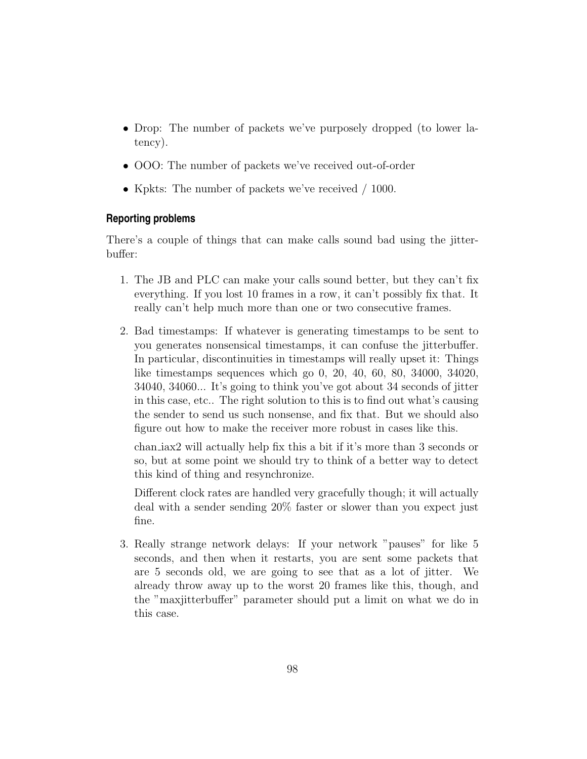- Drop: The number of packets we've purposely dropped (to lower latency).
- OOO: The number of packets we've received out-of-order
- Kpkts: The number of packets we've received / 1000.

### Reporting problems

There's a couple of things that can make calls sound bad using the jitterbuffer:

1. The JB and PLC can make your calls sound better, but they can't fix everything. If you lost 10 frames in a row, it can't possibly fix that. It really can't help much more than one or two consecutive frames.

2. Bad timestamps: If whatever is generating timestamps to be sent to you generates nonsensical timestamps, it can confuse the jitterbuffer. In particular, discontinuities in timestamps will really upset it: Things like timestamps sequences which go 0, 20, 40, 60, 80, 34000, 34020, 34040, 34060... It's going to think you've got about 34 seconds of jitter in this case, etc.. The right solution to this is to find out what's causing the sender to send us such nonsense, and fix that. But we should also figure out how to make the receiver more robust in cases like this.

   chan_iax2 will actually help fix this a bit if it's more than 3 seconds or so, but at some point we should try to think of a better way to detect this kind of thing and resynchronize.

   Different clock rates are handled very gracefully though; it will actually deal with a sender sending 20% faster or slower than you expect just fine.

3. Really strange network delays: If your network "pauses" for like 5 seconds, and then when it restarts, you are sent some packets that are 5 seconds old, we are going to see that as a lot of jitter. We already throw away up to the worst 20 frames like this, though, and the "maxjitterbuffer" parameter should put a limit on what we do in this case.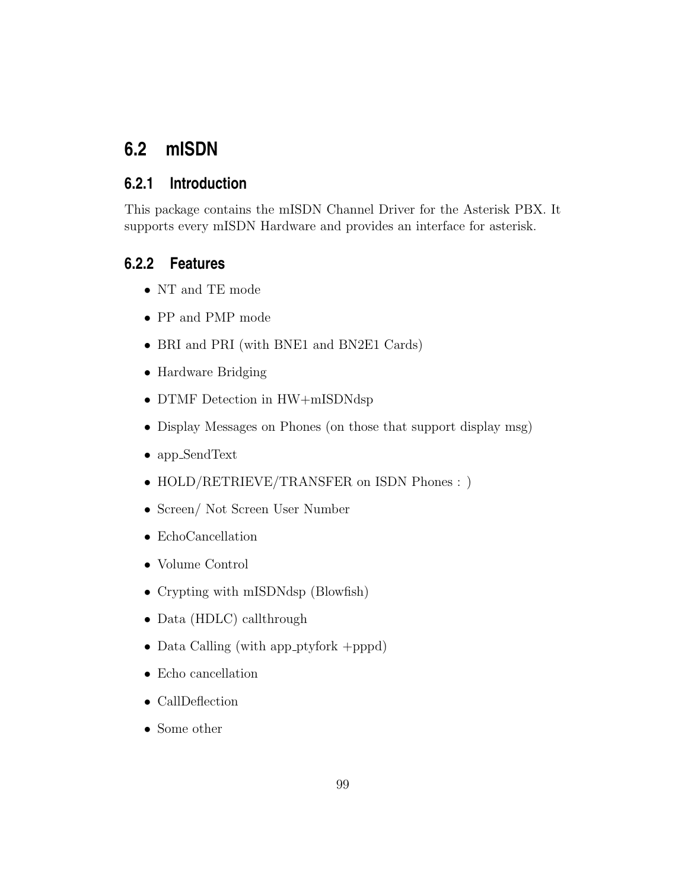## 6.2 mISDN

### 6.2.1 Introduction

This package contains the mISDN Channel Driver for the Asterisk PBX. It supports every mISDN Hardware and provides an interface for asterisk.

### 6.2.2 Features

- NT and TE mode
- PP and PMP mode
- BRI and PRI (with BNE1 and BN2E1 Cards)
- Hardware Bridging
- DTMF Detection in HW+mISDNdsp
- Display Messages on Phones (on those that support display msg)
- app_SendText
- HOLD/RETRIEVE/TRANSFER on ISDN Phones : )
- Screen/ Not Screen User Number
- EchoCancellation
- Volume Control
- Crypting with mISDNdsp (Blowfish)
- Data (HDLC) callthrough
- Data Calling (with app_ptyfork +pppd)
- Echo cancellation
- CallDeflection
- Some other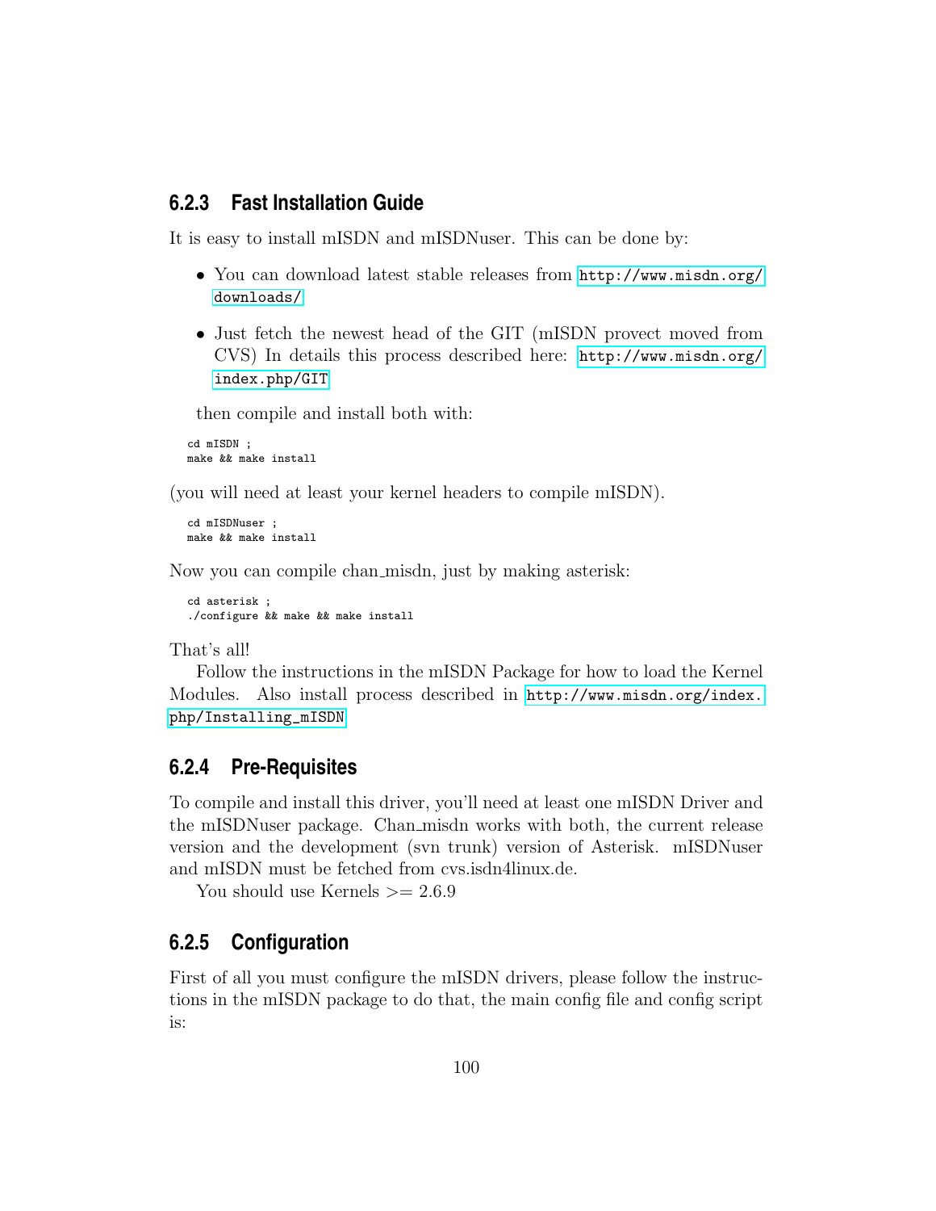### 6.2.3 Fast Installation Guide

It is easy to install mISDN and mISDNuser. This can be done by:

- You can download latest stable releases from http://www.misdn.org/downloads/
- Just fetch the newest head of the GIT (mISDN provect moved from CVS) In details this process described here: http://www.misdn.org/index.php/GIT

then compile and install both with:

```
cd mISDN ;
make && make install
```

(you will need at least your kernel headers to compile mISDN).

```
cd mISDNuser ;
make && make install
```

Now you can compile chan_misdn, just by making asterisk:

```
cd asterisk ;
./configure && make && make install
```

That's all!

Follow the instructions in the mISDN Package for how to load the Kernel Modules. Also install process described in http://www.misdn.org/index.php/Installing_mISDN

### 6.2.4 Pre-Requisites

To compile and install this driver, you'll need at least one mISDN Driver and the mISDNuser package. Chan_misdn works with both, the current release version and the development (svn trunk) version of Asterisk. mISDNuser and mISDN must be fetched from cvs.isdn4linux.de.

You should use Kernels >= 2.6.9

### 6.2.5 Configuration

First of all you must configure the mISDN drivers, please follow the instructions in the mISDN package to do that, the main config file and config script is: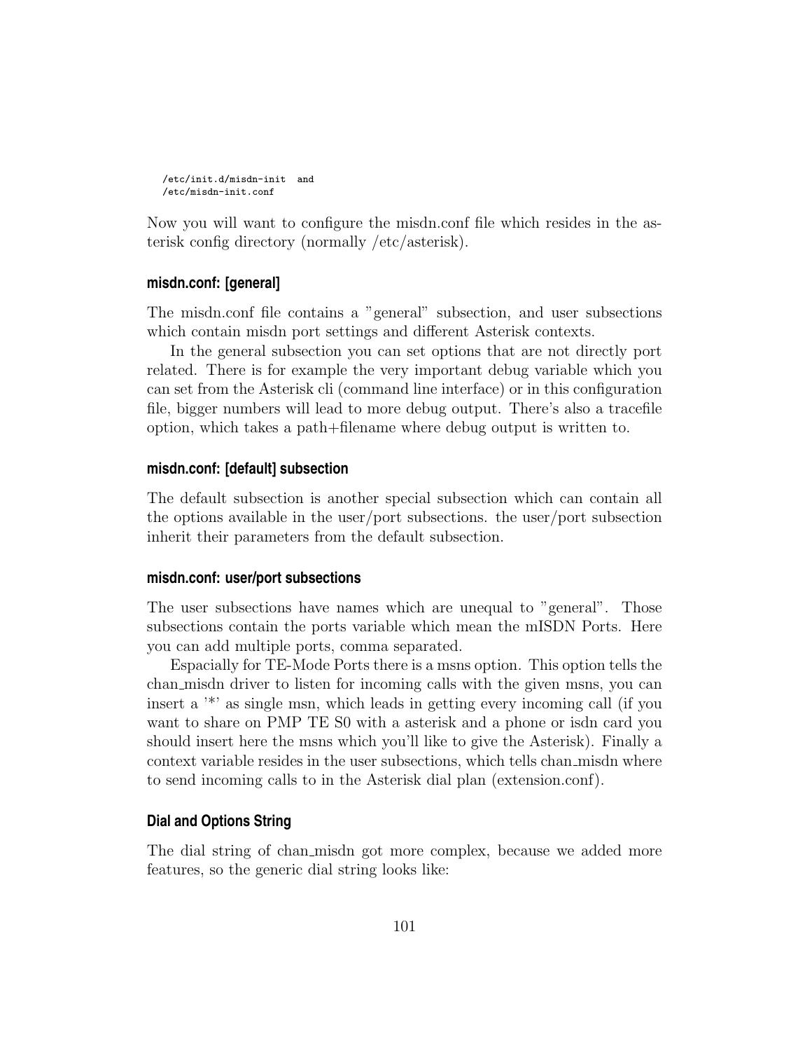```
/etc/init.d/misdn-init  and
/etc/misdn-init.conf
```

Now you will want to configure the misdn.conf file which resides in the asterisk config directory (normally /etc/asterisk).

### misdn.conf: [general]

The misdn.conf file contains a "general" subsection, and user subsections which contain misdn port settings and different Asterisk contexts.

In the general subsection you can set options that are not directly port related. There is for example the very important debug variable which you can set from the Asterisk cli (command line interface) or in this configuration file, bigger numbers will lead to more debug output. There's also a tracefile option, which takes a path+filename where debug output is written to.

### misdn.conf: [default] subsection

The default subsection is another special subsection which can contain all the options available in the user/port subsections. the user/port subsection inherit their parameters from the default subsection.

### misdn.conf: user/port subsections

The user subsections have names which are unequal to "general". Those subsections contain the ports variable which mean the mISDN Ports. Here you can add multiple ports, comma separated.

Espacially for TE-Mode Ports there is a msns option. This option tells the chan_misdn driver to listen for incoming calls with the given msns, you can insert a '*' as single msn, which leads in getting every incoming call (if you want to share on PMP TE S0 with a asterisk and a phone or isdn card you should insert here the msns which you'll like to give the Asterisk). Finally a context variable resides in the user subsections, which tells chan_misdn where to send incoming calls to in the Asterisk dial plan (extension.conf).

### Dial and Options String

The dial string of chan_misdn got more complex, because we added more features, so the generic dial string looks like: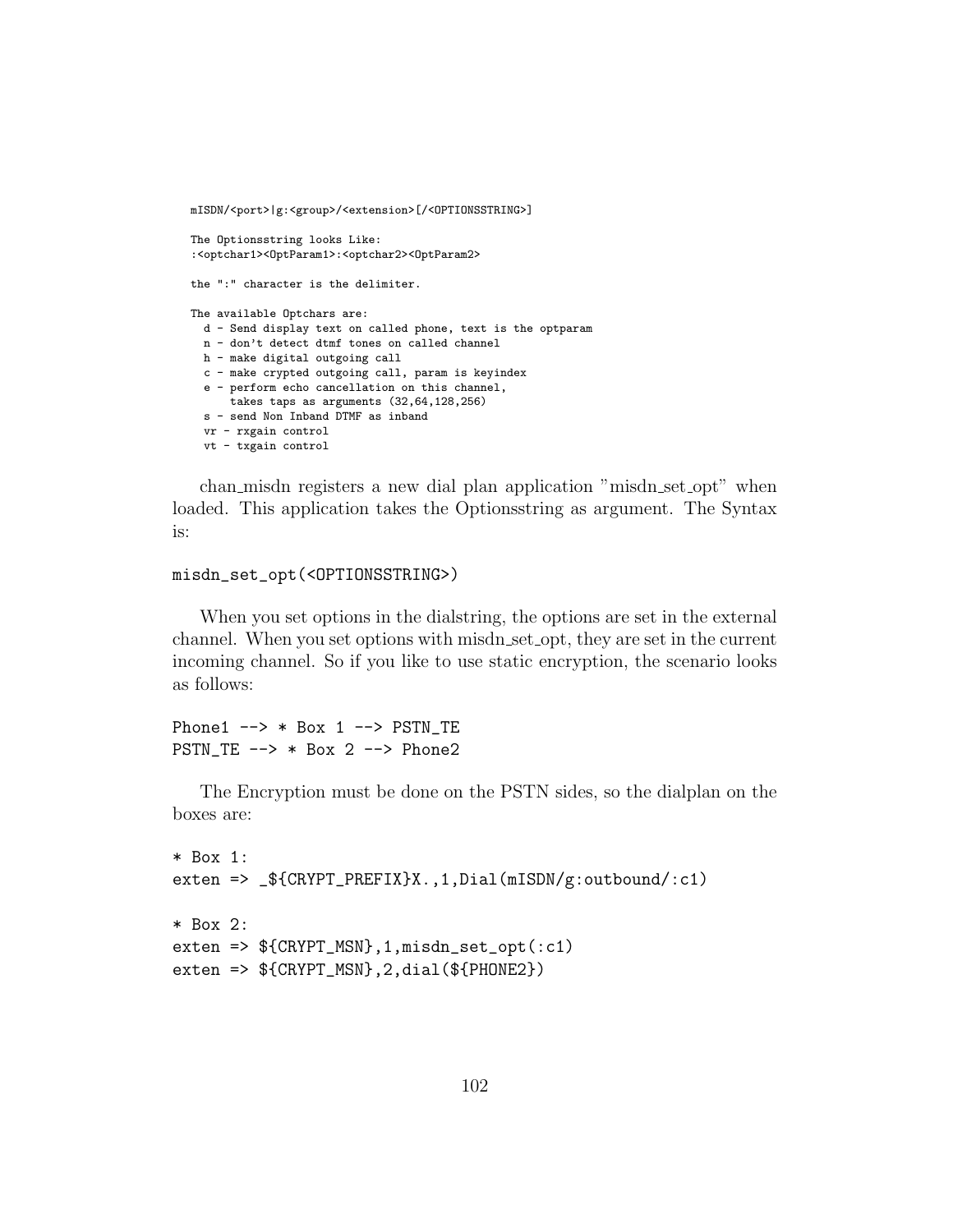```
mISDN/<port>|g:<group>/<extension>[/<OPTIONSSTRING>]

The Optionsstring looks Like:
:<optchar1><OptParam1>:<optchar2><OptParam2>

the ":" character is the delimiter.

The available Optchars are:
  d - Send display text on called phone, text is the optparam
  n - don't detect dtmf tones on called channel
  h - make digital outgoing call
  c - make crypted outgoing call, param is keyindex
  e - perform echo cancellation on this channel,
      takes taps as arguments (32,64,128,256)
  s - send Non Inband DTMF as inband
  vr - rxgain control
  vt - txgain control
```

chan_misdn registers a new dial plan application "misdn_set_opt" when loaded. This application takes the Optionsstring as argument. The Syntax is:

```
misdn_set_opt(<OPTIONSSTRING>)
```

When you set options in the dialstring, the options are set in the external channel. When you set options with misdn_set_opt, they are set in the current incoming channel. So if you like to use static encryption, the scenario looks as follows:

```
Phone1 --> * Box 1 --> PSTN_TE
PSTN_TE --> * Box 2 --> Phone2
```

The Encryption must be done on the PSTN sides, so the dialplan on the boxes are:

```
* Box 1:
exten => _${CRYPT_PREFIX}X.,1,Dial(mISDN/g:outbound/:c1)

* Box 2:
exten => ${CRYPT_MSN},1,misdn_set_opt(:c1)
exten => ${CRYPT_MSN},2,dial(${PHONE2})
```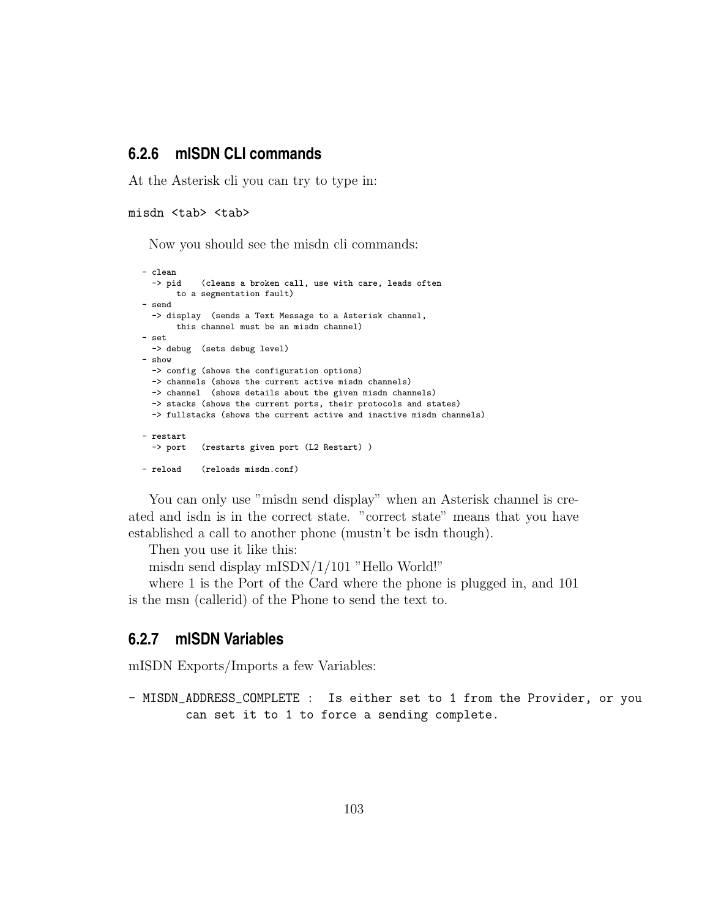### 6.2.6 mISDN CLI commands

At the Asterisk cli you can try to type in:

```
misdn <tab> <tab>
```

Now you should see the misdn cli commands:

```
- clean
  -> pid    (cleans a broken call, use with care, leads often
       to a segmentation fault)
- send
  -> display  (sends a Text Message to a Asterisk channel,
       this channel must be an misdn channel)
- set
  -> debug  (sets debug level)
- show
  -> config (shows the configuration options)
  -> channels (shows the current active misdn channels)
  -> channel  (shows details about the given misdn channels)
  -> stacks (shows the current ports, their protocols and states)
  -> fullstacks (shows the current active and inactive misdn channels)

- restart
  -> port   (restarts given port (L2 Restart) )

- reload    (reloads misdn.conf)
```

You can only use "misdn send display" when an Asterisk channel is created and isdn is in the correct state. "correct state" means that you have established a call to another phone (mustn't be isdn though).

Then you use it like this:

misdn send display mISDN/1/101 "Hello World!"

where 1 is the Port of the Card where the phone is plugged in, and 101 is the msn (callerid) of the Phone to send the text to.

### 6.2.7 mISDN Variables

mISDN Exports/Imports a few Variables:

```
- MISDN_ADDRESS_COMPLETE :  Is either set to 1 from the Provider, or you
        can set it to 1 to force a sending complete.
```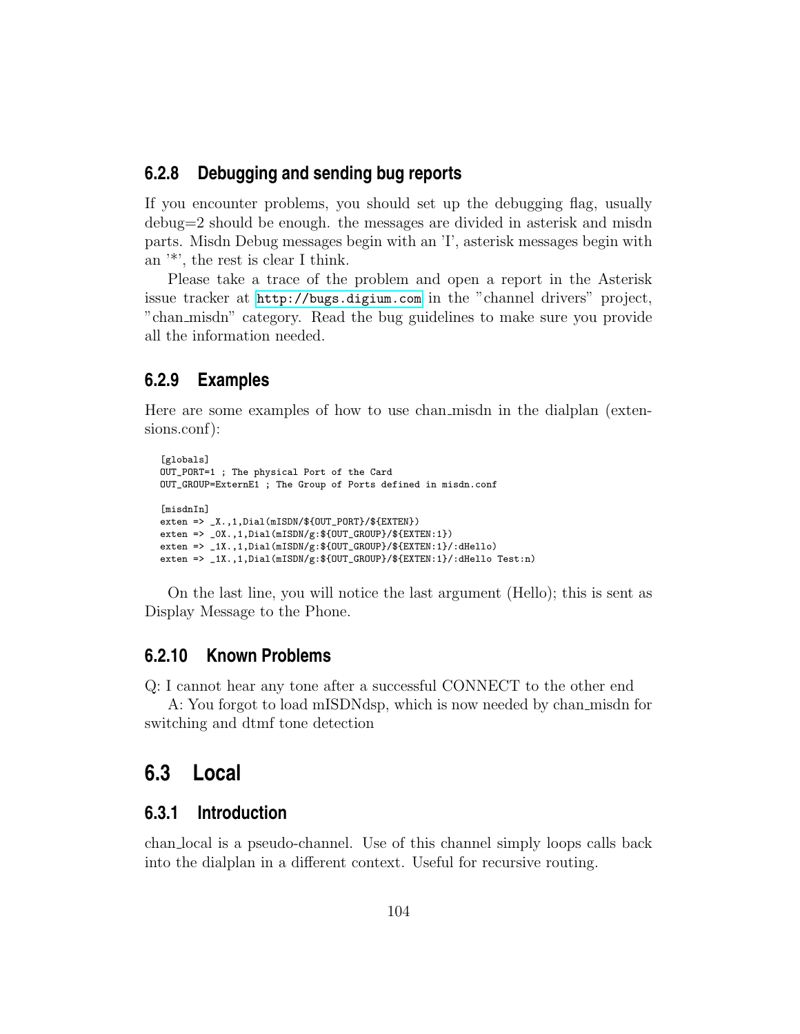### 6.2.8 Debugging and sending bug reports

If you encounter problems, you should set up the debugging flag, usually debug=2 should be enough. the messages are divided in asterisk and misdn parts. Misdn Debug messages begin with an 'I', asterisk messages begin with an '*', the rest is clear I think.

Please take a trace of the problem and open a report in the Asterisk issue tracker at http://bugs.digium.com in the "channel drivers" project, "chan_misdn" category. Read the bug guidelines to make sure you provide all the information needed.

### 6.2.9 Examples

Here are some examples of how to use chan_misdn in the dialplan (extensions.conf):

```
[globals]
OUT_PORT=1 ; The physical Port of the Card
OUT_GROUP=ExternE1 ; The Group of Ports defined in misdn.conf

[misdnIn]
exten => _X.,1,Dial(mISDN/${OUT_PORT}/${EXTEN})
exten => _0X.,1,Dial(mISDN/g:${OUT_GROUP}/${EXTEN:1})
exten => _1X.,1,Dial(mISDN/g:${OUT_GROUP}/${EXTEN:1}/:dHello)
exten => _1X.,1,Dial(mISDN/g:${OUT_GROUP}/${EXTEN:1}/:dHello Test:n)
```

On the last line, you will notice the last argument (Hello); this is sent as Display Message to the Phone.

### 6.2.10 Known Problems

Q: I cannot hear any tone after a successful CONNECT to the other end

A: You forgot to load mISDNdsp, which is now needed by chan_misdn for switching and dtmf tone detection

## 6.3 Local

### 6.3.1 Introduction

chan_local is a pseudo-channel. Use of this channel simply loops calls back into the dialplan in a different context. Useful for recursive routing.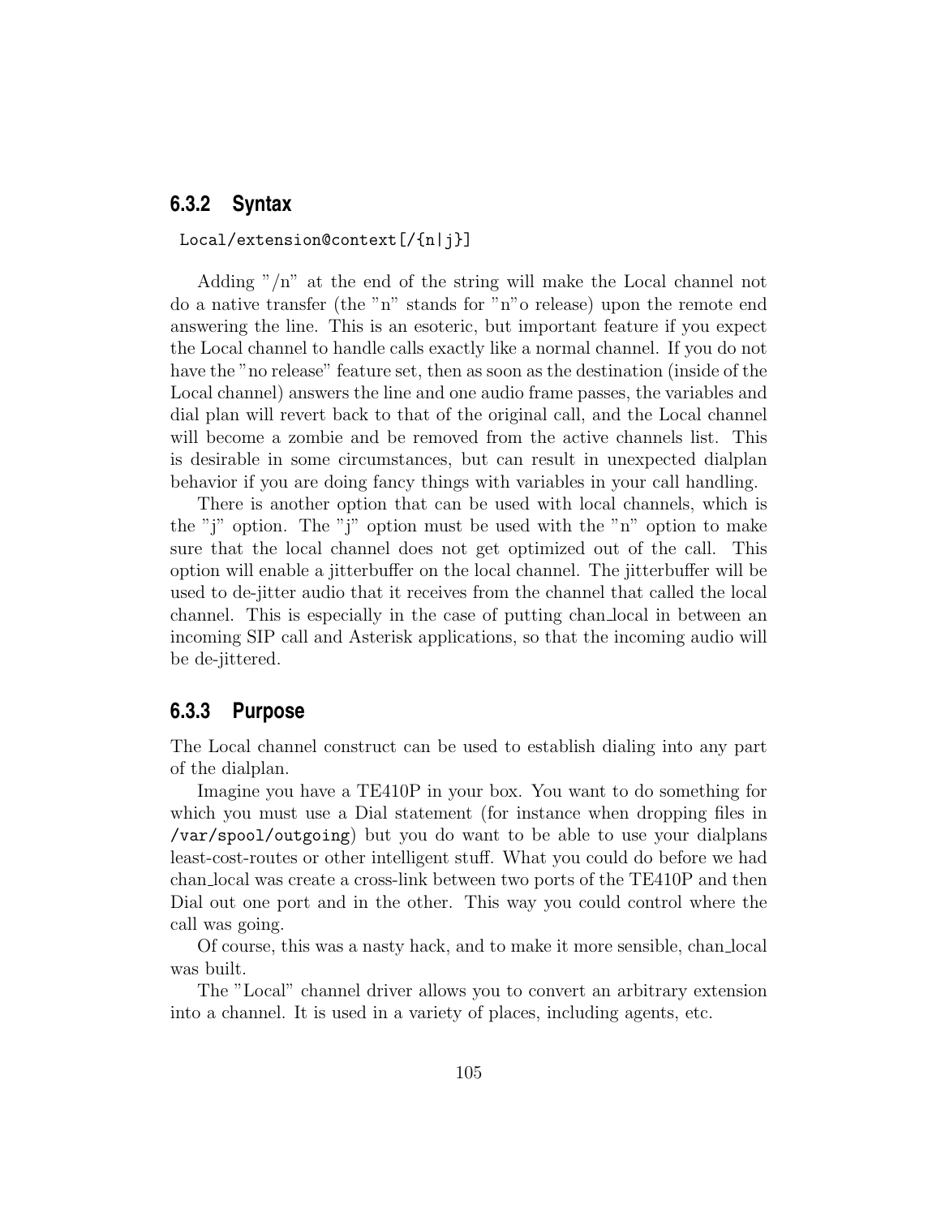### 6.3.2 Syntax

```
Local/extension@context[/{n|j}]
```

Adding "/n" at the end of the string will make the Local channel not do a native transfer (the "n" stands for "n"o release) upon the remote end answering the line. This is an esoteric, but important feature if you expect the Local channel to handle calls exactly like a normal channel. If you do not have the "no release" feature set, then as soon as the destination (inside of the Local channel) answers the line and one audio frame passes, the variables and dial plan will revert back to that of the original call, and the Local channel will become a zombie and be removed from the active channels list. This is desirable in some circumstances, but can result in unexpected dialplan behavior if you are doing fancy things with variables in your call handling.

There is another option that can be used with local channels, which is the "j" option. The "j" option must be used with the "n" option to make sure that the local channel does not get optimized out of the call. This option will enable a jitterbuffer on the local channel. The jitterbuffer will be used to de-jitter audio that it receives from the channel that called the local channel. This is especially in the case of putting chan_local in between an incoming SIP call and Asterisk applications, so that the incoming audio will be de-jittered.

### 6.3.3 Purpose

The Local channel construct can be used to establish dialing into any part of the dialplan.

Imagine you have a TE410P in your box. You want to do something for which you must use a Dial statement (for instance when dropping files in `/var/spool/outgoing`) but you do want to be able to use your dialplans least-cost-routes or other intelligent stuff. What you could do before we had chan_local was create a cross-link between two ports of the TE410P and then Dial out one port and in the other. This way you could control where the call was going.

Of course, this was a nasty hack, and to make it more sensible, chan_local was built.

The "Local" channel driver allows you to convert an arbitrary extension into a channel. It is used in a variety of places, including agents, etc.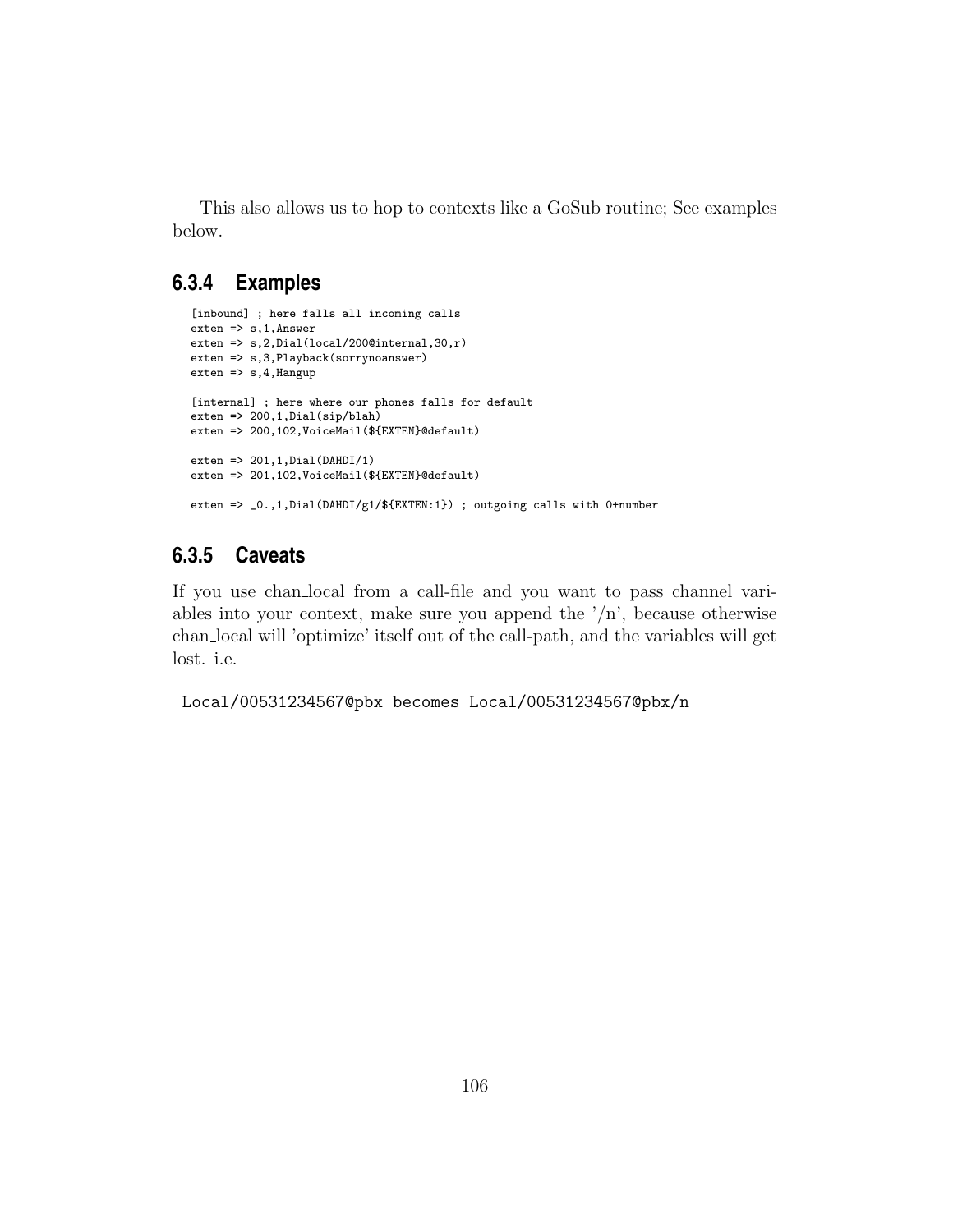This also allows us to hop to contexts like a GoSub routine; See examples below.

### 6.3.4 Examples

```
[inbound] ; here falls all incoming calls
exten => s,1,Answer
exten => s,2,Dial(local/200@internal,30,r)
exten => s,3,Playback(sorrynoanswer)
exten => s,4,Hangup

[internal] ; here where our phones falls for default
exten => 200,1,Dial(sip/blah)
exten => 200,102,VoiceMail(${EXTEN}@default)

exten => 201,1,Dial(DAHDI/1)
exten => 201,102,VoiceMail(${EXTEN}@default)

exten => _0.,1,Dial(DAHDI/g1/${EXTEN:1}) ; outgoing calls with 0+number
```

### 6.3.5 Caveats

If you use chan_local from a call-file and you want to pass channel variables into your context, make sure you append the '/n', because otherwise chan_local will 'optimize' itself out of the call-path, and the variables will get lost. i.e.

```
Local/00531234567@pbx becomes Local/00531234567@pbx/n
```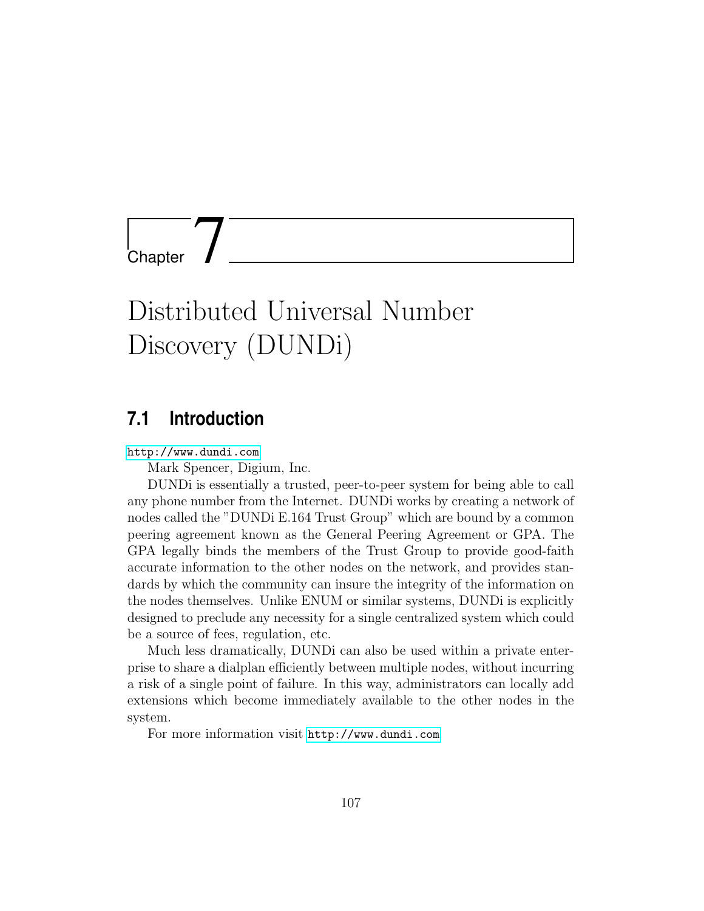# Chapter 7

# Distributed Universal Number Discovery (DUNDi)

## 7.1 Introduction

http://www.dundi.com

Mark Spencer, Digium, Inc.

DUNDi is essentially a trusted, peer-to-peer system for being able to call any phone number from the Internet. DUNDi works by creating a network of nodes called the "DUNDi E.164 Trust Group" which are bound by a common peering agreement known as the General Peering Agreement or GPA. The GPA legally binds the members of the Trust Group to provide good-faith accurate information to the other nodes on the network, and provides standards by which the community can insure the integrity of the information on the nodes themselves. Unlike ENUM or similar systems, DUNDi is explicitly designed to preclude any necessity for a single centralized system which could be a source of fees, regulation, etc.

Much less dramatically, DUNDi can also be used within a private enterprise to share a dialplan efficiently between multiple nodes, without incurring a risk of a single point of failure. In this way, administrators can locally add extensions which become immediately available to the other nodes in the system.

For more information visit http://www.dundi.com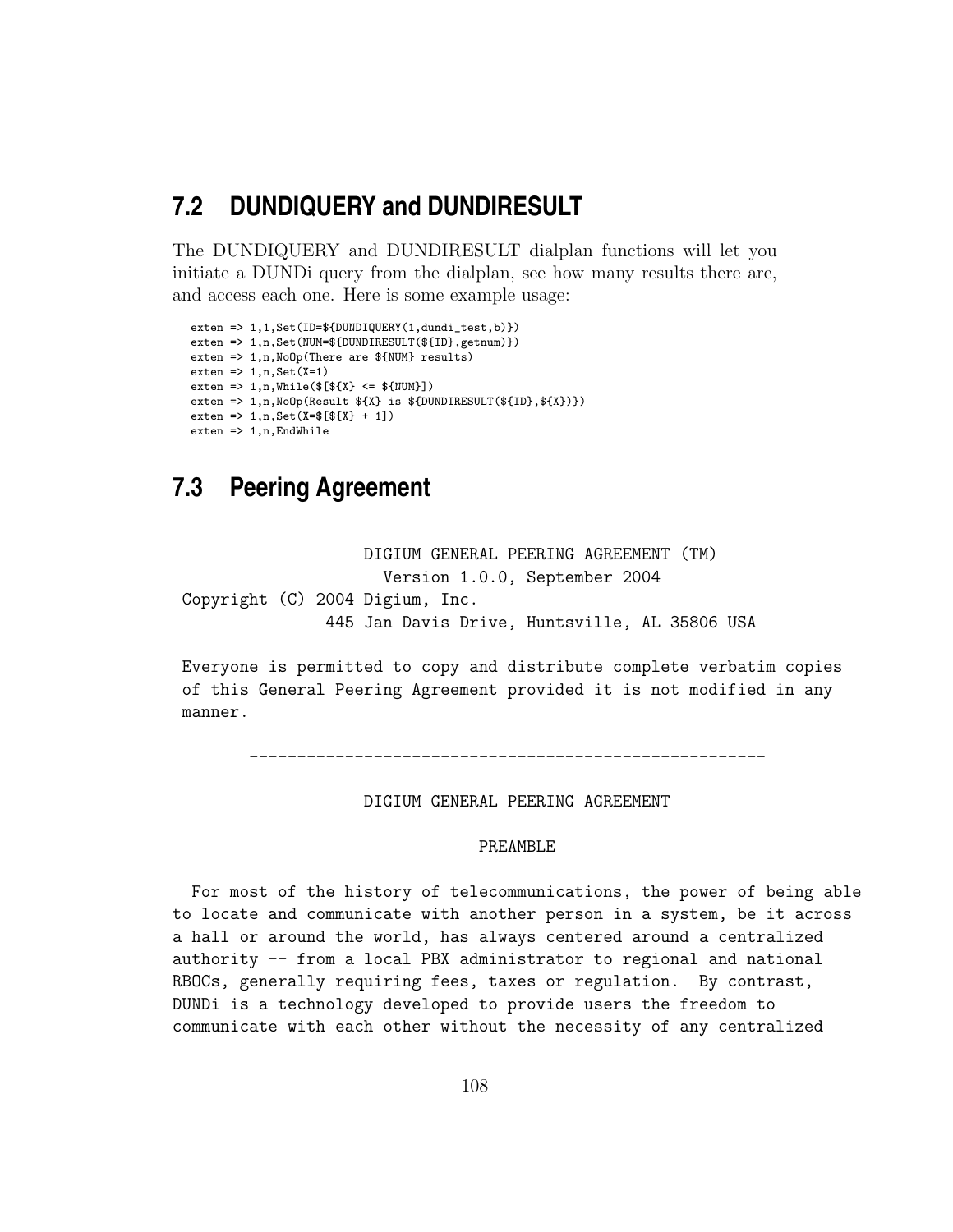## 7.2 DUNDIQUERY and DUNDIRESULT

The DUNDIQUERY and DUNDIRESULT dialplan functions will let you initiate a DUNDi query from the dialplan, see how many results there are, and access each one. Here is some example usage:

```
exten => 1,1,Set(ID=${DUNDIQUERY(1,dundi_test,b)})
exten => 1,n,Set(NUM=${DUNDIRESULT(${ID},getnum)})
exten => 1,n,NoOp(There are ${NUM} results)
exten => 1,n,Set(X=1)
exten => 1,n,While($[${X} <= ${NUM}])
exten => 1,n,NoOp(Result ${X} is ${DUNDIRESULT(${ID},${X})})
exten => 1,n,Set(X=$[${X} + 1])
exten => 1,n,EndWhile
```

## 7.3 Peering Agreement

```
                   DIGIUM GENERAL PEERING AGREEMENT (TM)
                     Version 1.0.0, September 2004
 Copyright (C) 2004 Digium, Inc.
               445 Jan Davis Drive, Huntsville, AL 35806 USA

 Everyone is permitted to copy and distribute complete verbatim copies
 of this General Peering Agreement provided it is not modified in any
 manner.

       ------------------------------------------------------

                   DIGIUM GENERAL PEERING AGREEMENT

                               PREAMBLE

  For most of the history of telecommunications, the power of being able
to locate and communicate with another person in a system, be it across
a hall or around the world, has always centered around a centralized
authority -- from a local PBX administrator to regional and national
RBOCs, generally requiring fees, taxes or regulation.  By contrast,
DUNDi is a technology developed to provide users the freedom to
communicate with each other without the necessity of any centralized
```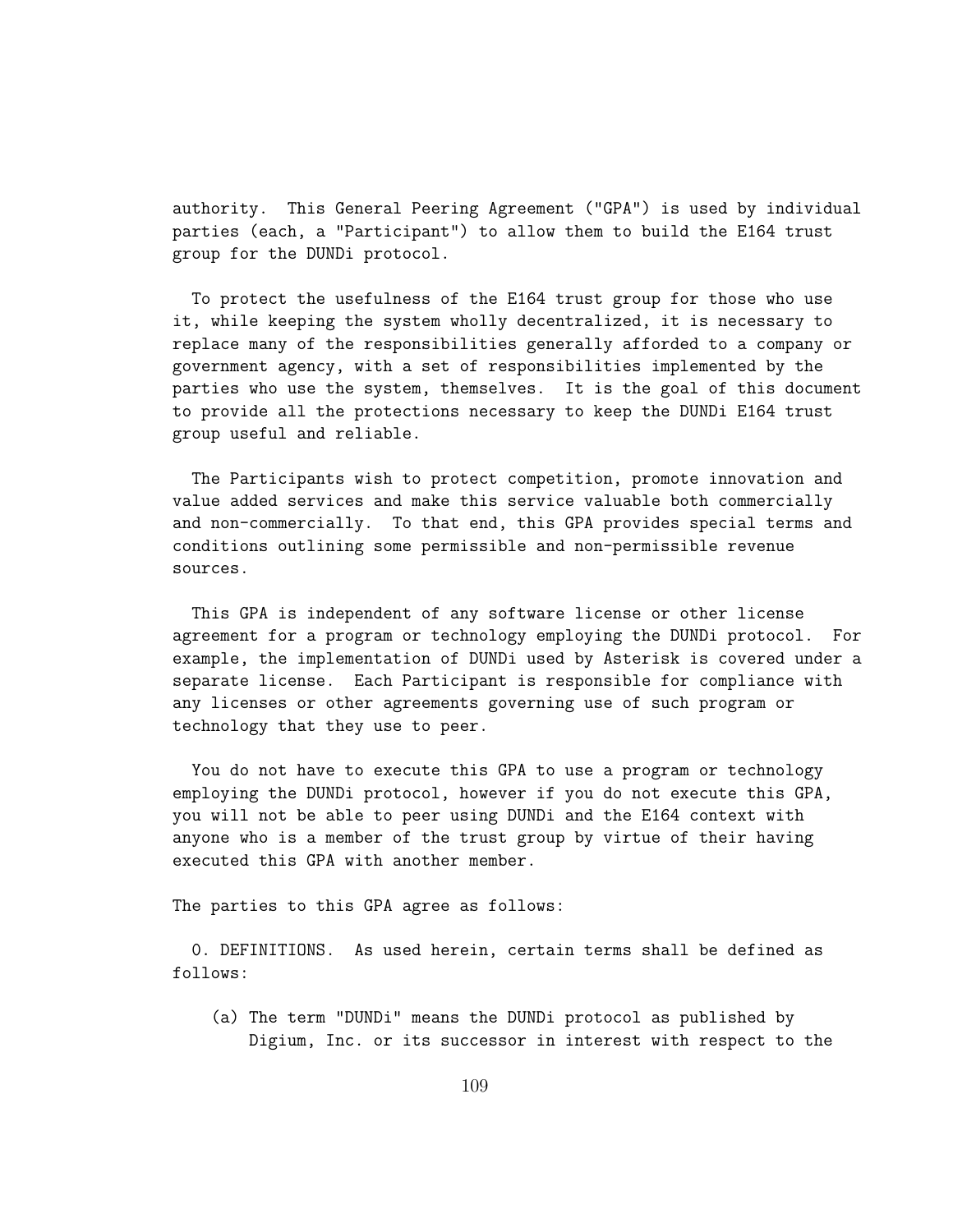authority. This General Peering Agreement ("GPA") is used by individual parties (each, a "Participant") to allow them to build the E164 trust group for the DUNDi protocol.

To protect the usefulness of the E164 trust group for those who use it, while keeping the system wholly decentralized, it is necessary to replace many of the responsibilities generally afforded to a company or government agency, with a set of responsibilities implemented by the parties who use the system, themselves. It is the goal of this document to provide all the protections necessary to keep the DUNDi E164 trust group useful and reliable.

The Participants wish to protect competition, promote innovation and value added services and make this service valuable both commercially and non-commercially. To that end, this GPA provides special terms and conditions outlining some permissible and non-permissible revenue sources.

This GPA is independent of any software license or other license agreement for a program or technology employing the DUNDi protocol. For example, the implementation of DUNDi used by Asterisk is covered under a separate license. Each Participant is responsible for compliance with any licenses or other agreements governing use of such program or technology that they use to peer.

You do not have to execute this GPA to use a program or technology employing the DUNDi protocol, however if you do not execute this GPA, you will not be able to peer using DUNDi and the E164 context with anyone who is a member of the trust group by virtue of their having executed this GPA with another member.

The parties to this GPA agree as follows:

0. DEFINITIONS. As used herein, certain terms shall be defined as follows:

   (a) The term "DUNDi" means the DUNDi protocol as published by Digium, Inc. or its successor in interest with respect to the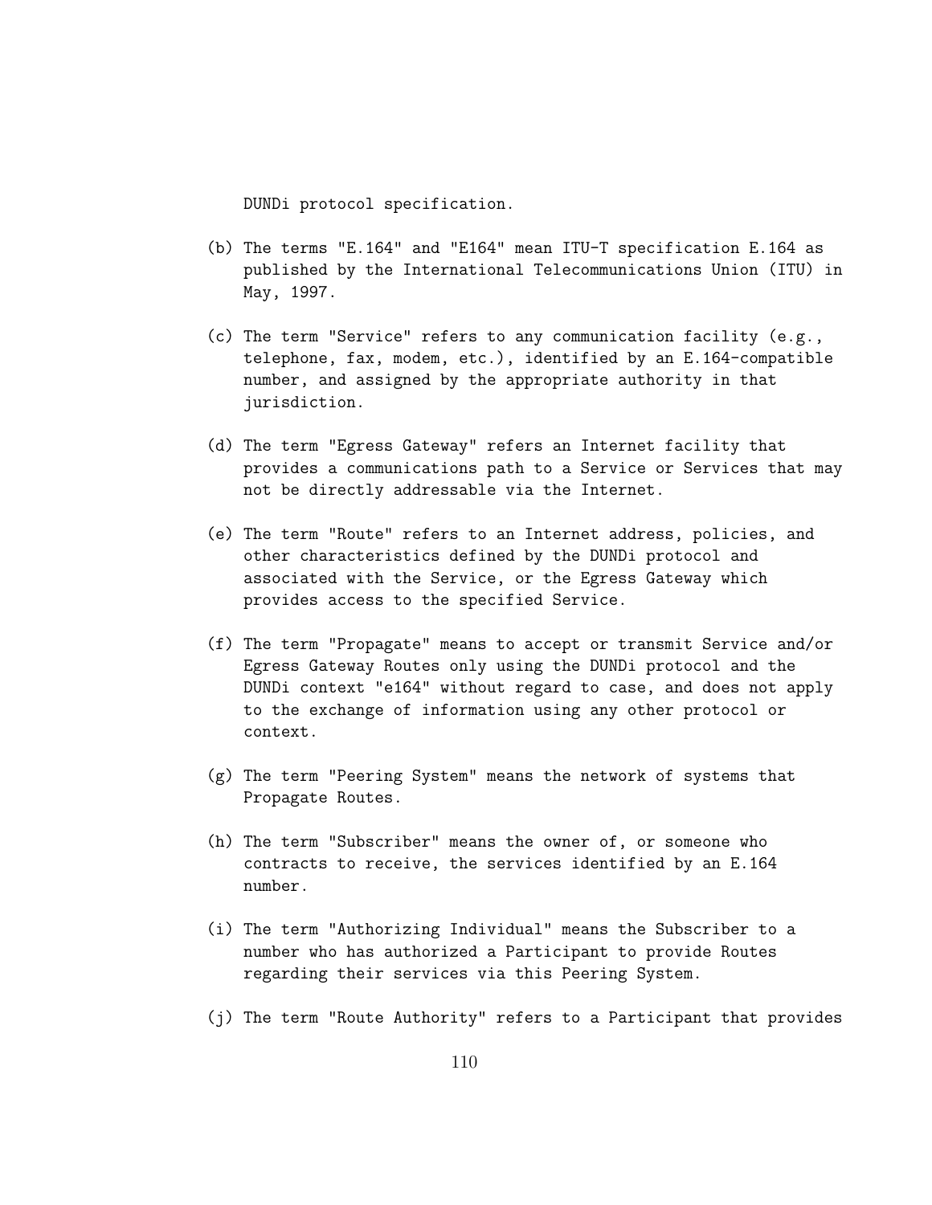DUNDi protocol specification.

(b) The terms "E.164" and "E164" mean ITU-T specification E.164 as published by the International Telecommunications Union (ITU) in May, 1997.

(c) The term "Service" refers to any communication facility (e.g., telephone, fax, modem, etc.), identified by an E.164-compatible number, and assigned by the appropriate authority in that jurisdiction.

(d) The term "Egress Gateway" refers an Internet facility that provides a communications path to a Service or Services that may not be directly addressable via the Internet.

(e) The term "Route" refers to an Internet address, policies, and other characteristics defined by the DUNDi protocol and associated with the Service, or the Egress Gateway which provides access to the specified Service.

(f) The term "Propagate" means to accept or transmit Service and/or Egress Gateway Routes only using the DUNDi protocol and the DUNDi context "e164" without regard to case, and does not apply to the exchange of information using any other protocol or context.

(g) The term "Peering System" means the network of systems that Propagate Routes.

(h) The term "Subscriber" means the owner of, or someone who contracts to receive, the services identified by an E.164 number.

(i) The term "Authorizing Individual" means the Subscriber to a number who has authorized a Participant to provide Routes regarding their services via this Peering System.

(j) The term "Route Authority" refers to a Participant that provides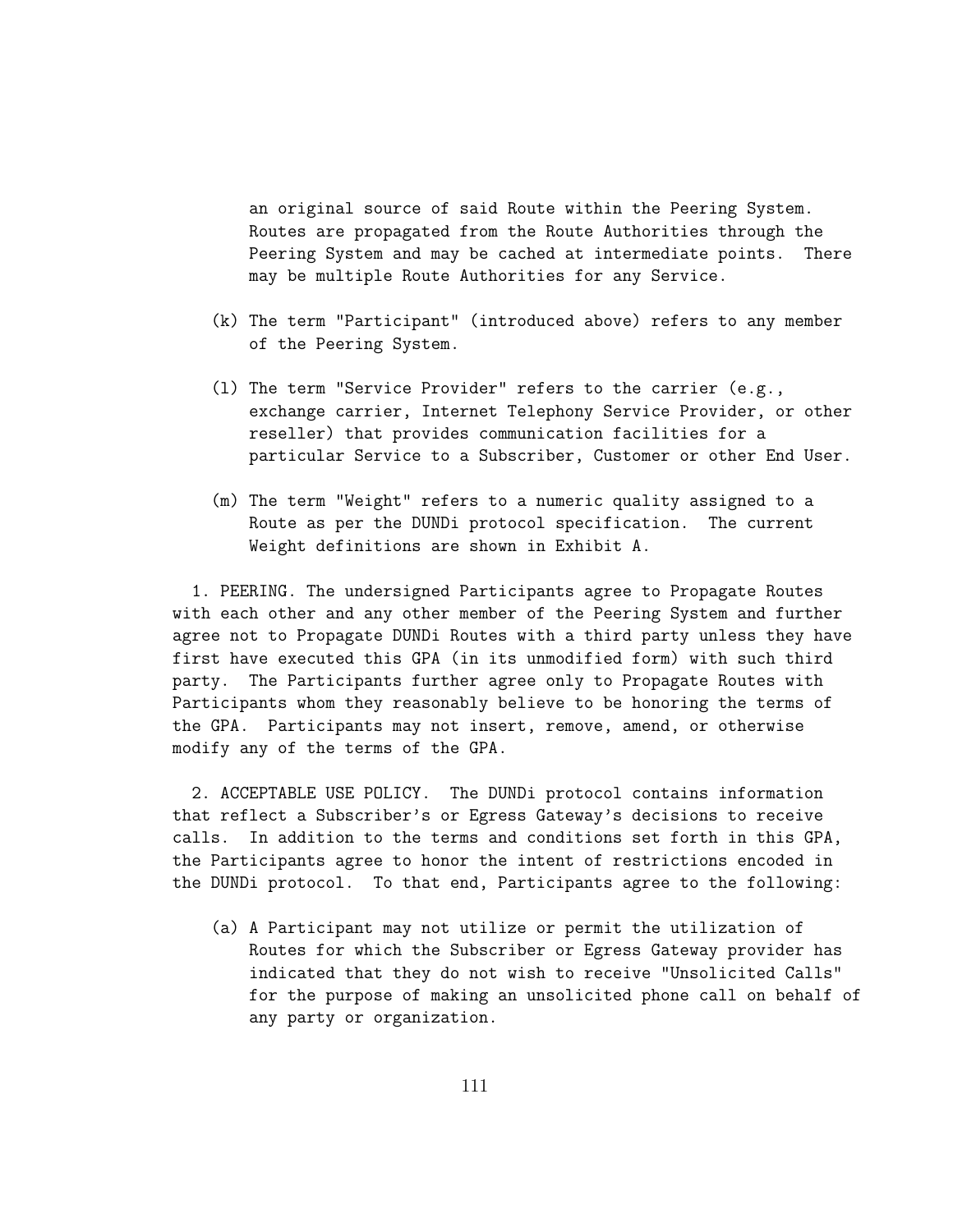an original source of said Route within the Peering System. Routes are propagated from the Route Authorities through the Peering System and may be cached at intermediate points. There may be multiple Route Authorities for any Service.

(k) The term "Participant" (introduced above) refers to any member of the Peering System.

(l) The term "Service Provider" refers to the carrier (e.g., exchange carrier, Internet Telephony Service Provider, or other reseller) that provides communication facilities for a particular Service to a Subscriber, Customer or other End User.

(m) The term "Weight" refers to a numeric quality assigned to a Route as per the DUNDi protocol specification. The current Weight definitions are shown in Exhibit A.

1. PEERING. The undersigned Participants agree to Propagate Routes with each other and any other member of the Peering System and further agree not to Propagate DUNDi Routes with a third party unless they have first have executed this GPA (in its unmodified form) with such third party. The Participants further agree only to Propagate Routes with Participants whom they reasonably believe to be honoring the terms of the GPA. Participants may not insert, remove, amend, or otherwise modify any of the terms of the GPA.

2. ACCEPTABLE USE POLICY. The DUNDi protocol contains information that reflect a Subscriber's or Egress Gateway's decisions to receive calls. In addition to the terms and conditions set forth in this GPA, the Participants agree to honor the intent of restrictions encoded in the DUNDi protocol. To that end, Participants agree to the following:

(a) A Participant may not utilize or permit the utilization of Routes for which the Subscriber or Egress Gateway provider has indicated that they do not wish to receive "Unsolicited Calls" for the purpose of making an unsolicited phone call on behalf of any party or organization.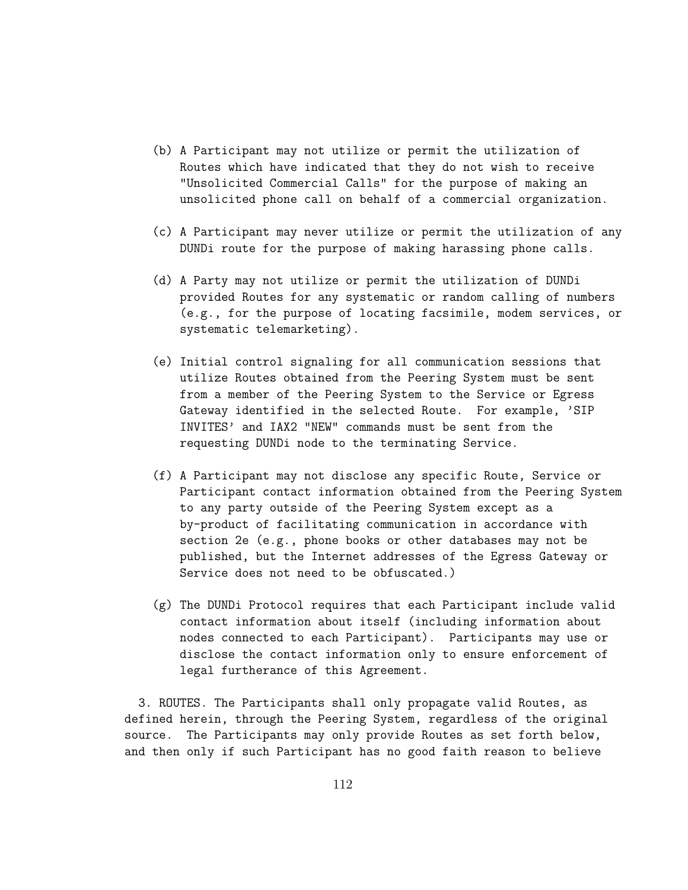(b) A Participant may not utilize or permit the utilization of Routes which have indicated that they do not wish to receive "Unsolicited Commercial Calls" for the purpose of making an unsolicited phone call on behalf of a commercial organization.

(c) A Participant may never utilize or permit the utilization of any DUNDi route for the purpose of making harassing phone calls.

(d) A Party may not utilize or permit the utilization of DUNDi provided Routes for any systematic or random calling of numbers (e.g., for the purpose of locating facsimile, modem services, or systematic telemarketing).

(e) Initial control signaling for all communication sessions that utilize Routes obtained from the Peering System must be sent from a member of the Peering System to the Service or Egress Gateway identified in the selected Route. For example, 'SIP INVITES' and IAX2 "NEW" commands must be sent from the requesting DUNDi node to the terminating Service.

(f) A Participant may not disclose any specific Route, Service or Participant contact information obtained from the Peering System to any party outside of the Peering System except as a by-product of facilitating communication in accordance with section 2e (e.g., phone books or other databases may not be published, but the Internet addresses of the Egress Gateway or Service does not need to be obfuscated.)

(g) The DUNDi Protocol requires that each Participant include valid contact information about itself (including information about nodes connected to each Participant). Participants may use or disclose the contact information only to ensure enforcement of legal furtherance of this Agreement.

3. ROUTES. The Participants shall only propagate valid Routes, as defined herein, through the Peering System, regardless of the original source. The Participants may only provide Routes as set forth below, and then only if such Participant has no good faith reason to believe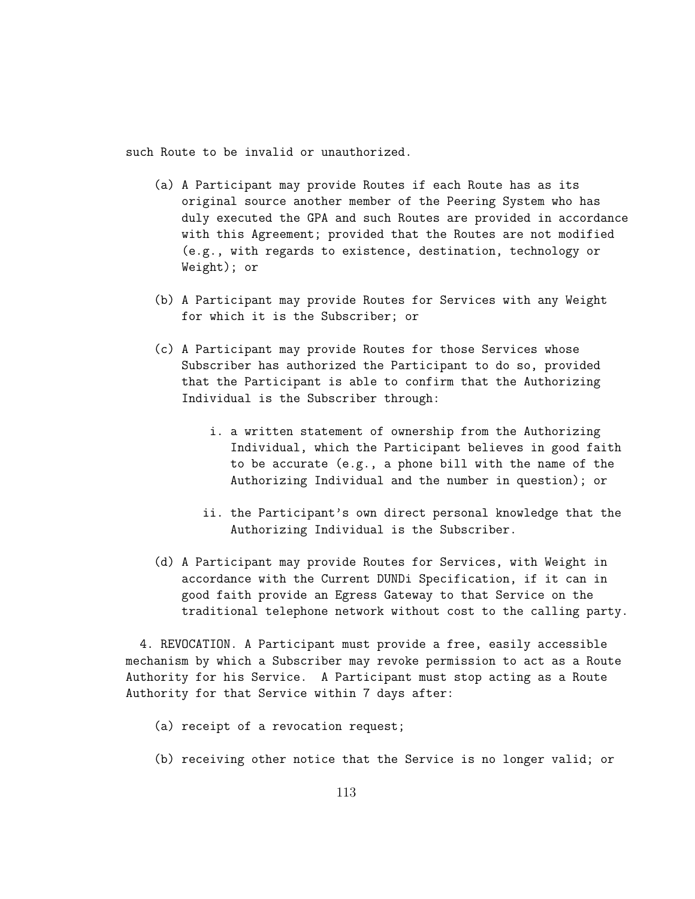such Route to be invalid or unauthorized.

(a) A Participant may provide Routes if each Route has as its original source another member of the Peering System who has duly executed the GPA and such Routes are provided in accordance with this Agreement; provided that the Routes are not modified (e.g., with regards to existence, destination, technology or Weight); or

(b) A Participant may provide Routes for Services with any Weight for which it is the Subscriber; or

(c) A Participant may provide Routes for those Services whose Subscriber has authorized the Participant to do so, provided that the Participant is able to confirm that the Authorizing Individual is the Subscriber through:

   i. a written statement of ownership from the Authorizing Individual, which the Participant believes in good faith to be accurate (e.g., a phone bill with the name of the Authorizing Individual and the number in question); or

   ii. the Participant's own direct personal knowledge that the Authorizing Individual is the Subscriber.

(d) A Participant may provide Routes for Services, with Weight in accordance with the Current DUNDi Specification, if it can in good faith provide an Egress Gateway to that Service on the traditional telephone network without cost to the calling party.

4. REVOCATION. A Participant must provide a free, easily accessible mechanism by which a Subscriber may revoke permission to act as a Route Authority for his Service. A Participant must stop acting as a Route Authority for that Service within 7 days after:

(a) receipt of a revocation request;

(b) receiving other notice that the Service is no longer valid; or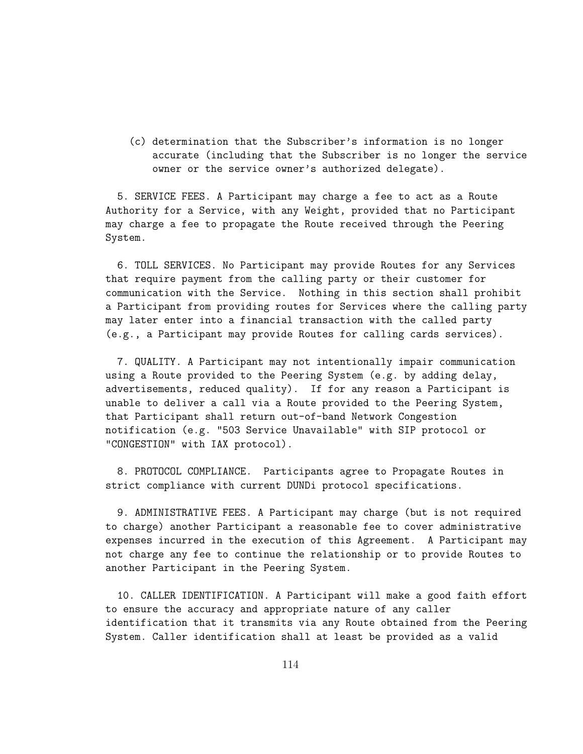(c) determination that the Subscriber's information is no longer accurate (including that the Subscriber is no longer the service owner or the service owner's authorized delegate).

5. SERVICE FEES. A Participant may charge a fee to act as a Route Authority for a Service, with any Weight, provided that no Participant may charge a fee to propagate the Route received through the Peering System.

6. TOLL SERVICES. No Participant may provide Routes for any Services that require payment from the calling party or their customer for communication with the Service. Nothing in this section shall prohibit a Participant from providing routes for Services where the calling party may later enter into a financial transaction with the called party (e.g., a Participant may provide Routes for calling cards services).

7. QUALITY. A Participant may not intentionally impair communication using a Route provided to the Peering System (e.g. by adding delay, advertisements, reduced quality). If for any reason a Participant is unable to deliver a call via a Route provided to the Peering System, that Participant shall return out-of-band Network Congestion notification (e.g. "503 Service Unavailable" with SIP protocol or "CONGESTION" with IAX protocol).

8. PROTOCOL COMPLIANCE. Participants agree to Propagate Routes in strict compliance with current DUNDi protocol specifications.

9. ADMINISTRATIVE FEES. A Participant may charge (but is not required to charge) another Participant a reasonable fee to cover administrative expenses incurred in the execution of this Agreement. A Participant may not charge any fee to continue the relationship or to provide Routes to another Participant in the Peering System.

10. CALLER IDENTIFICATION. A Participant will make a good faith effort to ensure the accuracy and appropriate nature of any caller identification that it transmits via any Route obtained from the Peering System. Caller identification shall at least be provided as a valid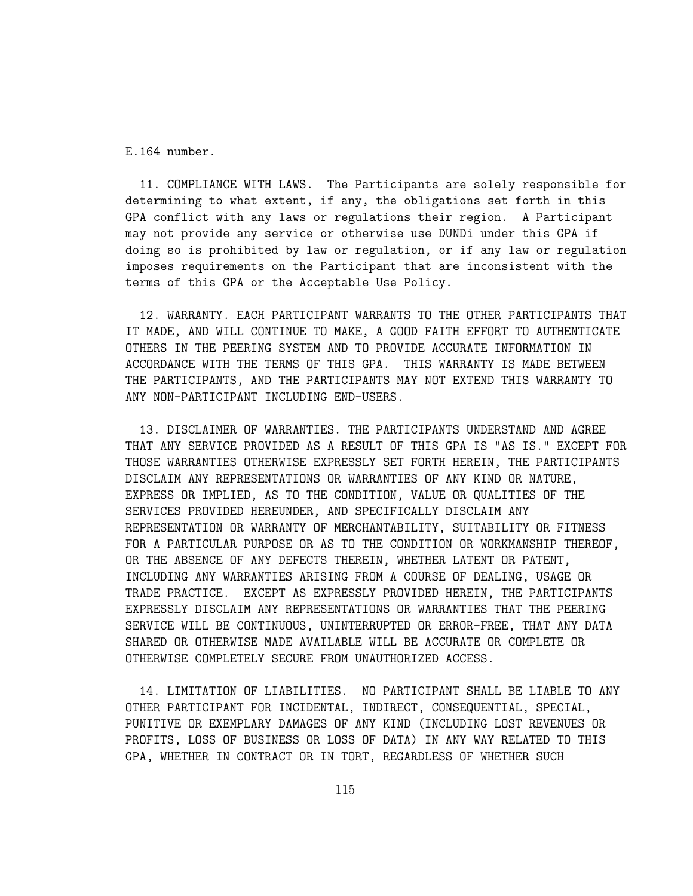E.164 number.

11. COMPLIANCE WITH LAWS. The Participants are solely responsible for determining to what extent, if any, the obligations set forth in this GPA conflict with any laws or regulations their region. A Participant may not provide any service or otherwise use DUNDi under this GPA if doing so is prohibited by law or regulation, or if any law or regulation imposes requirements on the Participant that are inconsistent with the terms of this GPA or the Acceptable Use Policy.

12. WARRANTY. EACH PARTICIPANT WARRANTS TO THE OTHER PARTICIPANTS THAT IT MADE, AND WILL CONTINUE TO MAKE, A GOOD FAITH EFFORT TO AUTHENTICATE OTHERS IN THE PEERING SYSTEM AND TO PROVIDE ACCURATE INFORMATION IN ACCORDANCE WITH THE TERMS OF THIS GPA. THIS WARRANTY IS MADE BETWEEN THE PARTICIPANTS, AND THE PARTICIPANTS MAY NOT EXTEND THIS WARRANTY TO ANY NON-PARTICIPANT INCLUDING END-USERS.

13. DISCLAIMER OF WARRANTIES. THE PARTICIPANTS UNDERSTAND AND AGREE THAT ANY SERVICE PROVIDED AS A RESULT OF THIS GPA IS "AS IS." EXCEPT FOR THOSE WARRANTIES OTHERWISE EXPRESSLY SET FORTH HEREIN, THE PARTICIPANTS DISCLAIM ANY REPRESENTATIONS OR WARRANTIES OF ANY KIND OR NATURE, EXPRESS OR IMPLIED, AS TO THE CONDITION, VALUE OR QUALITIES OF THE SERVICES PROVIDED HEREUNDER, AND SPECIFICALLY DISCLAIM ANY REPRESENTATION OR WARRANTY OF MERCHANTABILITY, SUITABILITY OR FITNESS FOR A PARTICULAR PURPOSE OR AS TO THE CONDITION OR WORKMANSHIP THEREOF, OR THE ABSENCE OF ANY DEFECTS THEREIN, WHETHER LATENT OR PATENT, INCLUDING ANY WARRANTIES ARISING FROM A COURSE OF DEALING, USAGE OR TRADE PRACTICE. EXCEPT AS EXPRESSLY PROVIDED HEREIN, THE PARTICIPANTS EXPRESSLY DISCLAIM ANY REPRESENTATIONS OR WARRANTIES THAT THE PEERING SERVICE WILL BE CONTINUOUS, UNINTERRUPTED OR ERROR-FREE, THAT ANY DATA SHARED OR OTHERWISE MADE AVAILABLE WILL BE ACCURATE OR COMPLETE OR OTHERWISE COMPLETELY SECURE FROM UNAUTHORIZED ACCESS.

14. LIMITATION OF LIABILITIES. NO PARTICIPANT SHALL BE LIABLE TO ANY OTHER PARTICIPANT FOR INCIDENTAL, INDIRECT, CONSEQUENTIAL, SPECIAL, PUNITIVE OR EXEMPLARY DAMAGES OF ANY KIND (INCLUDING LOST REVENUES OR PROFITS, LOSS OF BUSINESS OR LOSS OF DATA) IN ANY WAY RELATED TO THIS GPA, WHETHER IN CONTRACT OR IN TORT, REGARDLESS OF WHETHER SUCH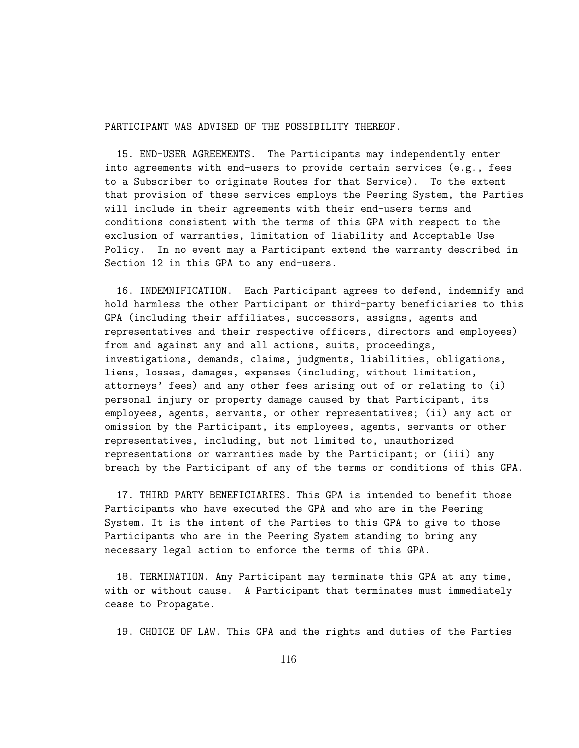PARTICIPANT WAS ADVISED OF THE POSSIBILITY THEREOF.

15. END-USER AGREEMENTS. The Participants may independently enter into agreements with end-users to provide certain services (e.g., fees to a Subscriber to originate Routes for that Service). To the extent that provision of these services employs the Peering System, the Parties will include in their agreements with their end-users terms and conditions consistent with the terms of this GPA with respect to the exclusion of warranties, limitation of liability and Acceptable Use Policy. In no event may a Participant extend the warranty described in Section 12 in this GPA to any end-users.

16. INDEMNIFICATION. Each Participant agrees to defend, indemnify and hold harmless the other Participant or third-party beneficiaries to this GPA (including their affiliates, successors, assigns, agents and representatives and their respective officers, directors and employees) from and against any and all actions, suits, proceedings, investigations, demands, claims, judgments, liabilities, obligations, liens, losses, damages, expenses (including, without limitation, attorneys' fees) and any other fees arising out of or relating to (i) personal injury or property damage caused by that Participant, its employees, agents, servants, or other representatives; (ii) any act or omission by the Participant, its employees, agents, servants or other representatives, including, but not limited to, unauthorized representations or warranties made by the Participant; or (iii) any breach by the Participant of any of the terms or conditions of this GPA.

17. THIRD PARTY BENEFICIARIES. This GPA is intended to benefit those Participants who have executed the GPA and who are in the Peering System. It is the intent of the Parties to this GPA to give to those Participants who are in the Peering System standing to bring any necessary legal action to enforce the terms of this GPA.

18. TERMINATION. Any Participant may terminate this GPA at any time, with or without cause. A Participant that terminates must immediately cease to Propagate.

19. CHOICE OF LAW. This GPA and the rights and duties of the Parties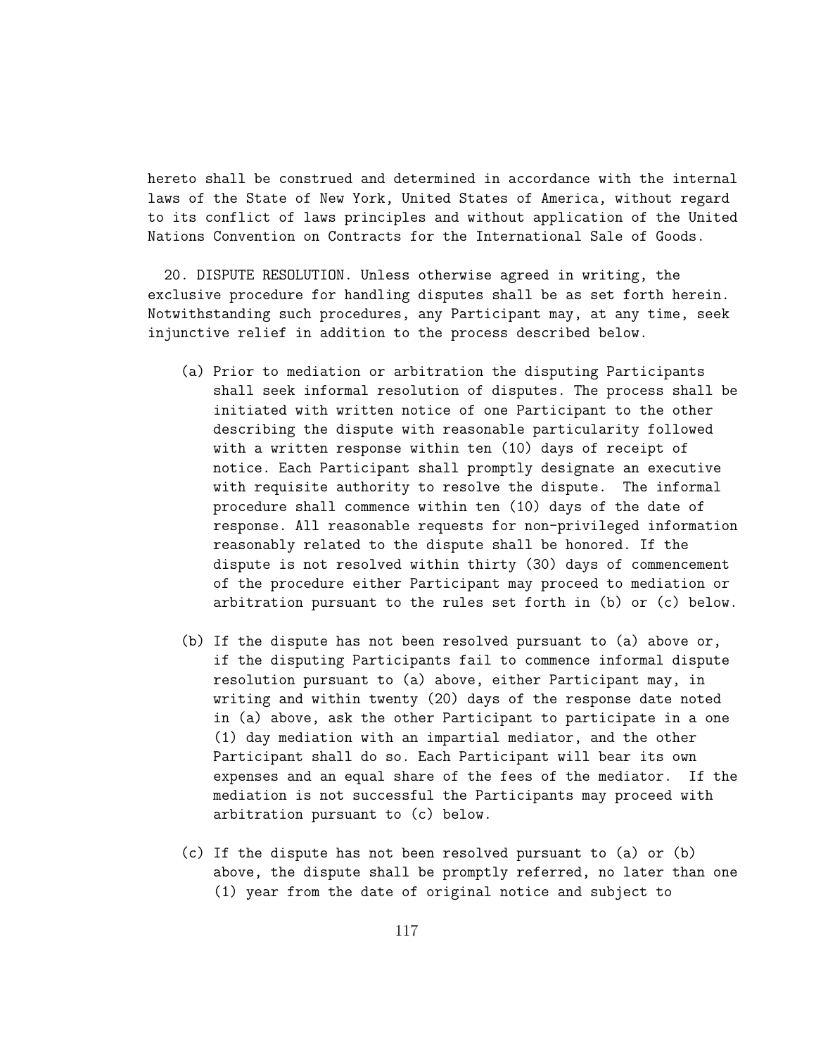hereto shall be construed and determined in accordance with the internal laws of the State of New York, United States of America, without regard to its conflict of laws principles and without application of the United Nations Convention on Contracts for the International Sale of Goods.

20. DISPUTE RESOLUTION. Unless otherwise agreed in writing, the exclusive procedure for handling disputes shall be as set forth herein. Notwithstanding such procedures, any Participant may, at any time, seek injunctive relief in addition to the process described below.

(a) Prior to mediation or arbitration the disputing Participants shall seek informal resolution of disputes. The process shall be initiated with written notice of one Participant to the other describing the dispute with reasonable particularity followed with a written response within ten (10) days of receipt of notice. Each Participant shall promptly designate an executive with requisite authority to resolve the dispute. The informal procedure shall commence within ten (10) days of the date of response. All reasonable requests for non-privileged information reasonably related to the dispute shall be honored. If the dispute is not resolved within thirty (30) days of commencement of the procedure either Participant may proceed to mediation or arbitration pursuant to the rules set forth in (b) or (c) below.

(b) If the dispute has not been resolved pursuant to (a) above or, if the disputing Participants fail to commence informal dispute resolution pursuant to (a) above, either Participant may, in writing and within twenty (20) days of the response date noted in (a) above, ask the other Participant to participate in a one (1) day mediation with an impartial mediator, and the other Participant shall do so. Each Participant will bear its own expenses and an equal share of the fees of the mediator. If the mediation is not successful the Participants may proceed with arbitration pursuant to (c) below.

(c) If the dispute has not been resolved pursuant to (a) or (b) above, the dispute shall be promptly referred, no later than one (1) year from the date of original notice and subject to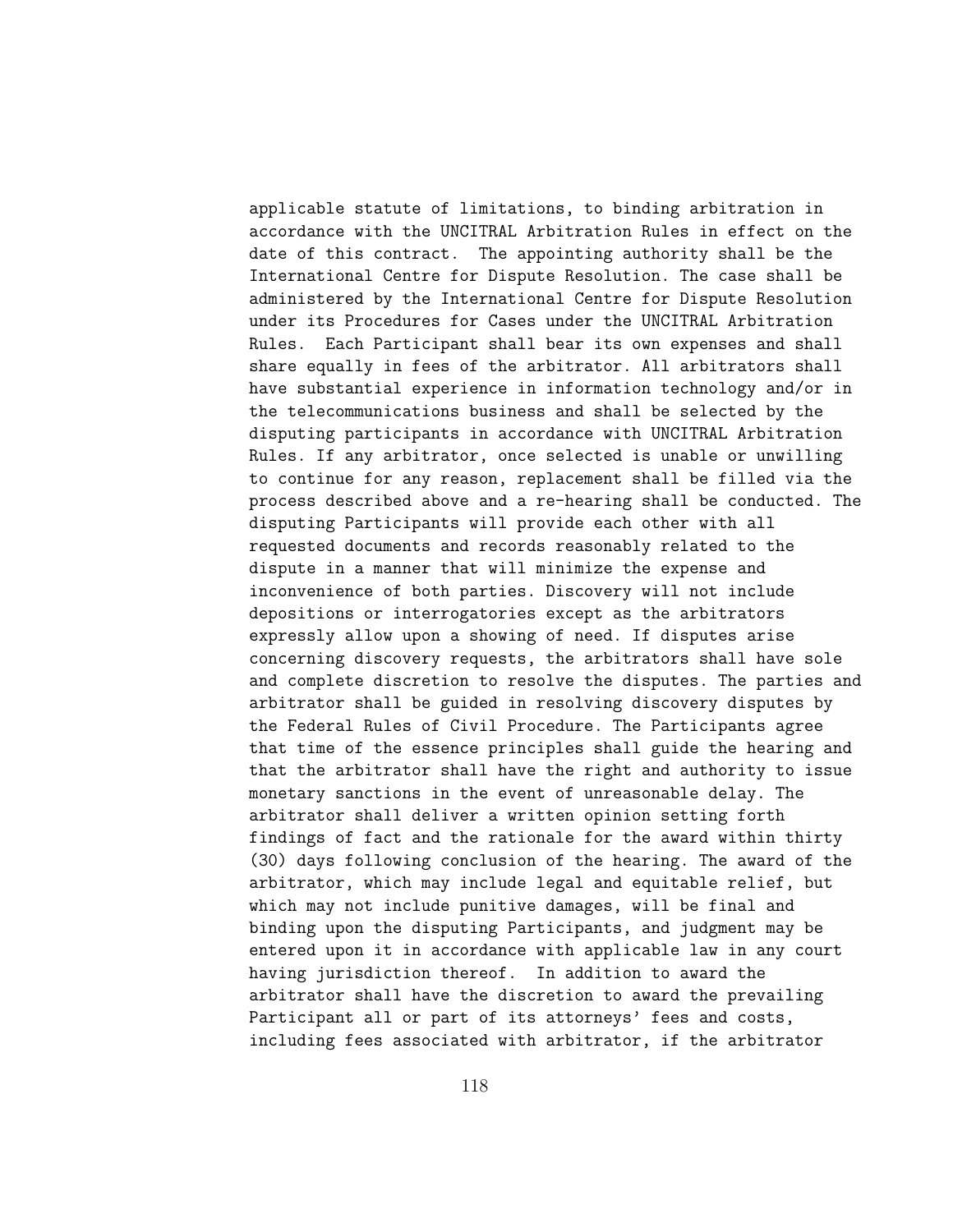applicable statute of limitations, to binding arbitration in accordance with the UNCITRAL Arbitration Rules in effect on the date of this contract. The appointing authority shall be the International Centre for Dispute Resolution. The case shall be administered by the International Centre for Dispute Resolution under its Procedures for Cases under the UNCITRAL Arbitration Rules. Each Participant shall bear its own expenses and shall share equally in fees of the arbitrator. All arbitrators shall have substantial experience in information technology and/or in the telecommunications business and shall be selected by the disputing participants in accordance with UNCITRAL Arbitration Rules. If any arbitrator, once selected is unable or unwilling to continue for any reason, replacement shall be filled via the process described above and a re-hearing shall be conducted. The disputing Participants will provide each other with all requested documents and records reasonably related to the dispute in a manner that will minimize the expense and inconvenience of both parties. Discovery will not include depositions or interrogatories except as the arbitrators expressly allow upon a showing of need. If disputes arise concerning discovery requests, the arbitrators shall have sole and complete discretion to resolve the disputes. The parties and arbitrator shall be guided in resolving discovery disputes by the Federal Rules of Civil Procedure. The Participants agree that time of the essence principles shall guide the hearing and that the arbitrator shall have the right and authority to issue monetary sanctions in the event of unreasonable delay. The arbitrator shall deliver a written opinion setting forth findings of fact and the rationale for the award within thirty (30) days following conclusion of the hearing. The award of the arbitrator, which may include legal and equitable relief, but which may not include punitive damages, will be final and binding upon the disputing Participants, and judgment may be entered upon it in accordance with applicable law in any court having jurisdiction thereof. In addition to award the arbitrator shall have the discretion to award the prevailing Participant all or part of its attorneys' fees and costs, including fees associated with arbitrator, if the arbitrator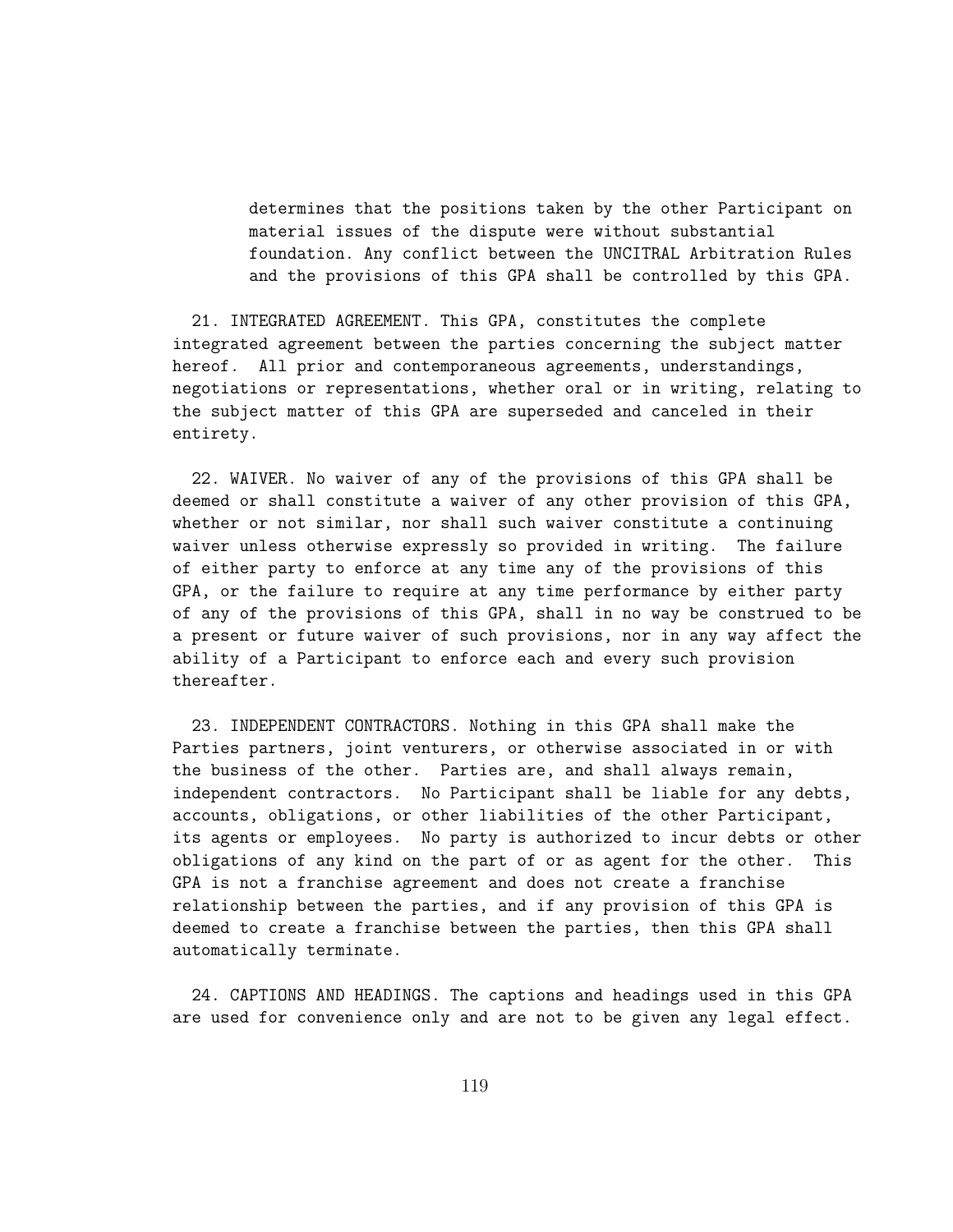determines that the positions taken by the other Participant on material issues of the dispute were without substantial foundation. Any conflict between the UNCITRAL Arbitration Rules and the provisions of this GPA shall be controlled by this GPA.

21. INTEGRATED AGREEMENT. This GPA, constitutes the complete integrated agreement between the parties concerning the subject matter hereof. All prior and contemporaneous agreements, understandings, negotiations or representations, whether oral or in writing, relating to the subject matter of this GPA are superseded and canceled in their entirety.

22. WAIVER. No waiver of any of the provisions of this GPA shall be deemed or shall constitute a waiver of any other provision of this GPA, whether or not similar, nor shall such waiver constitute a continuing waiver unless otherwise expressly so provided in writing. The failure of either party to enforce at any time any of the provisions of this GPA, or the failure to require at any time performance by either party of any of the provisions of this GPA, shall in no way be construed to be a present or future waiver of such provisions, nor in any way affect the ability of a Participant to enforce each and every such provision thereafter.

23. INDEPENDENT CONTRACTORS. Nothing in this GPA shall make the Parties partners, joint venturers, or otherwise associated in or with the business of the other. Parties are, and shall always remain, independent contractors. No Participant shall be liable for any debts, accounts, obligations, or other liabilities of the other Participant, its agents or employees. No party is authorized to incur debts or other obligations of any kind on the part of or as agent for the other. This GPA is not a franchise agreement and does not create a franchise relationship between the parties, and if any provision of this GPA is deemed to create a franchise between the parties, then this GPA shall automatically terminate.

24. CAPTIONS AND HEADINGS. The captions and headings used in this GPA are used for convenience only and are not to be given any legal effect.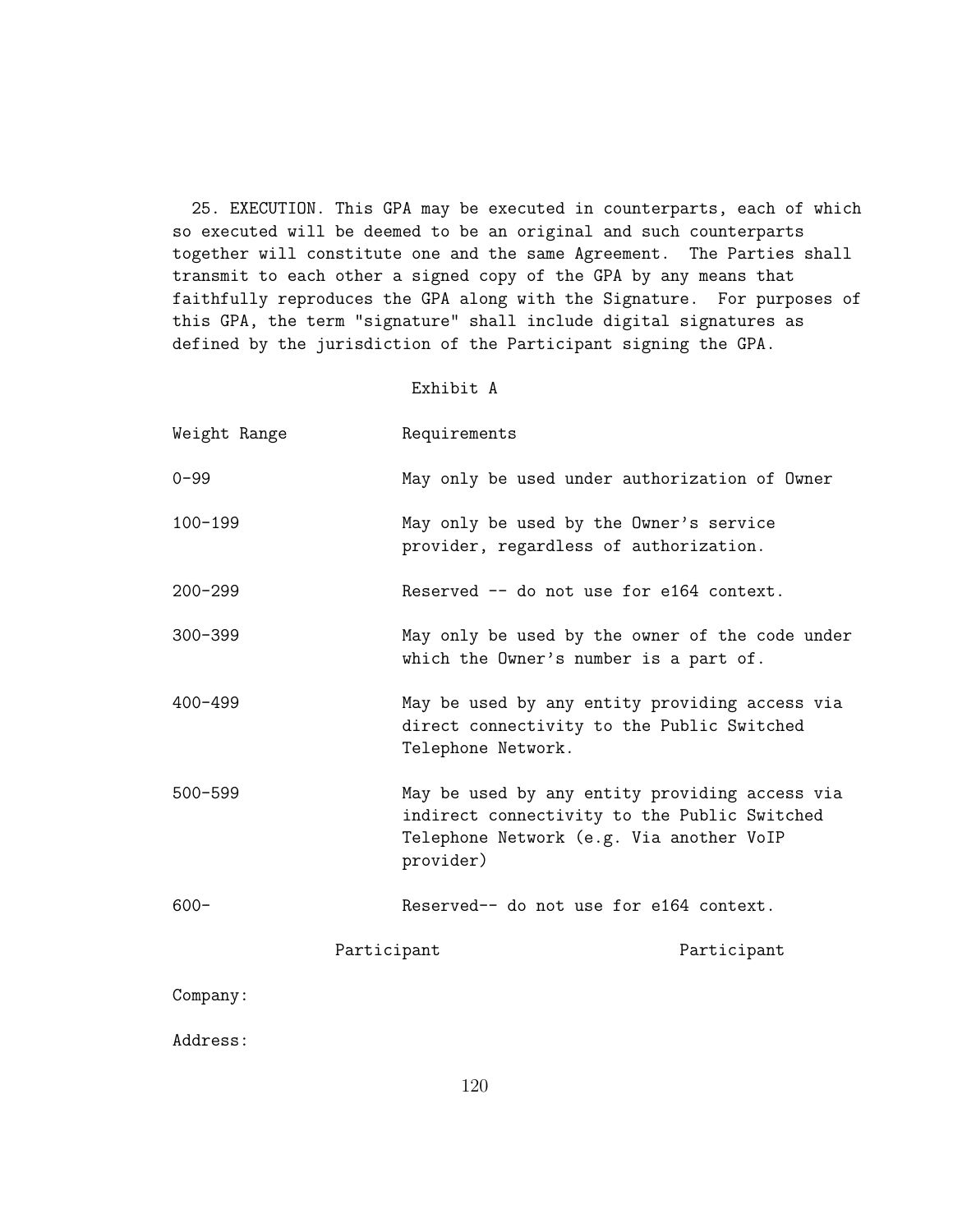25. EXECUTION. This GPA may be executed in counterparts, each of which so executed will be deemed to be an original and such counterparts together will constitute one and the same Agreement. The Parties shall transmit to each other a signed copy of the GPA by any means that faithfully reproduces the GPA along with the Signature. For purposes of this GPA, the term "signature" shall include digital signatures as defined by the jurisdiction of the Participant signing the GPA.

Exhibit A

| Weight Range | Requirements |
|---|---|
| 0-99 | May only be used under authorization of Owner |
| 100-199 | May only be used by the Owner's service provider, regardless of authorization. |
| 200-299 | Reserved -- do not use for e164 context. |
| 300-399 | May only be used by the owner of the code under which the Owner's number is a part of. |
| 400-499 | May be used by any entity providing access via direct connectivity to the Public Switched Telephone Network. |
| 500-599 | May be used by any entity providing access via indirect connectivity to the Public Switched Telephone Network (e.g. Via another VoIP provider) |
| 600- | Reserved-- do not use for e164 context. |

| | Participant | Participant |
|---|---|---|
| Company: | | |
| Address: | | |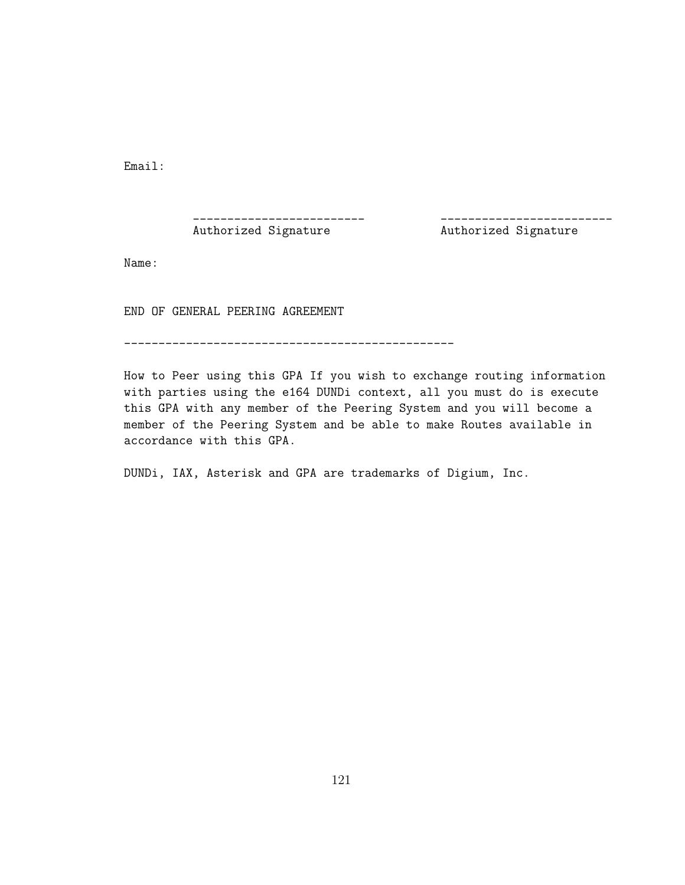Email:

```
          -------------------------           -------------------------
          Authorized Signature                Authorized Signature
```

Name:

END OF GENERAL PEERING AGREEMENT

```
------------------------------------------------
```

How to Peer using this GPA If you wish to exchange routing information with parties using the e164 DUNDi context, all you must do is execute this GPA with any member of the Peering System and you will become a member of the Peering System and be able to make Routes available in accordance with this GPA.

DUNDi, IAX, Asterisk and GPA are trademarks of Digium, Inc.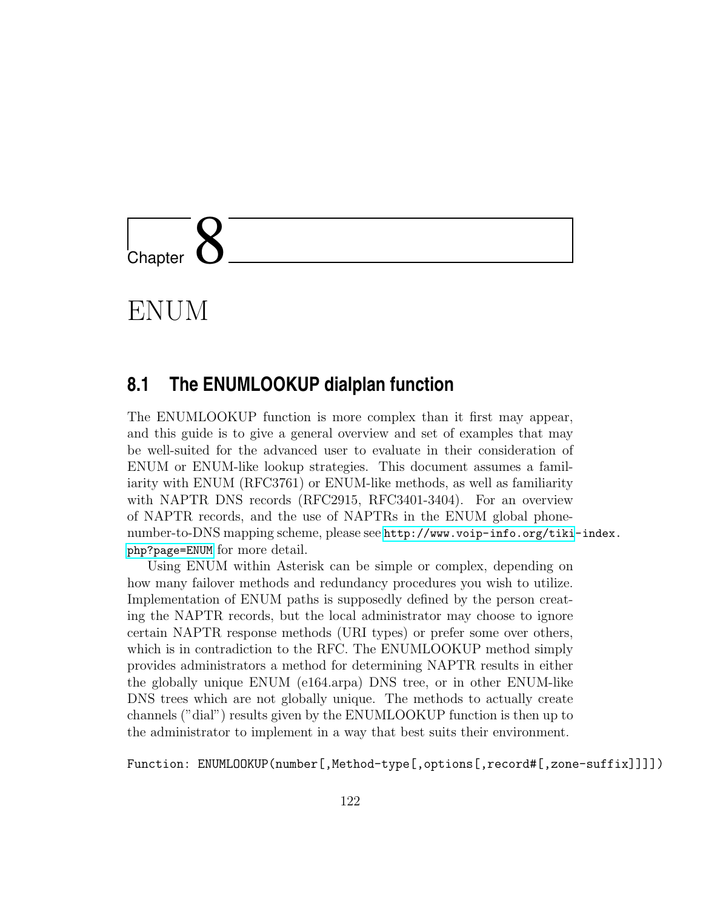# Chapter 8

# ENUM

## 8.1 The ENUMLOOKUP dialplan function

The ENUMLOOKUP function is more complex than it first may appear, and this guide is to give a general overview and set of examples that may be well-suited for the advanced user to evaluate in their consideration of ENUM or ENUM-like lookup strategies. This document assumes a familiarity with ENUM (RFC3761) or ENUM-like methods, as well as familiarity with NAPTR DNS records (RFC2915, RFC3401-3404). For an overview of NAPTR records, and the use of NAPTRs in the ENUM global phone-number-to-DNS mapping scheme, please see http://www.voip-info.org/tiki-index.php?page=ENUM for more detail.

Using ENUM within Asterisk can be simple or complex, depending on how many failover methods and redundancy procedures you wish to utilize. Implementation of ENUM paths is supposedly defined by the person creating the NAPTR records, but the local administrator may choose to ignore certain NAPTR response methods (URI types) or prefer some over others, which is in contradiction to the RFC. The ENUMLOOKUP method simply provides administrators a method for determining NAPTR results in either the globally unique ENUM (e164.arpa) DNS tree, or in other ENUM-like DNS trees which are not globally unique. The methods to actually create channels ("dial") results given by the ENUMLOOKUP function is then up to the administrator to implement in a way that best suits their environment.

```
Function: ENUMLOOKUP(number[,Method-type[,options[,record#[,zone-suffix]]]])
```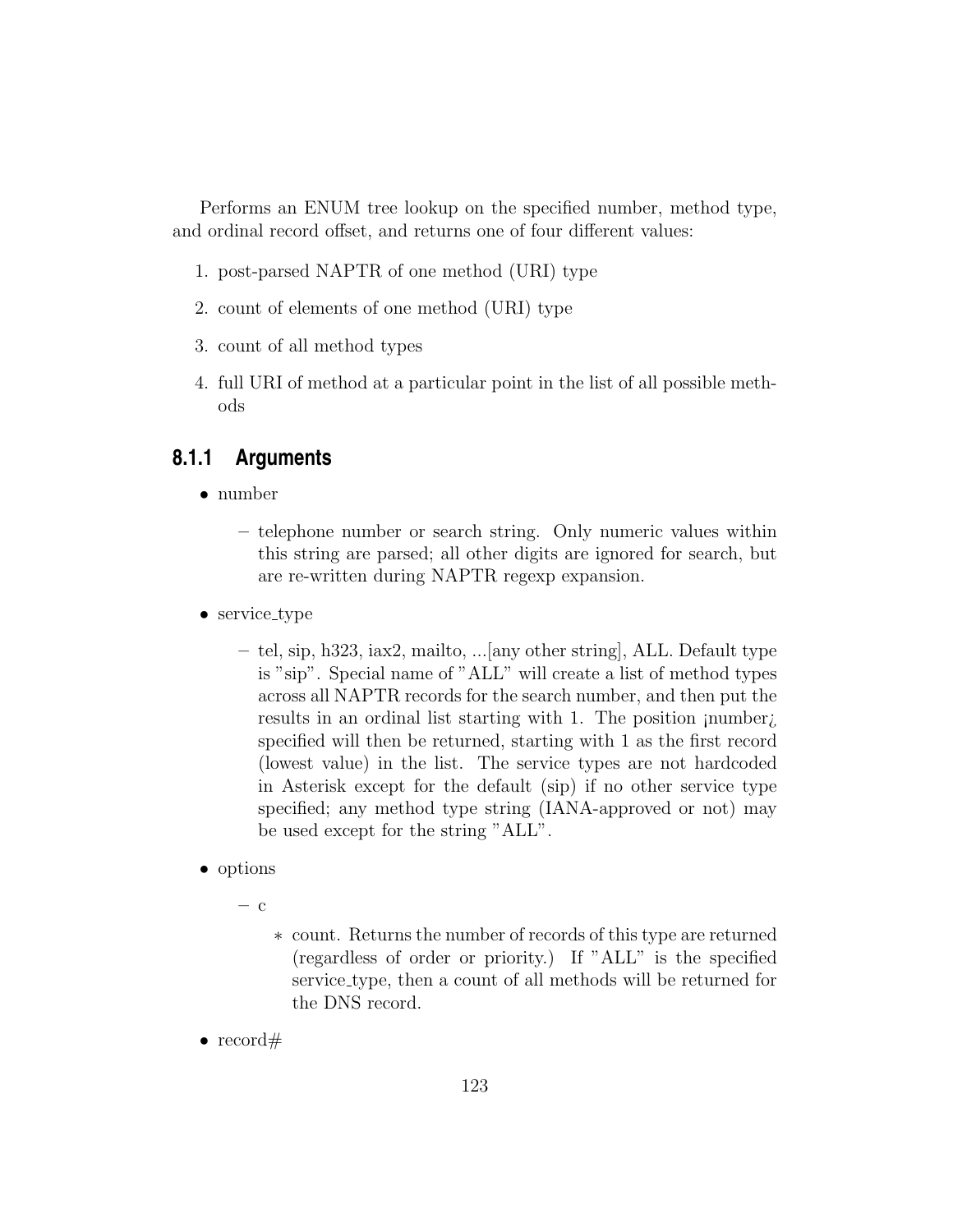Performs an ENUM tree lookup on the specified number, method type, and ordinal record offset, and returns one of four different values:

1. post-parsed NAPTR of one method (URI) type
2. count of elements of one method (URI) type
3. count of all method types
4. full URI of method at a particular point in the list of all possible methods

### 8.1.1 Arguments

- number
  - telephone number or search string. Only numeric values within this string are parsed; all other digits are ignored for search, but are re-written during NAPTR regexp expansion.
- service_type
  - tel, sip, h323, iax2, mailto, ...[any other string], ALL. Default type is "sip". Special name of "ALL" will create a list of method types across all NAPTR records for the search number, and then put the results in an ordinal list starting with 1. The position ¡number¿ specified will then be returned, starting with 1 as the first record (lowest value) in the list. The service types are not hardcoded in Asterisk except for the default (sip) if no other service type specified; any method type string (IANA-approved or not) may be used except for the string "ALL".
- options
  - c
    - count. Returns the number of records of this type are returned (regardless of order or priority.) If "ALL" is the specified service_type, then a count of all methods will be returned for the DNS record.
- record#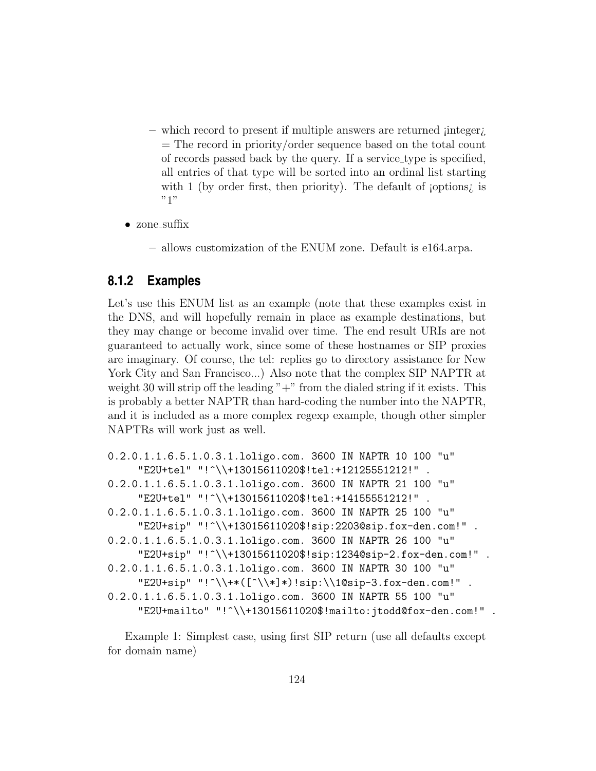- which record to present if multiple answers are returned ¡integer¿ = The record in priority/order sequence based on the total count of records passed back by the query. If a service_type is specified, all entries of that type will be sorted into an ordinal list starting with 1 (by order first, then priority). The default of ¡options¿ is "1"

- zone_suffix
  - allows customization of the ENUM zone. Default is e164.arpa.

### 8.1.2 Examples

Let's use this ENUM list as an example (note that these examples exist in the DNS, and will hopefully remain in place as example destinations, but they may change or become invalid over time. The end result URIs are not guaranteed to actually work, since some of these hostnames or SIP proxies are imaginary. Of course, the tel: replies go to directory assistance for New York City and San Francisco...) Also note that the complex SIP NAPTR at weight 30 will strip off the leading "+" from the dialed string if it exists. This is probably a better NAPTR than hard-coding the number into the NAPTR, and it is included as a more complex regexp example, though other simpler NAPTRs will work just as well.

```
0.2.0.1.1.6.5.1.0.3.1.loligo.com. 3600 IN NAPTR 10 100 "u"
     "E2U+tel" "!^\\+13015611020$!tel:+12125551212!" .
0.2.0.1.1.6.5.1.0.3.1.loligo.com. 3600 IN NAPTR 21 100 "u"
     "E2U+tel" "!^\\+13015611020$!tel:+14155551212!" .
0.2.0.1.1.6.5.1.0.3.1.loligo.com. 3600 IN NAPTR 25 100 "u"
     "E2U+sip" "!^\\+13015611020$!sip:2203@sip.fox-den.com!" .
0.2.0.1.1.6.5.1.0.3.1.loligo.com. 3600 IN NAPTR 26 100 "u"
     "E2U+sip" "!^\\+13015611020$!sip:1234@sip-2.fox-den.com!" .
0.2.0.1.1.6.5.1.0.3.1.loligo.com. 3600 IN NAPTR 30 100 "u"
     "E2U+sip" "!^\\+*([^\\*]*)!sip:\\1@sip-3.fox-den.com!" .
0.2.0.1.1.6.5.1.0.3.1.loligo.com. 3600 IN NAPTR 55 100 "u"
     "E2U+mailto" "!^\\+13015611020$!mailto:jtodd@fox-den.com!" .
```

Example 1: Simplest case, using first SIP return (use all defaults except for domain name)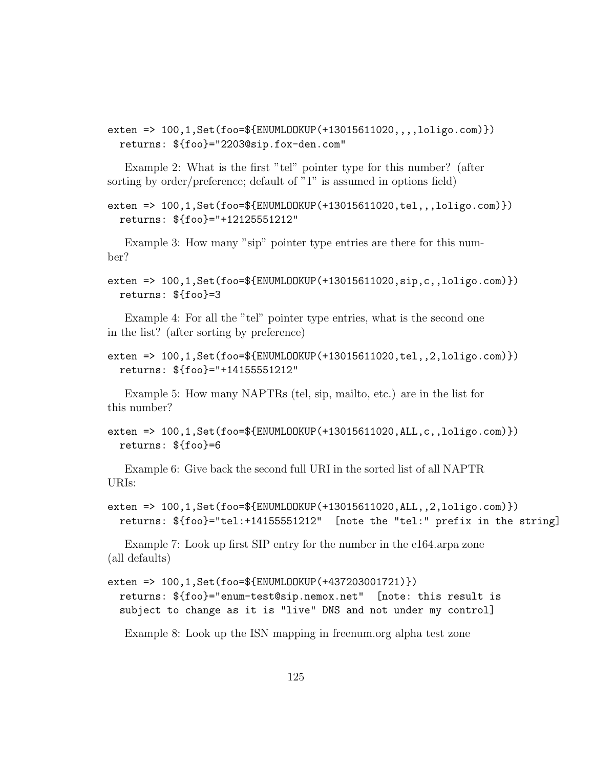```
exten => 100,1,Set(foo=${ENUMLOOKUP(+13015611020,,,,loligo.com)})
  returns: ${foo}="2203@sip.fox-den.com"
```

Example 2: What is the first "tel" pointer type for this number? (after sorting by order/preference; default of "1" is assumed in options field)

```
exten => 100,1,Set(foo=${ENUMLOOKUP(+13015611020,tel,,,loligo.com)})
  returns: ${foo}="+12125551212"
```

Example 3: How many "sip" pointer type entries are there for this number?

```
exten => 100,1,Set(foo=${ENUMLOOKUP(+13015611020,sip,c,,loligo.com)})
  returns: ${foo}=3
```

Example 4: For all the "tel" pointer type entries, what is the second one in the list? (after sorting by preference)

```
exten => 100,1,Set(foo=${ENUMLOOKUP(+13015611020,tel,,2,loligo.com)})
  returns: ${foo}="+14155551212"
```

Example 5: How many NAPTRs (tel, sip, mailto, etc.) are in the list for this number?

```
exten => 100,1,Set(foo=${ENUMLOOKUP(+13015611020,ALL,c,,loligo.com)})
  returns: ${foo}=6
```

Example 6: Give back the second full URI in the sorted list of all NAPTR URIs:

```
exten => 100,1,Set(foo=${ENUMLOOKUP(+13015611020,ALL,,2,loligo.com)})
  returns: ${foo}="tel:+14155551212"  [note the "tel:" prefix in the string]
```

Example 7: Look up first SIP entry for the number in the e164.arpa zone (all defaults)

```
exten => 100,1,Set(foo=${ENUMLOOKUP(+437203001721)})
  returns: ${foo}="enum-test@sip.nemox.net"  [note: this result is
  subject to change as it is "live" DNS and not under my control]
```

Example 8: Look up the ISN mapping in freenum.org alpha test zone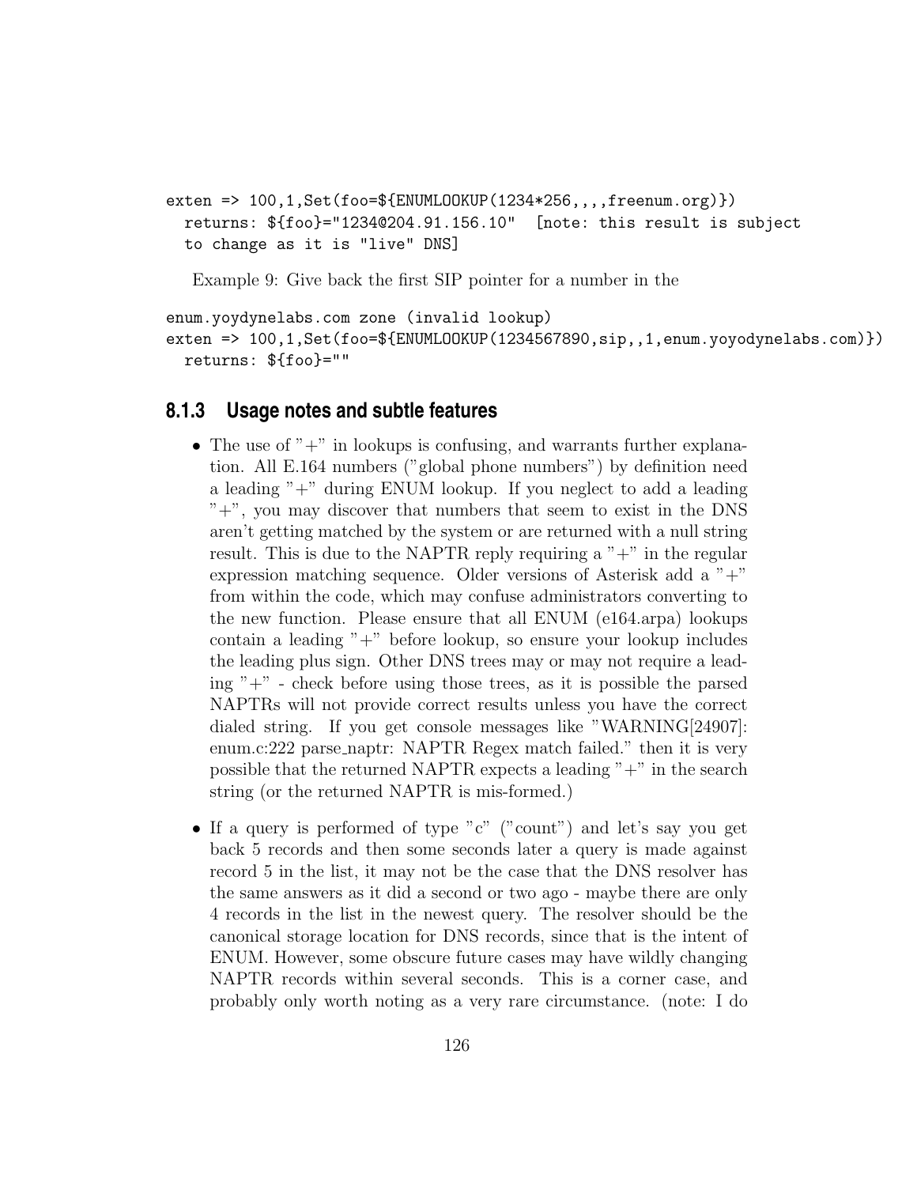```
exten => 100,1,Set(foo=${ENUMLOOKUP(1234*256,,,,freenum.org)})
  returns: ${foo}="1234@204.91.156.10"  [note: this result is subject
  to change as it is "live" DNS]
```

Example 9: Give back the first SIP pointer for a number in the

```
enum.yoydynelabs.com zone (invalid lookup)
exten => 100,1,Set(foo=${ENUMLOOKUP(1234567890,sip,,1,enum.yoyodynelabs.com)})
  returns: ${foo}=""
```

### 8.1.3 Usage notes and subtle features

- The use of "+" in lookups is confusing, and warrants further explanation. All E.164 numbers ("global phone numbers") by definition need a leading "+" during ENUM lookup. If you neglect to add a leading "+", you may discover that numbers that seem to exist in the DNS aren't getting matched by the system or are returned with a null string result. This is due to the NAPTR reply requiring a "+" in the regular expression matching sequence. Older versions of Asterisk add a "+" from within the code, which may confuse administrators converting to the new function. Please ensure that all ENUM (e164.arpa) lookups contain a leading "+" before lookup, so ensure your lookup includes the leading plus sign. Other DNS trees may or may not require a leading "+" - check before using those trees, as it is possible the parsed NAPTRs will not provide correct results unless you have the correct dialed string. If you get console messages like "WARNING[24907]: enum.c:222 parse_naptr: NAPTR Regex match failed." then it is very possible that the returned NAPTR expects a leading "+" in the search string (or the returned NAPTR is mis-formed.)

- If a query is performed of type "c" ("count") and let's say you get back 5 records and then some seconds later a query is made against record 5 in the list, it may not be the case that the DNS resolver has the same answers as it did a second or two ago - maybe there are only 4 records in the list in the newest query. The resolver should be the canonical storage location for DNS records, since that is the intent of ENUM. However, some obscure future cases may have wildly changing NAPTR records within several seconds. This is a corner case, and probably only worth noting as a very rare circumstance. (note: I do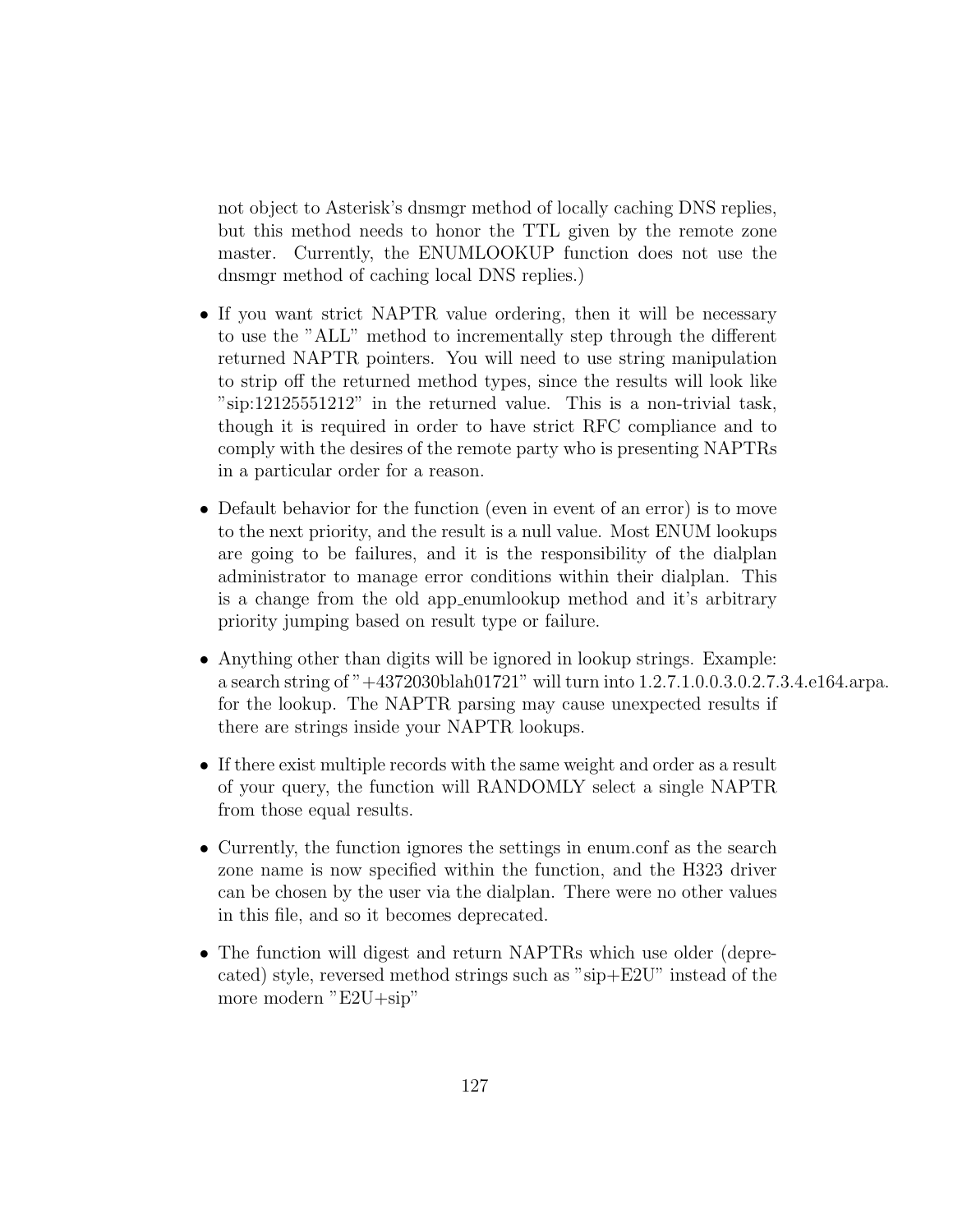not object to Asterisk's dnsmgr method of locally caching DNS replies, but this method needs to honor the TTL given by the remote zone master. Currently, the ENUMLOOKUP function does not use the dnsmgr method of caching local DNS replies.)

- If you want strict NAPTR value ordering, then it will be necessary to use the "ALL" method to incrementally step through the different returned NAPTR pointers. You will need to use string manipulation to strip off the returned method types, since the results will look like "sip:12125551212" in the returned value. This is a non-trivial task, though it is required in order to have strict RFC compliance and to comply with the desires of the remote party who is presenting NAPTRs in a particular order for a reason.

- Default behavior for the function (even in event of an error) is to move to the next priority, and the result is a null value. Most ENUM lookups are going to be failures, and it is the responsibility of the dialplan administrator to manage error conditions within their dialplan. This is a change from the old app_enumlookup method and it's arbitrary priority jumping based on result type or failure.

- Anything other than digits will be ignored in lookup strings. Example: a search string of "+4372030blah01721" will turn into 1.2.7.1.0.0.3.0.2.7.3.4.e164.arpa. for the lookup. The NAPTR parsing may cause unexpected results if there are strings inside your NAPTR lookups.

- If there exist multiple records with the same weight and order as a result of your query, the function will RANDOMLY select a single NAPTR from those equal results.

- Currently, the function ignores the settings in enum.conf as the search zone name is now specified within the function, and the H323 driver can be chosen by the user via the dialplan. There were no other values in this file, and so it becomes deprecated.

- The function will digest and return NAPTRs which use older (deprecated) style, reversed method strings such as "sip+E2U" instead of the more modern "E2U+sip"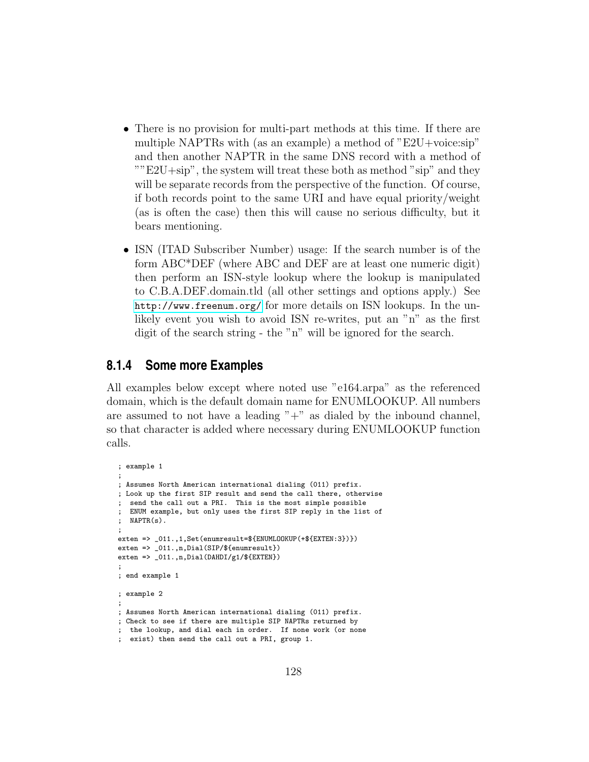- There is no provision for multi-part methods at this time. If there are multiple NAPTRs with (as an example) a method of "E2U+voice:sip" and then another NAPTR in the same DNS record with a method of ""E2U+sip", the system will treat these both as method "sip" and they will be separate records from the perspective of the function. Of course, if both records point to the same URI and have equal priority/weight (as is often the case) then this will cause no serious difficulty, but it bears mentioning.

- ISN (ITAD Subscriber Number) usage: If the search number is of the form ABC*DEF (where ABC and DEF are at least one numeric digit) then perform an ISN-style lookup where the lookup is manipulated to C.B.A.DEF.domain.tld (all other settings and options apply.) See http://www.freenum.org/ for more details on ISN lookups. In the unlikely event you wish to avoid ISN re-writes, put an "n" as the first digit of the search string - the "n" will be ignored for the search.

### 8.1.4 Some more Examples

All examples below except where noted use "e164.arpa" as the referenced domain, which is the default domain name for ENUMLOOKUP. All numbers are assumed to not have a leading "+" as dialed by the inbound channel, so that character is added where necessary during ENUMLOOKUP function calls.

```
; example 1
;
; Assumes North American international dialing (011) prefix.
; Look up the first SIP result and send the call there, otherwise
;  send the call out a PRI.  This is the most simple possible
;  ENUM example, but only uses the first SIP reply in the list of
;  NAPTR(s).
;
exten => _011.,1,Set(enumresult=${ENUMLOOKUP(+${EXTEN:3})})
exten => _011.,n,Dial(SIP/${enumresult})
exten => _011.,n,Dial(DAHDI/g1/${EXTEN})
;
; end example 1

; example 2
;
; Assumes North American international dialing (011) prefix.
; Check to see if there are multiple SIP NAPTRs returned by
;  the lookup, and dial each in order.  If none work (or none
;  exist) then send the call out a PRI, group 1.
```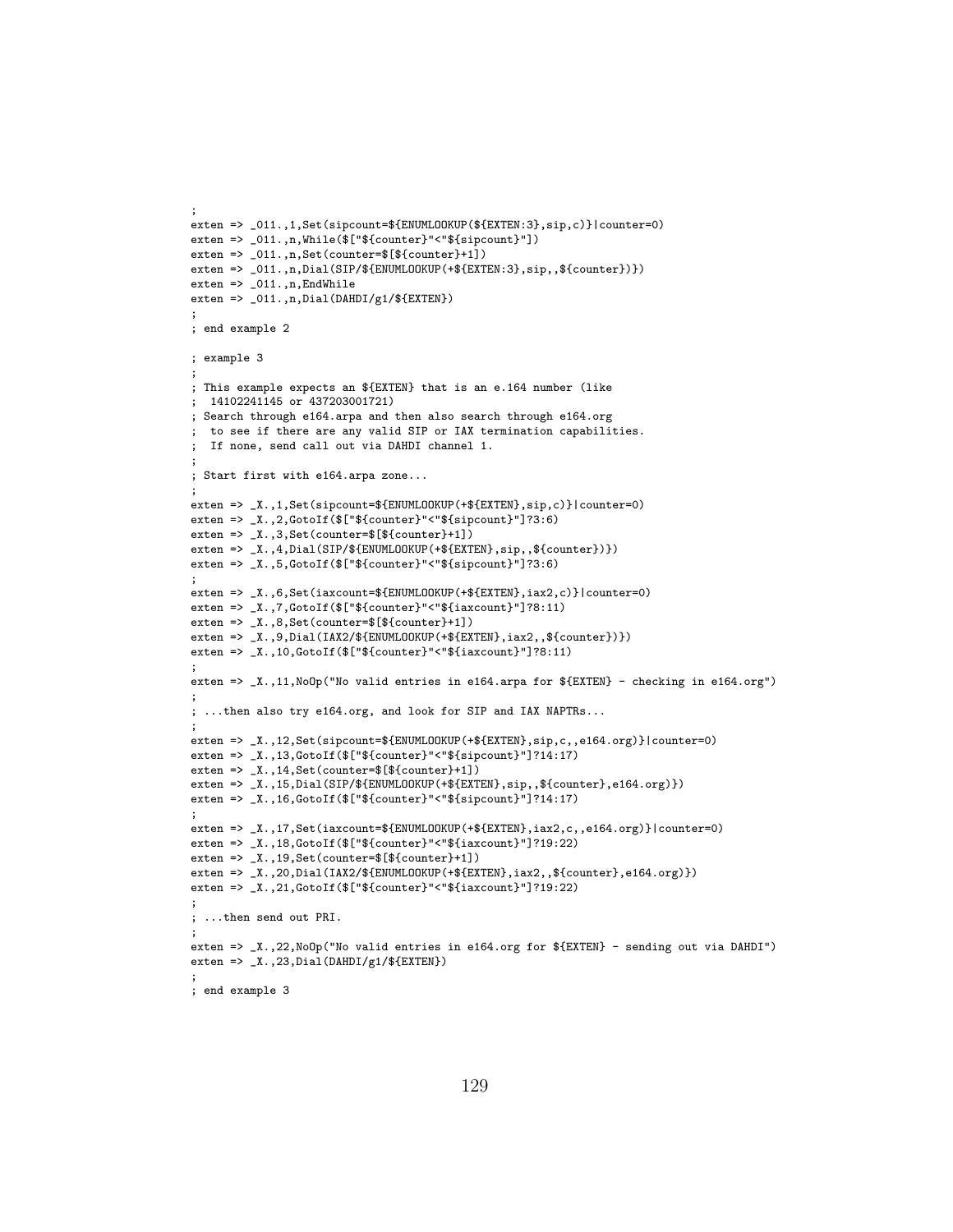```
;
exten => _011.,1,Set(sipcount=${ENUMLOOKUP(${EXTEN:3},sip,c)}|counter=0)
exten => _011.,n,While($["${counter}"<"${sipcount}"])
exten => _011.,n,Set(counter=$[${counter}+1])
exten => _011.,n,Dial(SIP/${ENUMLOOKUP(+${EXTEN:3},sip,,${counter})})
exten => _011.,n,EndWhile
exten => _011.,n,Dial(DAHDI/g1/${EXTEN})
;
; end example 2

; example 3
;
; This example expects an ${EXTEN} that is an e.164 number (like
;  14102241145 or 437203001721)
; Search through e164.arpa and then also search through e164.org
;  to see if there are any valid SIP or IAX termination capabilities.
;  If none, send call out via DAHDI channel 1.
;
; Start first with e164.arpa zone...
;
exten => _X.,1,Set(sipcount=${ENUMLOOKUP(+${EXTEN},sip,c)}|counter=0)
exten => _X.,2,GotoIf($["${counter}"<"${sipcount}"]?3:6)
exten => _X.,3,Set(counter=$[${counter}+1])
exten => _X.,4,Dial(SIP/${ENUMLOOKUP(+${EXTEN},sip,,${counter})})
exten => _X.,5,GotoIf($["${counter}"<"${sipcount}"]?3:6)
;
exten => _X.,6,Set(iaxcount=${ENUMLOOKUP(+${EXTEN},iax2,c)}|counter=0)
exten => _X.,7,GotoIf($["${counter}"<"${iaxcount}"]?8:11)
exten => _X.,8,Set(counter=$[${counter}+1])
exten => _X.,9,Dial(IAX2/${ENUMLOOKUP(+${EXTEN},iax2,,${counter})})
exten => _X.,10,GotoIf($["${counter}"<"${iaxcount}"]?8:11)
;
exten => _X.,11,NoOp("No valid entries in e164.arpa for ${EXTEN} - checking in e164.org")
;
; ...then also try e164.org, and look for SIP and IAX NAPTRs...
;
exten => _X.,12,Set(sipcount=${ENUMLOOKUP(+${EXTEN},sip,c,,e164.org)}|counter=0)
exten => _X.,13,GotoIf($["${counter}"<"${sipcount}"]?14:17)
exten => _X.,14,Set(counter=$[${counter}+1])
exten => _X.,15,Dial(SIP/${ENUMLOOKUP(+${EXTEN},sip,,${counter},e164.org)})
exten => _X.,16,GotoIf($["${counter}"<"${sipcount}"]?14:17)
;
exten => _X.,17,Set(iaxcount=${ENUMLOOKUP(+${EXTEN},iax2,c,,e164.org)}|counter=0)
exten => _X.,18,GotoIf($["${counter}"<"${iaxcount}"]?19:22)
exten => _X.,19,Set(counter=$[${counter}+1])
exten => _X.,20,Dial(IAX2/${ENUMLOOKUP(+${EXTEN},iax2,,${counter},e164.org)})
exten => _X.,21,GotoIf($["${counter}"<"${iaxcount}"]?19:22)
;
; ...then send out PRI.
;
exten => _X.,22,NoOp("No valid entries in e164.org for ${EXTEN} - sending out via DAHDI")
exten => _X.,23,Dial(DAHDI/g1/${EXTEN})
;
; end example 3
```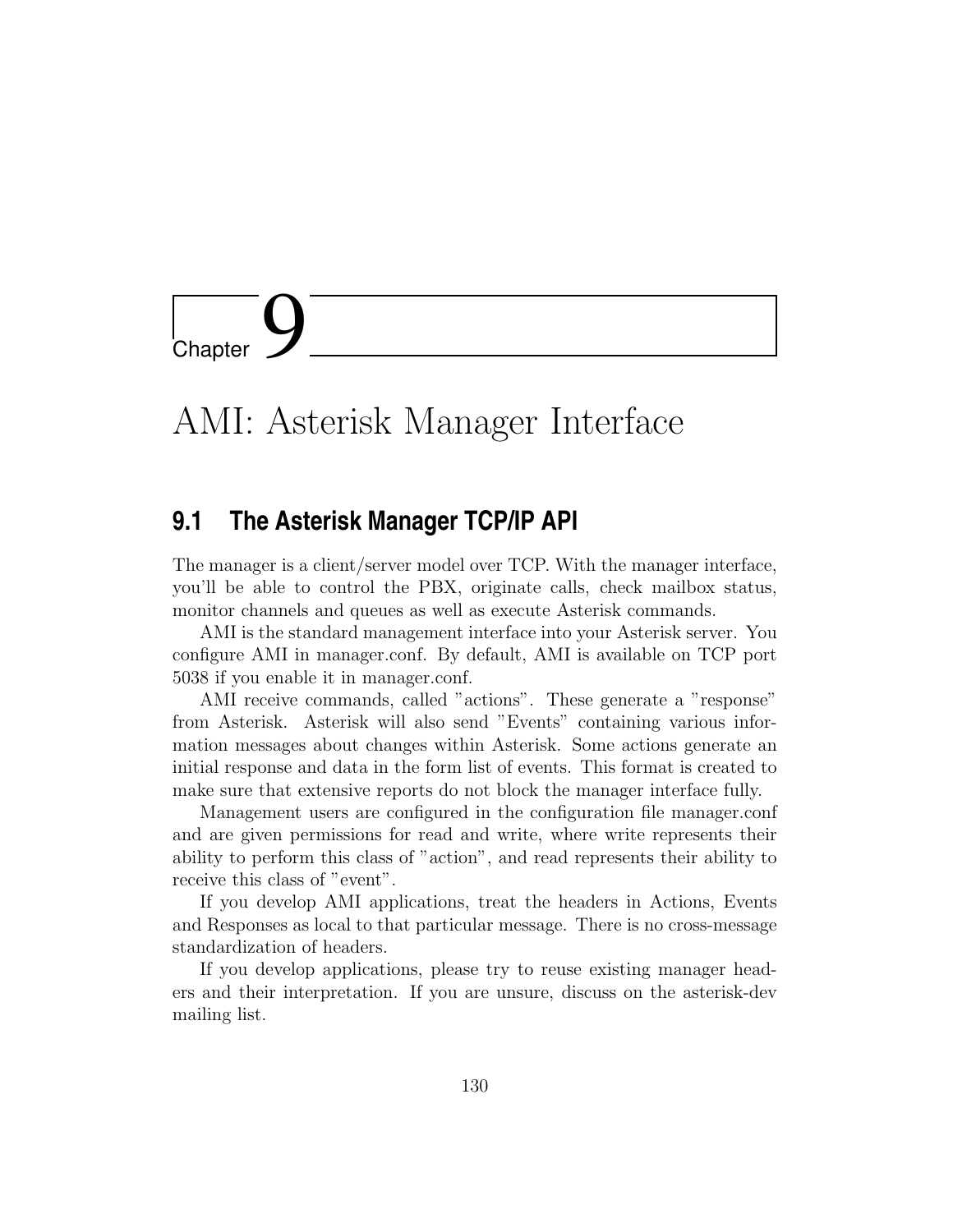# Chapter 9

# AMI: Asterisk Manager Interface

## 9.1 The Asterisk Manager TCP/IP API

The manager is a client/server model over TCP. With the manager interface, you'll be able to control the PBX, originate calls, check mailbox status, monitor channels and queues as well as execute Asterisk commands.

AMI is the standard management interface into your Asterisk server. You configure AMI in manager.conf. By default, AMI is available on TCP port 5038 if you enable it in manager.conf.

AMI receive commands, called "actions". These generate a "response" from Asterisk. Asterisk will also send "Events" containing various information messages about changes within Asterisk. Some actions generate an initial response and data in the form list of events. This format is created to make sure that extensive reports do not block the manager interface fully.

Management users are configured in the configuration file manager.conf and are given permissions for read and write, where write represents their ability to perform this class of "action", and read represents their ability to receive this class of "event".

If you develop AMI applications, treat the headers in Actions, Events and Responses as local to that particular message. There is no cross-message standardization of headers.

If you develop applications, please try to reuse existing manager headers and their interpretation. If you are unsure, discuss on the asterisk-dev mailing list.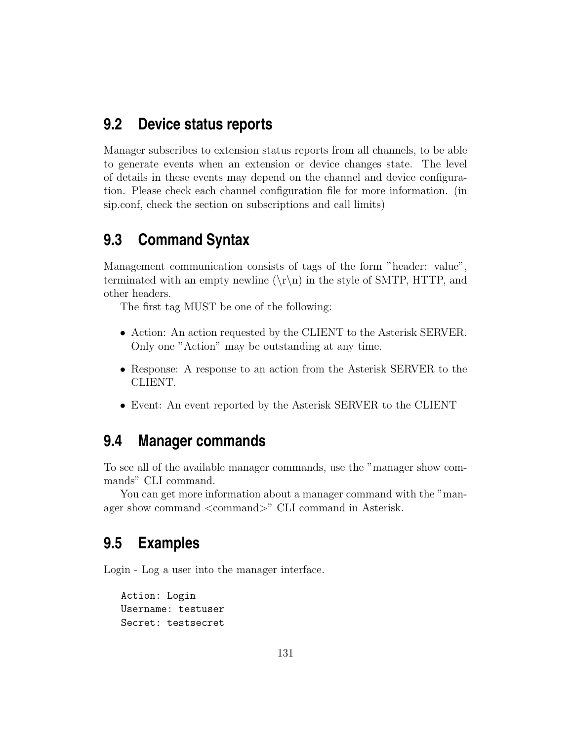## 9.2 Device status reports

Manager subscribes to extension status reports from all channels, to be able to generate events when an extension or device changes state. The level of details in these events may depend on the channel and device configuration. Please check each channel configuration file for more information. (in sip.conf, check the section on subscriptions and call limits)

## 9.3 Command Syntax

Management communication consists of tags of the form "header: value", terminated with an empty newline (\r\n) in the style of SMTP, HTTP, and other headers.

The first tag MUST be one of the following:

- Action: An action requested by the CLIENT to the Asterisk SERVER. Only one "Action" may be outstanding at any time.
- Response: A response to an action from the Asterisk SERVER to the CLIENT.
- Event: An event reported by the Asterisk SERVER to the CLIENT

## 9.4 Manager commands

To see all of the available manager commands, use the "manager show commands" CLI command.

You can get more information about a manager command with the "manager show command <command>" CLI command in Asterisk.

## 9.5 Examples

Login - Log a user into the manager interface.

```
Action: Login
Username: testuser
Secret: testsecret
```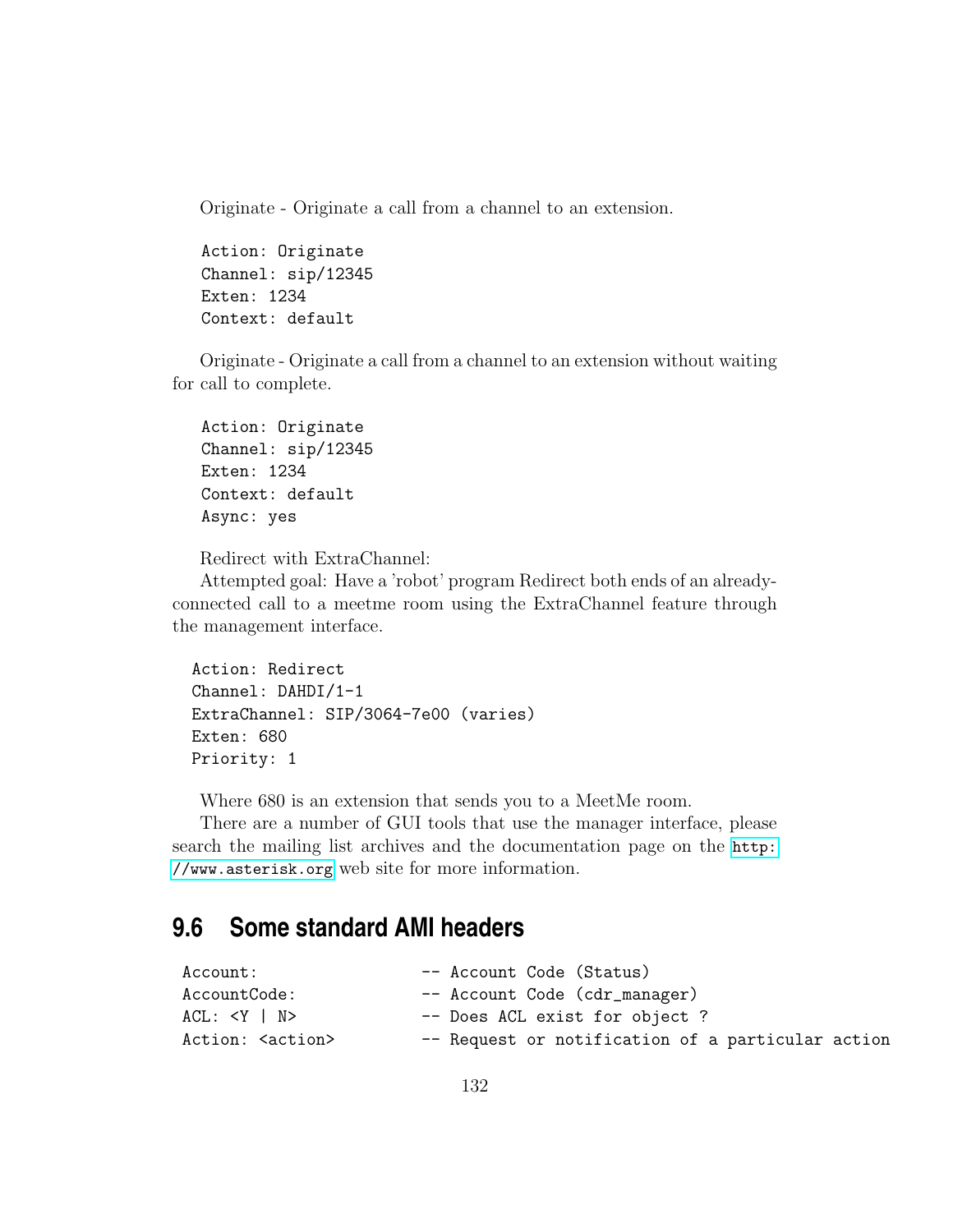Originate - Originate a call from a channel to an extension.

```
Action: Originate
Channel: sip/12345
Exten: 1234
Context: default
```

Originate - Originate a call from a channel to an extension without waiting for call to complete.

```
Action: Originate
Channel: sip/12345
Exten: 1234
Context: default
Async: yes
```

Redirect with ExtraChannel:

Attempted goal: Have a 'robot' program Redirect both ends of an already-connected call to a meetme room using the ExtraChannel feature through the management interface.

```
Action: Redirect
Channel: DAHDI/1-1
ExtraChannel: SIP/3064-7e00 (varies)
Exten: 680
Priority: 1
```

Where 680 is an extension that sends you to a MeetMe room.

There are a number of GUI tools that use the manager interface, please search the mailing list archives and the documentation page on the http://www.asterisk.org web site for more information.

## 9.6 Some standard AMI headers

```
Account:                 -- Account Code (Status)
AccountCode:             -- Account Code (cdr_manager)
ACL: <Y | N>             -- Does ACL exist for object ?
Action: <action>         -- Request or notification of a particular action
```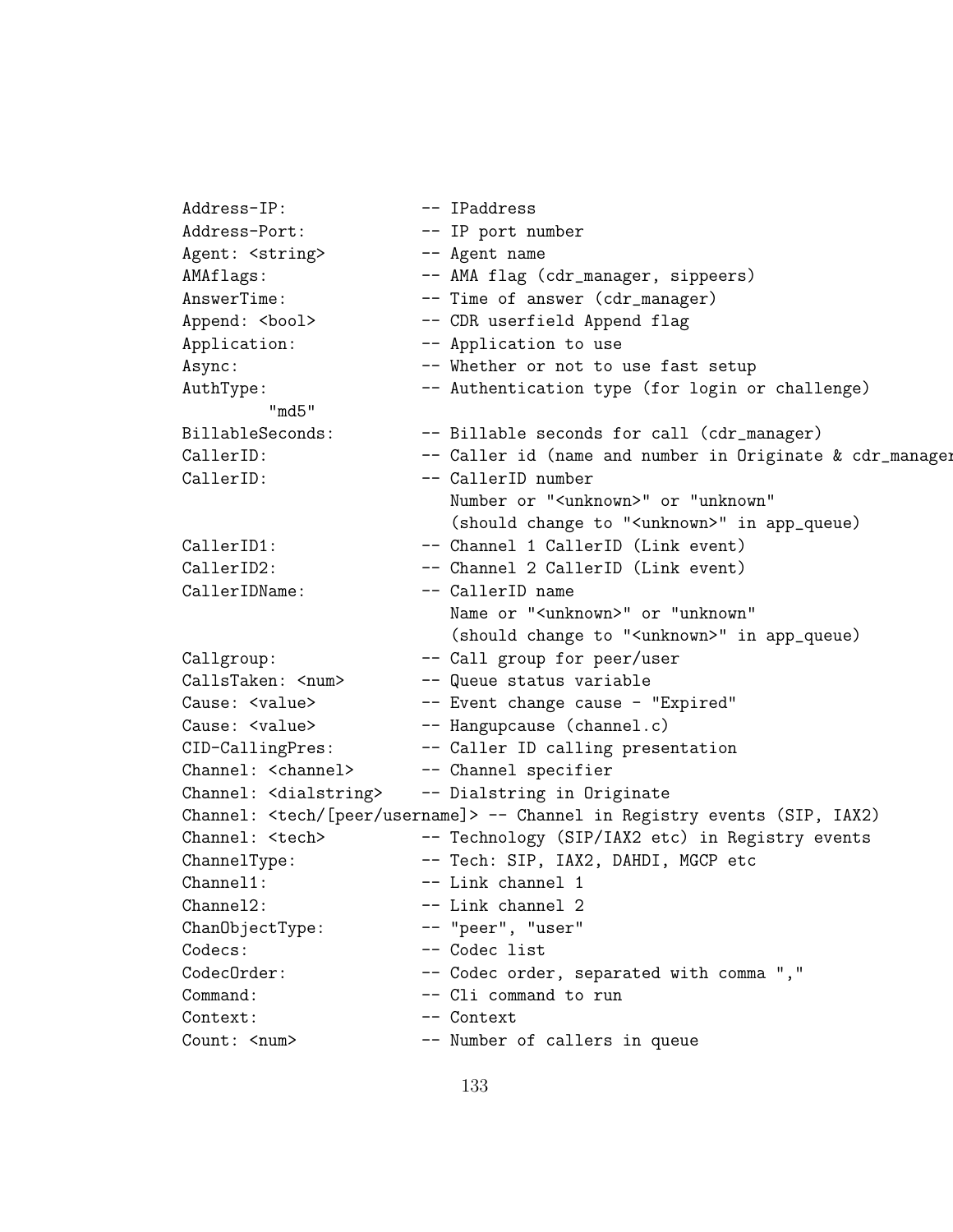```
Address-IP:              -- IPaddress
Address-Port:            -- IP port number
Agent: <string>          -- Agent name
AMAflags:                -- AMA flag (cdr_manager, sippeers)
AnswerTime:              -- Time of answer (cdr_manager)
Append: <bool>           -- CDR userfield Append flag
Application:             -- Application to use
Async:                   -- Whether or not to use fast setup
AuthType:                -- Authentication type (for login or challenge)
         "md5"
BillableSeconds:         -- Billable seconds for call (cdr_manager)
CallerID:                -- Caller id (name and number in Originate & cdr_manager
CallerID:                -- CallerID number
                            Number or "<unknown>" or "unknown"
                            (should change to "<unknown>" in app_queue)
CallerID1:               -- Channel 1 CallerID (Link event)
CallerID2:               -- Channel 2 CallerID (Link event)
CallerIDName:            -- CallerID name
                            Name or "<unknown>" or "unknown"
                            (should change to "<unknown>" in app_queue)
Callgroup:               -- Call group for peer/user
CallsTaken: <num>        -- Queue status variable
Cause: <value>           -- Event change cause - "Expired"
Cause: <value>           -- Hangupcause (channel.c)
CID-CallingPres:         -- Caller ID calling presentation
Channel: <channel>       -- Channel specifier
Channel: <dialstring>    -- Dialstring in Originate
Channel: <tech/[peer/username]> -- Channel in Registry events (SIP, IAX2)
Channel: <tech>          -- Technology (SIP/IAX2 etc) in Registry events
ChannelType:             -- Tech: SIP, IAX2, DAHDI, MGCP etc
Channel1:                -- Link channel 1
Channel2:                -- Link channel 2
ChanObjectType:          -- "peer", "user"
Codecs:                  -- Codec list
CodecOrder:              -- Codec order, separated with comma ","
Command:                 -- Cli command to run
Context:                 -- Context
Count: <num>             -- Number of callers in queue
```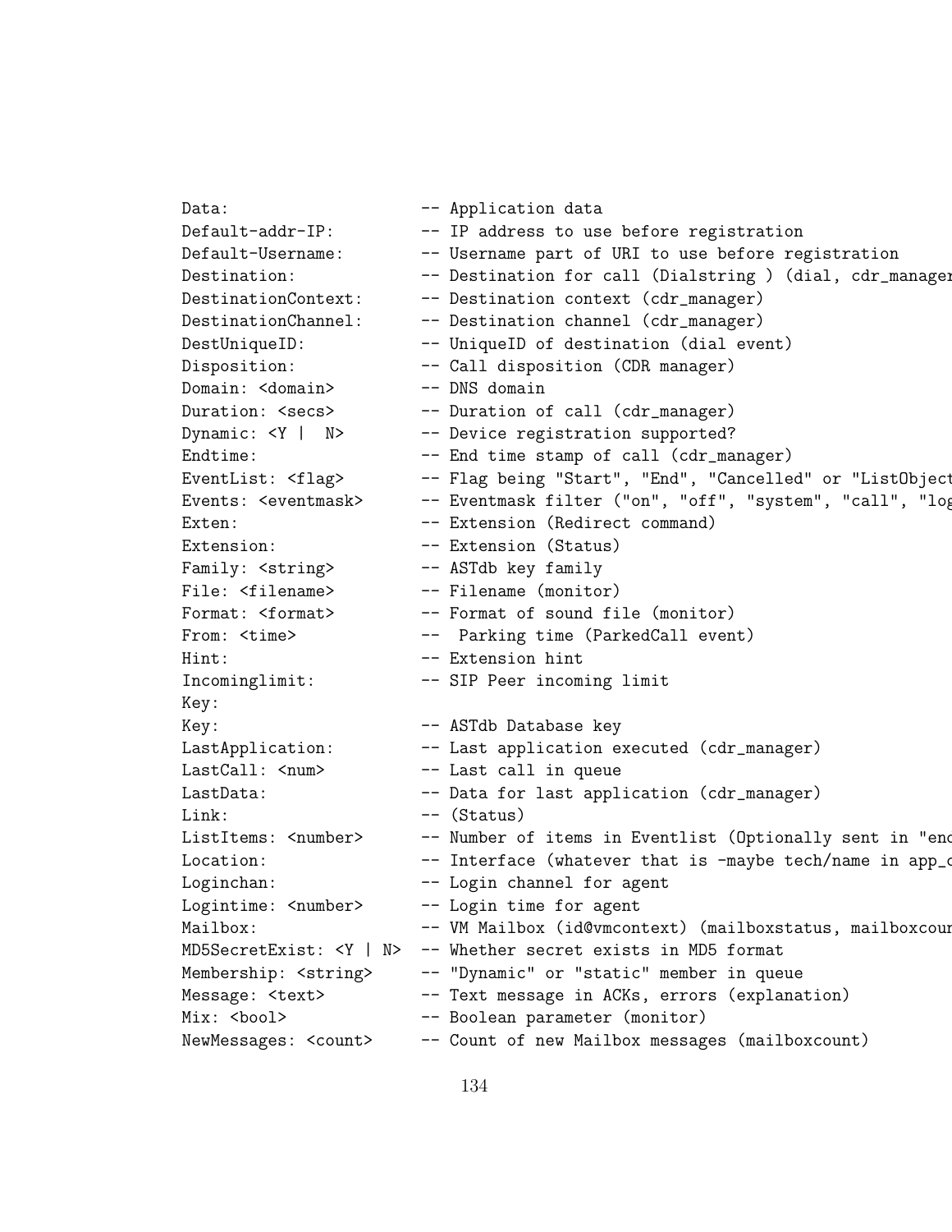```
Data:                    -- Application data
Default-addr-IP:         -- IP address to use before registration
Default-Username:        -- Username part of URI to use before registration
Destination:             -- Destination for call (Dialstring ) (dial, cdr_manager
DestinationContext:      -- Destination context (cdr_manager)
DestinationChannel:      -- Destination channel (cdr_manager)
DestUniqueID:            -- UniqueID of destination (dial event)
Disposition:             -- Call disposition (CDR manager)
Domain: <domain>         -- DNS domain
Duration: <secs>         -- Duration of call (cdr_manager)
Dynamic: <Y |  N>        -- Device registration supported?
Endtime:                 -- End time stamp of call (cdr_manager)
EventList: <flag>        -- Flag being "Start", "End", "Cancelled" or "ListObject
Events: <eventmask>      -- Eventmask filter ("on", "off", "system", "call", "log
Exten:                   -- Extension (Redirect command)
Extension:               -- Extension (Status)
Family: <string>         -- ASTdb key family
File: <filename>         -- Filename (monitor)
Format: <format>         -- Format of sound file (monitor)
From: <time>             --  Parking time (ParkedCall event)
Hint:                    -- Extension hint
Incominglimit:           -- SIP Peer incoming limit
Key:
Key:                     -- ASTdb Database key
LastApplication:         -- Last application executed (cdr_manager)
LastCall: <num>          -- Last call in queue
LastData:                -- Data for last application (cdr_manager)
Link:                    -- (Status)
ListItems: <number>      -- Number of items in Eventlist (Optionally sent in "end
Location:                -- Interface (whatever that is -maybe tech/name in app_c
Loginchan:               -- Login channel for agent
Logintime: <number>      -- Login time for agent
Mailbox:                 -- VM Mailbox (id@vmcontext) (mailboxstatus, mailboxcour
MD5SecretExist: <Y | N>  -- Whether secret exists in MD5 format
Membership: <string>     -- "Dynamic" or "static" member in queue
Message: <text>          -- Text message in ACKs, errors (explanation)
Mix: <bool>              -- Boolean parameter (monitor)
NewMessages: <count>     -- Count of new Mailbox messages (mailboxcount)
```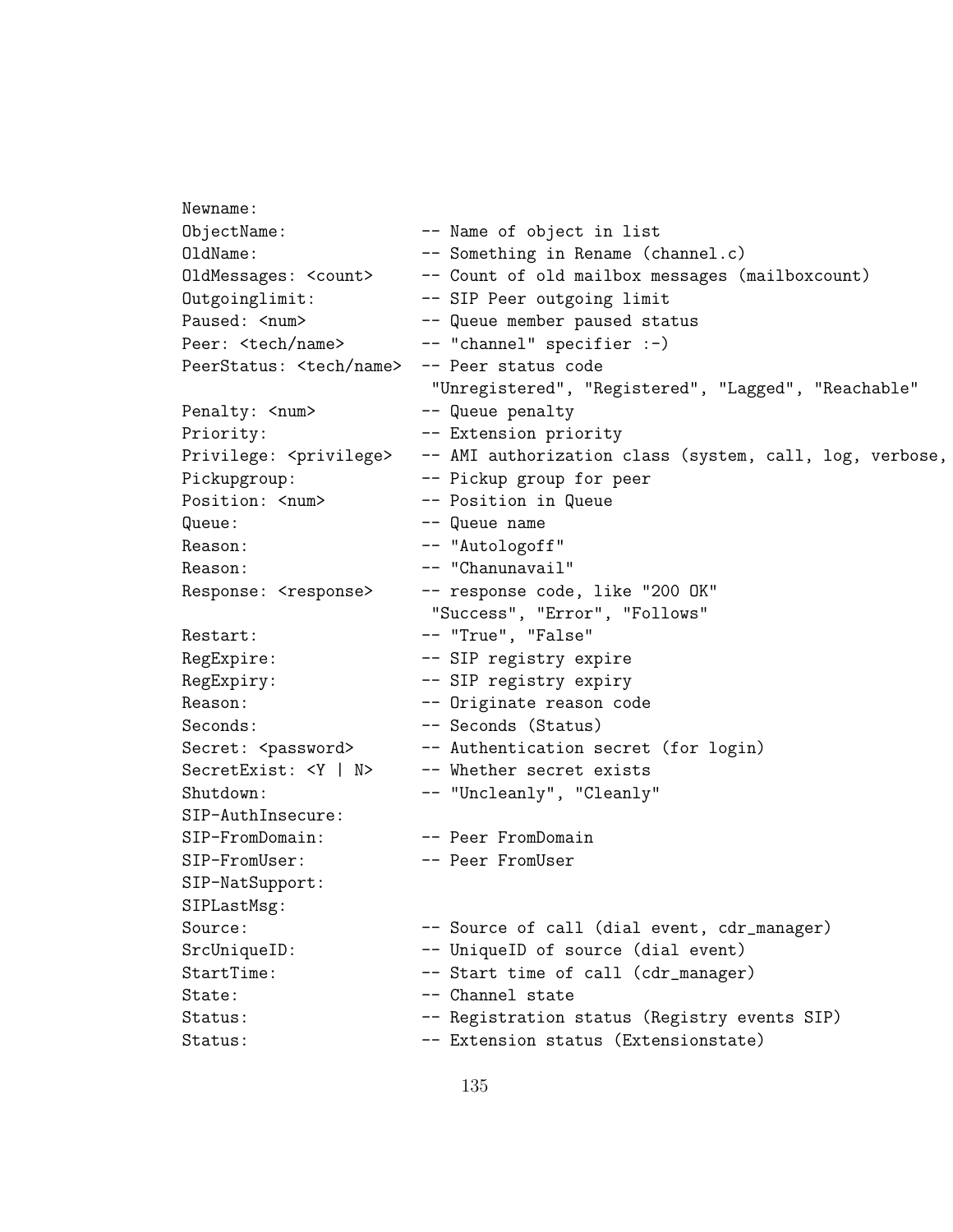```
Newname:
ObjectName:             -- Name of object in list
OldName:                -- Something in Rename (channel.c)
OldMessages: <count>    -- Count of old mailbox messages (mailboxcount)
Outgoinglimit:          -- SIP Peer outgoing limit
Paused: <num>           -- Queue member paused status
Peer: <tech/name>       -- "channel" specifier :-)
PeerStatus: <tech/name> -- Peer status code
                         "Unregistered", "Registered", "Lagged", "Reachable"
Penalty: <num>          -- Queue penalty
Priority:               -- Extension priority
Privilege: <privilege>  -- AMI authorization class (system, call, log, verbose,
Pickupgroup:            -- Pickup group for peer
Position: <num>         -- Position in Queue
Queue:                  -- Queue name
Reason:                 -- "Autologoff"
Reason:                 -- "Chanunavail"
Response: <response>    -- response code, like "200 OK"
                         "Success", "Error", "Follows"
Restart:                -- "True", "False"
RegExpire:              -- SIP registry expire
RegExpiry:              -- SIP registry expiry
Reason:                 -- Originate reason code
Seconds:                -- Seconds (Status)
Secret: <password>      -- Authentication secret (for login)
SecretExist: <Y | N>    -- Whether secret exists
Shutdown:               -- "Uncleanly", "Cleanly"
SIP-AuthInsecure:
SIP-FromDomain:         -- Peer FromDomain
SIP-FromUser:           -- Peer FromUser
SIP-NatSupport:
SIPLastMsg:
Source:                 -- Source of call (dial event, cdr_manager)
SrcUniqueID:            -- UniqueID of source (dial event)
StartTime:              -- Start time of call (cdr_manager)
State:                  -- Channel state
Status:                 -- Registration status (Registry events SIP)
Status:                 -- Extension status (Extensionstate)
```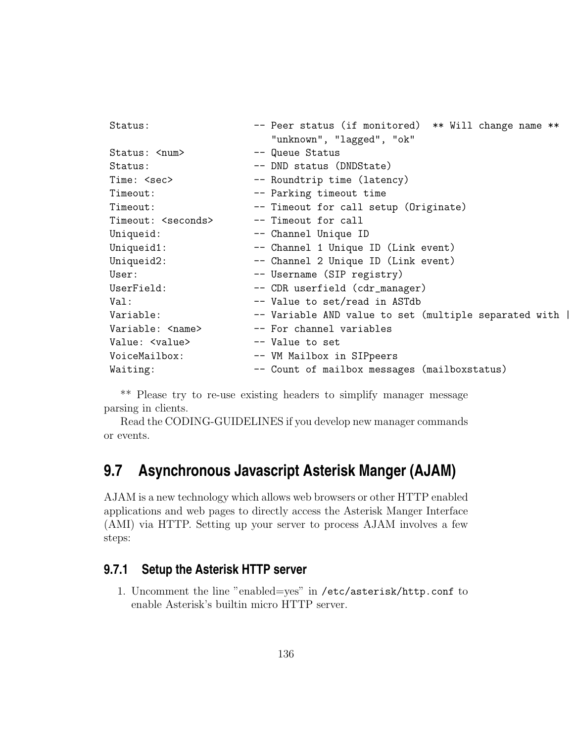```
Status:                  -- Peer status (if monitored)  ** Will change name **
                            "unknown", "lagged", "ok"
Status: <num>            -- Queue Status
Status:                  -- DND status (DNDState)
Time: <sec>              -- Roundtrip time (latency)
Timeout:                 -- Parking timeout time
Timeout:                 -- Timeout for call setup (Originate)
Timeout: <seconds>       -- Timeout for call
Uniqueid:                -- Channel Unique ID
Uniqueid1:               -- Channel 1 Unique ID (Link event)
Uniqueid2:               -- Channel 2 Unique ID (Link event)
User:                    -- Username (SIP registry)
UserField:               -- CDR userfield (cdr_manager)
Val:                     -- Value to set/read in ASTdb
Variable:                -- Variable AND value to set (multiple separated with |
Variable: <name>         -- For channel variables
Value: <value>           -- Value to set
VoiceMailbox:            -- VM Mailbox in SIPpeers
Waiting:                 -- Count of mailbox messages (mailboxstatus)
```

** Please try to re-use existing headers to simplify manager message parsing in clients.

Read the CODING-GUIDELINES if you develop new manager commands or events.

## 9.7 Asynchronous Javascript Asterisk Manger (AJAM)

AJAM is a new technology which allows web browsers or other HTTP enabled applications and web pages to directly access the Asterisk Manger Interface (AMI) via HTTP. Setting up your server to process AJAM involves a few steps:

### 9.7.1 Setup the Asterisk HTTP server

1. Uncomment the line "enabled=yes" in `/etc/asterisk/http.conf` to enable Asterisk's builtin micro HTTP server.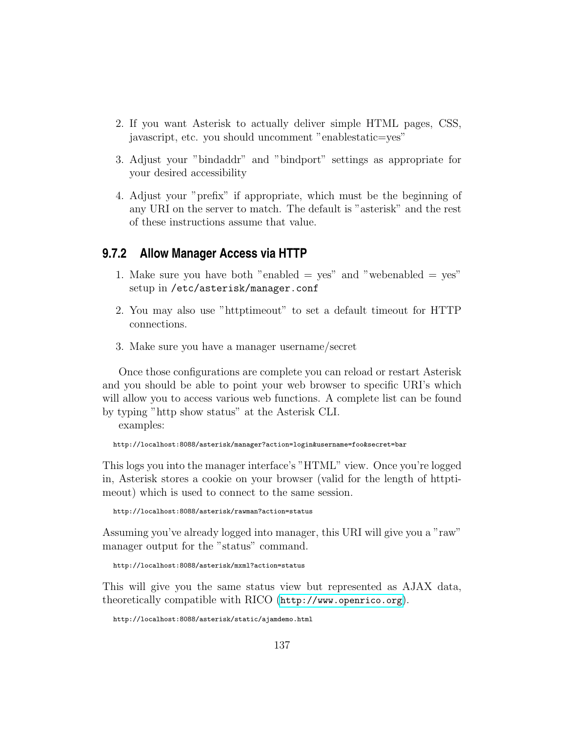2. If you want Asterisk to actually deliver simple HTML pages, CSS, javascript, etc. you should uncomment "enablestatic=yes"

3. Adjust your "bindaddr" and "bindport" settings as appropriate for your desired accessibility

4. Adjust your "prefix" if appropriate, which must be the beginning of any URI on the server to match. The default is "asterisk" and the rest of these instructions assume that value.

### 9.7.2 Allow Manager Access via HTTP

1. Make sure you have both "enabled = yes" and "webenabled = yes" setup in `/etc/asterisk/manager.conf`

2. You may also use "httptimeout" to set a default timeout for HTTP connections.

3. Make sure you have a manager username/secret

Once those configurations are complete you can reload or restart Asterisk and you should be able to point your web browser to specific URI's which will allow you to access various web functions. A complete list can be found by typing "http show status" at the Asterisk CLI.

examples:

```
http://localhost:8088/asterisk/manager?action=login&username=foo&secret=bar
```

This logs you into the manager interface's "HTML" view. Once you're logged in, Asterisk stores a cookie on your browser (valid for the length of httptimeout) which is used to connect to the same session.

```
http://localhost:8088/asterisk/rawman?action=status
```

Assuming you've already logged into manager, this URI will give you a "raw" manager output for the "status" command.

```
http://localhost:8088/asterisk/mxml?action=status
```

This will give you the same status view but represented as AJAX data, theoretically compatible with RICO (`http://www.openrico.org`).

```
http://localhost:8088/asterisk/static/ajamdemo.html
```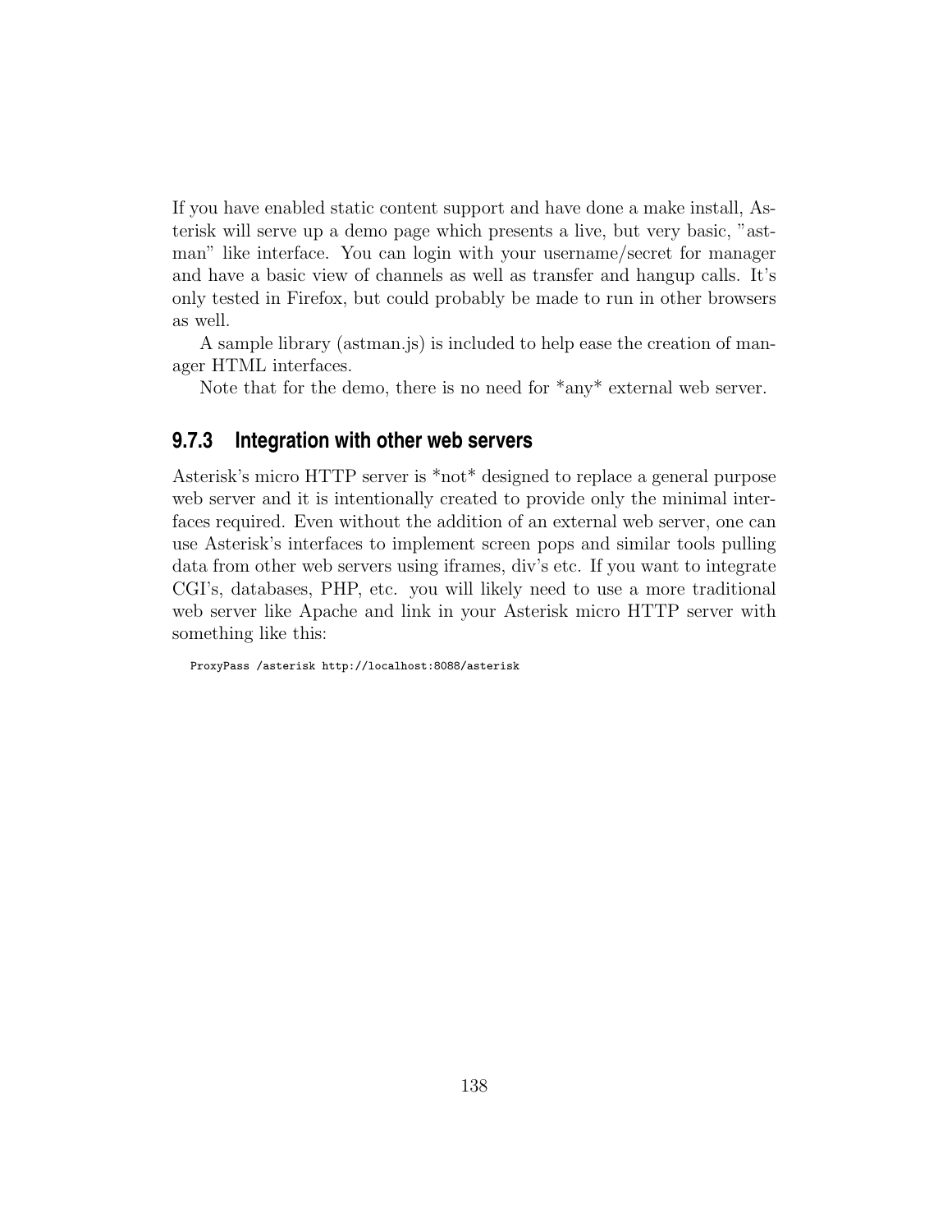If you have enabled static content support and have done a make install, Asterisk will serve up a demo page which presents a live, but very basic, "astman" like interface. You can login with your username/secret for manager and have a basic view of channels as well as transfer and hangup calls. It's only tested in Firefox, but could probably be made to run in other browsers as well.

A sample library (astman.js) is included to help ease the creation of manager HTML interfaces.

Note that for the demo, there is no need for *any* external web server.

### 9.7.3 Integration with other web servers

Asterisk's micro HTTP server is *not* designed to replace a general purpose web server and it is intentionally created to provide only the minimal interfaces required. Even without the addition of an external web server, one can use Asterisk's interfaces to implement screen pops and similar tools pulling data from other web servers using iframes, div's etc. If you want to integrate CGI's, databases, PHP, etc. you will likely need to use a more traditional web server like Apache and link in your Asterisk micro HTTP server with something like this:

```
ProxyPass /asterisk http://localhost:8088/asterisk
```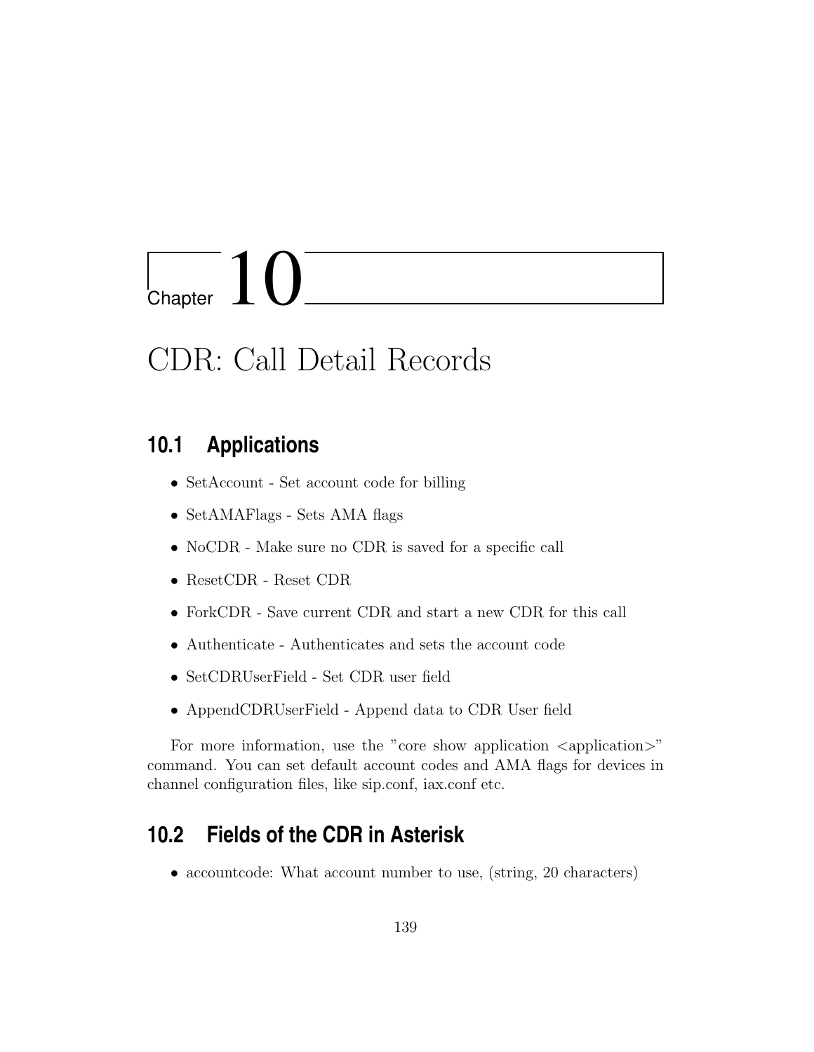# Chapter 10

# CDR: Call Detail Records

## 10.1 Applications

- SetAccount - Set account code for billing
- SetAMAFlags - Sets AMA flags
- NoCDR - Make sure no CDR is saved for a specific call
- ResetCDR - Reset CDR
- ForkCDR - Save current CDR and start a new CDR for this call
- Authenticate - Authenticates and sets the account code
- SetCDRUserField - Set CDR user field
- AppendCDRUserField - Append data to CDR User field

For more information, use the "core show application <application>" command. You can set default account codes and AMA flags for devices in channel configuration files, like sip.conf, iax.conf etc.

## 10.2 Fields of the CDR in Asterisk

- accountcode: What account number to use, (string, 20 characters)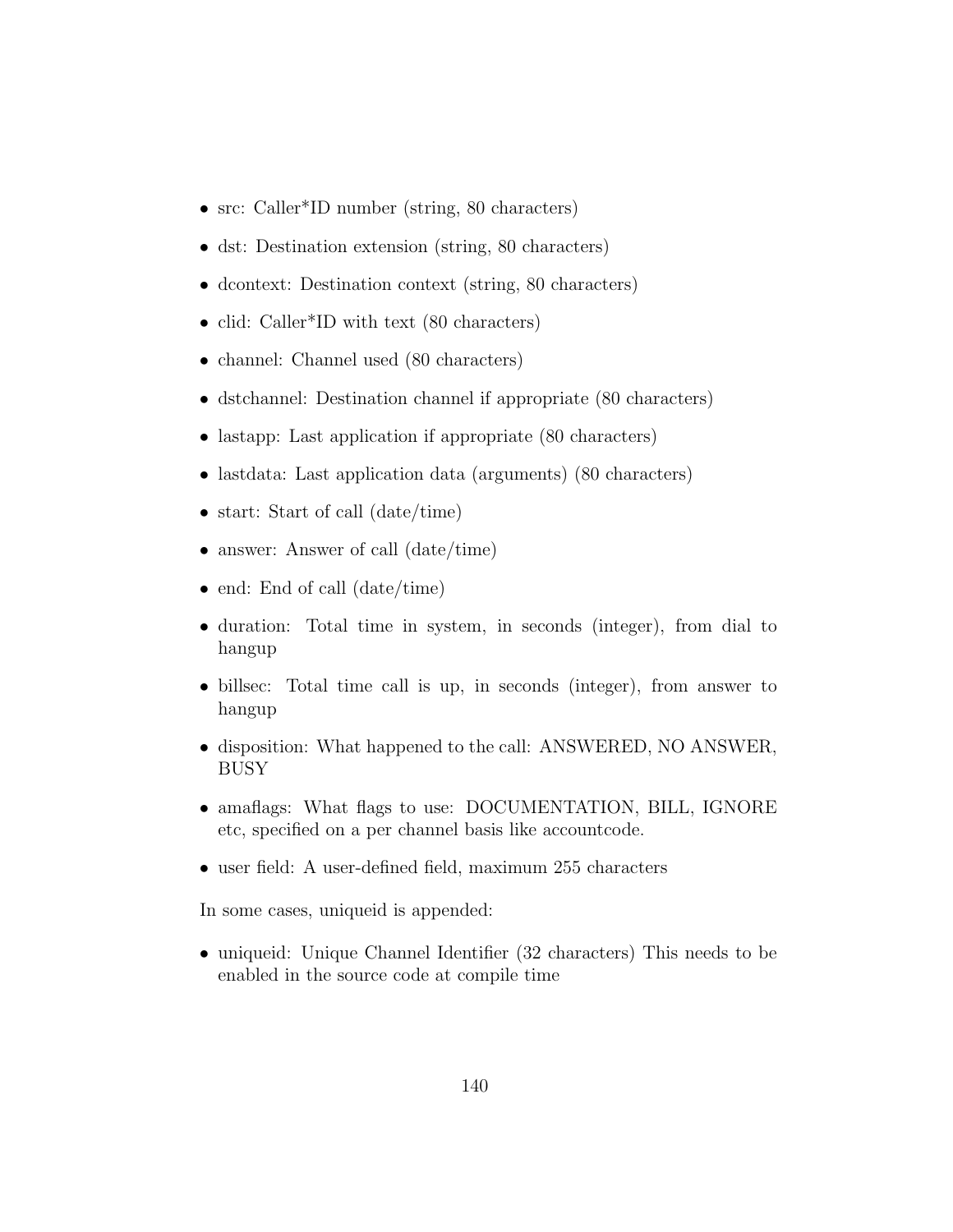- src: Caller*ID number (string, 80 characters)
- dst: Destination extension (string, 80 characters)
- dcontext: Destination context (string, 80 characters)
- clid: Caller*ID with text (80 characters)
- channel: Channel used (80 characters)
- dstchannel: Destination channel if appropriate (80 characters)
- lastapp: Last application if appropriate (80 characters)
- lastdata: Last application data (arguments) (80 characters)
- start: Start of call (date/time)
- answer: Answer of call (date/time)
- end: End of call (date/time)
- duration: Total time in system, in seconds (integer), from dial to hangup
- billsec: Total time call is up, in seconds (integer), from answer to hangup
- disposition: What happened to the call: ANSWERED, NO ANSWER, BUSY
- amaflags: What flags to use: DOCUMENTATION, BILL, IGNORE etc, specified on a per channel basis like accountcode.
- user field: A user-defined field, maximum 255 characters

In some cases, uniqueid is appended:

- uniqueid: Unique Channel Identifier (32 characters) This needs to be enabled in the source code at compile time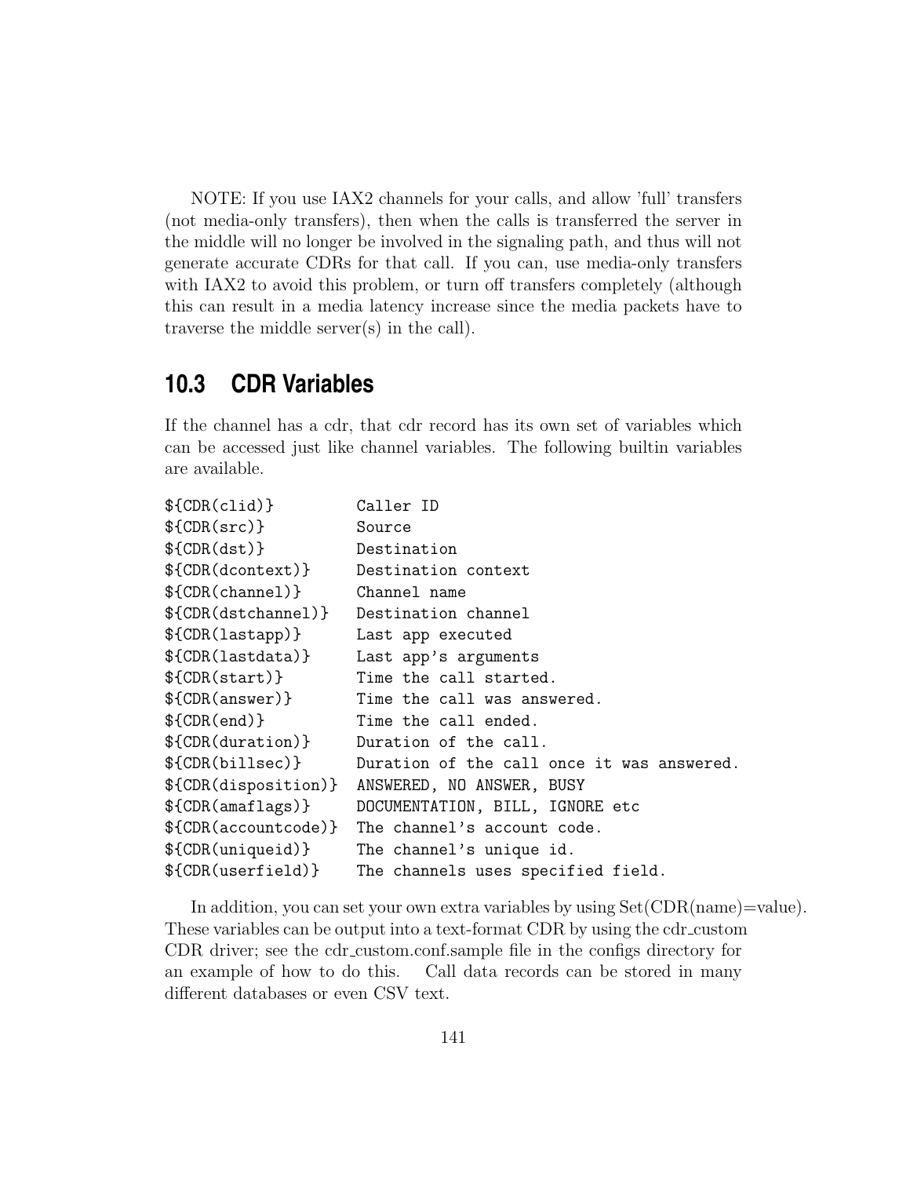NOTE: If you use IAX2 channels for your calls, and allow 'full' transfers (not media-only transfers), then when the calls is transferred the server in the middle will no longer be involved in the signaling path, and thus will not generate accurate CDRs for that call. If you can, use media-only transfers with IAX2 to avoid this problem, or turn off transfers completely (although this can result in a media latency increase since the media packets have to traverse the middle server(s) in the call).

## 10.3 CDR Variables

If the channel has a cdr, that cdr record has its own set of variables which can be accessed just like channel variables. The following builtin variables are available.

```
${CDR(clid)}          Caller ID
${CDR(src)}           Source
${CDR(dst)}           Destination
${CDR(dcontext)}      Destination context
${CDR(channel)}       Channel name
${CDR(dstchannel)}    Destination channel
${CDR(lastapp)}       Last app executed
${CDR(lastdata)}      Last app's arguments
${CDR(start)}         Time the call started.
${CDR(answer)}        Time the call was answered.
${CDR(end)}           Time the call ended.
${CDR(duration)}      Duration of the call.
${CDR(billsec)}       Duration of the call once it was answered.
${CDR(disposition)}   ANSWERED, NO ANSWER, BUSY
${CDR(amaflags)}      DOCUMENTATION, BILL, IGNORE etc
${CDR(accountcode)}   The channel's account code.
${CDR(uniqueid)}      The channel's unique id.
${CDR(userfield)}     The channels uses specified field.
```

In addition, you can set your own extra variables by using Set(CDR(name)=value). These variables can be output into a text-format CDR by using the cdr_custom CDR driver; see the cdr_custom.conf.sample file in the configs directory for an example of how to do this. Call data records can be stored in many different databases or even CSV text.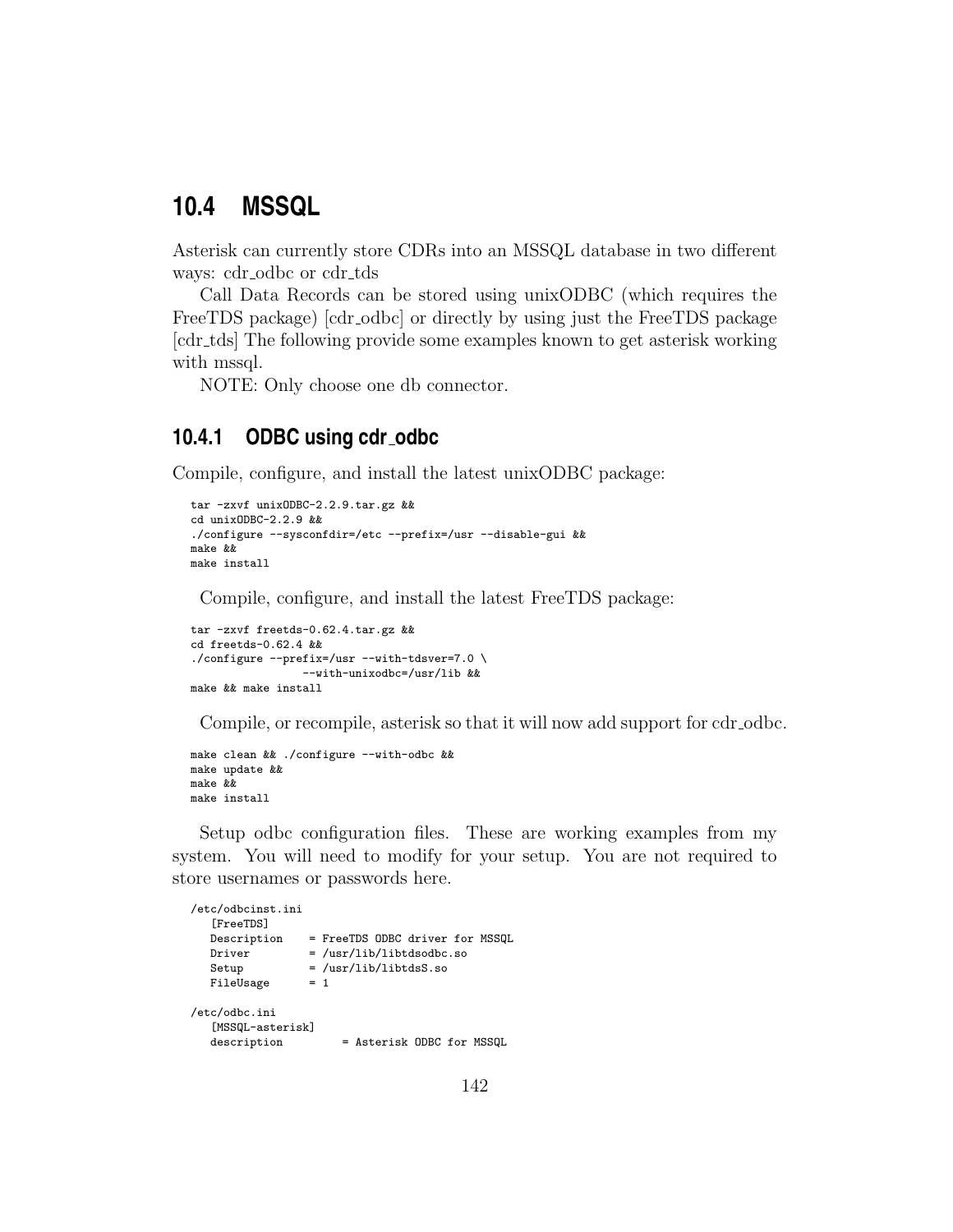## 10.4 MSSQL

Asterisk can currently store CDRs into an MSSQL database in two different ways: cdr_odbc or cdr_tds

Call Data Records can be stored using unixODBC (which requires the FreeTDS package) [cdr_odbc] or directly by using just the FreeTDS package [cdr_tds] The following provide some examples known to get asterisk working with mssql.

NOTE: Only choose one db connector.

### 10.4.1 ODBC using cdr_odbc

Compile, configure, and install the latest unixODBC package:

```
tar -zxvf unixODBC-2.2.9.tar.gz &&
cd unixODBC-2.2.9 &&
./configure --sysconfdir=/etc --prefix=/usr --disable-gui &&
make &&
make install
```

Compile, configure, and install the latest FreeTDS package:

```
tar -zxvf freetds-0.62.4.tar.gz &&
cd freetds-0.62.4 &&
./configure --prefix=/usr --with-tdsver=7.0 \
              --with-unixodbc=/usr/lib &&
make && make install
```

Compile, or recompile, asterisk so that it will now add support for cdr_odbc.

```
make clean && ./configure --with-odbc &&
make update &&
make &&
make install
```

Setup odbc configuration files. These are working examples from my system. You will need to modify for your setup. You are not required to store usernames or passwords here.

```
/etc/odbcinst.ini
   [FreeTDS]
   Description    = FreeTDS ODBC driver for MSSQL
   Driver         = /usr/lib/libtdsodbc.so
   Setup          = /usr/lib/libtdsS.so
   FileUsage      = 1

/etc/odbc.ini
   [MSSQL-asterisk]
   description         = Asterisk ODBC for MSSQL
```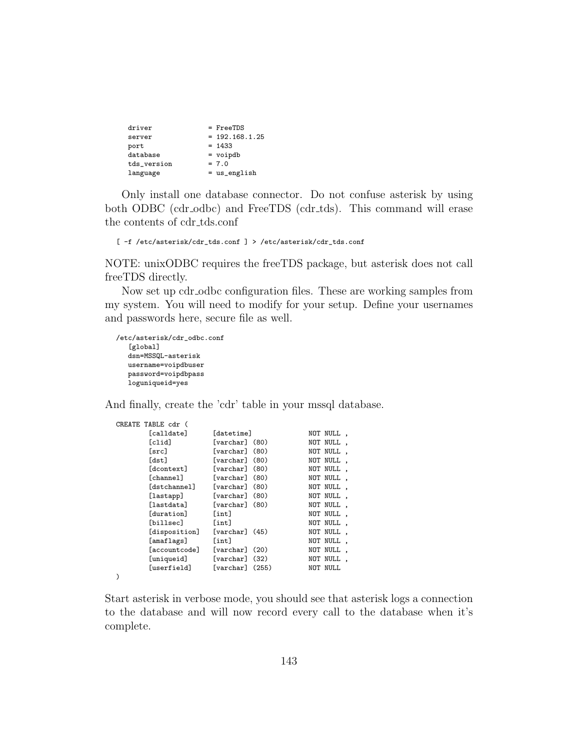```
   driver            = FreeTDS
   server            = 192.168.1.25
   port              = 1433
   database          = voipdb
   tds_version       = 7.0
   language          = us_english
```

Only install one database connector. Do not confuse asterisk by using both ODBC (cdr_odbc) and FreeTDS (cdr_tds). This command will erase the contents of cdr_tds.conf

```
[ -f /etc/asterisk/cdr_tds.conf ] > /etc/asterisk/cdr_tds.conf
```

NOTE: unixODBC requires the freeTDS package, but asterisk does not call freeTDS directly.

Now set up cdr_odbc configuration files. These are working samples from my system. You will need to modify for your setup. Define your usernames and passwords here, secure file as well.

```
/etc/asterisk/cdr_odbc.conf
   [global]
   dsn=MSSQL-asterisk
   username=voipdbuser
   password=voipdbpass
   loguniqueid=yes
```

And finally, create the 'cdr' table in your mssql database.

```
CREATE TABLE cdr (
        [calldate]      [datetime]              NOT NULL ,
        [clid]          [varchar] (80)          NOT NULL ,
        [src]           [varchar] (80)          NOT NULL ,
        [dst]           [varchar] (80)          NOT NULL ,
        [dcontext]      [varchar] (80)          NOT NULL ,
        [channel]       [varchar] (80)          NOT NULL ,
        [dstchannel]    [varchar] (80)          NOT NULL ,
        [lastapp]       [varchar] (80)          NOT NULL ,
        [lastdata]      [varchar] (80)          NOT NULL ,
        [duration]      [int]                   NOT NULL ,
        [billsec]       [int]                   NOT NULL ,
        [disposition]   [varchar] (45)          NOT NULL ,
        [amaflags]      [int]                   NOT NULL ,
        [accountcode]   [varchar] (20)          NOT NULL ,
        [uniqueid]      [varchar] (32)          NOT NULL ,
        [userfield]     [varchar] (255)         NOT NULL
)
```

Start asterisk in verbose mode, you should see that asterisk logs a connection to the database and will now record every call to the database when it's complete.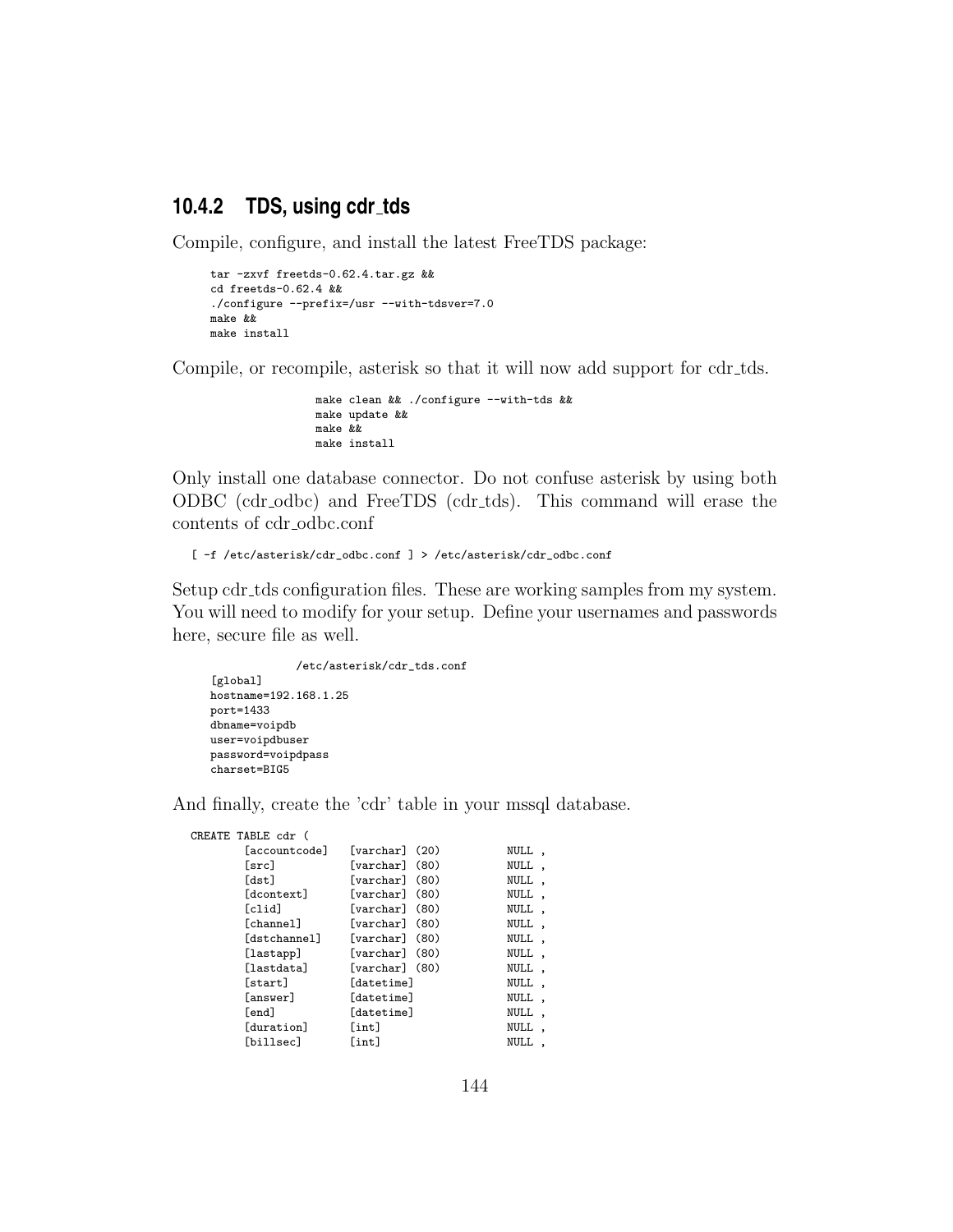### 10.4.2 TDS, using cdr_tds

Compile, configure, and install the latest FreeTDS package:

```
tar -zxvf freetds-0.62.4.tar.gz &&
cd freetds-0.62.4 &&
./configure --prefix=/usr --with-tdsver=7.0
make &&
make install
```

Compile, or recompile, asterisk so that it will now add support for cdr_tds.

```
make clean && ./configure --with-tds &&
make update &&
make &&
make install
```

Only install one database connector. Do not confuse asterisk by using both ODBC (cdr_odbc) and FreeTDS (cdr_tds). This command will erase the contents of cdr_odbc.conf

```
[ -f /etc/asterisk/cdr_odbc.conf ] > /etc/asterisk/cdr_odbc.conf
```

Setup cdr_tds configuration files. These are working samples from my system. You will need to modify for your setup. Define your usernames and passwords here, secure file as well.

```
            /etc/asterisk/cdr_tds.conf
[global]
hostname=192.168.1.25
port=1433
dbname=voipdb
user=voipdbuser
password=voipdpass
charset=BIG5
```

And finally, create the 'cdr' table in your mssql database.

```
CREATE TABLE cdr (
        [accountcode]   [varchar] (20)          NULL ,
        [src]           [varchar] (80)          NULL ,
        [dst]           [varchar] (80)          NULL ,
        [dcontext]      [varchar] (80)          NULL ,
        [clid]          [varchar] (80)          NULL ,
        [channel]       [varchar] (80)          NULL ,
        [dstchannel]    [varchar] (80)          NULL ,
        [lastapp]       [varchar] (80)          NULL ,
        [lastdata]      [varchar] (80)          NULL ,
        [start]         [datetime]              NULL ,
        [answer]        [datetime]              NULL ,
        [end]           [datetime]              NULL ,
        [duration]      [int]                   NULL ,
        [billsec]       [int]                   NULL ,
```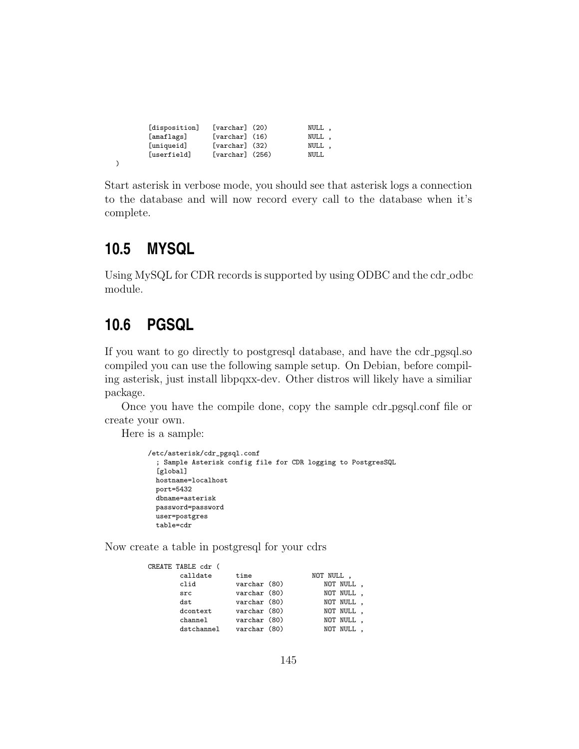```
        [disposition]   [varchar] (20)          NULL ,
        [amaflags]      [varchar] (16)          NULL ,
        [uniqueid]      [varchar] (32)          NULL ,
        [userfield]     [varchar] (256)         NULL
)
```

Start asterisk in verbose mode, you should see that asterisk logs a connection to the database and will now record every call to the database when it's complete.

## 10.5 MYSQL

Using MySQL for CDR records is supported by using ODBC and the cdr_odbc module.

## 10.6 PGSQL

If you want to go directly to postgresql database, and have the cdr_pgsql.so compiled you can use the following sample setup. On Debian, before compiling asterisk, just install libpqxx-dev. Other distros will likely have a similiar package.

Once you have the compile done, copy the sample cdr_pgsql.conf file or create your own.

Here is a sample:

```
/etc/asterisk/cdr_pgsql.conf
  ; Sample Asterisk config file for CDR logging to PostgresSQL
  [global]
  hostname=localhost
  port=5432
  dbname=asterisk
  password=password
  user=postgres
  table=cdr
```

Now create a table in postgresql for your cdrs

```
CREATE TABLE cdr (
        calldate      time                NOT NULL ,
        clid          varchar (80)           NOT NULL ,
        src           varchar (80)           NOT NULL ,
        dst           varchar (80)           NOT NULL ,
        dcontext      varchar (80)           NOT NULL ,
        channel       varchar (80)           NOT NULL ,
        dstchannel    varchar (80)           NOT NULL ,
```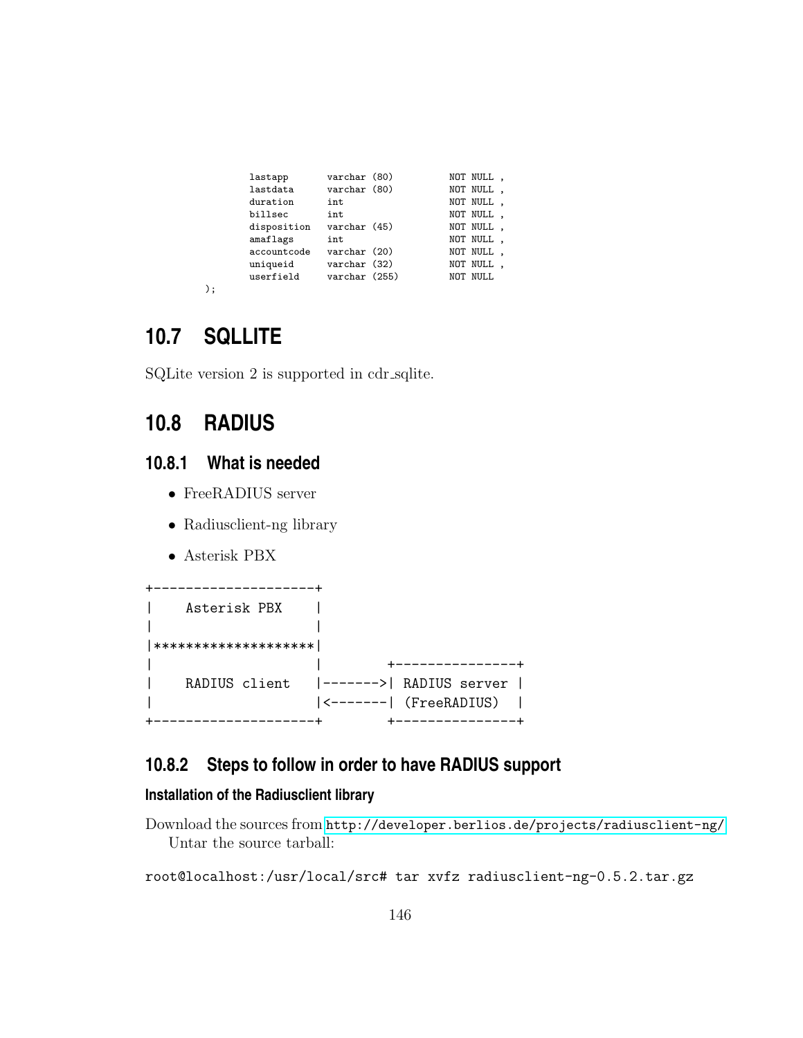```
        lastapp       varchar (80)         NOT NULL ,
        lastdata      varchar (80)         NOT NULL ,
        duration      int                  NOT NULL ,
        billsec       int                  NOT NULL ,
        disposition   varchar (45)         NOT NULL ,
        amaflags      int                  NOT NULL ,
        accountcode   varchar (20)         NOT NULL ,
        uniqueid      varchar (32)         NOT NULL ,
        userfield     varchar (255)        NOT NULL
);
```

## 10.7 SQLLITE

SQLite version 2 is supported in cdr_sqlite.

## 10.8 RADIUS

### 10.8.1 What is needed

- FreeRADIUS server
- Radiusclient-ng library
- Asterisk PBX

```
+--------------------+
|    Asterisk PBX    |
|                    |
|********************|
|                    |        +---------------+
|    RADIUS client   |------->| RADIUS server |
|                    |<-------| (FreeRADIUS)  |
+--------------------+        +---------------+
```

### 10.8.2 Steps to follow in order to have RADIUS support

#### Installation of the Radiusclient library

Download the sources from http://developer.berlios.de/projects/radiusclient-ng/

Untar the source tarball:

```
root@localhost:/usr/local/src# tar xvfz radiusclient-ng-0.5.2.tar.gz
```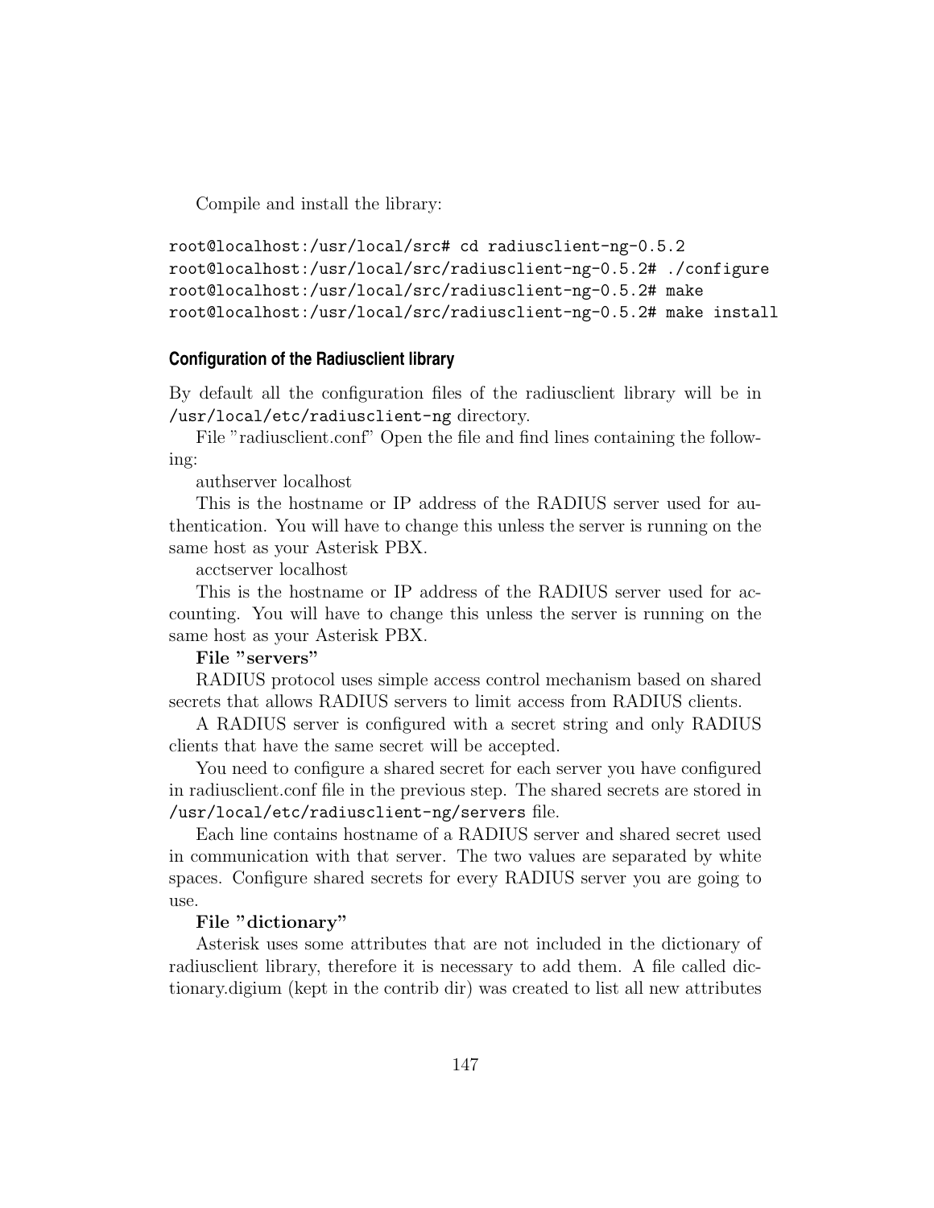Compile and install the library:

```
root@localhost:/usr/local/src# cd radiusclient-ng-0.5.2
root@localhost:/usr/local/src/radiusclient-ng-0.5.2# ./configure
root@localhost:/usr/local/src/radiusclient-ng-0.5.2# make
root@localhost:/usr/local/src/radiusclient-ng-0.5.2# make install
```

### Configuration of the Radiusclient library

By default all the configuration files of the radiusclient library will be in `/usr/local/etc/radiusclient-ng` directory.

File "radiusclient.conf" Open the file and find lines containing the following:

authserver localhost

This is the hostname or IP address of the RADIUS server used for authentication. You will have to change this unless the server is running on the same host as your Asterisk PBX.

acctserver localhost

This is the hostname or IP address of the RADIUS server used for accounting. You will have to change this unless the server is running on the same host as your Asterisk PBX.

**File "servers"**

RADIUS protocol uses simple access control mechanism based on shared secrets that allows RADIUS servers to limit access from RADIUS clients.

A RADIUS server is configured with a secret string and only RADIUS clients that have the same secret will be accepted.

You need to configure a shared secret for each server you have configured in radiusclient.conf file in the previous step. The shared secrets are stored in `/usr/local/etc/radiusclient-ng/servers` file.

Each line contains hostname of a RADIUS server and shared secret used in communication with that server. The two values are separated by white spaces. Configure shared secrets for every RADIUS server you are going to use.

**File "dictionary"**

Asterisk uses some attributes that are not included in the dictionary of radiusclient library, therefore it is necessary to add them. A file called dictionary.digium (kept in the contrib dir) was created to list all new attributes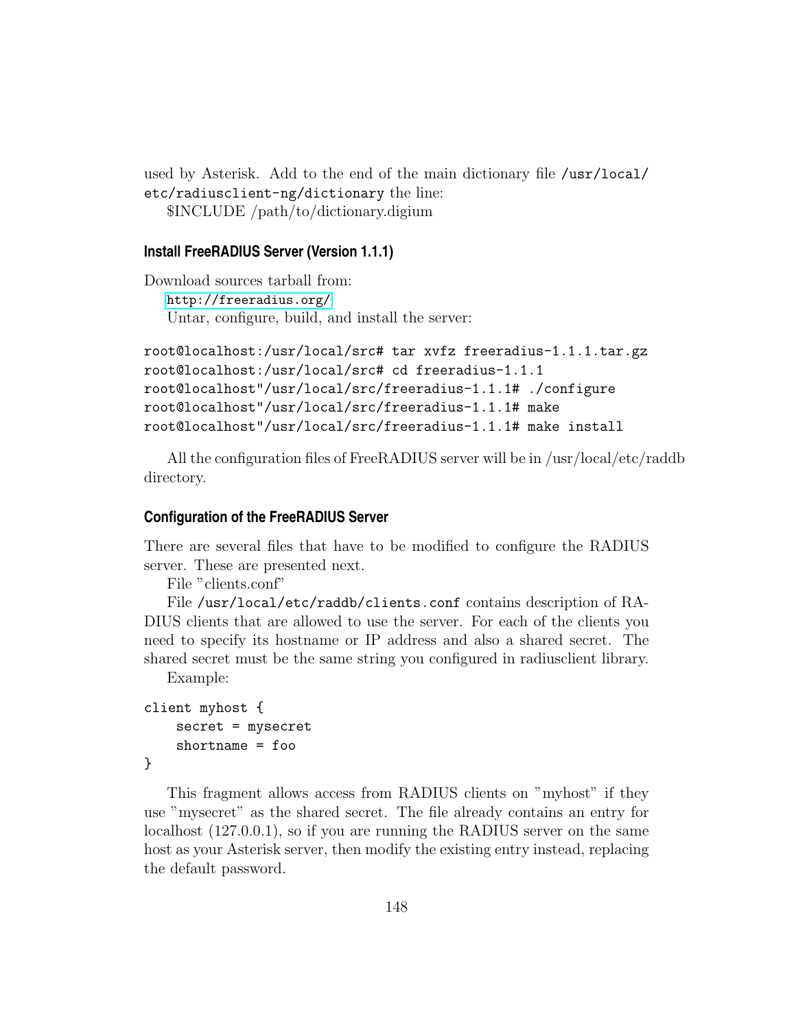used by Asterisk. Add to the end of the main dictionary file `/usr/local/etc/radiusclient-ng/dictionary` the line:

$INCLUDE /path/to/dictionary.digium

### Install FreeRADIUS Server (Version 1.1.1)

Download sources tarball from:

http://freeradius.org/

Untar, configure, build, and install the server:

```
root@localhost:/usr/local/src# tar xvfz freeradius-1.1.1.tar.gz
root@localhost:/usr/local/src# cd freeradius-1.1.1
root@localhost"/usr/local/src/freeradius-1.1.1# ./configure
root@localhost"/usr/local/src/freeradius-1.1.1# make
root@localhost"/usr/local/src/freeradius-1.1.1# make install
```

All the configuration files of FreeRADIUS server will be in /usr/local/etc/raddb directory.

### Configuration of the FreeRADIUS Server

There are several files that have to be modified to configure the RADIUS server. These are presented next.

File "clients.conf"

File `/usr/local/etc/raddb/clients.conf` contains description of RADIUS clients that are allowed to use the server. For each of the clients you need to specify its hostname or IP address and also a shared secret. The shared secret must be the same string you configured in radiusclient library.

Example:

```
client myhost {
    secret = mysecret
    shortname = foo
}
```

This fragment allows access from RADIUS clients on "myhost" if they use "mysecret" as the shared secret. The file already contains an entry for localhost (127.0.0.1), so if you are running the RADIUS server on the same host as your Asterisk server, then modify the existing entry instead, replacing the default password.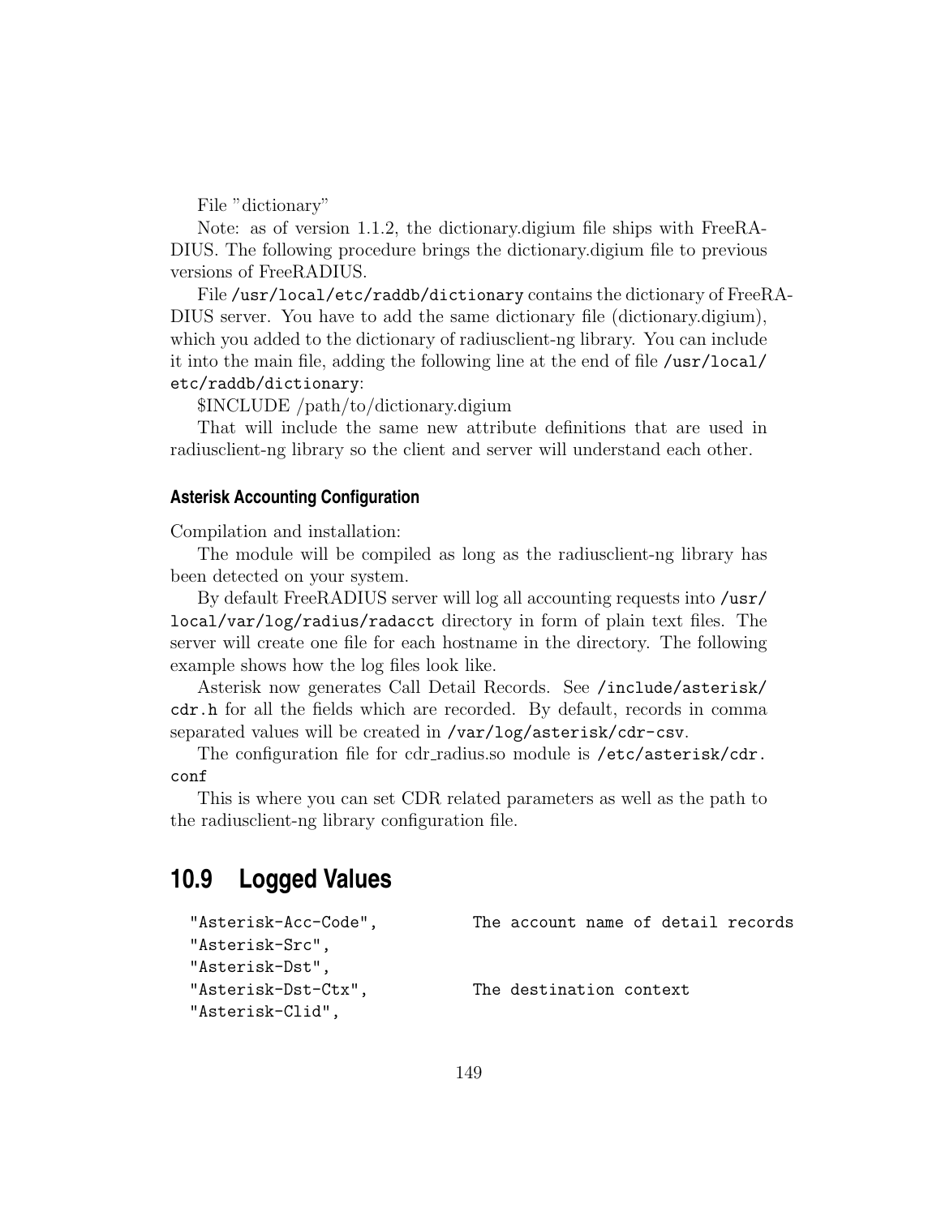File "dictionary"

Note: as of version 1.1.2, the dictionary.digium file ships with FreeRADIUS. The following procedure brings the dictionary.digium file to previous versions of FreeRADIUS.

File `/usr/local/etc/raddb/dictionary` contains the dictionary of FreeRADIUS server. You have to add the same dictionary file (dictionary.digium), which you added to the dictionary of radiusclient-ng library. You can include it into the main file, adding the following line at the end of file `/usr/local/etc/raddb/dictionary`:

$INCLUDE /path/to/dictionary.digium

That will include the same new attribute definitions that are used in radiusclient-ng library so the client and server will understand each other.

#### Asterisk Accounting Configuration

Compilation and installation:

The module will be compiled as long as the radiusclient-ng library has been detected on your system.

By default FreeRADIUS server will log all accounting requests into `/usr/local/var/log/radius/radacct` directory in form of plain text files. The server will create one file for each hostname in the directory. The following example shows how the log files look like.

Asterisk now generates Call Detail Records. See `/include/asterisk/cdr.h` for all the fields which are recorded. By default, records in comma separated values will be created in `/var/log/asterisk/cdr-csv`.

The configuration file for cdr_radius.so module is `/etc/asterisk/cdr.conf`

This is where you can set CDR related parameters as well as the path to the radiusclient-ng library configuration file.

## 10.9 Logged Values

```
"Asterisk-Acc-Code",          The account name of detail records
"Asterisk-Src",
"Asterisk-Dst",
"Asterisk-Dst-Ctx",           The destination context
"Asterisk-Clid",
```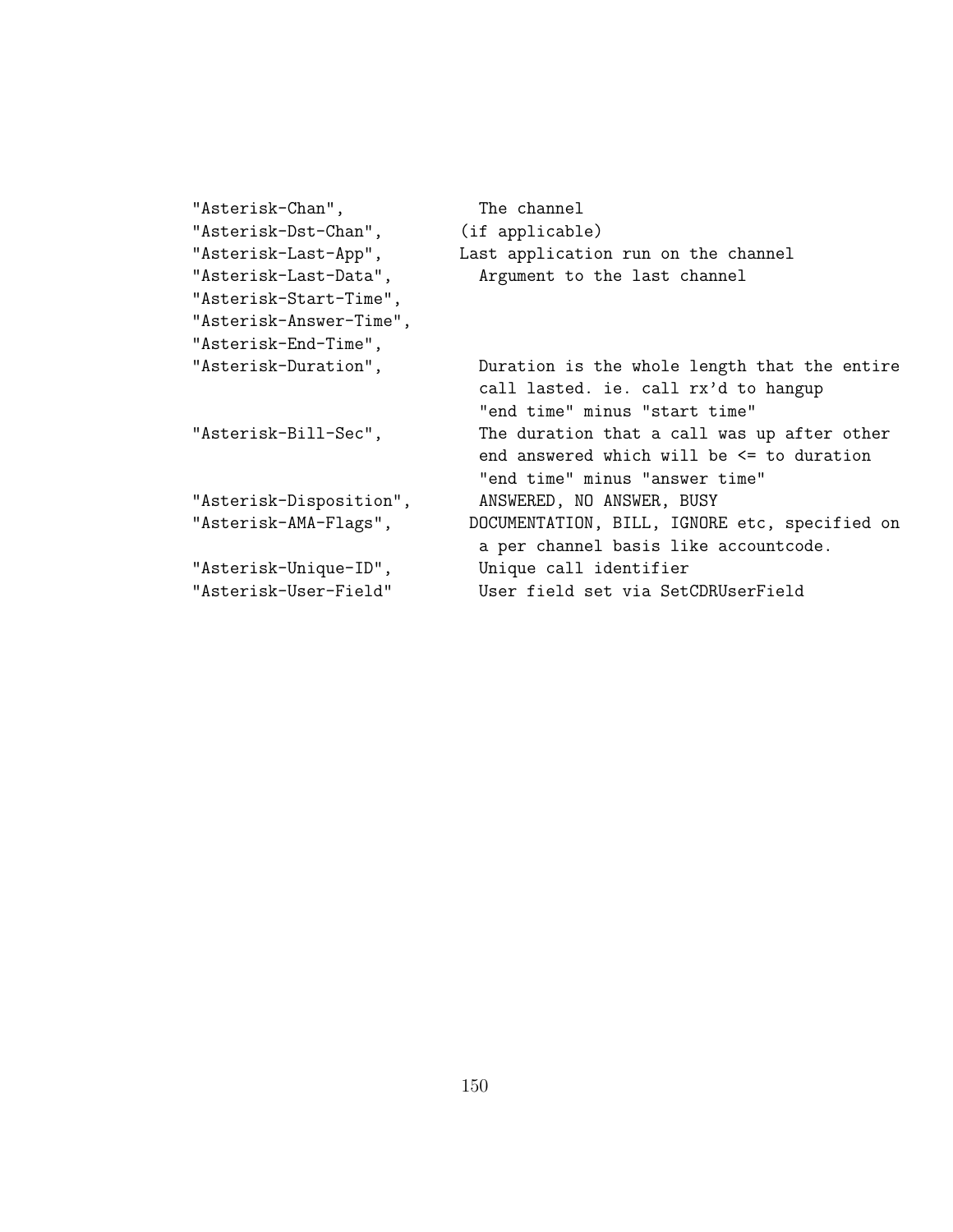```
"Asterisk-Chan",              The channel
"Asterisk-Dst-Chan",        (if applicable)
"Asterisk-Last-App",        Last application run on the channel
"Asterisk-Last-Data",         Argument to the last channel
"Asterisk-Start-Time",
"Asterisk-Answer-Time",
"Asterisk-End-Time",
"Asterisk-Duration",          Duration is the whole length that the entire
                              call lasted. ie. call rx'd to hangup
                              "end time" minus "start time"
"Asterisk-Bill-Sec",          The duration that a call was up after other
                              end answered which will be <= to duration
                              "end time" minus "answer time"
"Asterisk-Disposition",       ANSWERED, NO ANSWER, BUSY
"Asterisk-AMA-Flags",        DOCUMENTATION, BILL, IGNORE etc, specified on
                              a per channel basis like accountcode.
"Asterisk-Unique-ID",         Unique call identifier
"Asterisk-User-Field"         User field set via SetCDRUserField
```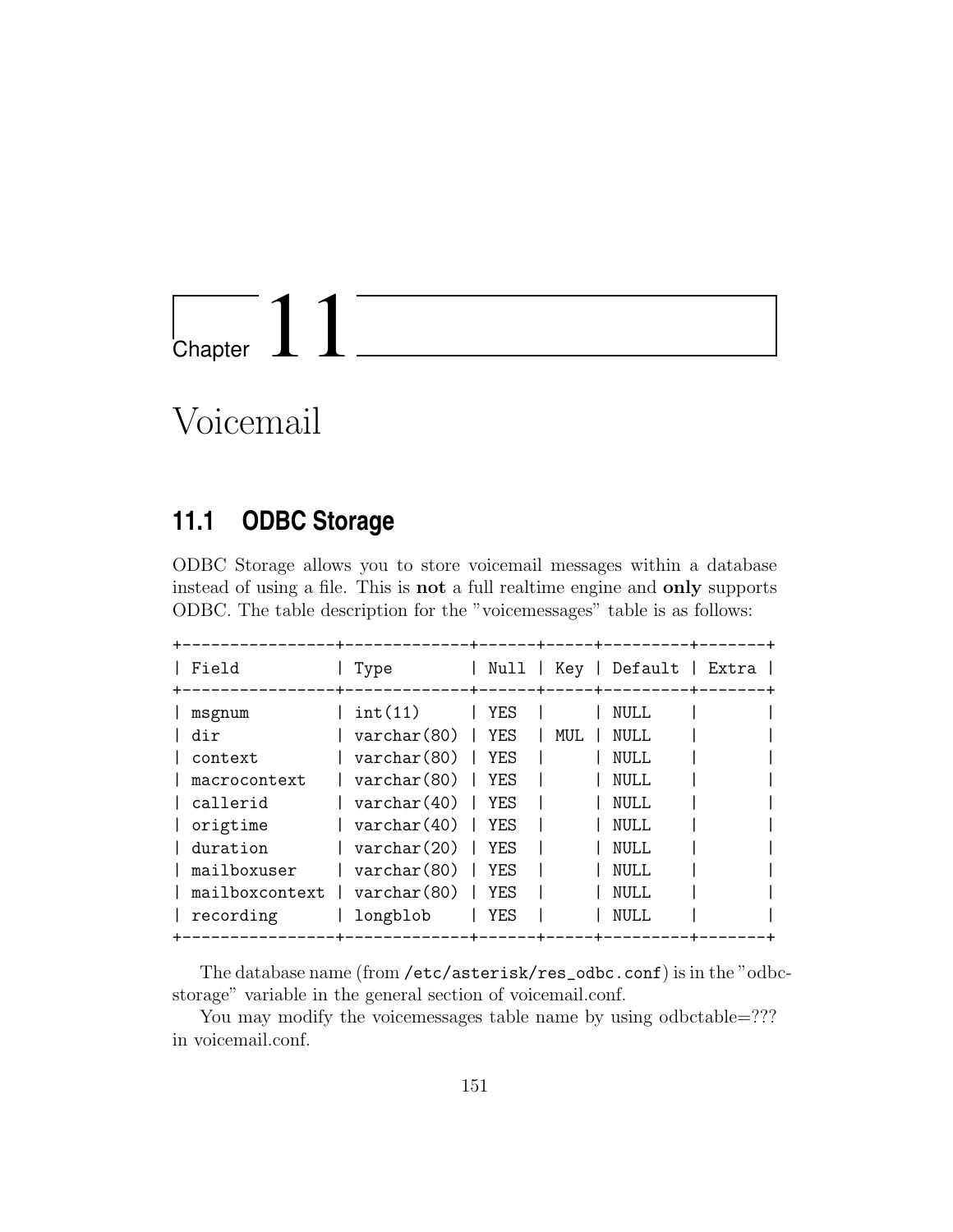# Chapter 11

# Voicemail

## 11.1 ODBC Storage

ODBC Storage allows you to store voicemail messages within a database instead of using a file. This is **not** a full realtime engine and **only** supports ODBC. The table description for the "voicemessages" table is as follows:

```
+----------------+-------------+------+-----+---------+-------+
| Field          | Type        | Null | Key | Default | Extra |
+----------------+-------------+------+-----+---------+-------+
| msgnum         | int(11)     | YES  |     | NULL    |       |
| dir            | varchar(80) | YES  | MUL | NULL    |       |
| context        | varchar(80) | YES  |     | NULL    |       |
| macrocontext   | varchar(80) | YES  |     | NULL    |       |
| callerid       | varchar(40) | YES  |     | NULL    |       |
| origtime       | varchar(40) | YES  |     | NULL    |       |
| duration       | varchar(20) | YES  |     | NULL    |       |
| mailboxuser    | varchar(80) | YES  |     | NULL    |       |
| mailboxcontext | varchar(80) | YES  |     | NULL    |       |
| recording      | longblob    | YES  |     | NULL    |       |
+----------------+-------------+------+-----+---------+-------+
```

The database name (from `/etc/asterisk/res_odbc.conf`) is in the "odbcstorage" variable in the general section of voicemail.conf.

You may modify the voicemessages table name by using odbctable=??? in voicemail.conf.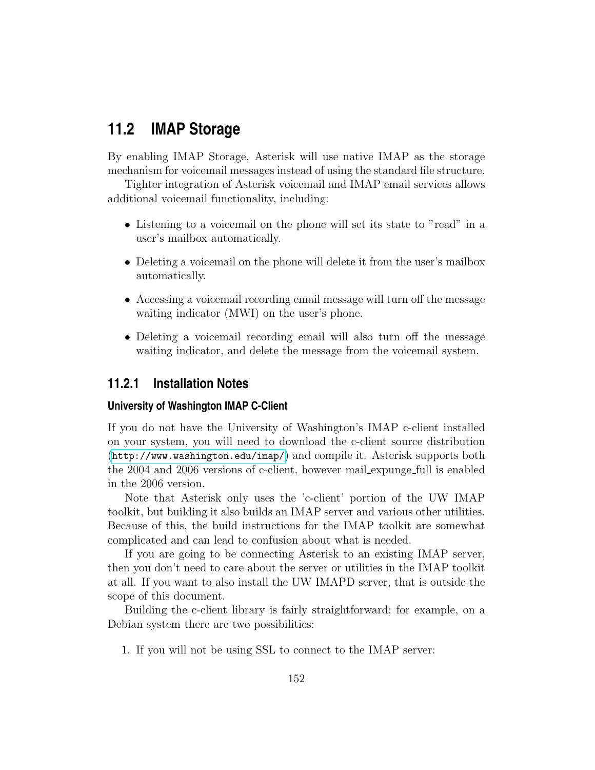## 11.2 IMAP Storage

By enabling IMAP Storage, Asterisk will use native IMAP as the storage mechanism for voicemail messages instead of using the standard file structure.

Tighter integration of Asterisk voicemail and IMAP email services allows additional voicemail functionality, including:

- Listening to a voicemail on the phone will set its state to "read" in a user's mailbox automatically.
- Deleting a voicemail on the phone will delete it from the user's mailbox automatically.
- Accessing a voicemail recording email message will turn off the message waiting indicator (MWI) on the user's phone.
- Deleting a voicemail recording email will also turn off the message waiting indicator, and delete the message from the voicemail system.

### 11.2.1 Installation Notes

#### University of Washington IMAP C-Client

If you do not have the University of Washington's IMAP c-client installed on your system, you will need to download the c-client source distribution (http://www.washington.edu/imap/) and compile it. Asterisk supports both the 2004 and 2006 versions of c-client, however mail_expunge_full is enabled in the 2006 version.

Note that Asterisk only uses the 'c-client' portion of the UW IMAP toolkit, but building it also builds an IMAP server and various other utilities. Because of this, the build instructions for the IMAP toolkit are somewhat complicated and can lead to confusion about what is needed.

If you are going to be connecting Asterisk to an existing IMAP server, then you don't need to care about the server or utilities in the IMAP toolkit at all. If you want to also install the UW IMAPD server, that is outside the scope of this document.

Building the c-client library is fairly straightforward; for example, on a Debian system there are two possibilities:

1. If you will not be using SSL to connect to the IMAP server: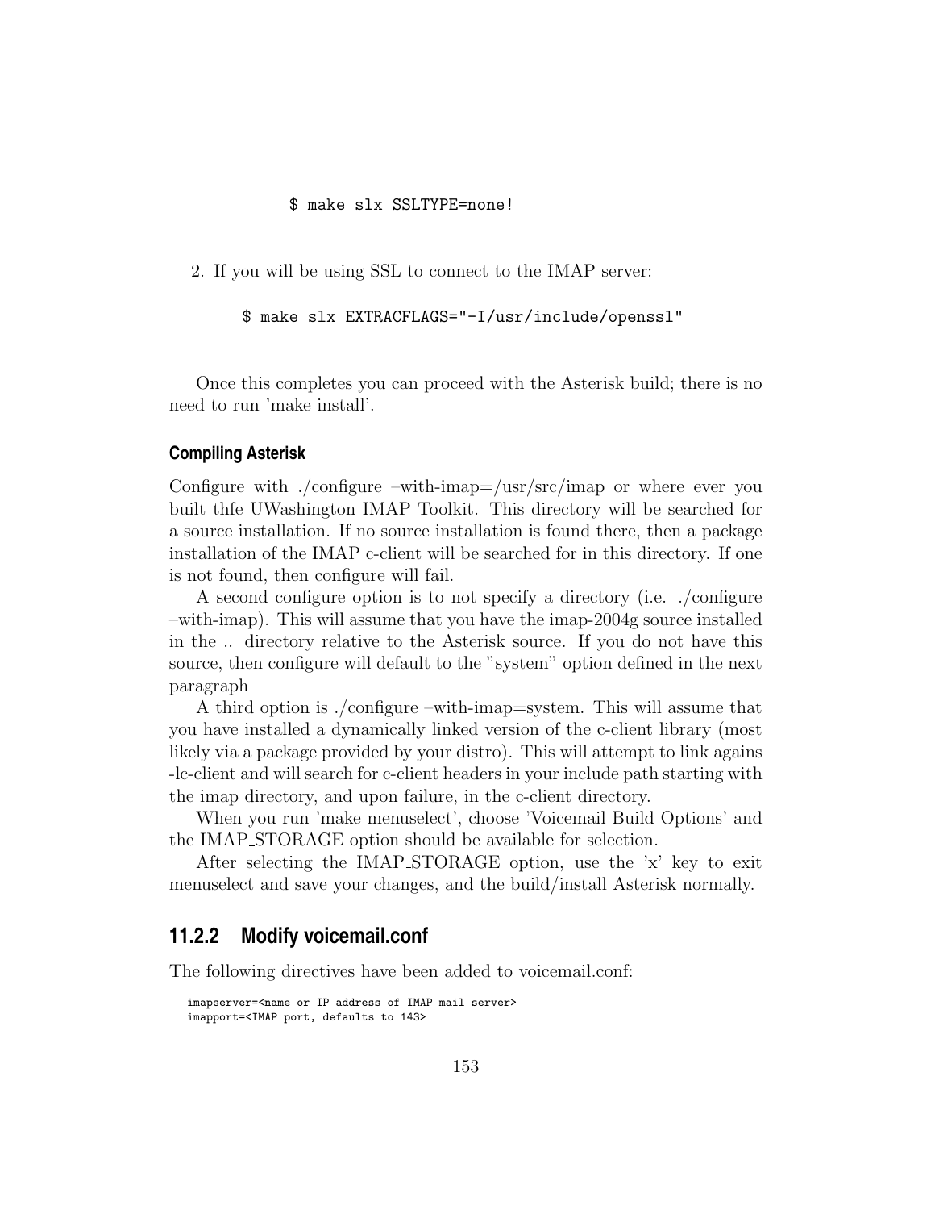```
$ make slx SSLTYPE=none!
```

2. If you will be using SSL to connect to the IMAP server:

```
$ make slx EXTRACFLAGS="-I/usr/include/openssl"
```

Once this completes you can proceed with the Asterisk build; there is no need to run 'make install'.

#### Compiling Asterisk

Configure with ./configure –with-imap=/usr/src/imap or where ever you built thfe UWashington IMAP Toolkit. This directory will be searched for a source installation. If no source installation is found there, then a package installation of the IMAP c-client will be searched for in this directory. If one is not found, then configure will fail.

A second configure option is to not specify a directory (i.e. ./configure –with-imap). This will assume that you have the imap-2004g source installed in the .. directory relative to the Asterisk source. If you do not have this source, then configure will default to the "system" option defined in the next paragraph

A third option is ./configure –with-imap=system. This will assume that you have installed a dynamically linked version of the c-client library (most likely via a package provided by your distro). This will attempt to link agains -lc-client and will search for c-client headers in your include path starting with the imap directory, and upon failure, in the c-client directory.

When you run 'make menuselect', choose 'Voicemail Build Options' and the IMAP_STORAGE option should be available for selection.

After selecting the IMAP_STORAGE option, use the 'x' key to exit menuselect and save your changes, and the build/install Asterisk normally.

### 11.2.2 Modify voicemail.conf

The following directives have been added to voicemail.conf:

```
imapserver=<name or IP address of IMAP mail server>
imapport=<IMAP port, defaults to 143>
```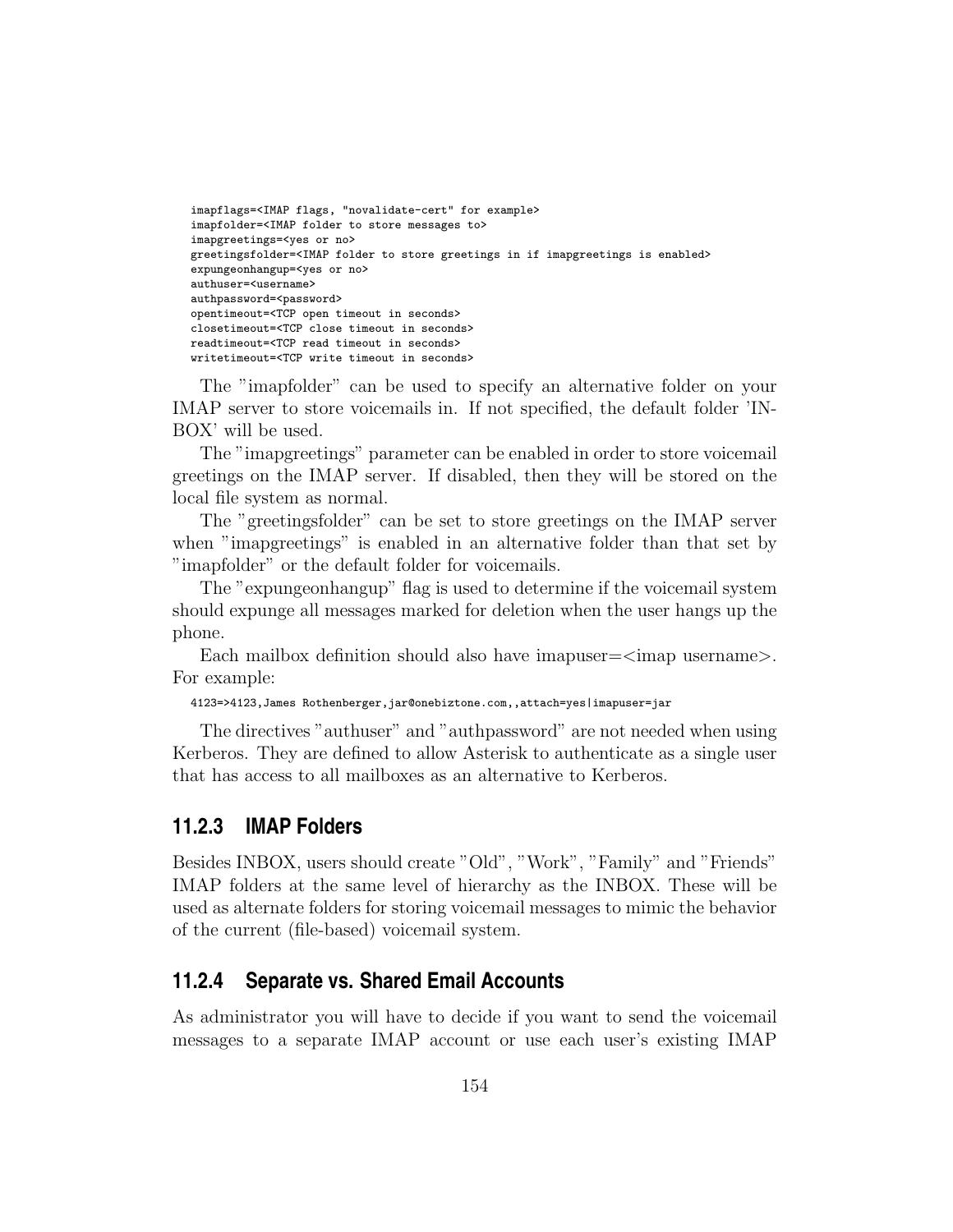```
imapflags=<IMAP flags, "novalidate-cert" for example>
imapfolder=<IMAP folder to store messages to>
imapgreetings=<yes or no>
greetingsfolder=<IMAP folder to store greetings in if imapgreetings is enabled>
expungeonhangup=<yes or no>
authuser=<username>
authpassword=<password>
opentimeout=<TCP open timeout in seconds>
closetimeout=<TCP close timeout in seconds>
readtimeout=<TCP read timeout in seconds>
writetimeout=<TCP write timeout in seconds>
```

The "imapfolder" can be used to specify an alternative folder on your IMAP server to store voicemails in. If not specified, the default folder 'INBOX' will be used.

The "imapgreetings" parameter can be enabled in order to store voicemail greetings on the IMAP server. If disabled, then they will be stored on the local file system as normal.

The "greetingsfolder" can be set to store greetings on the IMAP server when "imapgreetings" is enabled in an alternative folder than that set by "imapfolder" or the default folder for voicemails.

The "expungeonhangup" flag is used to determine if the voicemail system should expunge all messages marked for deletion when the user hangs up the phone.

Each mailbox definition should also have imapuser=<imap username>. For example:

```
4123=>4123,James Rothenberger,jar@onebiztone.com,,attach=yes|imapuser=jar
```

The directives "authuser" and "authpassword" are not needed when using Kerberos. They are defined to allow Asterisk to authenticate as a single user that has access to all mailboxes as an alternative to Kerberos.

### 11.2.3 IMAP Folders

Besides INBOX, users should create "Old", "Work", "Family" and "Friends" IMAP folders at the same level of hierarchy as the INBOX. These will be used as alternate folders for storing voicemail messages to mimic the behavior of the current (file-based) voicemail system.

### 11.2.4 Separate vs. Shared Email Accounts

As administrator you will have to decide if you want to send the voicemail messages to a separate IMAP account or use each user's existing IMAP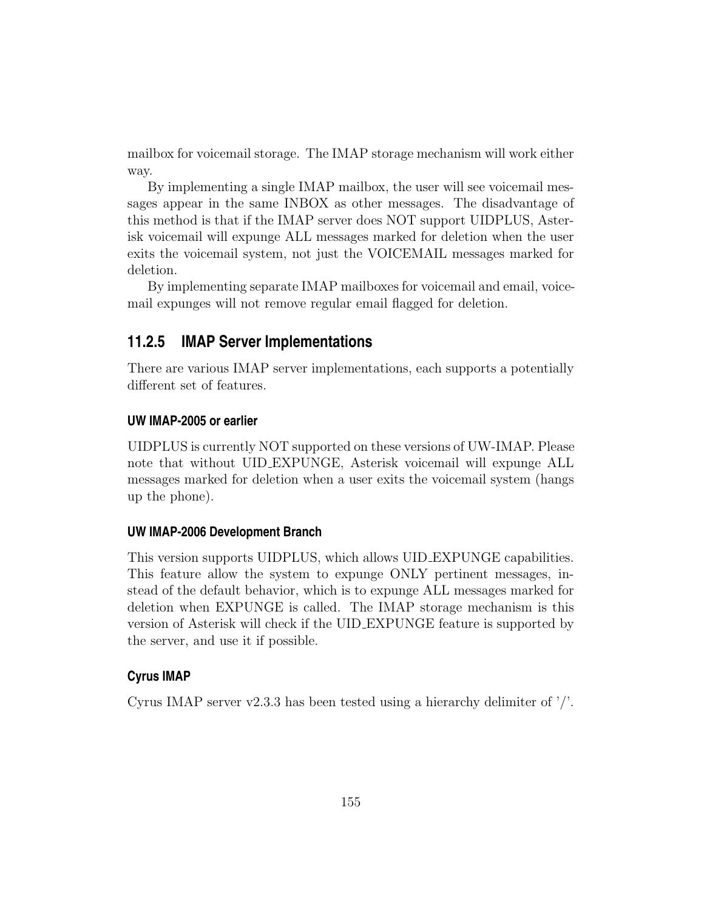mailbox for voicemail storage. The IMAP storage mechanism will work either way.

By implementing a single IMAP mailbox, the user will see voicemail messages appear in the same INBOX as other messages. The disadvantage of this method is that if the IMAP server does NOT support UIDPLUS, Asterisk voicemail will expunge ALL messages marked for deletion when the user exits the voicemail system, not just the VOICEMAIL messages marked for deletion.

By implementing separate IMAP mailboxes for voicemail and email, voicemail expunges will not remove regular email flagged for deletion.

### 11.2.5 IMAP Server Implementations

There are various IMAP server implementations, each supports a potentially different set of features.

#### UW IMAP-2005 or earlier

UIDPLUS is currently NOT supported on these versions of UW-IMAP. Please note that without UID_EXPUNGE, Asterisk voicemail will expunge ALL messages marked for deletion when a user exits the voicemail system (hangs up the phone).

#### UW IMAP-2006 Development Branch

This version supports UIDPLUS, which allows UID_EXPUNGE capabilities. This feature allow the system to expunge ONLY pertinent messages, instead of the default behavior, which is to expunge ALL messages marked for deletion when EXPUNGE is called. The IMAP storage mechanism is this version of Asterisk will check if the UID_EXPUNGE feature is supported by the server, and use it if possible.

#### Cyrus IMAP

Cyrus IMAP server v2.3.3 has been tested using a hierarchy delimiter of '/'.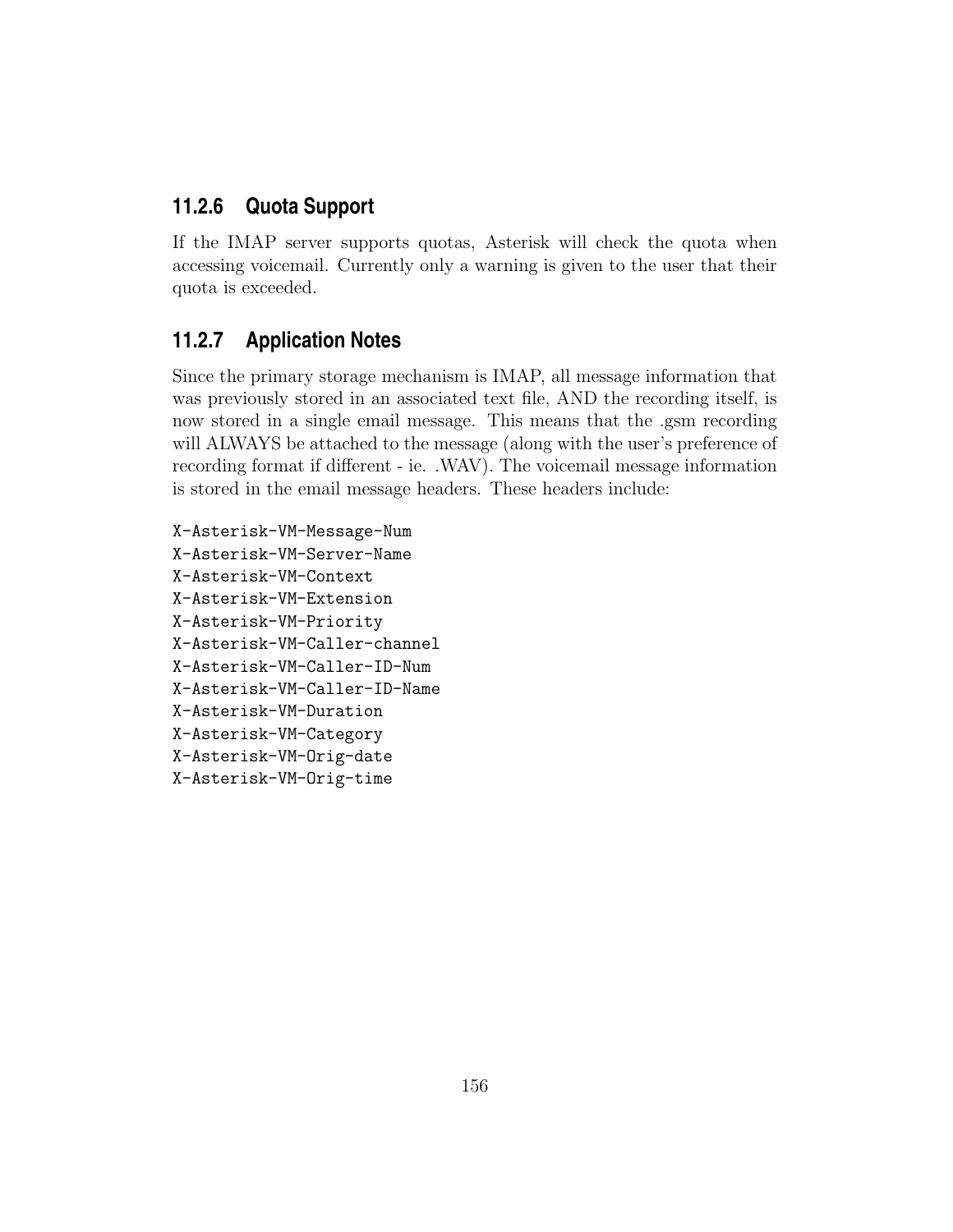### 11.2.6 Quota Support

If the IMAP server supports quotas, Asterisk will check the quota when accessing voicemail. Currently only a warning is given to the user that their quota is exceeded.

### 11.2.7 Application Notes

Since the primary storage mechanism is IMAP, all message information that was previously stored in an associated text file, AND the recording itself, is now stored in a single email message. This means that the .gsm recording will ALWAYS be attached to the message (along with the user's preference of recording format if different - ie. .WAV). The voicemail message information is stored in the email message headers. These headers include:

```
X-Asterisk-VM-Message-Num
X-Asterisk-VM-Server-Name
X-Asterisk-VM-Context
X-Asterisk-VM-Extension
X-Asterisk-VM-Priority
X-Asterisk-VM-Caller-channel
X-Asterisk-VM-Caller-ID-Num
X-Asterisk-VM-Caller-ID-Name
X-Asterisk-VM-Duration
X-Asterisk-VM-Category
X-Asterisk-VM-Orig-date
X-Asterisk-VM-Orig-time
```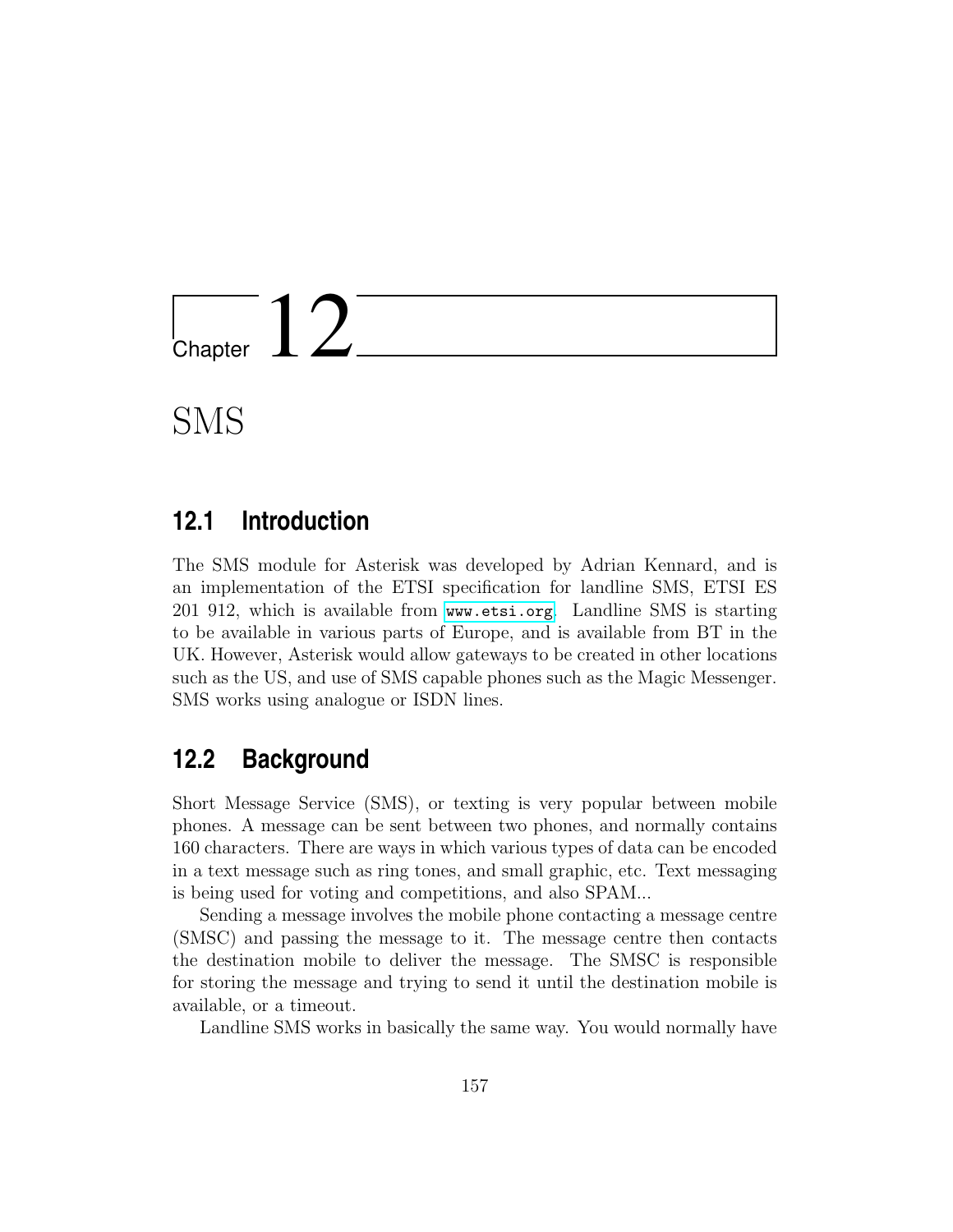# Chapter 12

# SMS

## 12.1 Introduction

The SMS module for Asterisk was developed by Adrian Kennard, and is an implementation of the ETSI specification for landline SMS, ETSI ES 201 912, which is available from www.etsi.org. Landline SMS is starting to be available in various parts of Europe, and is available from BT in the UK. However, Asterisk would allow gateways to be created in other locations such as the US, and use of SMS capable phones such as the Magic Messenger. SMS works using analogue or ISDN lines.

## 12.2 Background

Short Message Service (SMS), or texting is very popular between mobile phones. A message can be sent between two phones, and normally contains 160 characters. There are ways in which various types of data can be encoded in a text message such as ring tones, and small graphic, etc. Text messaging is being used for voting and competitions, and also SPAM...

Sending a message involves the mobile phone contacting a message centre (SMSC) and passing the message to it. The message centre then contacts the destination mobile to deliver the message. The SMSC is responsible for storing the message and trying to send it until the destination mobile is available, or a timeout.

Landline SMS works in basically the same way. You would normally have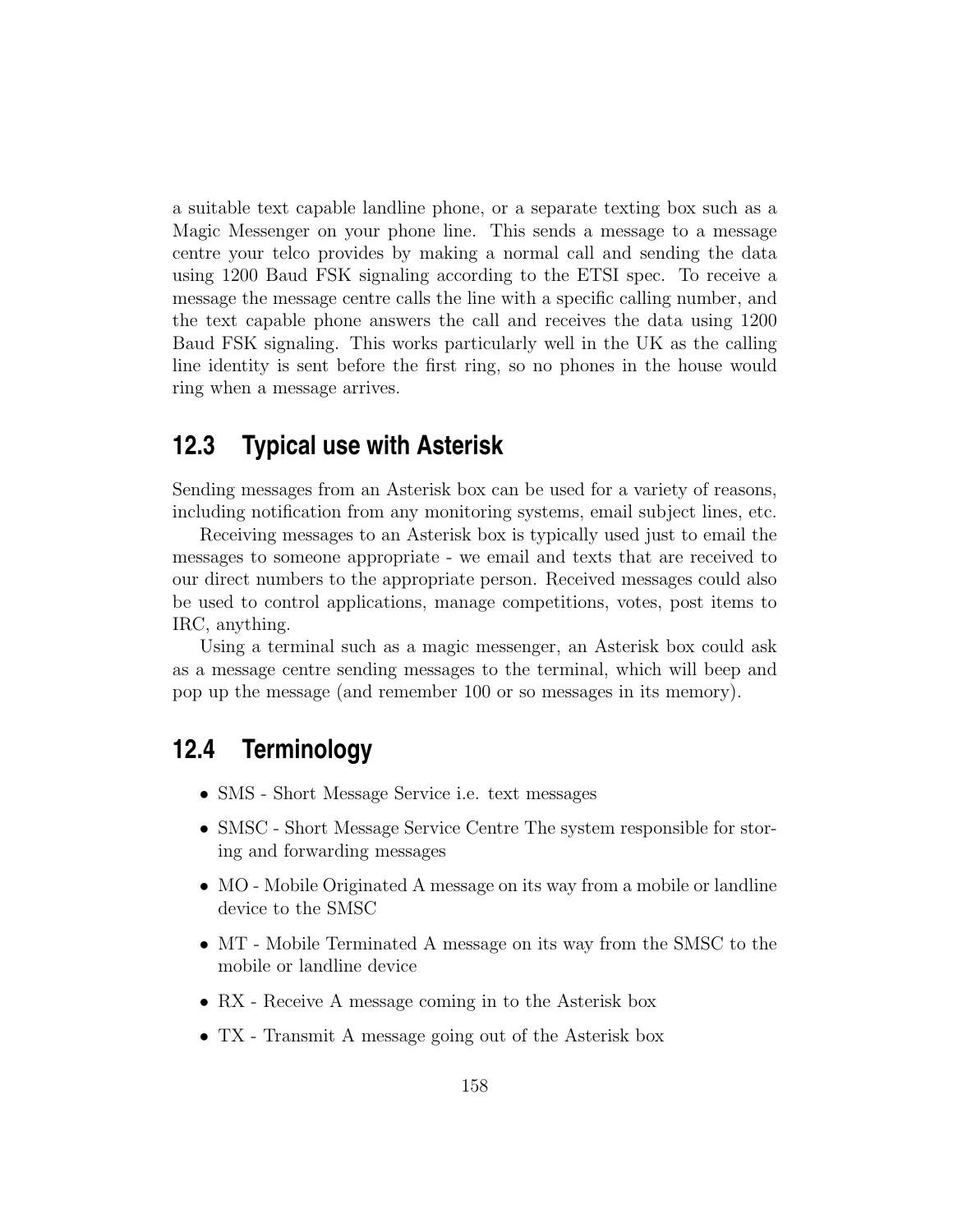a suitable text capable landline phone, or a separate texting box such as a Magic Messenger on your phone line. This sends a message to a message centre your telco provides by making a normal call and sending the data using 1200 Baud FSK signaling according to the ETSI spec. To receive a message the message centre calls the line with a specific calling number, and the text capable phone answers the call and receives the data using 1200 Baud FSK signaling. This works particularly well in the UK as the calling line identity is sent before the first ring, so no phones in the house would ring when a message arrives.

## 12.3 Typical use with Asterisk

Sending messages from an Asterisk box can be used for a variety of reasons, including notification from any monitoring systems, email subject lines, etc.

Receiving messages to an Asterisk box is typically used just to email the messages to someone appropriate - we email and texts that are received to our direct numbers to the appropriate person. Received messages could also be used to control applications, manage competitions, votes, post items to IRC, anything.

Using a terminal such as a magic messenger, an Asterisk box could ask as a message centre sending messages to the terminal, which will beep and pop up the message (and remember 100 or so messages in its memory).

## 12.4 Terminology

- SMS - Short Message Service i.e. text messages
- SMSC - Short Message Service Centre The system responsible for storing and forwarding messages
- MO - Mobile Originated A message on its way from a mobile or landline device to the SMSC
- MT - Mobile Terminated A message on its way from the SMSC to the mobile or landline device
- RX - Receive A message coming in to the Asterisk box
- TX - Transmit A message going out of the Asterisk box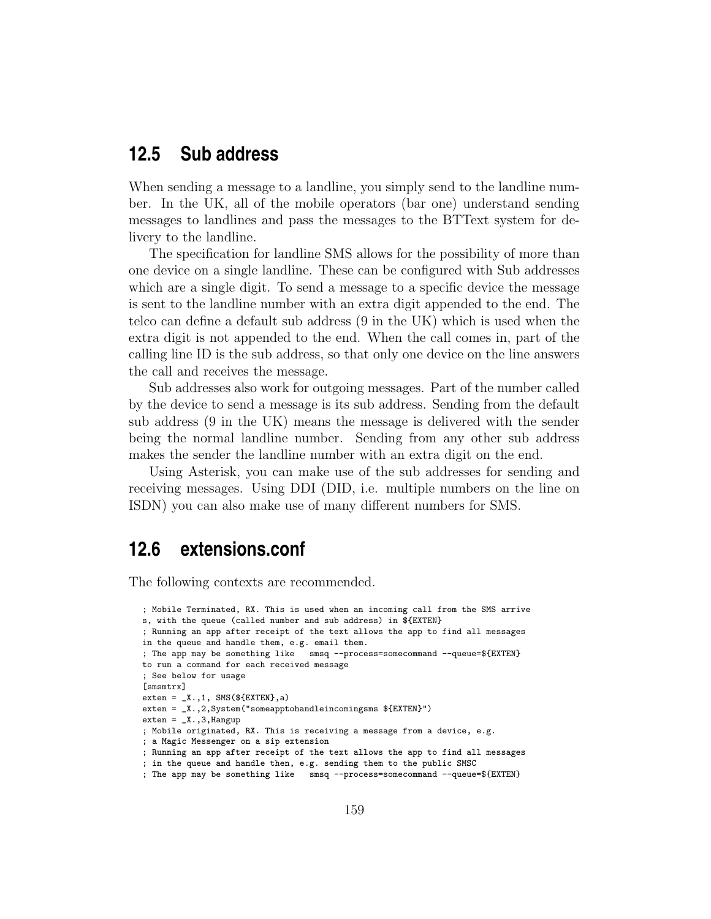## 12.5 Sub address

When sending a message to a landline, you simply send to the landline number. In the UK, all of the mobile operators (bar one) understand sending messages to landlines and pass the messages to the BTText system for delivery to the landline.

The specification for landline SMS allows for the possibility of more than one device on a single landline. These can be configured with Sub addresses which are a single digit. To send a message to a specific device the message is sent to the landline number with an extra digit appended to the end. The telco can define a default sub address (9 in the UK) which is used when the extra digit is not appended to the end. When the call comes in, part of the calling line ID is the sub address, so that only one device on the line answers the call and receives the message.

Sub addresses also work for outgoing messages. Part of the number called by the device to send a message is its sub address. Sending from the default sub address (9 in the UK) means the message is delivered with the sender being the normal landline number. Sending from any other sub address makes the sender the landline number with an extra digit on the end.

Using Asterisk, you can make use of the sub addresses for sending and receiving messages. Using DDI (DID, i.e. multiple numbers on the line on ISDN) you can also make use of many different numbers for SMS.

## 12.6 extensions.conf

The following contexts are recommended.

```
; Mobile Terminated, RX. This is used when an incoming call from the SMS arrive
s, with the queue (called number and sub address) in ${EXTEN}
; Running an app after receipt of the text allows the app to find all messages
in the queue and handle them, e.g. email them.
; The app may be something like   smsq --process=somecommand --queue=${EXTEN}
to run a command for each received message
; See below for usage
[smsmtrx]
exten = _X.,1, SMS(${EXTEN},a)
exten = _X.,2,System("someapptohandleincomingsms ${EXTEN}")
exten = _X.,3,Hangup
; Mobile originated, RX. This is receiving a message from a device, e.g.
; a Magic Messenger on a sip extension
; Running an app after receipt of the text allows the app to find all messages
; in the queue and handle then, e.g. sending them to the public SMSC
; The app may be something like   smsq --process=somecommand --queue=${EXTEN}
```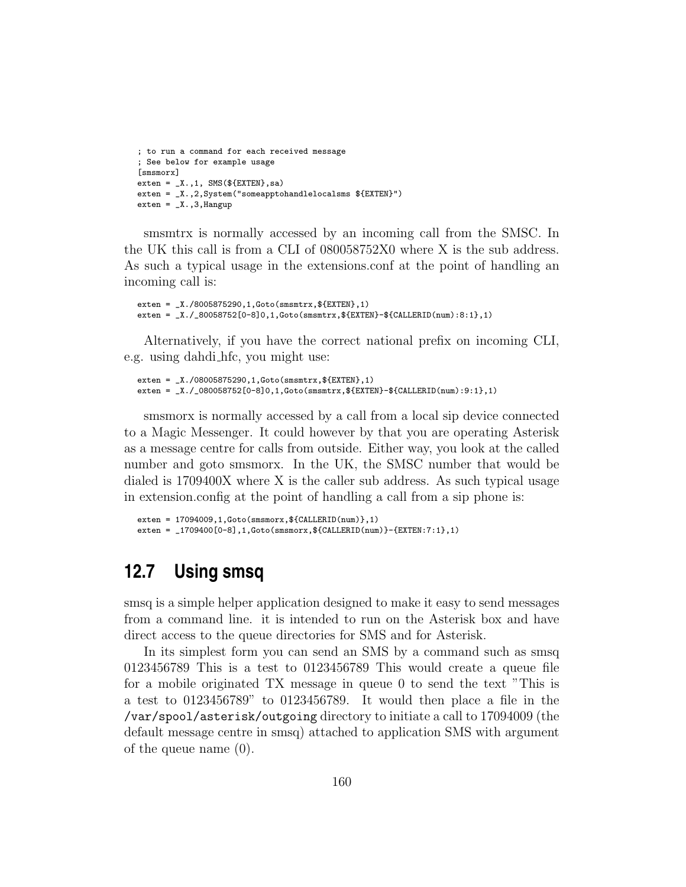```
; to run a command for each received message
; See below for example usage
[smsmorx]
exten = _X.,1, SMS(${EXTEN},sa)
exten = _X.,2,System("someapptohandlelocalsms ${EXTEN}")
exten = _X.,3,Hangup
```

smsmtrx is normally accessed by an incoming call from the SMSC. In the UK this call is from a CLI of 080058752X0 where X is the sub address. As such a typical usage in the extensions.conf at the point of handling an incoming call is:

```
exten = _X./8005875290,1,Goto(smsmtrx,${EXTEN},1)
exten = _X./_80058752[0-8]0,1,Goto(smsmtrx,${EXTEN}-${CALLERID(num):8:1},1)
```

Alternatively, if you have the correct national prefix on incoming CLI, e.g. using dahdi_hfc, you might use:

```
exten = _X./08005875290,1,Goto(smsmtrx,${EXTEN},1)
exten = _X./_080058752[0-8]0,1,Goto(smsmtrx,${EXTEN}-${CALLERID(num):9:1},1)
```

smsmorx is normally accessed by a call from a local sip device connected to a Magic Messenger. It could however by that you are operating Asterisk as a message centre for calls from outside. Either way, you look at the called number and goto smsmorx. In the UK, the SMSC number that would be dialed is 1709400X where X is the caller sub address. As such typical usage in extension.config at the point of handling a call from a sip phone is:

```
exten = 17094009,1,Goto(smsmorx,${CALLERID(num)},1)
exten = _1709400[0-8],1,Goto(smsmorx,${CALLERID(num)}-{EXTEN:7:1},1)
```

## 12.7 Using smsq

smsq is a simple helper application designed to make it easy to send messages from a command line. it is intended to run on the Asterisk box and have direct access to the queue directories for SMS and for Asterisk.

In its simplest form you can send an SMS by a command such as smsq 0123456789 This is a test to 0123456789 This would create a queue file for a mobile originated TX message in queue 0 to send the text "This is a test to 0123456789" to 0123456789. It would then place a file in the `/var/spool/asterisk/outgoing` directory to initiate a call to 17094009 (the default message centre in smsq) attached to application SMS with argument of the queue name (0).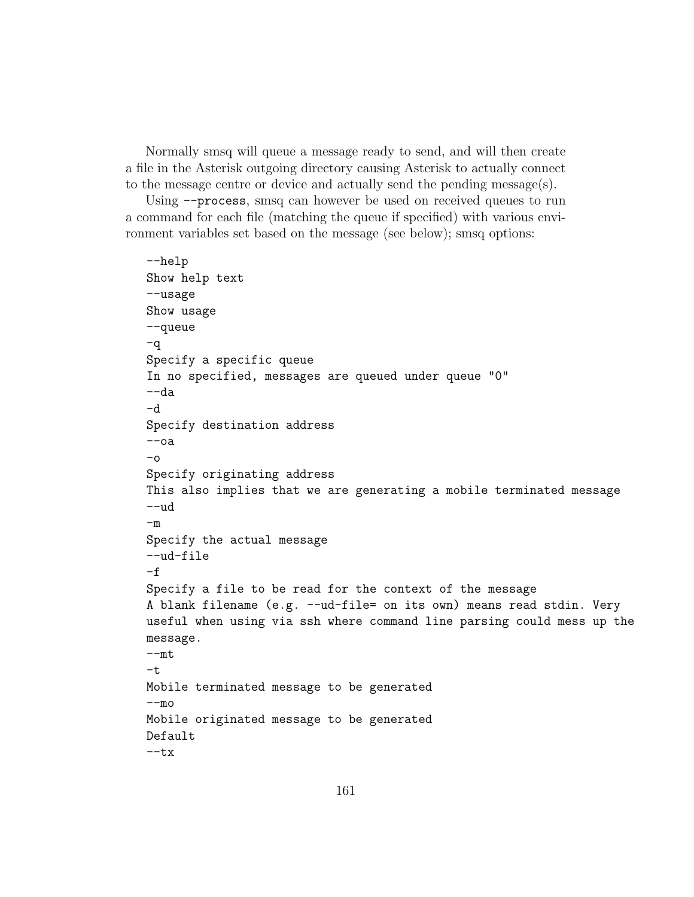Normally smsq will queue a message ready to send, and will then create a file in the Asterisk outgoing directory causing Asterisk to actually connect to the message centre or device and actually send the pending message(s).

Using `--process`, smsq can however be used on received queues to run a command for each file (matching the queue if specified) with various environment variables set based on the message (see below); smsq options:

```
--help
Show help text
--usage
Show usage
--queue
-q
Specify a specific queue
In no specified, messages are queued under queue "0"
--da
-d
Specify destination address
--oa
-o
Specify originating address
This also implies that we are generating a mobile terminated message
--ud
-m
Specify the actual message
--ud-file
-f
Specify a file to be read for the context of the message
A blank filename (e.g. --ud-file= on its own) means read stdin. Very
useful when using via ssh where command line parsing could mess up the
message.
--mt
-t
Mobile terminated message to be generated
--mo
Mobile originated message to be generated
Default
--tx
```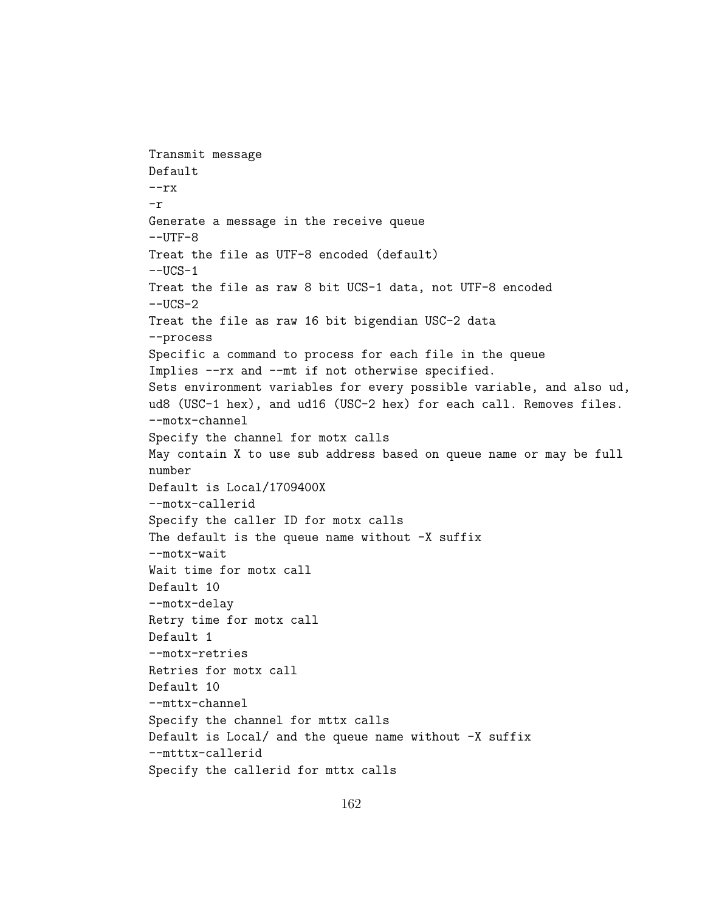Transmit message
Default
--rx
-r
Generate a message in the receive queue
--UTF-8
Treat the file as UTF-8 encoded (default)
--UCS-1
Treat the file as raw 8 bit UCS-1 data, not UTF-8 encoded
--UCS-2
Treat the file as raw 16 bit bigendian USC-2 data
--process
Specific a command to process for each file in the queue
Implies --rx and --mt if not otherwise specified.
Sets environment variables for every possible variable, and also ud,
ud8 (USC-1 hex), and ud16 (USC-2 hex) for each call. Removes files.
--motx-channel
Specify the channel for motx calls
May contain X to use sub address based on queue name or may be full
number
Default is Local/1709400X
--motx-callerid
Specify the caller ID for motx calls
The default is the queue name without -X suffix
--motx-wait
Wait time for motx call
Default 10
--motx-delay
Retry time for motx call
Default 1
--motx-retries
Retries for motx call
Default 10
--mttx-channel
Specify the channel for mttx calls
Default is Local/ and the queue name without -X suffix
--mtttx-callerid
Specify the callerid for mttx calls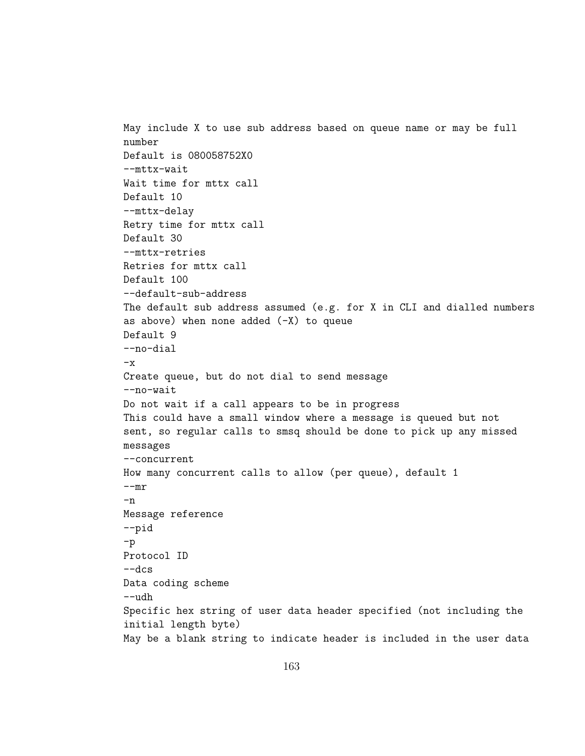May include X to use sub address based on queue name or may be full number
Default is 080058752X0
--mttx-wait
Wait time for mttx call
Default 10
--mttx-delay
Retry time for mttx call
Default 30
--mttx-retries
Retries for mttx call
Default 100
--default-sub-address
The default sub address assumed (e.g. for X in CLI and dialled numbers as above) when none added (-X) to queue
Default 9
--no-dial
-x
Create queue, but do not dial to send message
--no-wait
Do not wait if a call appears to be in progress
This could have a small window where a message is queued but not sent, so regular calls to smsq should be done to pick up any missed messages
--concurrent
How many concurrent calls to allow (per queue), default 1
--mr
-n
Message reference
--pid
-p
Protocol ID
--dcs
Data coding scheme
--udh
Specific hex string of user data header specified (not including the initial length byte)
May be a blank string to indicate header is included in the user data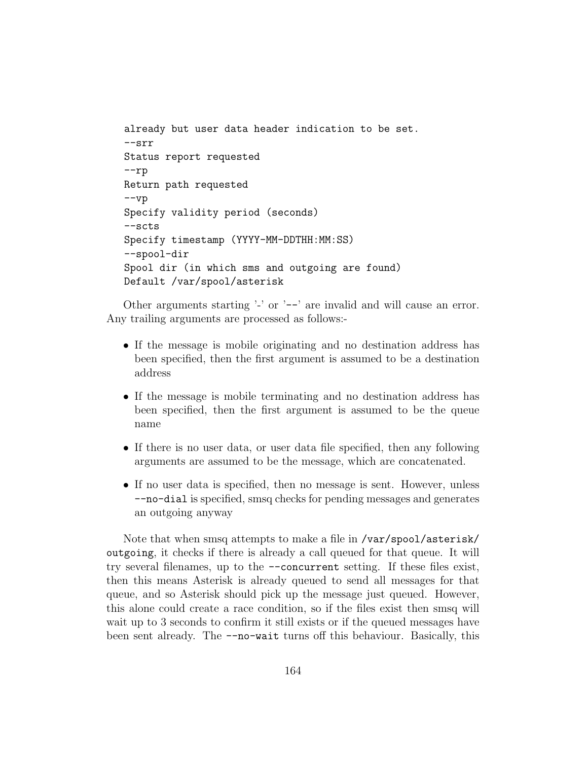```
already but user data header indication to be set.
--srr
Status report requested
--rp
Return path requested
--vp
Specify validity period (seconds)
--scts
Specify timestamp (YYYY-MM-DDTHH:MM:SS)
--spool-dir
Spool dir (in which sms and outgoing are found)
Default /var/spool/asterisk
```

Other arguments starting '-' or '--' are invalid and will cause an error. Any trailing arguments are processed as follows:-

- If the message is mobile originating and no destination address has been specified, then the first argument is assumed to be a destination address
- If the message is mobile terminating and no destination address has been specified, then the first argument is assumed to be the queue name
- If there is no user data, or user data file specified, then any following arguments are assumed to be the message, which are concatenated.
- If no user data is specified, then no message is sent. However, unless `--no-dial` is specified, smsq checks for pending messages and generates an outgoing anyway

Note that when smsq attempts to make a file in `/var/spool/asterisk/outgoing`, it checks if there is already a call queued for that queue. It will try several filenames, up to the `--concurrent` setting. If these files exist, then this means Asterisk is already queued to send all messages for that queue, and so Asterisk should pick up the message just queued. However, this alone could create a race condition, so if the files exist then smsq will wait up to 3 seconds to confirm it still exists or if the queued messages have been sent already. The `--no-wait` turns off this behaviour. Basically, this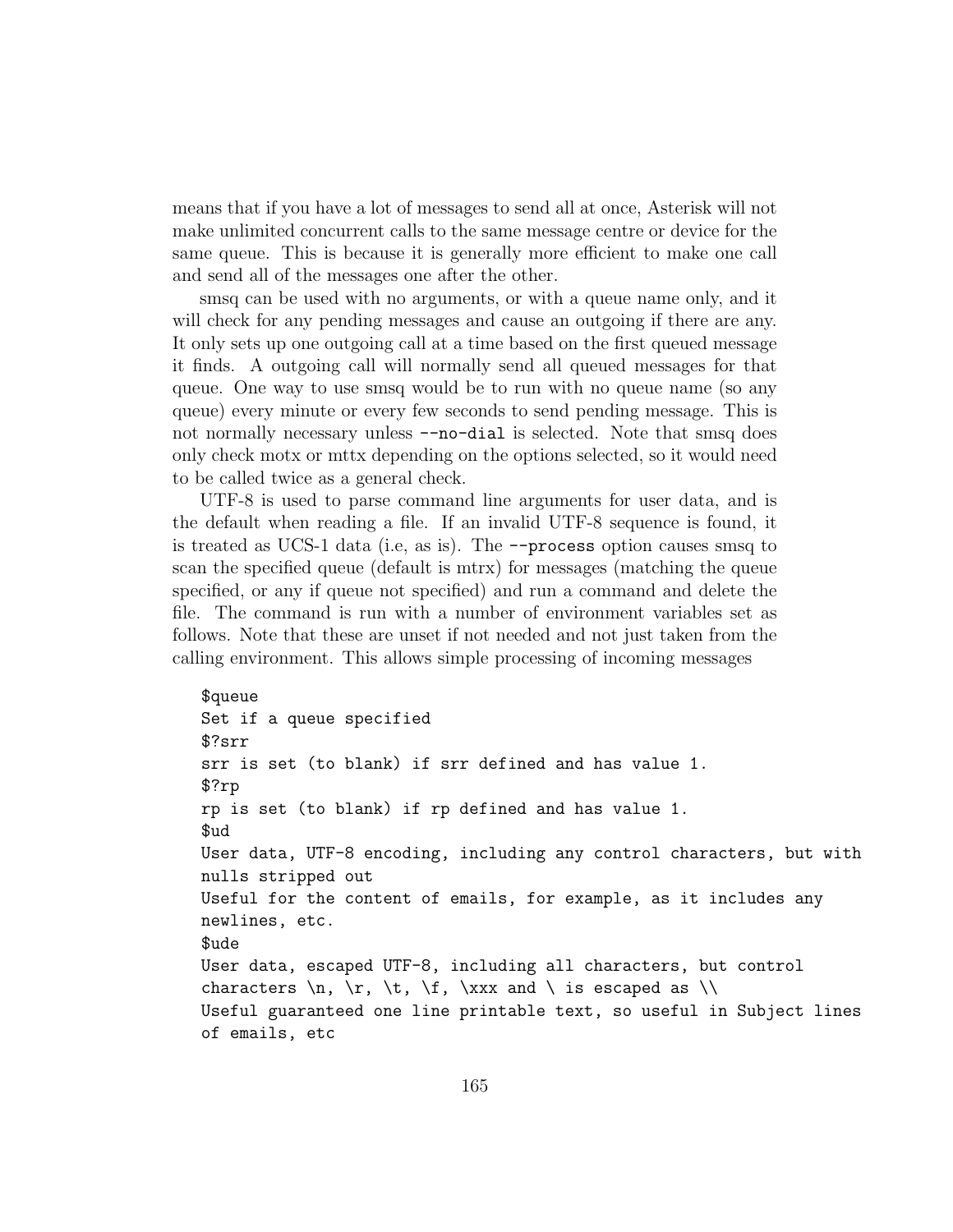means that if you have a lot of messages to send all at once, Asterisk will not make unlimited concurrent calls to the same message centre or device for the same queue. This is because it is generally more efficient to make one call and send all of the messages one after the other.

smsq can be used with no arguments, or with a queue name only, and it will check for any pending messages and cause an outgoing if there are any. It only sets up one outgoing call at a time based on the first queued message it finds. A outgoing call will normally send all queued messages for that queue. One way to use smsq would be to run with no queue name (so any queue) every minute or every few seconds to send pending message. This is not normally necessary unless `--no-dial` is selected. Note that smsq does only check motx or mttx depending on the options selected, so it would need to be called twice as a general check.

UTF-8 is used to parse command line arguments for user data, and is the default when reading a file. If an invalid UTF-8 sequence is found, it is treated as UCS-1 data (i.e, as is). The `--process` option causes smsq to scan the specified queue (default is mtrx) for messages (matching the queue specified, or any if queue not specified) and run a command and delete the file. The command is run with a number of environment variables set as follows. Note that these are unset if not needed and not just taken from the calling environment. This allows simple processing of incoming messages

```
$queue
Set if a queue specified
$?srr
srr is set (to blank) if srr defined and has value 1.
$?rp
rp is set (to blank) if rp defined and has value 1.
$ud
User data, UTF-8 encoding, including any control characters, but with
nulls stripped out
Useful for the content of emails, for example, as it includes any
newlines, etc.
$ude
User data, escaped UTF-8, including all characters, but control
characters \n, \r, \t, \f, \xxx and \ is escaped as \\
Useful guaranteed one line printable text, so useful in Subject lines
of emails, etc
```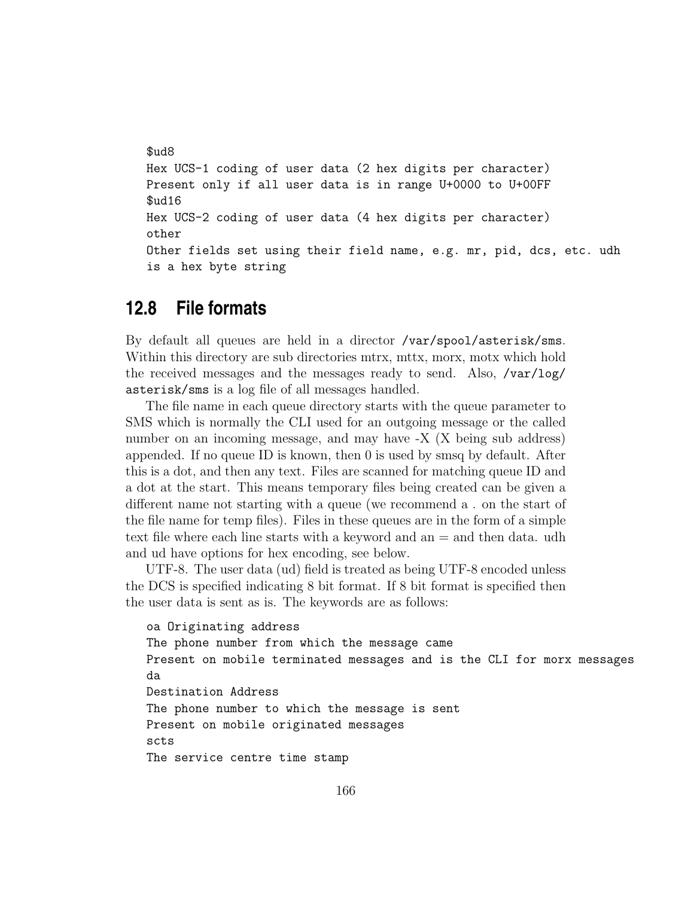```
$ud8
Hex UCS-1 coding of user data (2 hex digits per character)
Present only if all user data is in range U+0000 to U+00FF
$ud16
Hex UCS-2 coding of user data (4 hex digits per character)
other
Other fields set using their field name, e.g. mr, pid, dcs, etc. udh
is a hex byte string
```

## 12.8 File formats

By default all queues are held in a director `/var/spool/asterisk/sms`. Within this directory are sub directories mtrx, mttx, morx, motx which hold the received messages and the messages ready to send. Also, `/var/log/asterisk/sms` is a log file of all messages handled.

The file name in each queue directory starts with the queue parameter to SMS which is normally the CLI used for an outgoing message or the called number on an incoming message, and may have -X (X being sub address) appended. If no queue ID is known, then 0 is used by smsq by default. After this is a dot, and then any text. Files are scanned for matching queue ID and a dot at the start. This means temporary files being created can be given a different name not starting with a queue (we recommend a . on the start of the file name for temp files). Files in these queues are in the form of a simple text file where each line starts with a keyword and an = and then data. udh and ud have options for hex encoding, see below.

UTF-8. The user data (ud) field is treated as being UTF-8 encoded unless the DCS is specified indicating 8 bit format. If 8 bit format is specified then the user data is sent as is. The keywords are as follows:

```
oa Originating address
The phone number from which the message came
Present on mobile terminated messages and is the CLI for morx messages
da
Destination Address
The phone number to which the message is sent
Present on mobile originated messages
scts
The service centre time stamp
```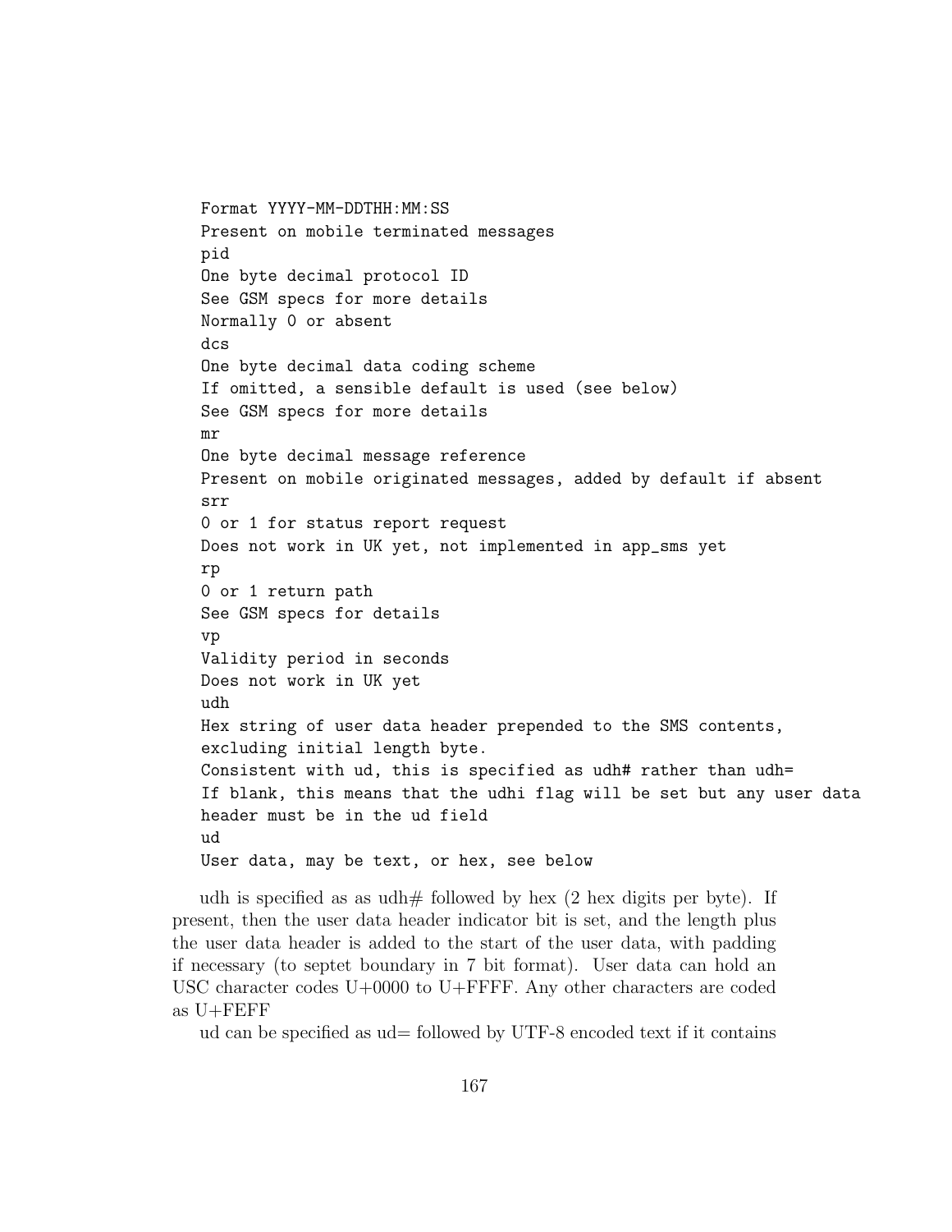```
Format YYYY-MM-DDTHH:MM:SS
Present on mobile terminated messages
pid
One byte decimal protocol ID
See GSM specs for more details
Normally 0 or absent
dcs
One byte decimal data coding scheme
If omitted, a sensible default is used (see below)
See GSM specs for more details
mr
One byte decimal message reference
Present on mobile originated messages, added by default if absent
srr
0 or 1 for status report request
Does not work in UK yet, not implemented in app_sms yet
rp
0 or 1 return path
See GSM specs for details
vp
Validity period in seconds
Does not work in UK yet
udh
Hex string of user data header prepended to the SMS contents,
excluding initial length byte.
Consistent with ud, this is specified as udh# rather than udh=
If blank, this means that the udhi flag will be set but any user data
header must be in the ud field
ud
User data, may be text, or hex, see below
```

udh is specified as as udh# followed by hex (2 hex digits per byte). If present, then the user data header indicator bit is set, and the length plus the user data header is added to the start of the user data, with padding if necessary (to septet boundary in 7 bit format). User data can hold an USC character codes U+0000 to U+FFFF. Any other characters are coded as U+FEFF

ud can be specified as ud= followed by UTF-8 encoded text if it contains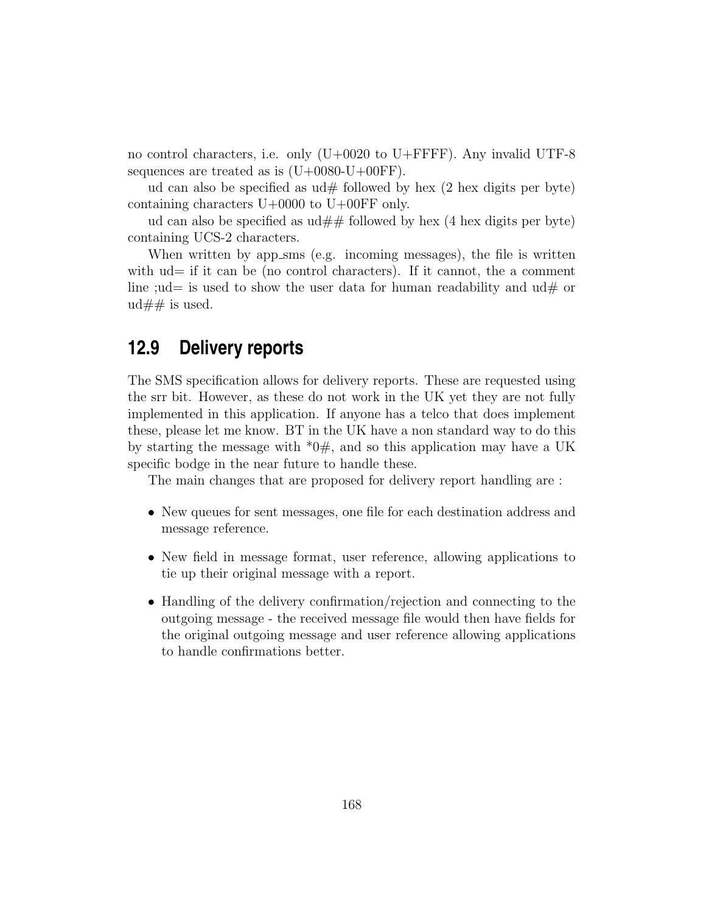no control characters, i.e. only (U+0020 to U+FFFF). Any invalid UTF-8 sequences are treated as is (U+0080-U+00FF).

ud can also be specified as ud# followed by hex (2 hex digits per byte) containing characters U+0000 to U+00FF only.

ud can also be specified as ud## followed by hex (4 hex digits per byte) containing UCS-2 characters.

When written by app_sms (e.g. incoming messages), the file is written with ud= if it can be (no control characters). If it cannot, the a comment line ;ud= is used to show the user data for human readability and ud# or ud## is used.

## 12.9 Delivery reports

The SMS specification allows for delivery reports. These are requested using the srr bit. However, as these do not work in the UK yet they are not fully implemented in this application. If anyone has a telco that does implement these, please let me know. BT in the UK have a non standard way to do this by starting the message with *0#, and so this application may have a UK specific bodge in the near future to handle these.

The main changes that are proposed for delivery report handling are :

- New queues for sent messages, one file for each destination address and message reference.
- New field in message format, user reference, allowing applications to tie up their original message with a report.
- Handling of the delivery confirmation/rejection and connecting to the outgoing message - the received message file would then have fields for the original outgoing message and user reference allowing applications to handle confirmations better.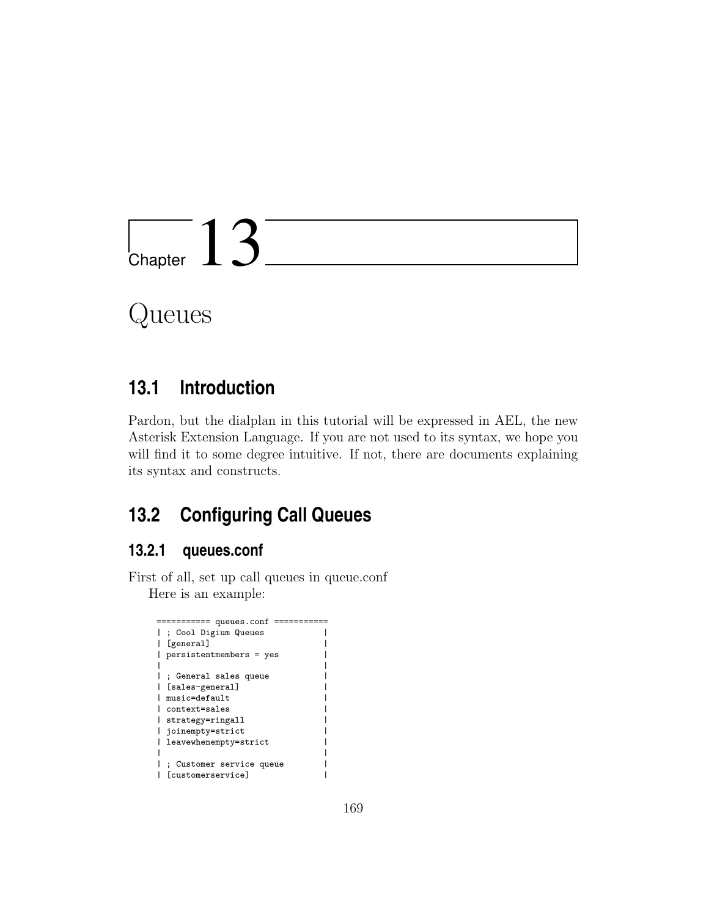# Chapter 13

# Queues

## 13.1 Introduction

Pardon, but the dialplan in this tutorial will be expressed in AEL, the new Asterisk Extension Language. If you are not used to its syntax, we hope you will find it to some degree intuitive. If not, there are documents explaining its syntax and constructs.

## 13.2 Configuring Call Queues

### 13.2.1 queues.conf

First of all, set up call queues in queue.conf

Here is an example:

```
=========== queues.conf ===========
| ; Cool Digium Queues            |
| [general]                       |
| persistentmembers = yes         |
|                                 |
| ; General sales queue           |
| [sales-general]                 |
| music=default                   |
| context=sales                   |
| strategy=ringall                |
| joinempty=strict                |
| leavewhenempty=strict           |
|                                 |
| ; Customer service queue        |
| [customerservice]               |
```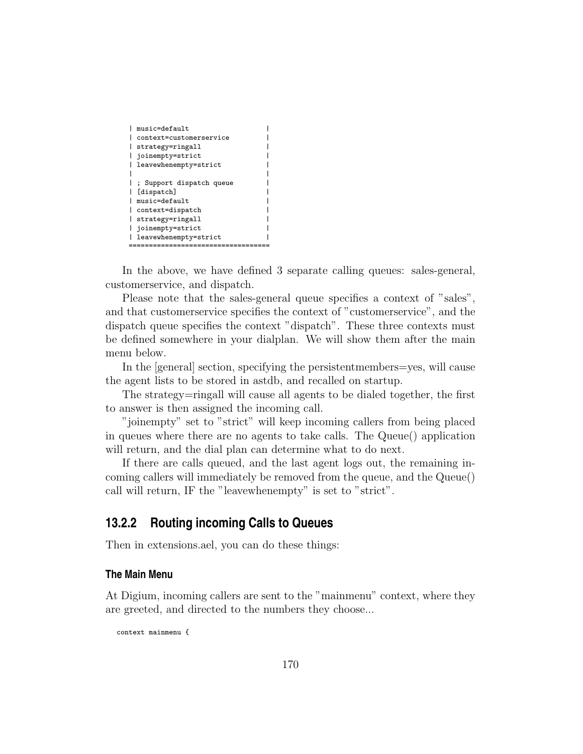```
| music=default                   |
| context=customerservice         |
| strategy=ringall                |
| joinempty=strict                |
| leavewhenempty=strict           |
|                                 |
| ; Support dispatch queue        |
| [dispatch]                      |
| music=default                   |
| context=dispatch                |
| strategy=ringall                |
| joinempty=strict                |
| leavewhenempty=strict           |
===================================
```

In the above, we have defined 3 separate calling queues: sales-general, customerservice, and dispatch.

Please note that the sales-general queue specifies a context of "sales", and that customerservice specifies the context of "customerservice", and the dispatch queue specifies the context "dispatch". These three contexts must be defined somewhere in your dialplan. We will show them after the main menu below.

In the [general] section, specifying the persistentmembers=yes, will cause the agent lists to be stored in astdb, and recalled on startup.

The strategy=ringall will cause all agents to be dialed together, the first to answer is then assigned the incoming call.

"joinempty" set to "strict" will keep incoming callers from being placed in queues where there are no agents to take calls. The Queue() application will return, and the dial plan can determine what to do next.

If there are calls queued, and the last agent logs out, the remaining incoming callers will immediately be removed from the queue, and the Queue() call will return, IF the "leavewhenempty" is set to "strict".

### 13.2.2 Routing incoming Calls to Queues

Then in extensions.ael, you can do these things:

#### The Main Menu

At Digium, incoming callers are sent to the "mainmenu" context, where they are greeted, and directed to the numbers they choose...

```
context mainmenu {
```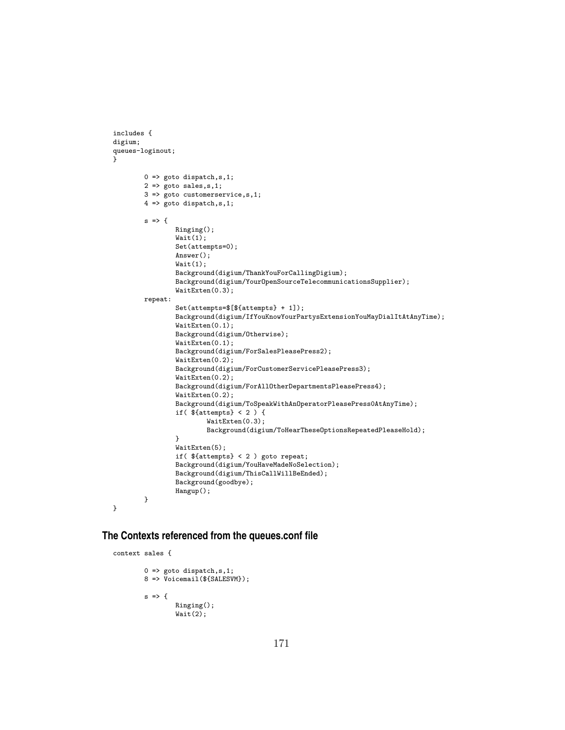```
includes {
digium;
queues-loginout;
}

        0 => goto dispatch,s,1;
        2 => goto sales,s,1;
        3 => goto customerservice,s,1;
        4 => goto dispatch,s,1;

        s => {
                Ringing();
                Wait(1);
                Set(attempts=0);
                Answer();
                Wait(1);
                Background(digium/ThankYouForCallingDigium);
                Background(digium/YourOpenSourceTelecommunicationsSupplier);
                WaitExten(0.3);
        repeat:
                Set(attempts=$[${attempts} + 1]);
                Background(digium/IfYouKnowYourPartysExtensionYouMayDialItAtAnyTime);
                WaitExten(0.1);
                Background(digium/Otherwise);
                WaitExten(0.1);
                Background(digium/ForSalesPleasePress2);
                WaitExten(0.2);
                Background(digium/ForCustomerServicePleasePress3);
                WaitExten(0.2);
                Background(digium/ForAllOtherDepartmentsPleasePress4);
                WaitExten(0.2);
                Background(digium/ToSpeakWithAnOperatorPleasePress0AtAnyTime);
                if( ${attempts} < 2 ) {
                        WaitExten(0.3);
                        Background(digium/ToHearTheseOptionsRepeatedPleaseHold);
                }
                WaitExten(5);
                if( ${attempts} < 2 ) goto repeat;
                Background(digium/YouHaveMadeNoSelection);
                Background(digium/ThisCallWillBeEnded);
                Background(goodbye);
                Hangup();
        }
}
```

## The Contexts referenced from the queues.conf file

```
context sales {

        0 => goto dispatch,s,1;
        8 => Voicemail(${SALESVM});

        s => {
                Ringing();
                Wait(2);
```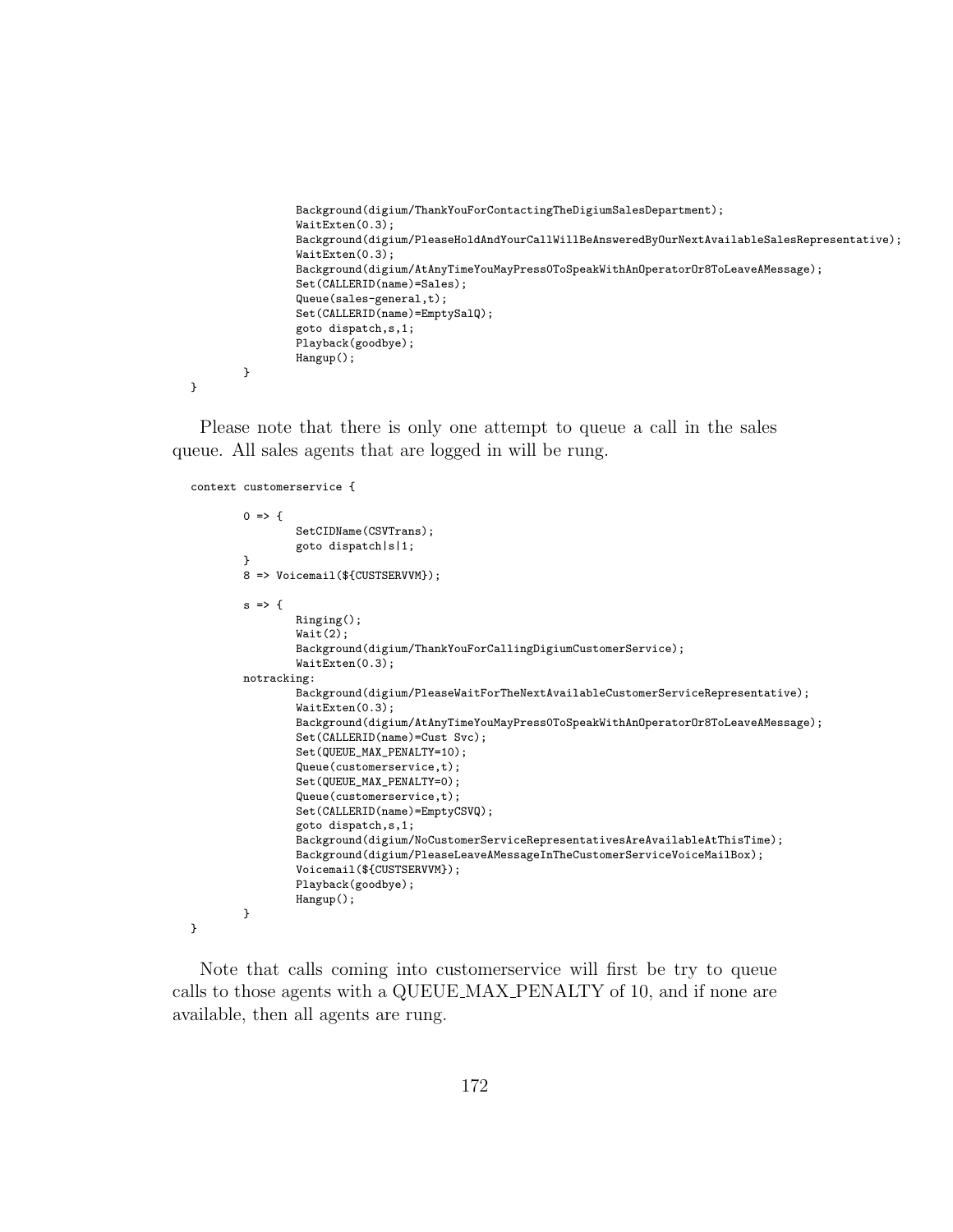```
                Background(digium/ThankYouForContactingTheDigiumSalesDepartment);
                WaitExten(0.3);
                Background(digium/PleaseHoldAndYourCallWillBeAnsweredByOurNextAvailableSalesRepresentative);
                WaitExten(0.3);
                Background(digium/AtAnyTimeYouMayPress0ToSpeakWithAnOperatorOr8ToLeaveAMessage);
                Set(CALLERID(name)=Sales);
                Queue(sales-general,t);
                Set(CALLERID(name)=EmptySalQ);
                goto dispatch,s,1;
                Playback(goodbye);
                Hangup();
        }
}
```

Please note that there is only one attempt to queue a call in the sales queue. All sales agents that are logged in will be rung.

```
context customerservice {

        0 => {
                SetCIDName(CSVTrans);
                goto dispatch|s|1;
        }
        8 => Voicemail(${CUSTSERVVM});

        s => {
                Ringing();
                Wait(2);
                Background(digium/ThankYouForCallingDigiumCustomerService);
                WaitExten(0.3);
        notracking:
                Background(digium/PleaseWaitForTheNextAvailableCustomerServiceRepresentative);
                WaitExten(0.3);
                Background(digium/AtAnyTimeYouMayPress0ToSpeakWithAnOperatorOr8ToLeaveAMessage);
                Set(CALLERID(name)=Cust Svc);
                Set(QUEUE_MAX_PENALTY=10);
                Queue(customerservice,t);
                Set(QUEUE_MAX_PENALTY=0);
                Queue(customerservice,t);
                Set(CALLERID(name)=EmptyCSVQ);
                goto dispatch,s,1;
                Background(digium/NoCustomerServiceRepresentativesAreAvailableAtThisTime);
                Background(digium/PleaseLeaveAMessageInTheCustomerServiceVoiceMailBox);
                Voicemail(${CUSTSERVVM});
                Playback(goodbye);
                Hangup();
        }
}
```

Note that calls coming into customerservice will first be try to queue calls to those agents with a QUEUE_MAX_PENALTY of 10, and if none are available, then all agents are rung.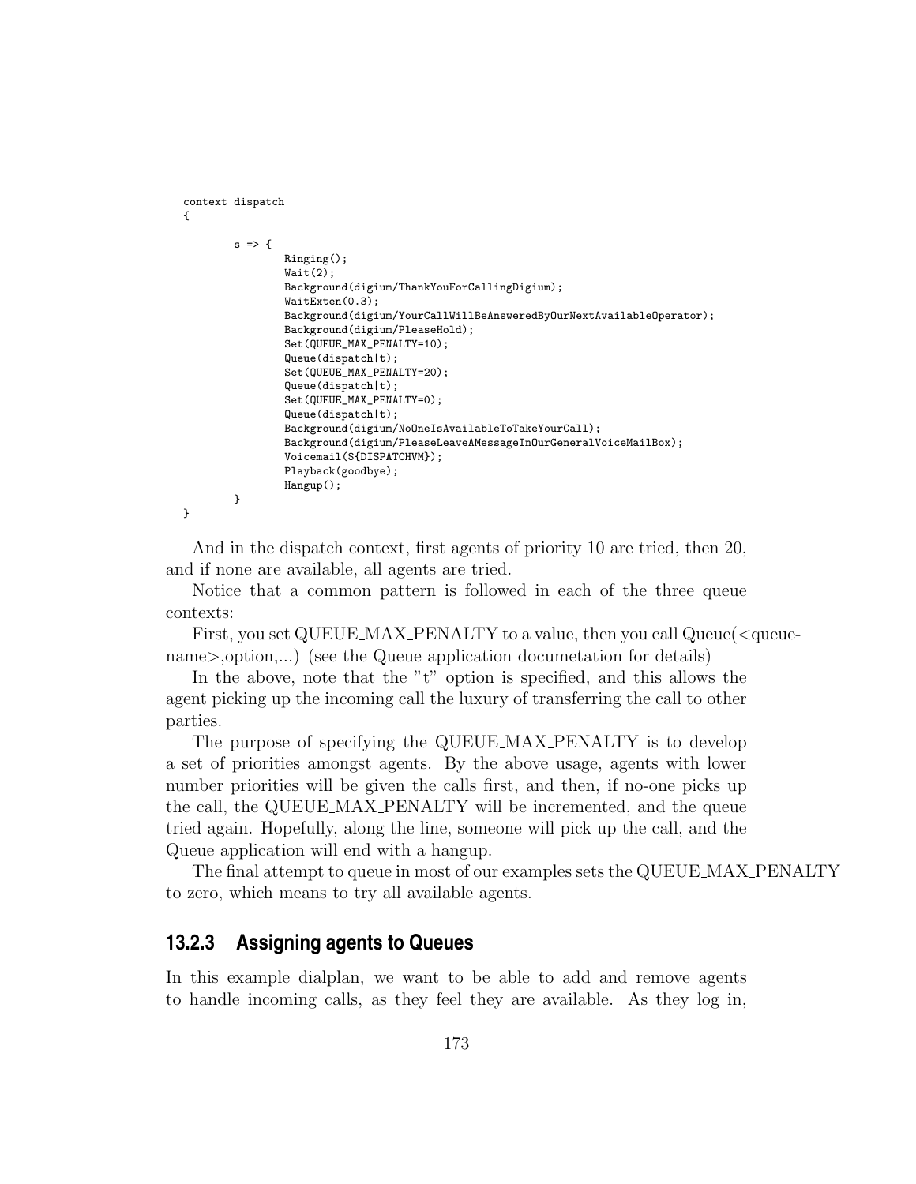```
context dispatch
{

        s => {
                Ringing();
                Wait(2);
                Background(digium/ThankYouForCallingDigium);
                WaitExten(0.3);
                Background(digium/YourCallWillBeAnsweredByOurNextAvailableOperator);
                Background(digium/PleaseHold);
                Set(QUEUE_MAX_PENALTY=10);
                Queue(dispatch|t);
                Set(QUEUE_MAX_PENALTY=20);
                Queue(dispatch|t);
                Set(QUEUE_MAX_PENALTY=0);
                Queue(dispatch|t);
                Background(digium/NoOneIsAvailableToTakeYourCall);
                Background(digium/PleaseLeaveAMessageInOurGeneralVoiceMailBox);
                Voicemail(${DISPATCHVM});
                Playback(goodbye);
                Hangup();
        }
}
```

And in the dispatch context, first agents of priority 10 are tried, then 20, and if none are available, all agents are tried.

Notice that a common pattern is followed in each of the three queue contexts:

First, you set QUEUE_MAX_PENALTY to a value, then you call Queue(<queue-name>,option,...) (see the Queue application documetation for details)

In the above, note that the "t" option is specified, and this allows the agent picking up the incoming call the luxury of transferring the call to other parties.

The purpose of specifying the QUEUE_MAX_PENALTY is to develop a set of priorities amongst agents. By the above usage, agents with lower number priorities will be given the calls first, and then, if no-one picks up the call, the QUEUE_MAX_PENALTY will be incremented, and the queue tried again. Hopefully, along the line, someone will pick up the call, and the Queue application will end with a hangup.

The final attempt to queue in most of our examples sets the QUEUE_MAX_PENALTY to zero, which means to try all available agents.

### 13.2.3 Assigning agents to Queues

In this example dialplan, we want to be able to add and remove agents to handle incoming calls, as they feel they are available. As they log in,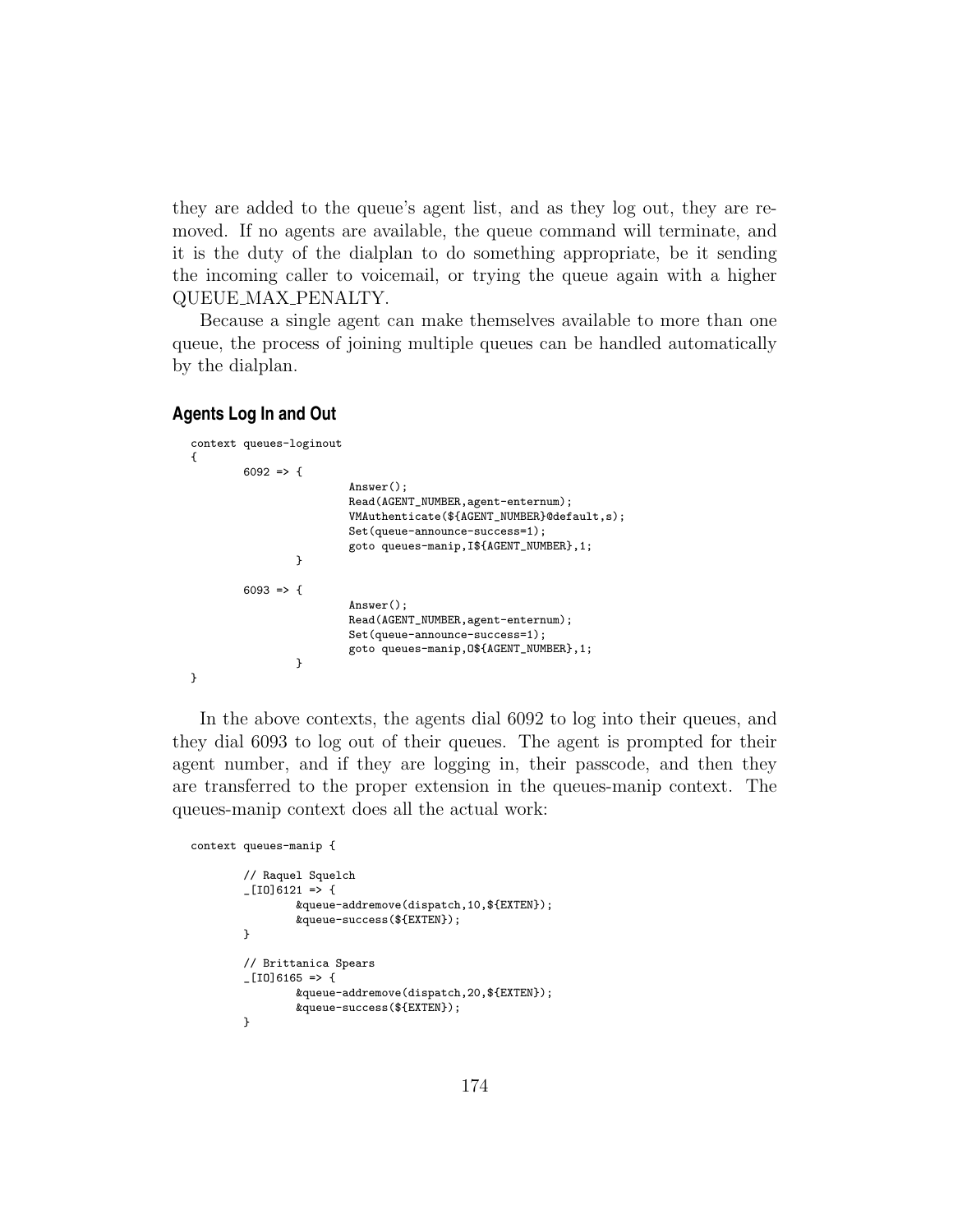they are added to the queue's agent list, and as they log out, they are removed. If no agents are available, the queue command will terminate, and it is the duty of the dialplan to do something appropriate, be it sending the incoming caller to voicemail, or trying the queue again with a higher QUEUE_MAX_PENALTY.

Because a single agent can make themselves available to more than one queue, the process of joining multiple queues can be handled automatically by the dialplan.

### Agents Log In and Out

```
context queues-loginout
{
        6092 => {
                        Answer();
                        Read(AGENT_NUMBER,agent-enternum);
                        VMAuthenticate(${AGENT_NUMBER}@default,s);
                        Set(queue-announce-success=1);
                        goto queues-manip,I${AGENT_NUMBER},1;
                }

        6093 => {
                        Answer();
                        Read(AGENT_NUMBER,agent-enternum);
                        Set(queue-announce-success=1);
                        goto queues-manip,O${AGENT_NUMBER},1;
                }
}
```

In the above contexts, the agents dial 6092 to log into their queues, and they dial 6093 to log out of their queues. The agent is prompted for their agent number, and if they are logging in, their passcode, and then they are transferred to the proper extension in the queues-manip context. The queues-manip context does all the actual work:

```
context queues-manip {

        // Raquel Squelch
        _[IO]6121 => {
                &queue-addremove(dispatch,10,${EXTEN});
                &queue-success(${EXTEN});
        }

        // Brittanica Spears
        _[IO]6165 => {
                &queue-addremove(dispatch,20,${EXTEN});
                &queue-success(${EXTEN});
        }
```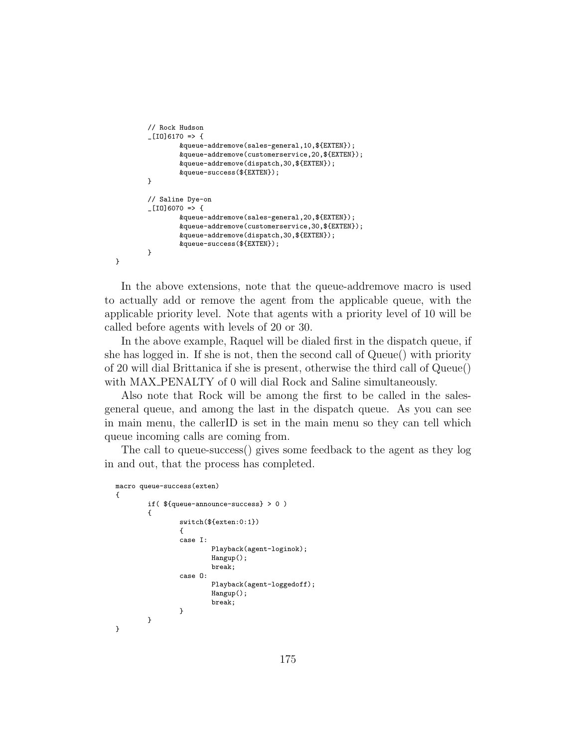```
        // Rock Hudson
        _[IO]6170 => {
                &queue-addremove(sales-general,10,${EXTEN});
                &queue-addremove(customerservice,20,${EXTEN});
                &queue-addremove(dispatch,30,${EXTEN});
                &queue-success(${EXTEN});
        }

        // Saline Dye-on
        _[IO]6070 => {
                &queue-addremove(sales-general,20,${EXTEN});
                &queue-addremove(customerservice,30,${EXTEN});
                &queue-addremove(dispatch,30,${EXTEN});
                &queue-success(${EXTEN});
        }
}
```

In the above extensions, note that the queue-addremove macro is used to actually add or remove the agent from the applicable queue, with the applicable priority level. Note that agents with a priority level of 10 will be called before agents with levels of 20 or 30.

In the above example, Raquel will be dialed first in the dispatch queue, if she has logged in. If she is not, then the second call of Queue() with priority of 20 will dial Brittanica if she is present, otherwise the third call of Queue() with MAX_PENALTY of 0 will dial Rock and Saline simultaneously.

Also note that Rock will be among the first to be called in the sales-general queue, and among the last in the dispatch queue. As you can see in main menu, the callerID is set in the main menu so they can tell which queue incoming calls are coming from.

The call to queue-success() gives some feedback to the agent as they log in and out, that the process has completed.

```
macro queue-success(exten)
{
        if( ${queue-announce-success} > 0 )
        {
                switch(${exten:0:1})
                {
                case I:
                        Playback(agent-loginok);
                        Hangup();
                        break;
                case O:
                        Playback(agent-loggedoff);
                        Hangup();
                        break;
                }
        }
}
```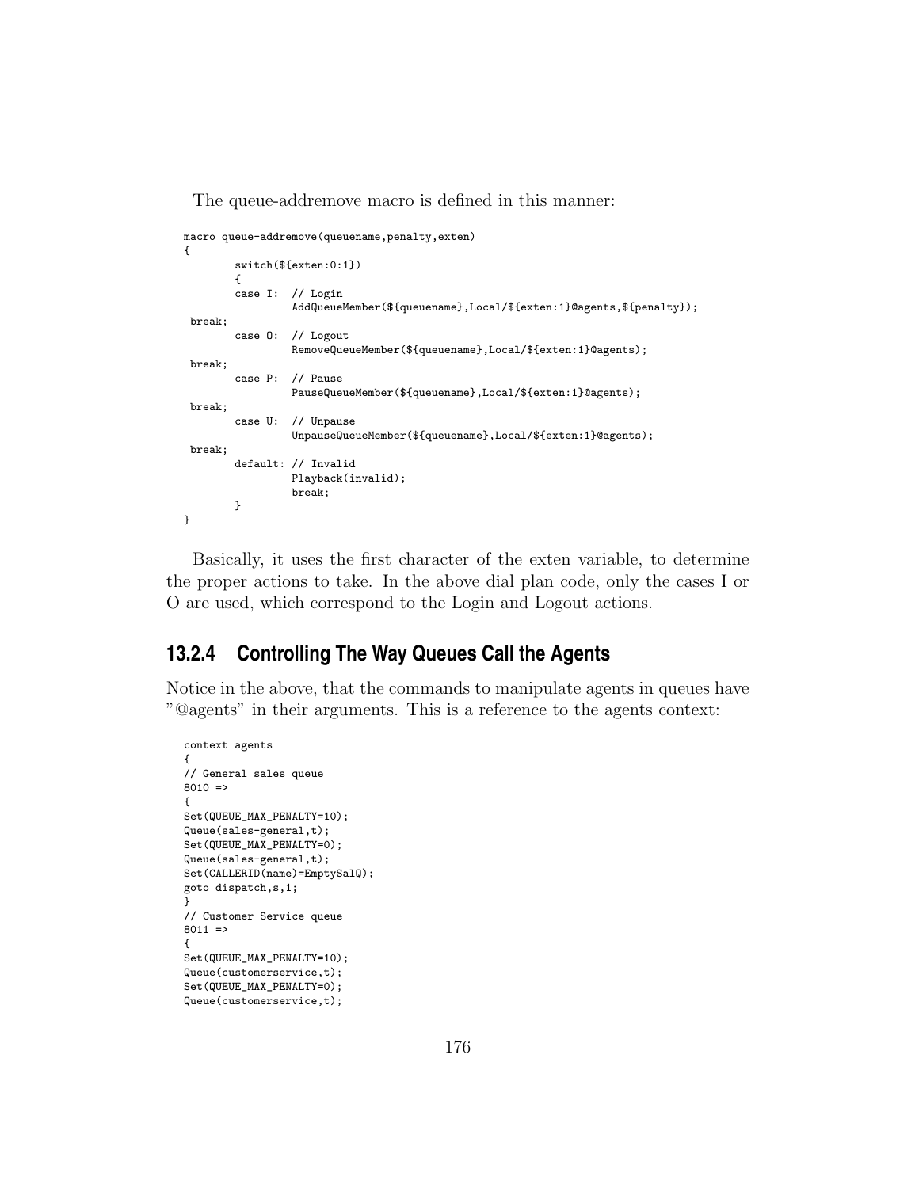The queue-addremove macro is defined in this manner:

```
macro queue-addremove(queuename,penalty,exten)
{
        switch(${exten:0:1})
        {
        case I:  // Login
                 AddQueueMember(${queuename},Local/${exten:1}@agents,${penalty});
 break;
        case O:  // Logout
                 RemoveQueueMember(${queuename},Local/${exten:1}@agents);
 break;
        case P:  // Pause
                 PauseQueueMember(${queuename},Local/${exten:1}@agents);
 break;
        case U:  // Unpause
                 UnpauseQueueMember(${queuename},Local/${exten:1}@agents);
 break;
        default: // Invalid
                 Playback(invalid);
                 break;
        }
}
```

Basically, it uses the first character of the exten variable, to determine the proper actions to take. In the above dial plan code, only the cases I or O are used, which correspond to the Login and Logout actions.

### 13.2.4 Controlling The Way Queues Call the Agents

Notice in the above, that the commands to manipulate agents in queues have "@agents" in their arguments. This is a reference to the agents context:

```
context agents
{
// General sales queue
8010 =>
{
Set(QUEUE_MAX_PENALTY=10);
Queue(sales-general,t);
Set(QUEUE_MAX_PENALTY=0);
Queue(sales-general,t);
Set(CALLERID(name)=EmptySalQ);
goto dispatch,s,1;
}
// Customer Service queue
8011 =>
{
Set(QUEUE_MAX_PENALTY=10);
Queue(customerservice,t);
Set(QUEUE_MAX_PENALTY=0);
Queue(customerservice,t);
```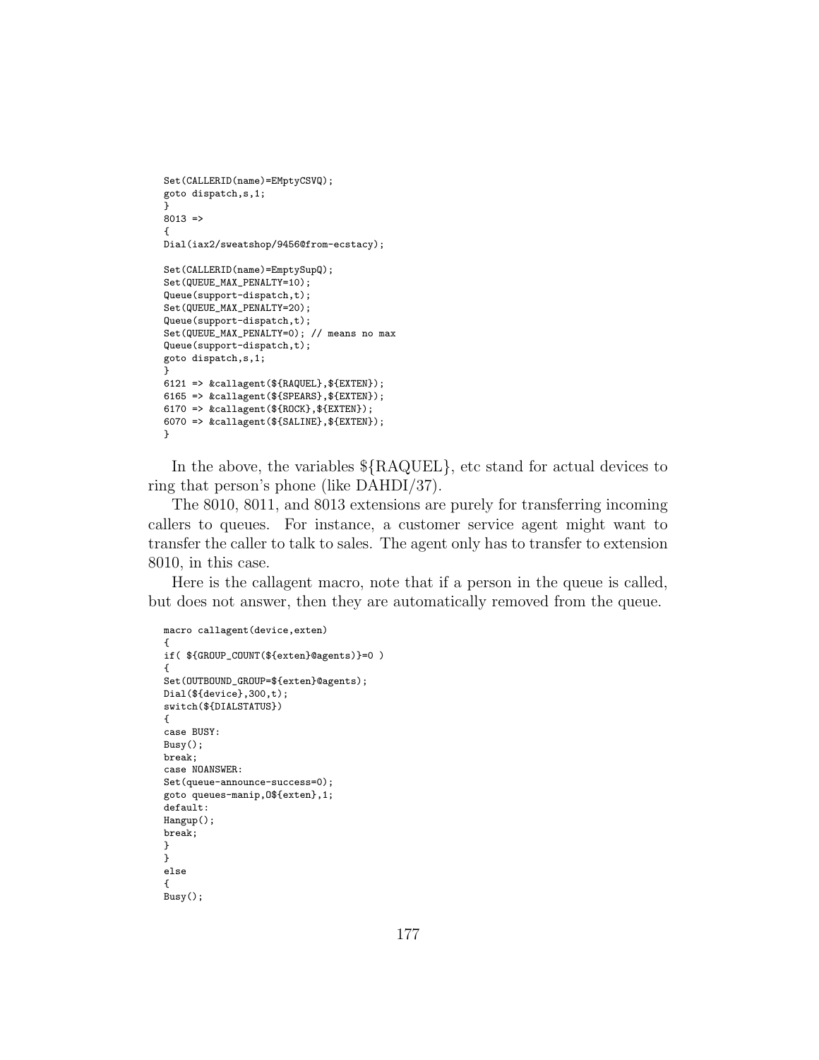```
Set(CALLERID(name)=EMptyCSVQ);
goto dispatch,s,1;
}
8013 =>
{
Dial(iax2/sweatshop/9456@from-ecstacy);

Set(CALLERID(name)=EmptySupQ);
Set(QUEUE_MAX_PENALTY=10);
Queue(support-dispatch,t);
Set(QUEUE_MAX_PENALTY=20);
Queue(support-dispatch,t);
Set(QUEUE_MAX_PENALTY=0); // means no max
Queue(support-dispatch,t);
goto dispatch,s,1;
}
6121 => &callagent(${RAQUEL},${EXTEN});
6165 => &callagent(${SPEARS},${EXTEN});
6170 => &callagent(${ROCK},${EXTEN});
6070 => &callagent(${SALINE},${EXTEN});
}
```

In the above, the variables ${RAQUEL}, etc stand for actual devices to ring that person's phone (like DAHDI/37).

The 8010, 8011, and 8013 extensions are purely for transferring incoming callers to queues. For instance, a customer service agent might want to transfer the caller to talk to sales. The agent only has to transfer to extension 8010, in this case.

Here is the callagent macro, note that if a person in the queue is called, but does not answer, then they are automatically removed from the queue.

```
macro callagent(device,exten)
{
if( ${GROUP_COUNT(${exten}@agents)}=0 )
{
Set(OUTBOUND_GROUP=${exten}@agents);
Dial(${device},300,t);
switch(${DIALSTATUS})
{
case BUSY:
Busy();
break;
case NOANSWER:
Set(queue-announce-success=0);
goto queues-manip,O${exten},1;
default:
Hangup();
break;
}
}
else
{
Busy();
```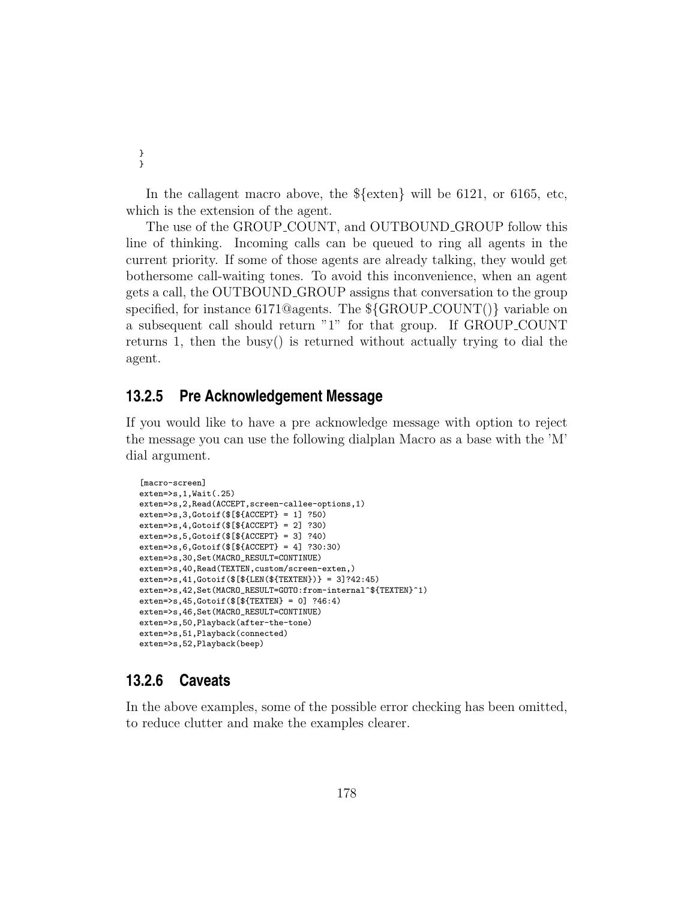```
}
}
```

In the callagent macro above, the ${exten} will be 6121, or 6165, etc, which is the extension of the agent.

The use of the GROUP_COUNT, and OUTBOUND_GROUP follow this line of thinking. Incoming calls can be queued to ring all agents in the current priority. If some of those agents are already talking, they would get bothersome call-waiting tones. To avoid this inconvenience, when an agent gets a call, the OUTBOUND_GROUP assigns that conversation to the group specified, for instance 6171@agents. The ${GROUP_COUNT()} variable on a subsequent call should return "1" for that group. If GROUP_COUNT returns 1, then the busy() is returned without actually trying to dial the agent.

### 13.2.5 Pre Acknowledgement Message

If you would like to have a pre acknowledge message with option to reject the message you can use the following dialplan Macro as a base with the 'M' dial argument.

```
[macro-screen]
exten=>s,1,Wait(.25)
exten=>s,2,Read(ACCEPT,screen-callee-options,1)
exten=>s,3,Gotoif($[${ACCEPT} = 1] ?50)
exten=>s,4,Gotoif($[${ACCEPT} = 2] ?30)
exten=>s,5,Gotoif($[${ACCEPT} = 3] ?40)
exten=>s,6,Gotoif($[${ACCEPT} = 4] ?30:30)
exten=>s,30,Set(MACRO_RESULT=CONTINUE)
exten=>s,40,Read(TEXTEN,custom/screen-exten,)
exten=>s,41,Gotoif($[${LEN(${TEXTEN})} = 3]?42:45)
exten=>s,42,Set(MACRO_RESULT=GOTO:from-internal^${TEXTEN}^1)
exten=>s,45,Gotoif($[${TEXTEN} = 0] ?46:4)
exten=>s,46,Set(MACRO_RESULT=CONTINUE)
exten=>s,50,Playback(after-the-tone)
exten=>s,51,Playback(connected)
exten=>s,52,Playback(beep)
```

### 13.2.6 Caveats

In the above examples, some of the possible error checking has been omitted, to reduce clutter and make the examples clearer.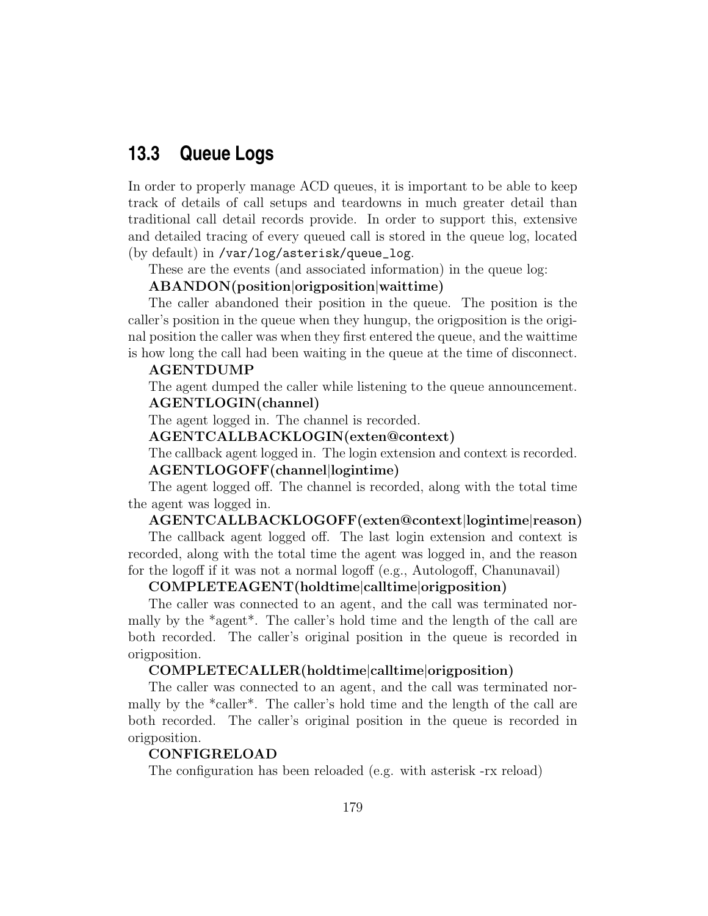## 13.3 Queue Logs

In order to properly manage ACD queues, it is important to be able to keep track of details of call setups and teardowns in much greater detail than traditional call detail records provide. In order to support this, extensive and detailed tracing of every queued call is stored in the queue log, located (by default) in `/var/log/asterisk/queue_log`.

These are the events (and associated information) in the queue log:

**ABANDON(position|origposition|waittime)**

The caller abandoned their position in the queue. The position is the caller's position in the queue when they hungup, the origposition is the original position the caller was when they first entered the queue, and the waittime is how long the call had been waiting in the queue at the time of disconnect.

**AGENTDUMP**

The agent dumped the caller while listening to the queue announcement.

**AGENTLOGIN(channel)**

The agent logged in. The channel is recorded.

**AGENTCALLBACKLOGIN(exten@context)**

The callback agent logged in. The login extension and context is recorded.

**AGENTLOGOFF(channel|logintime)**

The agent logged off. The channel is recorded, along with the total time the agent was logged in.

**AGENTCALLBACKLOGOFF(exten@context|logintime|reason)**

The callback agent logged off. The last login extension and context is recorded, along with the total time the agent was logged in, and the reason for the logoff if it was not a normal logoff (e.g., Autologoff, Chanunavail)

**COMPLETEAGENT(holdtime|calltime|origposition)**

The caller was connected to an agent, and the call was terminated normally by the *agent*. The caller's hold time and the length of the call are both recorded. The caller's original position in the queue is recorded in origposition.

**COMPLETECALLER(holdtime|calltime|origposition)**

The caller was connected to an agent, and the call was terminated normally by the *caller*. The caller's hold time and the length of the call are both recorded. The caller's original position in the queue is recorded in origposition.

**CONFIGRELOAD**

The configuration has been reloaded (e.g. with asterisk -rx reload)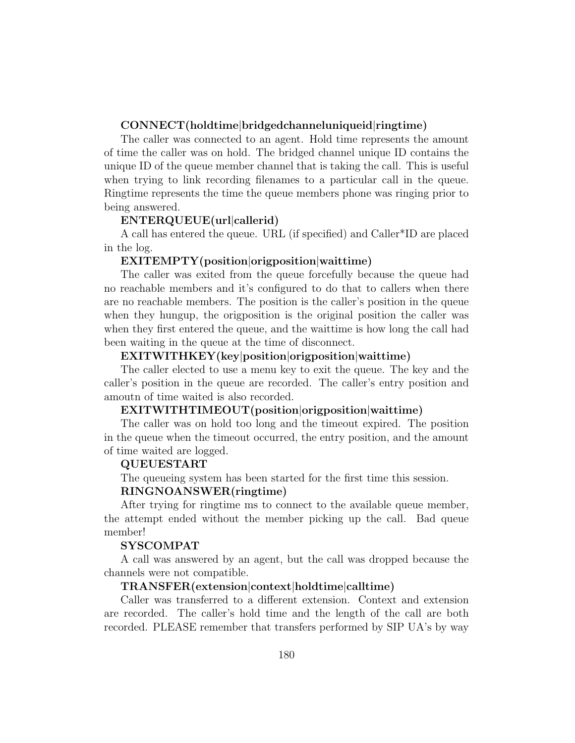**CONNECT(holdtime|bridgedchanneluniqueid|ringtime)**

The caller was connected to an agent. Hold time represents the amount of time the caller was on hold. The bridged channel unique ID contains the unique ID of the queue member channel that is taking the call. This is useful when trying to link recording filenames to a particular call in the queue. Ringtime represents the time the queue members phone was ringing prior to being answered.

**ENTERQUEUE(url|callerid)**

A call has entered the queue. URL (if specified) and Caller*ID are placed in the log.

**EXITEMPTY(position|origposition|waittime)**

The caller was exited from the queue forcefully because the queue had no reachable members and it's configured to do that to callers when there are no reachable members. The position is the caller's position in the queue when they hungup, the origposition is the original position the caller was when they first entered the queue, and the waittime is how long the call had been waiting in the queue at the time of disconnect.

**EXITWITHKEY(key|position|origposition|waittime)**

The caller elected to use a menu key to exit the queue. The key and the caller's position in the queue are recorded. The caller's entry position and amoutn of time waited is also recorded.

**EXITWITHTIMEOUT(position|origposition|waittime)**

The caller was on hold too long and the timeout expired. The position in the queue when the timeout occurred, the entry position, and the amount of time waited are logged.

**QUEUESTART**

The queueing system has been started for the first time this session.

**RINGNOANSWER(ringtime)**

After trying for ringtime ms to connect to the available queue member, the attempt ended without the member picking up the call. Bad queue member!

**SYSCOMPAT**

A call was answered by an agent, but the call was dropped because the channels were not compatible.

**TRANSFER(extension|context|holdtime|calltime)**

Caller was transferred to a different extension. Context and extension are recorded. The caller's hold time and the length of the call are both recorded. PLEASE remember that transfers performed by SIP UA's by way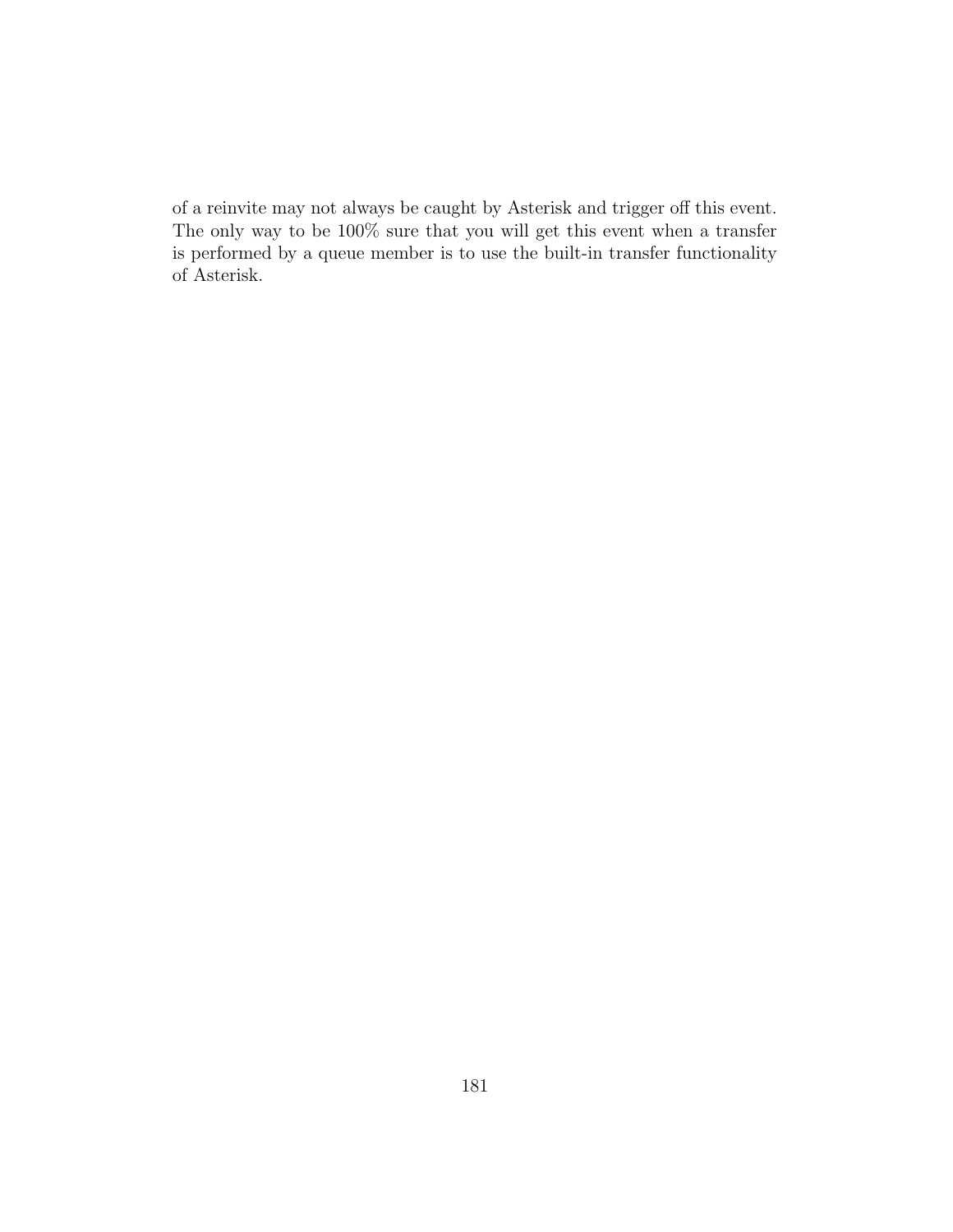of a reinvite may not always be caught by Asterisk and trigger off this event. The only way to be 100% sure that you will get this event when a transfer is performed by a queue member is to use the built-in transfer functionality of Asterisk.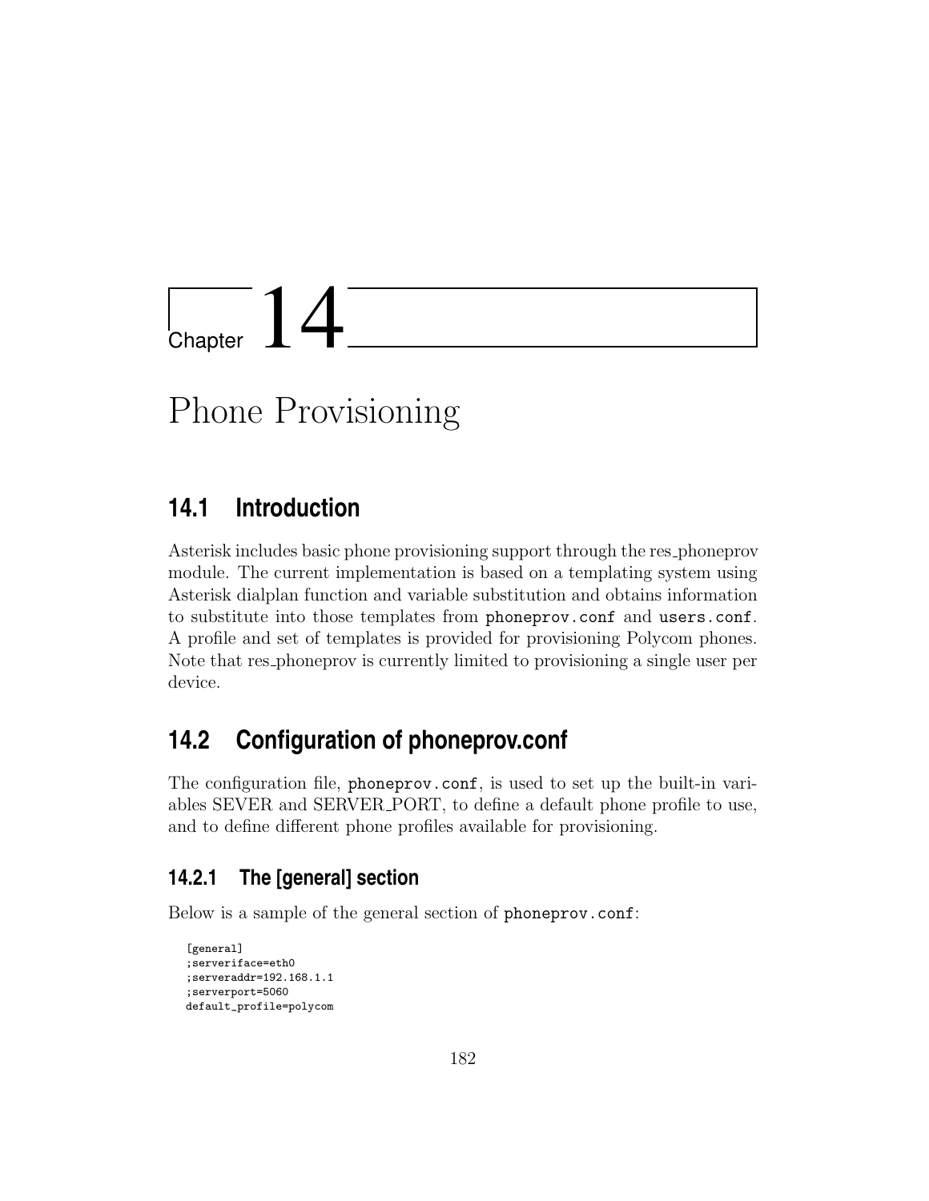# Chapter 14

# Phone Provisioning

## 14.1 Introduction

Asterisk includes basic phone provisioning support through the res_phoneprov module. The current implementation is based on a templating system using Asterisk dialplan function and variable substitution and obtains information to substitute into those templates from `phoneprov.conf` and `users.conf`. A profile and set of templates is provided for provisioning Polycom phones. Note that res_phoneprov is currently limited to provisioning a single user per device.

## 14.2 Configuration of phoneprov.conf

The configuration file, `phoneprov.conf`, is used to set up the built-in variables SEVER and SERVER_PORT, to define a default phone profile to use, and to define different phone profiles available for provisioning.

### 14.2.1 The [general] section

Below is a sample of the general section of `phoneprov.conf`:

```
[general]
;serveriface=eth0
;serveraddr=192.168.1.1
;serverport=5060
default_profile=polycom
```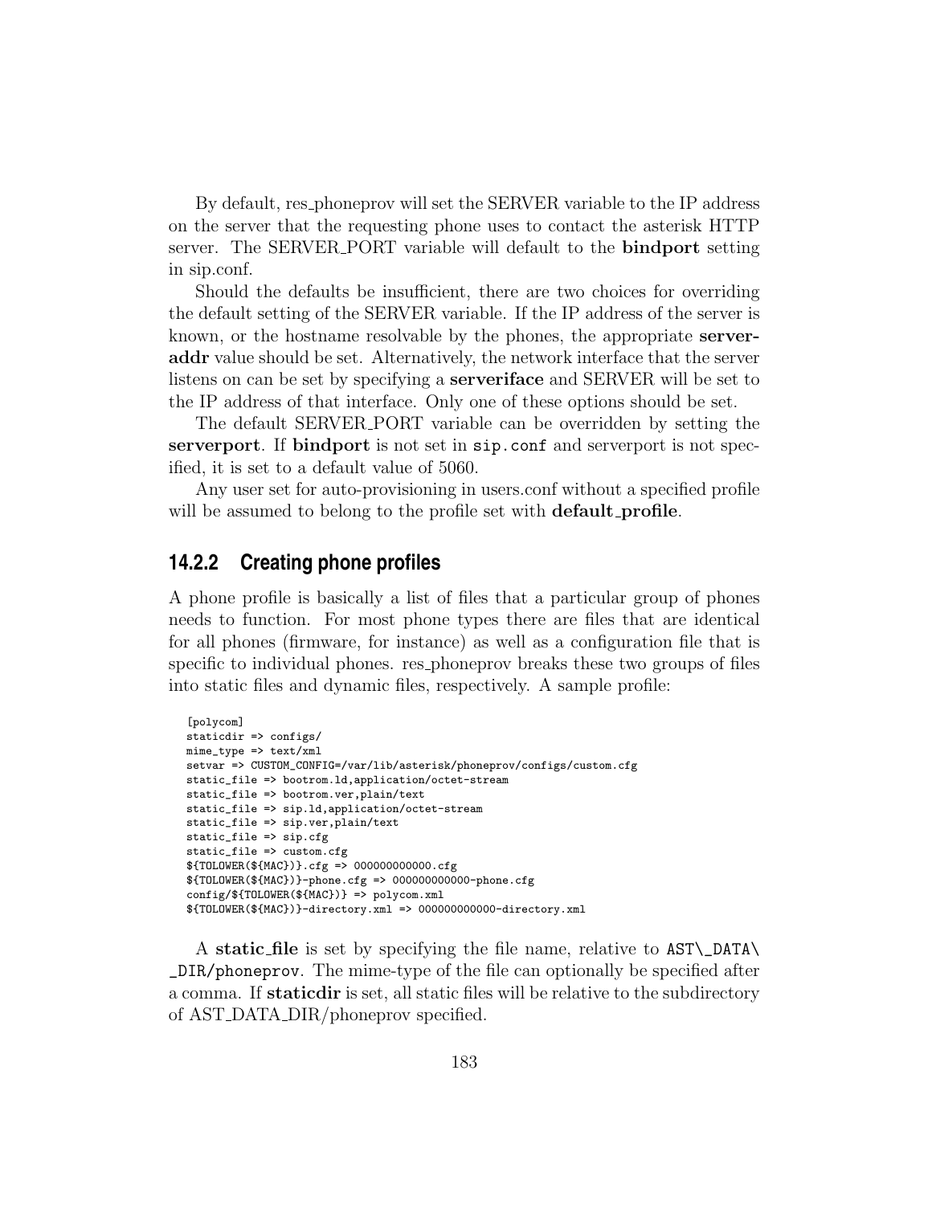By default, res_phoneprov will set the SERVER variable to the IP address on the server that the requesting phone uses to contact the asterisk HTTP server. The SERVER_PORT variable will default to the **bindport** setting in sip.conf.

Should the defaults be insufficient, there are two choices for overriding the default setting of the SERVER variable. If the IP address of the server is known, or the hostname resolvable by the phones, the appropriate **serveraddr** value should be set. Alternatively, the network interface that the server listens on can be set by specifying a **serveriface** and SERVER will be set to the IP address of that interface. Only one of these options should be set.

The default SERVER_PORT variable can be overridden by setting the **serverport**. If **bindport** is not set in `sip.conf` and serverport is not specified, it is set to a default value of 5060.

Any user set for auto-provisioning in users.conf without a specified profile will be assumed to belong to the profile set with **default_profile**.

### 14.2.2 Creating phone profiles

A phone profile is basically a list of files that a particular group of phones needs to function. For most phone types there are files that are identical for all phones (firmware, for instance) as well as a configuration file that is specific to individual phones. res_phoneprov breaks these two groups of files into static files and dynamic files, respectively. A sample profile:

```
[polycom]
staticdir => configs/
mime_type => text/xml
setvar => CUSTOM_CONFIG=/var/lib/asterisk/phoneprov/configs/custom.cfg
static_file => bootrom.ld,application/octet-stream
static_file => bootrom.ver,plain/text
static_file => sip.ld,application/octet-stream
static_file => sip.ver,plain/text
static_file => sip.cfg
static_file => custom.cfg
${TOLOWER(${MAC})}.cfg => 000000000000.cfg
${TOLOWER(${MAC})}-phone.cfg => 000000000000-phone.cfg
config/${TOLOWER(${MAC})} => polycom.xml
${TOLOWER(${MAC})}-directory.xml => 000000000000-directory.xml
```

A **static_file** is set by specifying the file name, relative to `AST\_DATA\_DIR/phoneprov`. The mime-type of the file can optionally be specified after a comma. If **staticdir** is set, all static files will be relative to the subdirectory of AST_DATA_DIR/phoneprov specified.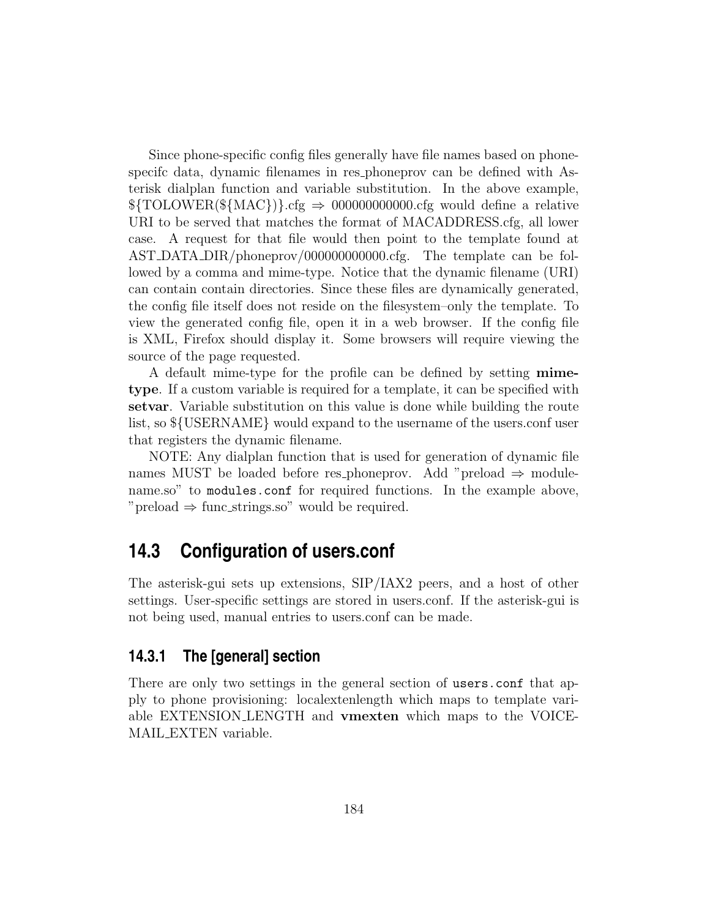Since phone-specific config files generally have file names based on phone-specifc data, dynamic filenames in res_phoneprov can be defined with Asterisk dialplan function and variable substitution. In the above example, ${TOLOWER(${MAC})}.cfg ⇒ 000000000000.cfg would define a relative URI to be served that matches the format of MACADDRESS.cfg, all lower case. A request for that file would then point to the template found at AST_DATA_DIR/phoneprov/000000000000.cfg. The template can be followed by a comma and mime-type. Notice that the dynamic filename (URI) can contain contain directories. Since these files are dynamically generated, the config file itself does not reside on the filesystem–only the template. To view the generated config file, open it in a web browser. If the config file is XML, Firefox should display it. Some browsers will require viewing the source of the page requested.

A default mime-type for the profile can be defined by setting **mime-type**. If a custom variable is required for a template, it can be specified with **setvar**. Variable substitution on this value is done while building the route list, so ${USERNAME} would expand to the username of the users.conf user that registers the dynamic filename.

NOTE: Any dialplan function that is used for generation of dynamic file names MUST be loaded before res_phoneprov. Add "preload ⇒ modulename.so" to `modules.conf` for required functions. In the example above, "preload ⇒ func_strings.so" would be required.

## 14.3 Configuration of users.conf

The asterisk-gui sets up extensions, SIP/IAX2 peers, and a host of other settings. User-specific settings are stored in users.conf. If the asterisk-gui is not being used, manual entries to users.conf can be made.

### 14.3.1 The [general] section

There are only two settings in the general section of `users.conf` that apply to phone provisioning: localextenlength which maps to template variable EXTENSION_LENGTH and **vmexten** which maps to the VOICEMAIL_EXTEN variable.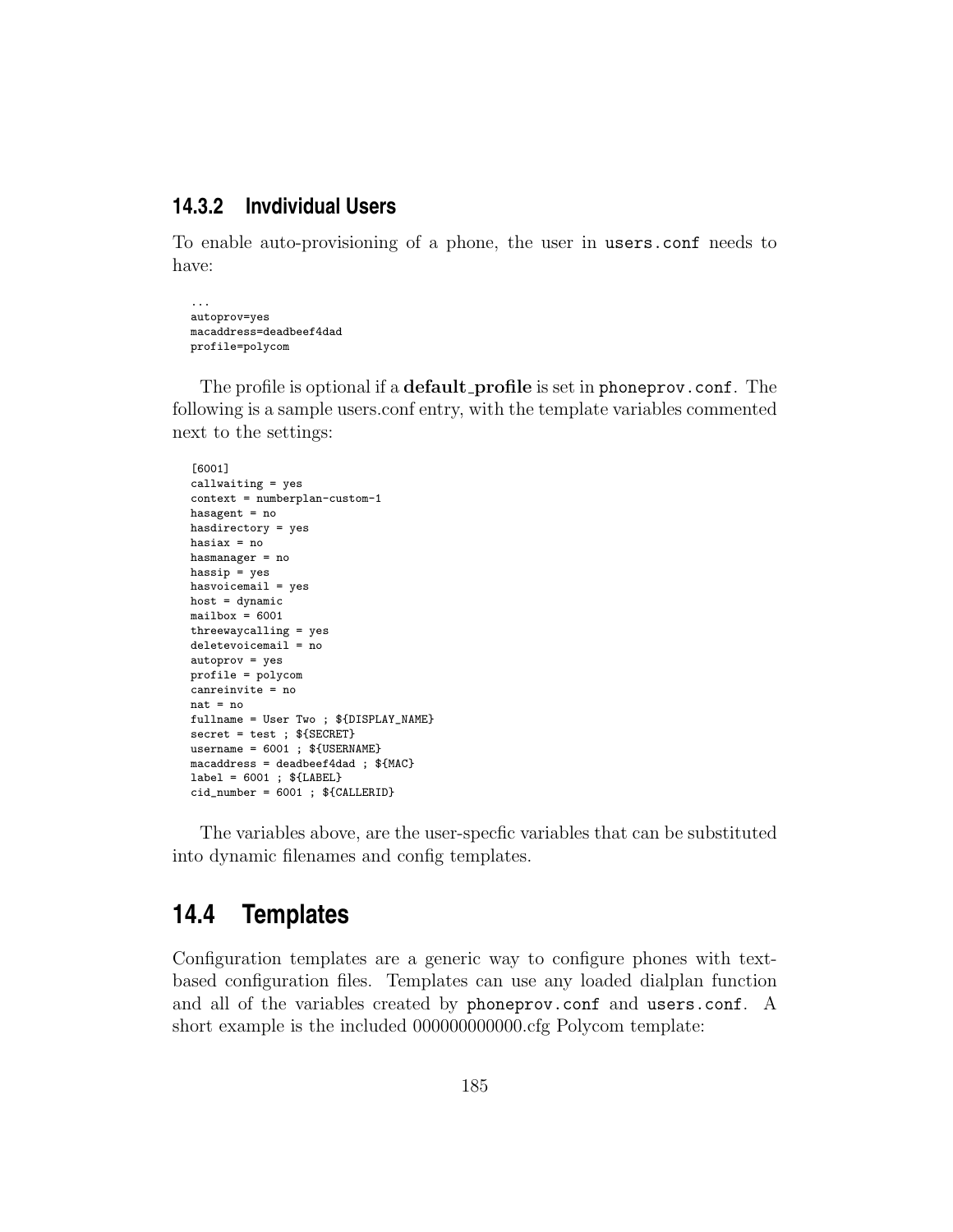### 14.3.2 Invdividual Users

To enable auto-provisioning of a phone, the user in `users.conf` needs to have:

```
...
autoprov=yes
macaddress=deadbeef4dad
profile=polycom
```

The profile is optional if a **default_profile** is set in `phoneprov.conf`. The following is a sample users.conf entry, with the template variables commented next to the settings:

```
[6001]
callwaiting = yes
context = numberplan-custom-1
hasagent = no
hasdirectory = yes
hasiax = no
hasmanager = no
hassip = yes
hasvoicemail = yes
host = dynamic
mailbox = 6001
threewaycalling = yes
deletevoicemail = no
autoprov = yes
profile = polycom
canreinvite = no
nat = no
fullname = User Two ; ${DISPLAY_NAME}
secret = test ; ${SECRET}
username = 6001 ; ${USERNAME}
macaddress = deadbeef4dad ; ${MAC}
label = 6001 ; ${LABEL}
cid_number = 6001 ; ${CALLERID}
```

The variables above, are the user-specfic variables that can be substituted into dynamic filenames and config templates.

## 14.4 Templates

Configuration templates are a generic way to configure phones with text-based configuration files. Templates can use any loaded dialplan function and all of the variables created by `phoneprov.conf` and `users.conf`. A short example is the included 000000000000.cfg Polycom template: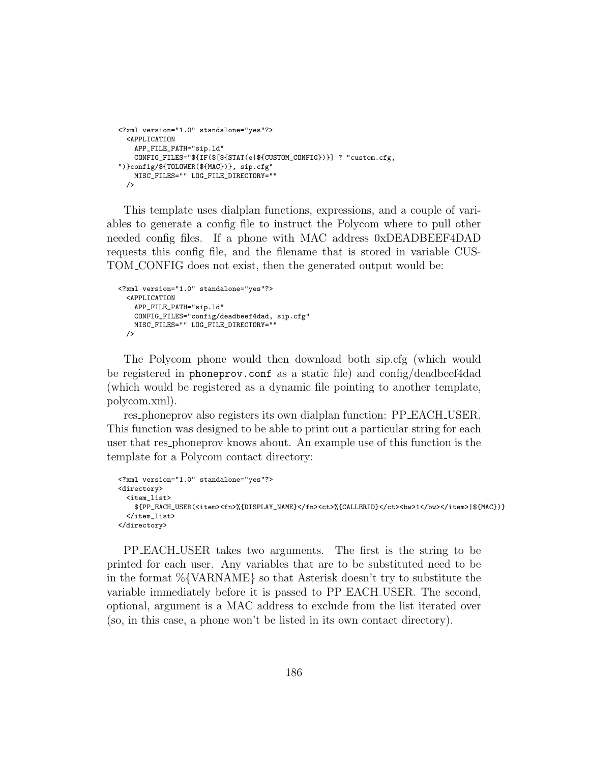```
<?xml version="1.0" standalone="yes"?>
  <APPLICATION
    APP_FILE_PATH="sip.ld"
    CONFIG_FILES="${IF($[${STAT(e|${CUSTOM_CONFIG})}] ? "custom.cfg,
")}config/${TOLOWER(${MAC})}, sip.cfg"
    MISC_FILES="" LOG_FILE_DIRECTORY=""
  />
```

This template uses dialplan functions, expressions, and a couple of variables to generate a config file to instruct the Polycom where to pull other needed config files. If a phone with MAC address 0xDEADBEEF4DAD requests this config file, and the filename that is stored in variable CUSTOM_CONFIG does not exist, then the generated output would be:

```
<?xml version="1.0" standalone="yes"?>
  <APPLICATION
    APP_FILE_PATH="sip.ld"
    CONFIG_FILES="config/deadbeef4dad, sip.cfg"
    MISC_FILES="" LOG_FILE_DIRECTORY=""
  />
```

The Polycom phone would then download both sip.cfg (which would be registered in `phoneprov.conf` as a static file) and config/deadbeef4dad (which would be registered as a dynamic file pointing to another template, polycom.xml).

res_phoneprov also registers its own dialplan function: PP_EACH_USER. This function was designed to be able to print out a particular string for each user that res_phoneprov knows about. An example use of this function is the template for a Polycom contact directory:

```
<?xml version="1.0" standalone="yes"?>
<directory>
  <item_list>
    ${PP_EACH_USER(<item><fn>%{DISPLAY_NAME}</fn><ct>%{CALLERID}</ct><bw>1</bw></item>|${MAC})}
  </item_list>
</directory>
```

PP_EACH_USER takes two arguments. The first is the string to be printed for each user. Any variables that are to be substituted need to be in the format %{VARNAME} so that Asterisk doesn't try to substitute the variable immediately before it is passed to PP_EACH_USER. The second, optional, argument is a MAC address to exclude from the list iterated over (so, in this case, a phone won't be listed in its own contact directory).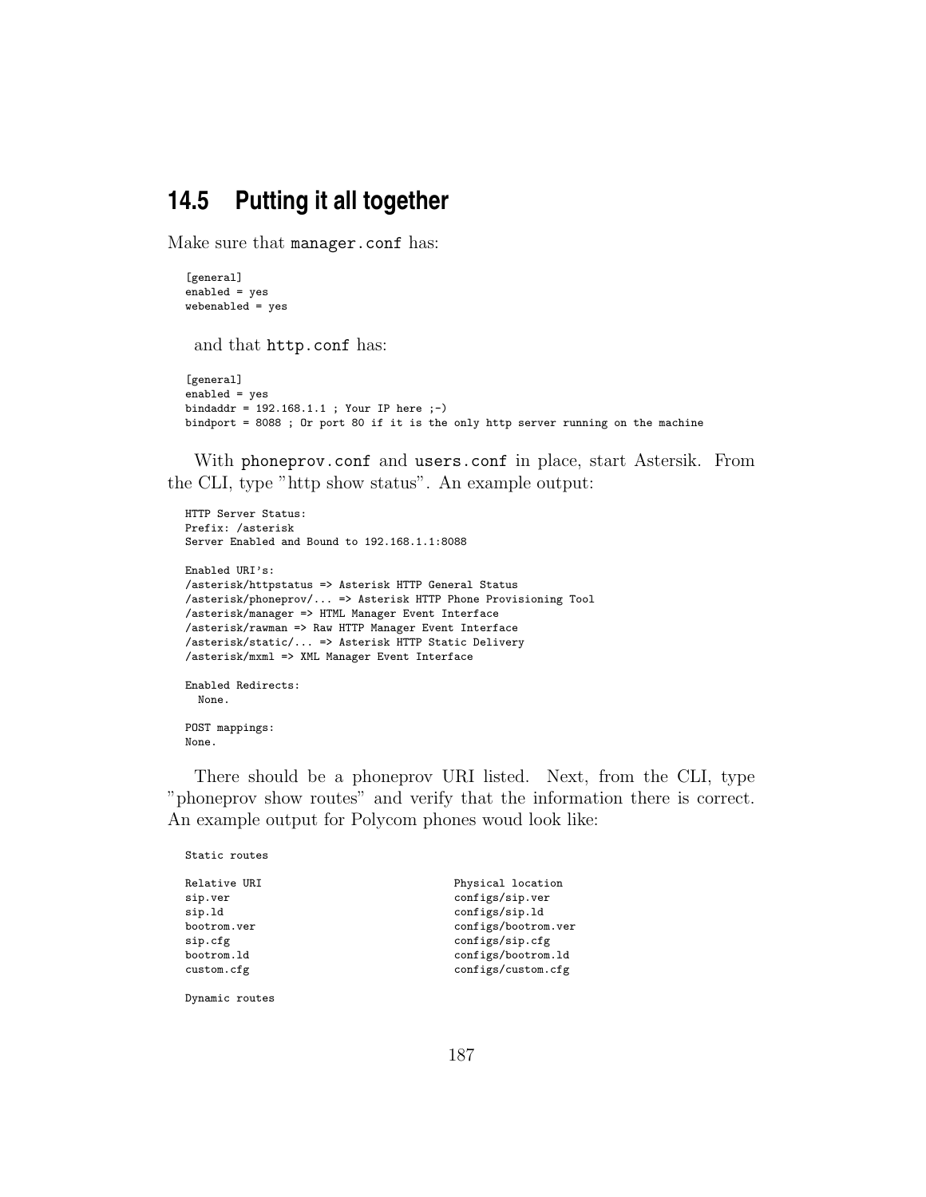## 14.5 Putting it all together

Make sure that manager.conf has:

```
[general]
enabled = yes
webenabled = yes
```

and that http.conf has:

```
[general]
enabled = yes
bindaddr = 192.168.1.1 ; Your IP here ;-)
bindport = 8088 ; Or port 80 if it is the only http server running on the machine
```

With phoneprov.conf and users.conf in place, start Astersik. From the CLI, type "http show status". An example output:

```
HTTP Server Status:
Prefix: /asterisk
Server Enabled and Bound to 192.168.1.1:8088

Enabled URI's:
/asterisk/httpstatus => Asterisk HTTP General Status
/asterisk/phoneprov/... => Asterisk HTTP Phone Provisioning Tool
/asterisk/manager => HTML Manager Event Interface
/asterisk/rawman => Raw HTTP Manager Event Interface
/asterisk/static/... => Asterisk HTTP Static Delivery
/asterisk/mxml => XML Manager Event Interface

Enabled Redirects:
  None.

POST mappings:
None.
```

There should be a phoneprov URI listed. Next, from the CLI, type "phoneprov show routes" and verify that the information there is correct. An example output for Polycom phones woud look like:

```
Static routes

Relative URI                              Physical location
sip.ver                                   configs/sip.ver
sip.ld                                    configs/sip.ld
bootrom.ver                               configs/bootrom.ver
sip.cfg                                   configs/sip.cfg
bootrom.ld                                configs/bootrom.ld
custom.cfg                                configs/custom.cfg

Dynamic routes
```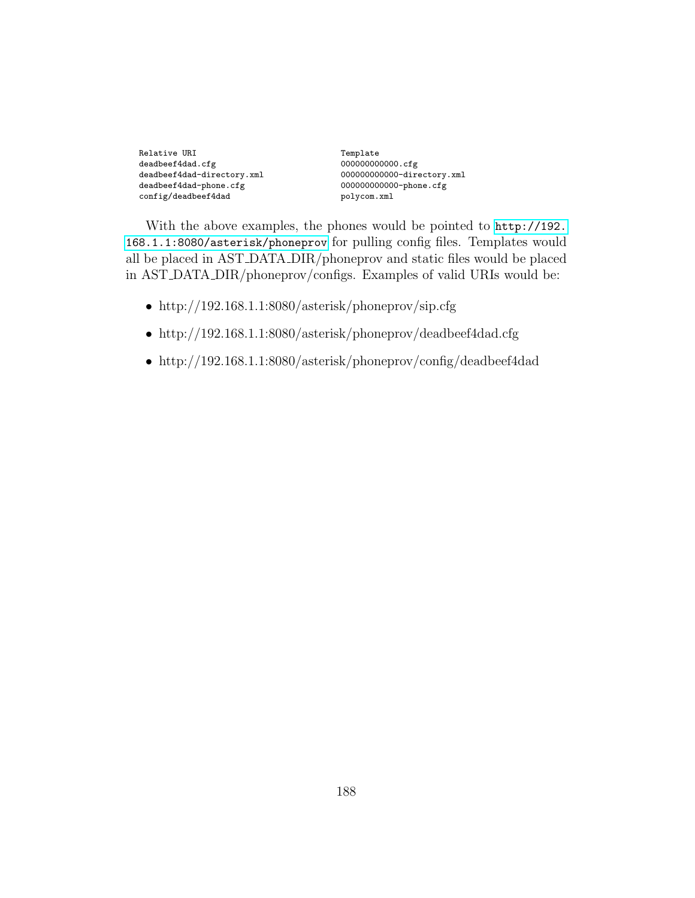```
Relative URI                          Template
deadbeef4dad.cfg                      000000000000.cfg
deadbeef4dad-directory.xml            000000000000-directory.xml
deadbeef4dad-phone.cfg                000000000000-phone.cfg
config/deadbeef4dad                   polycom.xml
```

With the above examples, the phones would be pointed to `http://192.168.1.1:8080/asterisk/phoneprov` for pulling config files. Templates would all be placed in AST_DATA_DIR/phoneprov and static files would be placed in AST_DATA_DIR/phoneprov/configs. Examples of valid URIs would be:

- http://192.168.1.1:8080/asterisk/phoneprov/sip.cfg
- http://192.168.1.1:8080/asterisk/phoneprov/deadbeef4dad.cfg
- http://192.168.1.1:8080/asterisk/phoneprov/config/deadbeef4dad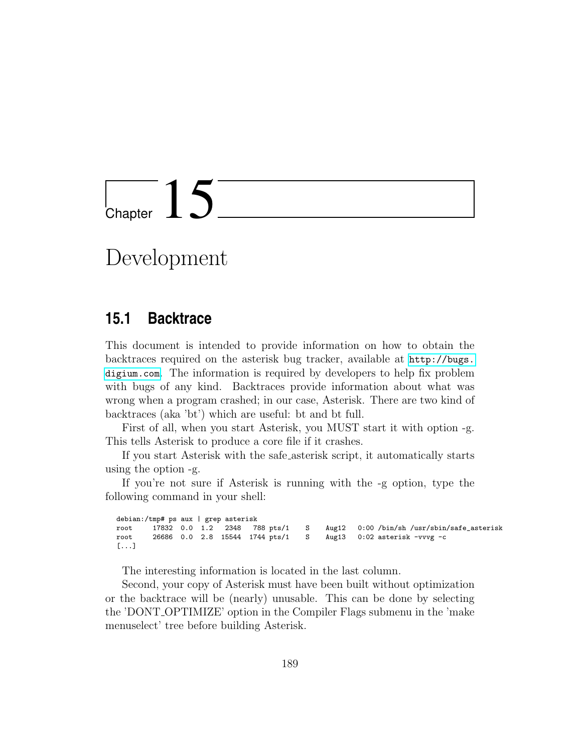# Chapter 15

# Development

## 15.1 Backtrace

This document is intended to provide information on how to obtain the backtraces required on the asterisk bug tracker, available at http://bugs.digium.com. The information is required by developers to help fix problem with bugs of any kind. Backtraces provide information about what was wrong when a program crashed; in our case, Asterisk. There are two kind of backtraces (aka 'bt') which are useful: bt and bt full.

First of all, when you start Asterisk, you MUST start it with option -g. This tells Asterisk to produce a core file if it crashes.

If you start Asterisk with the safe_asterisk script, it automatically starts using the option -g.

If you're not sure if Asterisk is running with the -g option, type the following command in your shell:

```
debian:/tmp# ps aux | grep asterisk
root     17832  0.0  1.2   2348   788 pts/1    S    Aug12   0:00 /bin/sh /usr/sbin/safe_asterisk
root     26686  0.0  2.8  15544  1744 pts/1    S    Aug13   0:02 asterisk -vvvg -c
[...]
```

The interesting information is located in the last column.

Second, your copy of Asterisk must have been built without optimization or the backtrace will be (nearly) unusable. This can be done by selecting the 'DONT_OPTIMIZE' option in the Compiler Flags submenu in the 'make menuselect' tree before building Asterisk.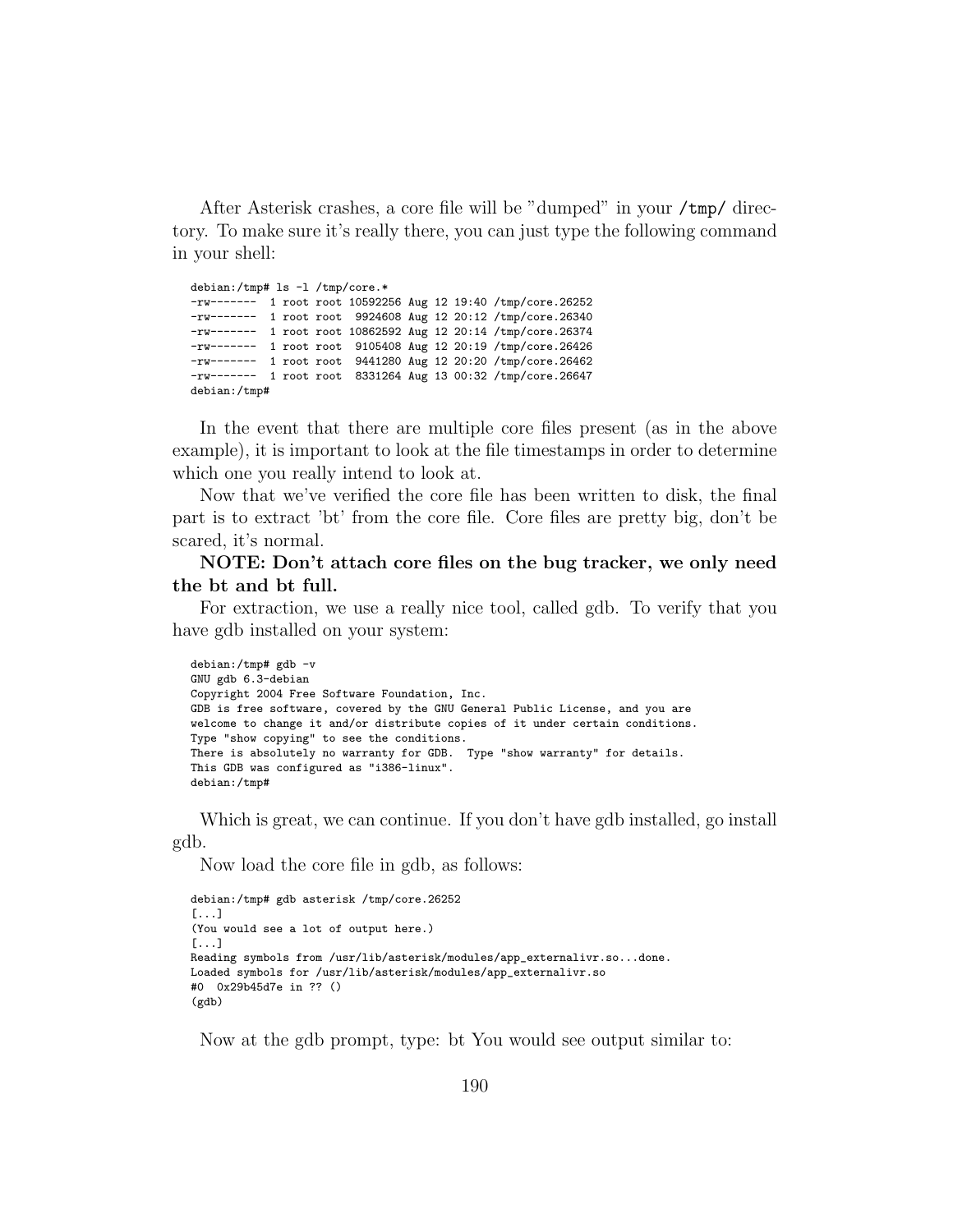After Asterisk crashes, a core file will be "dumped" in your **/tmp/** directory. To make sure it's really there, you can just type the following command in your shell:

```
debian:/tmp# ls -l /tmp/core.*
-rw-------  1 root root 10592256 Aug 12 19:40 /tmp/core.26252
-rw-------  1 root root  9924608 Aug 12 20:12 /tmp/core.26340
-rw-------  1 root root 10862592 Aug 12 20:14 /tmp/core.26374
-rw-------  1 root root  9105408 Aug 12 20:19 /tmp/core.26426
-rw-------  1 root root  9441280 Aug 12 20:20 /tmp/core.26462
-rw-------  1 root root  8331264 Aug 13 00:32 /tmp/core.26647
debian:/tmp#
```

In the event that there are multiple core files present (as in the above example), it is important to look at the file timestamps in order to determine which one you really intend to look at.

Now that we've verified the core file has been written to disk, the final part is to extract 'bt' from the core file. Core files are pretty big, don't be scared, it's normal.

**NOTE: Don't attach core files on the bug tracker, we only need the bt and bt full.**

For extraction, we use a really nice tool, called gdb. To verify that you have gdb installed on your system:

```
debian:/tmp# gdb -v
GNU gdb 6.3-debian
Copyright 2004 Free Software Foundation, Inc.
GDB is free software, covered by the GNU General Public License, and you are
welcome to change it and/or distribute copies of it under certain conditions.
Type "show copying" to see the conditions.
There is absolutely no warranty for GDB.  Type "show warranty" for details.
This GDB was configured as "i386-linux".
debian:/tmp#
```

Which is great, we can continue. If you don't have gdb installed, go install gdb.

Now load the core file in gdb, as follows:

```
debian:/tmp# gdb asterisk /tmp/core.26252
[...]
(You would see a lot of output here.)
[...]
Reading symbols from /usr/lib/asterisk/modules/app_externalivr.so...done.
Loaded symbols for /usr/lib/asterisk/modules/app_externalivr.so
#0  0x29b45d7e in ?? ()
(gdb)
```

Now at the gdb prompt, type: bt You would see output similar to: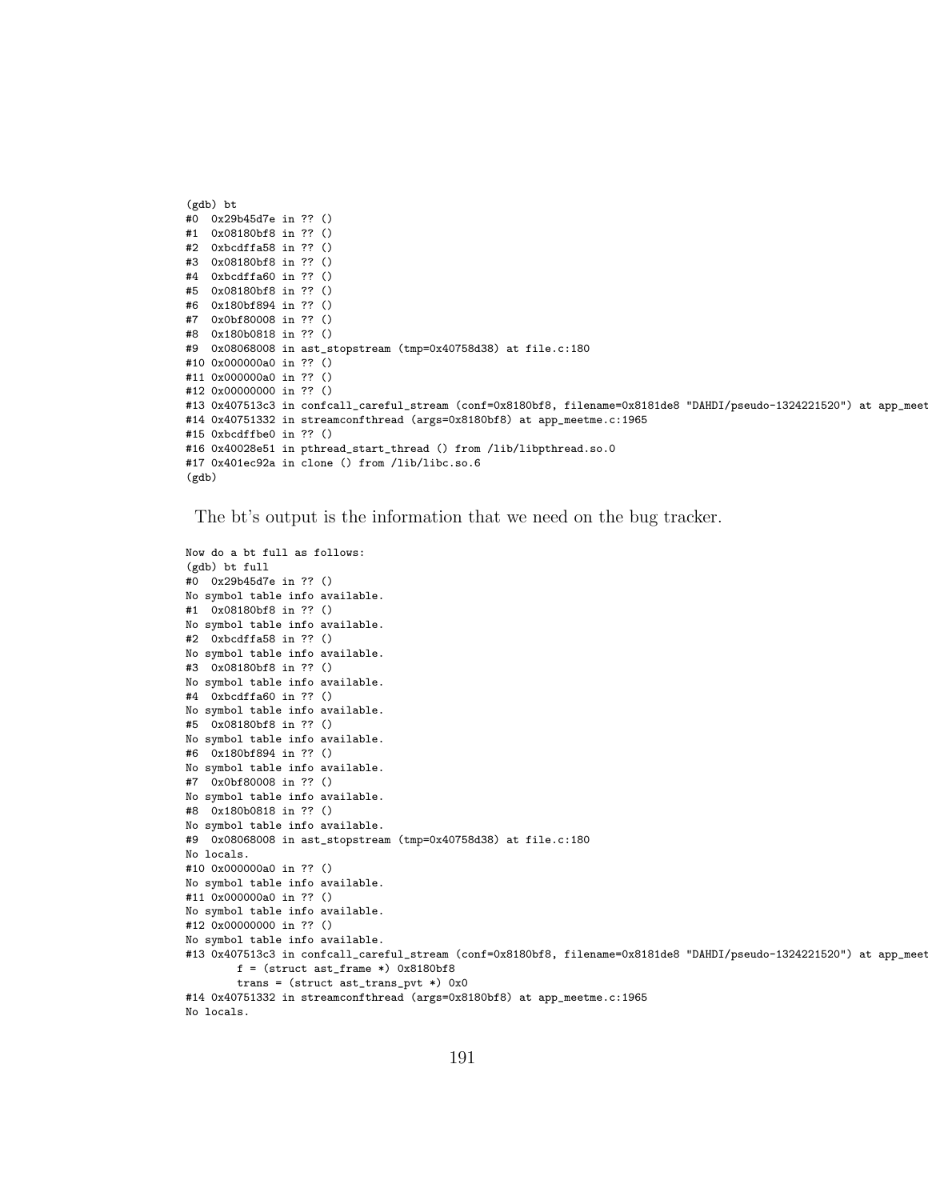```
(gdb) bt
#0  0x29b45d7e in ?? ()
#1  0x08180bf8 in ?? ()
#2  0xbcdffa58 in ?? ()
#3  0x08180bf8 in ?? ()
#4  0xbcdffa60 in ?? ()
#5  0x08180bf8 in ?? ()
#6  0x180bf894 in ?? ()
#7  0x0bf80008 in ?? ()
#8  0x180b0818 in ?? ()
#9  0x08068008 in ast_stopstream (tmp=0x40758d38) at file.c:180
#10 0x000000a0 in ?? ()
#11 0x000000a0 in ?? ()
#12 0x00000000 in ?? ()
#13 0x407513c3 in confcall_careful_stream (conf=0x8180bf8, filename=0x8181de8 "DAHDI/pseudo-1324221520") at app_meet
#14 0x40751332 in streamconfthread (args=0x8180bf8) at app_meetme.c:1965
#15 0xbcdffbe0 in ?? ()
#16 0x40028e51 in pthread_start_thread () from /lib/libpthread.so.0
#17 0x401ec92a in clone () from /lib/libc.so.6
(gdb)
```

The bt's output is the information that we need on the bug tracker.

```
Now do a bt full as follows:
(gdb) bt full
#0  0x29b45d7e in ?? ()
No symbol table info available.
#1  0x08180bf8 in ?? ()
No symbol table info available.
#2  0xbcdffa58 in ?? ()
No symbol table info available.
#3  0x08180bf8 in ?? ()
No symbol table info available.
#4  0xbcdffa60 in ?? ()
No symbol table info available.
#5  0x08180bf8 in ?? ()
No symbol table info available.
#6  0x180bf894 in ?? ()
No symbol table info available.
#7  0x0bf80008 in ?? ()
No symbol table info available.
#8  0x180b0818 in ?? ()
No symbol table info available.
#9  0x08068008 in ast_stopstream (tmp=0x40758d38) at file.c:180
No locals.
#10 0x000000a0 in ?? ()
No symbol table info available.
#11 0x000000a0 in ?? ()
No symbol table info available.
#12 0x00000000 in ?? ()
No symbol table info available.
#13 0x407513c3 in confcall_careful_stream (conf=0x8180bf8, filename=0x8181de8 "DAHDI/pseudo-1324221520") at app_meet
        f = (struct ast_frame *) 0x8180bf8
        trans = (struct ast_trans_pvt *) 0x0
#14 0x40751332 in streamconfthread (args=0x8180bf8) at app_meetme.c:1965
No locals.
```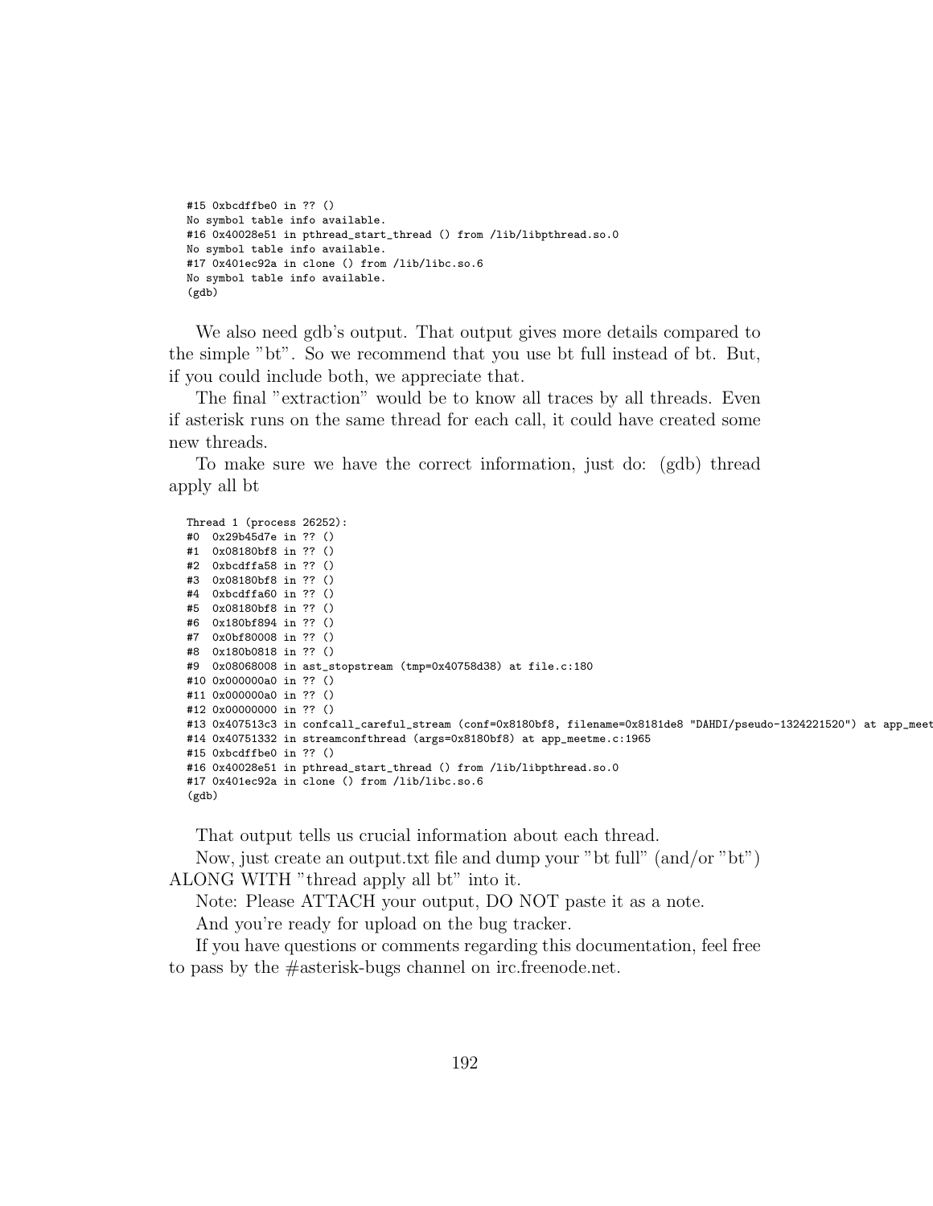```
#15 0xbcdffbe0 in ?? ()
No symbol table info available.
#16 0x40028e51 in pthread_start_thread () from /lib/libpthread.so.0
No symbol table info available.
#17 0x401ec92a in clone () from /lib/libc.so.6
No symbol table info available.
(gdb)
```

We also need gdb's output. That output gives more details compared to the simple "bt". So we recommend that you use bt full instead of bt. But, if you could include both, we appreciate that.

The final "extraction" would be to know all traces by all threads. Even if asterisk runs on the same thread for each call, it could have created some new threads.

To make sure we have the correct information, just do: (gdb) thread apply all bt

```
Thread 1 (process 26252):
#0  0x29b45d7e in ?? ()
#1  0x08180bf8 in ?? ()
#2  0xbcdffa58 in ?? ()
#3  0x08180bf8 in ?? ()
#4  0xbcdffa60 in ?? ()
#5  0x08180bf8 in ?? ()
#6  0x180bf894 in ?? ()
#7  0x0bf80008 in ?? ()
#8  0x180b0818 in ?? ()
#9  0x08068008 in ast_stopstream (tmp=0x40758d38) at file.c:180
#10 0x000000a0 in ?? ()
#11 0x000000a0 in ?? ()
#12 0x00000000 in ?? ()
#13 0x407513c3 in confcall_careful_stream (conf=0x8180bf8, filename=0x8181de8 "DAHDI/pseudo-1324221520") at app_meet
#14 0x40751332 in streamconfthread (args=0x8180bf8) at app_meetme.c:1965
#15 0xbcdffbe0 in ?? ()
#16 0x40028e51 in pthread_start_thread () from /lib/libpthread.so.0
#17 0x401ec92a in clone () from /lib/libc.so.6
(gdb)
```

That output tells us crucial information about each thread.

Now, just create an output.txt file and dump your "bt full" (and/or "bt") ALONG WITH "thread apply all bt" into it.

Note: Please ATTACH your output, DO NOT paste it as a note.

And you're ready for upload on the bug tracker.

If you have questions or comments regarding this documentation, feel free to pass by the #asterisk-bugs channel on irc.freenode.net.